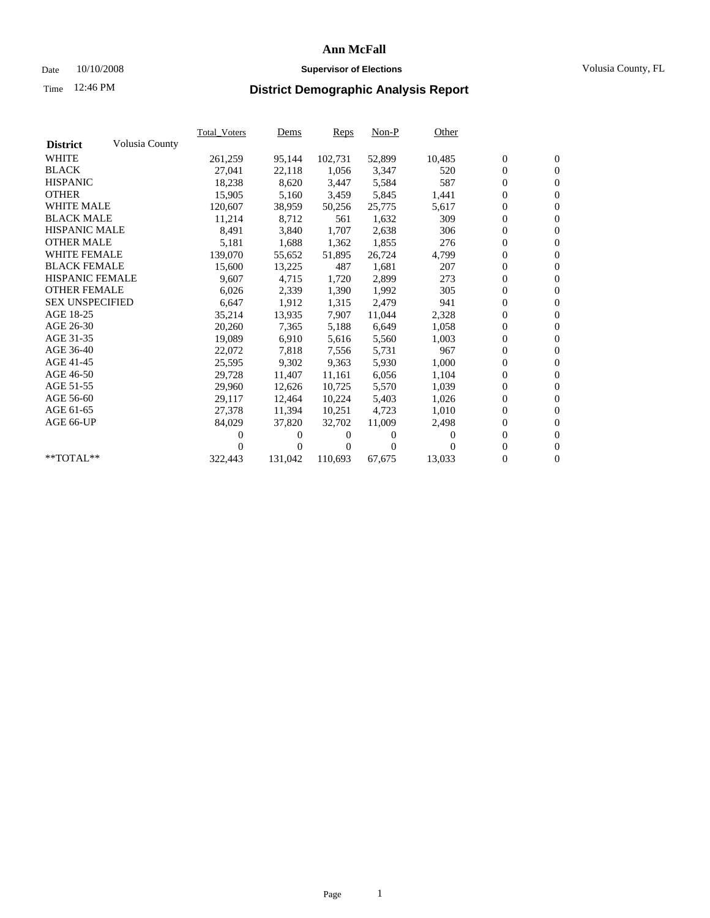# Ann McFall

Date 10/10/2008 **Supervisor of Elections** Volusia County, FL

Time 12:46 PM

## District Demographic Analysis Report

| **District** Volusia County | Total_Voters | Dems | Reps | Non-P | Other | | |
|---|---|---|---|---|---|---|---|
| WHITE | 261,259 | 95,144 | 102,731 | 52,899 | 10,485 | 0 | 0 |
| BLACK | 27,041 | 22,118 | 1,056 | 3,347 | 520 | 0 | 0 |
| HISPANIC | 18,238 | 8,620 | 3,447 | 5,584 | 587 | 0 | 0 |
| OTHER | 15,905 | 5,160 | 3,459 | 5,845 | 1,441 | 0 | 0 |
| WHITE MALE | 120,607 | 38,959 | 50,256 | 25,775 | 5,617 | 0 | 0 |
| BLACK MALE | 11,214 | 8,712 | 561 | 1,632 | 309 | 0 | 0 |
| HISPANIC MALE | 8,491 | 3,840 | 1,707 | 2,638 | 306 | 0 | 0 |
| OTHER MALE | 5,181 | 1,688 | 1,362 | 1,855 | 276 | 0 | 0 |
| WHITE FEMALE | 139,070 | 55,652 | 51,895 | 26,724 | 4,799 | 0 | 0 |
| BLACK FEMALE | 15,600 | 13,225 | 487 | 1,681 | 207 | 0 | 0 |
| HISPANIC FEMALE | 9,607 | 4,715 | 1,720 | 2,899 | 273 | 0 | 0 |
| OTHER FEMALE | 6,026 | 2,339 | 1,390 | 1,992 | 305 | 0 | 0 |
| SEX UNSPECIFIED | 6,647 | 1,912 | 1,315 | 2,479 | 941 | 0 | 0 |
| AGE 18-25 | 35,214 | 13,935 | 7,907 | 11,044 | 2,328 | 0 | 0 |
| AGE 26-30 | 20,260 | 7,365 | 5,188 | 6,649 | 1,058 | 0 | 0 |
| AGE 31-35 | 19,089 | 6,910 | 5,616 | 5,560 | 1,003 | 0 | 0 |
| AGE 36-40 | 22,072 | 7,818 | 7,556 | 5,731 | 967 | 0 | 0 |
| AGE 41-45 | 25,595 | 9,302 | 9,363 | 5,930 | 1,000 | 0 | 0 |
| AGE 46-50 | 29,728 | 11,407 | 11,161 | 6,056 | 1,104 | 0 | 0 |
| AGE 51-55 | 29,960 | 12,626 | 10,725 | 5,570 | 1,039 | 0 | 0 |
| AGE 56-60 | 29,117 | 12,464 | 10,224 | 5,403 | 1,026 | 0 | 0 |
| AGE 61-65 | 27,378 | 11,394 | 10,251 | 4,723 | 1,010 | 0 | 0 |
| AGE 66-UP | 84,029 | 37,820 | 32,702 | 11,009 | 2,498 | 0 | 0 |
| | 0 | 0 | 0 | 0 | 0 | 0 | 0 |
| | 0 | 0 | 0 | 0 | 0 | 0 | 0 |
| **TOTAL** | 322,443 | 131,042 | 110,693 | 67,675 | 13,033 | 0 | 0 |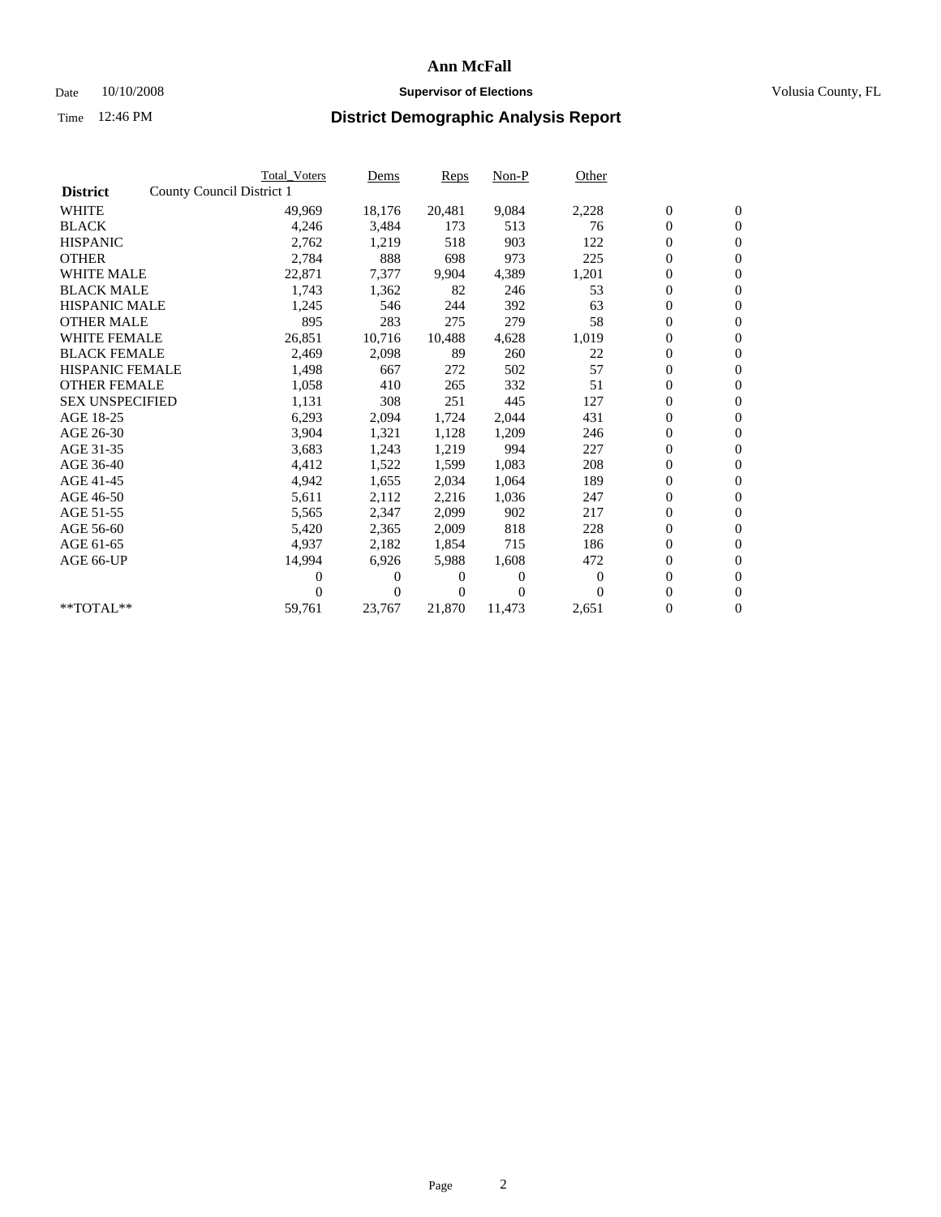# Ann McFall

Date 10/10/2008 **Supervisor of Elections** Volusia County, FL

Time 12:46 PM **District Demographic Analysis Report**

| | Total_Voters | Dems | Reps | Non-P | Other | | |
|---|---|---|---|---|---|---|---|
| **District** County Council District 1 | | | | | | | |
| WHITE | 49,969 | 18,176 | 20,481 | 9,084 | 2,228 | 0 | 0 |
| BLACK | 4,246 | 3,484 | 173 | 513 | 76 | 0 | 0 |
| HISPANIC | 2,762 | 1,219 | 518 | 903 | 122 | 0 | 0 |
| OTHER | 2,784 | 888 | 698 | 973 | 225 | 0 | 0 |
| WHITE MALE | 22,871 | 7,377 | 9,904 | 4,389 | 1,201 | 0 | 0 |
| BLACK MALE | 1,743 | 1,362 | 82 | 246 | 53 | 0 | 0 |
| HISPANIC MALE | 1,245 | 546 | 244 | 392 | 63 | 0 | 0 |
| OTHER MALE | 895 | 283 | 275 | 279 | 58 | 0 | 0 |
| WHITE FEMALE | 26,851 | 10,716 | 10,488 | 4,628 | 1,019 | 0 | 0 |
| BLACK FEMALE | 2,469 | 2,098 | 89 | 260 | 22 | 0 | 0 |
| HISPANIC FEMALE | 1,498 | 667 | 272 | 502 | 57 | 0 | 0 |
| OTHER FEMALE | 1,058 | 410 | 265 | 332 | 51 | 0 | 0 |
| SEX UNSPECIFIED | 1,131 | 308 | 251 | 445 | 127 | 0 | 0 |
| AGE 18-25 | 6,293 | 2,094 | 1,724 | 2,044 | 431 | 0 | 0 |
| AGE 26-30 | 3,904 | 1,321 | 1,128 | 1,209 | 246 | 0 | 0 |
| AGE 31-35 | 3,683 | 1,243 | 1,219 | 994 | 227 | 0 | 0 |
| AGE 36-40 | 4,412 | 1,522 | 1,599 | 1,083 | 208 | 0 | 0 |
| AGE 41-45 | 4,942 | 1,655 | 2,034 | 1,064 | 189 | 0 | 0 |
| AGE 46-50 | 5,611 | 2,112 | 2,216 | 1,036 | 247 | 0 | 0 |
| AGE 51-55 | 5,565 | 2,347 | 2,099 | 902 | 217 | 0 | 0 |
| AGE 56-60 | 5,420 | 2,365 | 2,009 | 818 | 228 | 0 | 0 |
| AGE 61-65 | 4,937 | 2,182 | 1,854 | 715 | 186 | 0 | 0 |
| AGE 66-UP | 14,994 | 6,926 | 5,988 | 1,608 | 472 | 0 | 0 |
| | 0 | 0 | 0 | 0 | 0 | 0 | 0 |
| | 0 | 0 | 0 | 0 | 0 | 0 | 0 |
| **TOTAL** | 59,761 | 23,767 | 21,870 | 11,473 | 2,651 | 0 | 0 |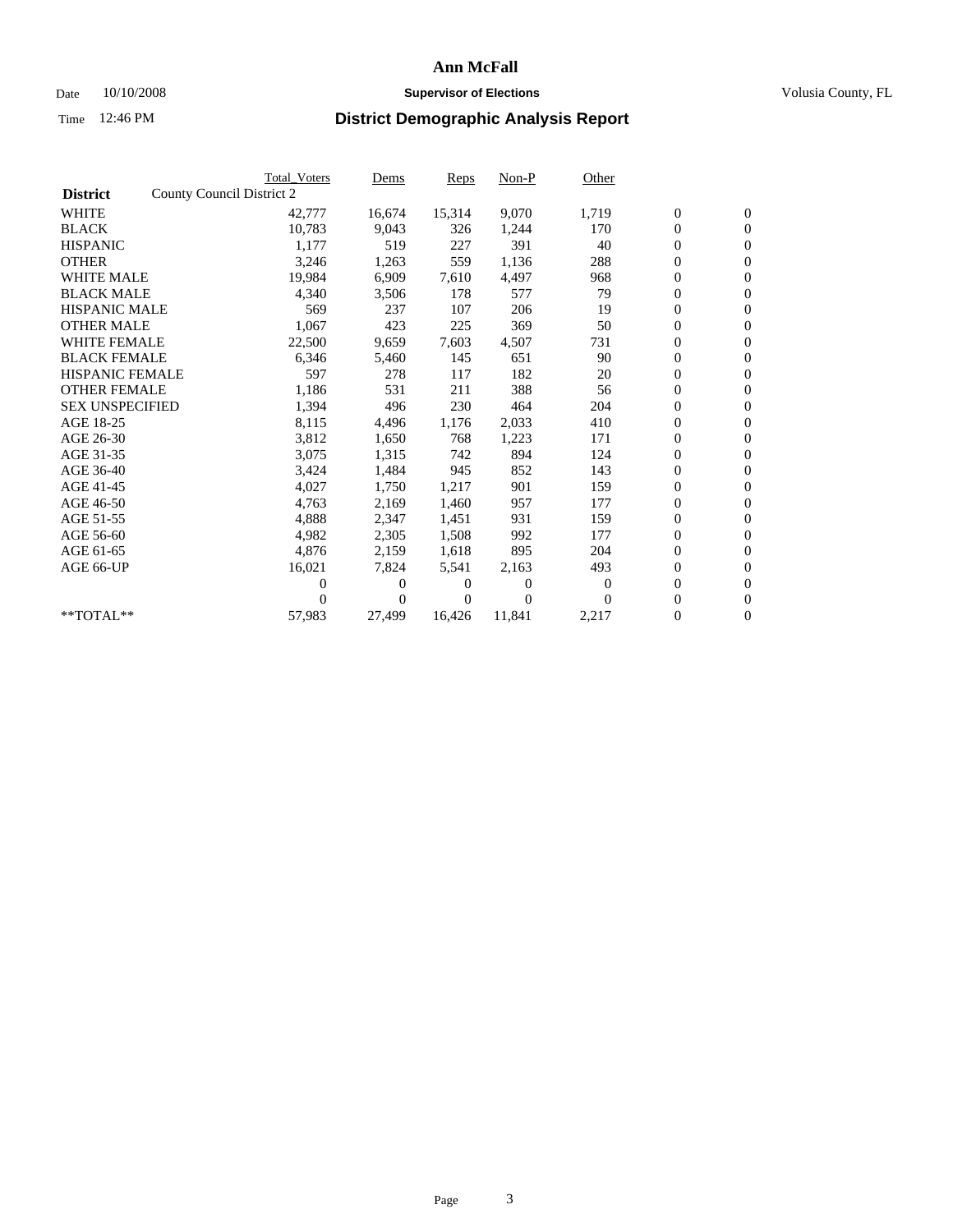# Ann McFall

Date 10/10/2008 **Supervisor of Elections** Volusia County, FL

Time 12:46 PM **District Demographic Analysis Report**

| **District** | Total_Voters | Dems | Reps | Non-P | Other | | |
|---|---|---|---|---|---|---|---|
| County Council District 2 | | | | | | | |
| WHITE | 42,777 | 16,674 | 15,314 | 9,070 | 1,719 | 0 | 0 |
| BLACK | 10,783 | 9,043 | 326 | 1,244 | 170 | 0 | 0 |
| HISPANIC | 1,177 | 519 | 227 | 391 | 40 | 0 | 0 |
| OTHER | 3,246 | 1,263 | 559 | 1,136 | 288 | 0 | 0 |
| WHITE MALE | 19,984 | 6,909 | 7,610 | 4,497 | 968 | 0 | 0 |
| BLACK MALE | 4,340 | 3,506 | 178 | 577 | 79 | 0 | 0 |
| HISPANIC MALE | 569 | 237 | 107 | 206 | 19 | 0 | 0 |
| OTHER MALE | 1,067 | 423 | 225 | 369 | 50 | 0 | 0 |
| WHITE FEMALE | 22,500 | 9,659 | 7,603 | 4,507 | 731 | 0 | 0 |
| BLACK FEMALE | 6,346 | 5,460 | 145 | 651 | 90 | 0 | 0 |
| HISPANIC FEMALE | 597 | 278 | 117 | 182 | 20 | 0 | 0 |
| OTHER FEMALE | 1,186 | 531 | 211 | 388 | 56 | 0 | 0 |
| SEX UNSPECIFIED | 1,394 | 496 | 230 | 464 | 204 | 0 | 0 |
| AGE 18-25 | 8,115 | 4,496 | 1,176 | 2,033 | 410 | 0 | 0 |
| AGE 26-30 | 3,812 | 1,650 | 768 | 1,223 | 171 | 0 | 0 |
| AGE 31-35 | 3,075 | 1,315 | 742 | 894 | 124 | 0 | 0 |
| AGE 36-40 | 3,424 | 1,484 | 945 | 852 | 143 | 0 | 0 |
| AGE 41-45 | 4,027 | 1,750 | 1,217 | 901 | 159 | 0 | 0 |
| AGE 46-50 | 4,763 | 2,169 | 1,460 | 957 | 177 | 0 | 0 |
| AGE 51-55 | 4,888 | 2,347 | 1,451 | 931 | 159 | 0 | 0 |
| AGE 56-60 | 4,982 | 2,305 | 1,508 | 992 | 177 | 0 | 0 |
| AGE 61-65 | 4,876 | 2,159 | 1,618 | 895 | 204 | 0 | 0 |
| AGE 66-UP | 16,021 | 7,824 | 5,541 | 2,163 | 493 | 0 | 0 |
| | 0 | 0 | 0 | 0 | 0 | 0 | 0 |
| | 0 | 0 | 0 | 0 | 0 | 0 | 0 |
| **TOTAL** | 57,983 | 27,499 | 16,426 | 11,841 | 2,217 | 0 | 0 |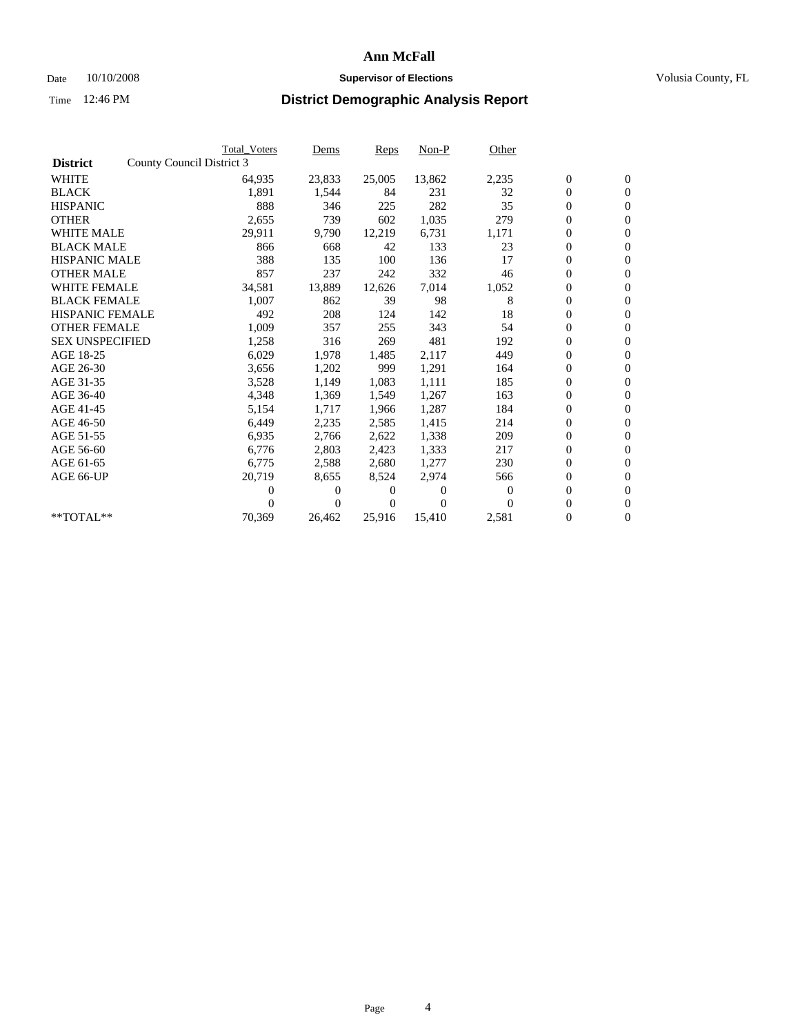# Ann McFall

Date 10/10/2008 **Supervisor of Elections** Volusia County, FL

Time 12:46 PM **District Demographic Analysis Report**

| | Total_Voters | Dems | Reps | Non-P | Other | | |
|---|---|---|---|---|---|---|---|
| **District** County Council District 3 | | | | | | | |
| WHITE | 64,935 | 23,833 | 25,005 | 13,862 | 2,235 | 0 | 0 |
| BLACK | 1,891 | 1,544 | 84 | 231 | 32 | 0 | 0 |
| HISPANIC | 888 | 346 | 225 | 282 | 35 | 0 | 0 |
| OTHER | 2,655 | 739 | 602 | 1,035 | 279 | 0 | 0 |
| WHITE MALE | 29,911 | 9,790 | 12,219 | 6,731 | 1,171 | 0 | 0 |
| BLACK MALE | 866 | 668 | 42 | 133 | 23 | 0 | 0 |
| HISPANIC MALE | 388 | 135 | 100 | 136 | 17 | 0 | 0 |
| OTHER MALE | 857 | 237 | 242 | 332 | 46 | 0 | 0 |
| WHITE FEMALE | 34,581 | 13,889 | 12,626 | 7,014 | 1,052 | 0 | 0 |
| BLACK FEMALE | 1,007 | 862 | 39 | 98 | 8 | 0 | 0 |
| HISPANIC FEMALE | 492 | 208 | 124 | 142 | 18 | 0 | 0 |
| OTHER FEMALE | 1,009 | 357 | 255 | 343 | 54 | 0 | 0 |
| SEX UNSPECIFIED | 1,258 | 316 | 269 | 481 | 192 | 0 | 0 |
| AGE 18-25 | 6,029 | 1,978 | 1,485 | 2,117 | 449 | 0 | 0 |
| AGE 26-30 | 3,656 | 1,202 | 999 | 1,291 | 164 | 0 | 0 |
| AGE 31-35 | 3,528 | 1,149 | 1,083 | 1,111 | 185 | 0 | 0 |
| AGE 36-40 | 4,348 | 1,369 | 1,549 | 1,267 | 163 | 0 | 0 |
| AGE 41-45 | 5,154 | 1,717 | 1,966 | 1,287 | 184 | 0 | 0 |
| AGE 46-50 | 6,449 | 2,235 | 2,585 | 1,415 | 214 | 0 | 0 |
| AGE 51-55 | 6,935 | 2,766 | 2,622 | 1,338 | 209 | 0 | 0 |
| AGE 56-60 | 6,776 | 2,803 | 2,423 | 1,333 | 217 | 0 | 0 |
| AGE 61-65 | 6,775 | 2,588 | 2,680 | 1,277 | 230 | 0 | 0 |
| AGE 66-UP | 20,719 | 8,655 | 8,524 | 2,974 | 566 | 0 | 0 |
| | 0 | 0 | 0 | 0 | 0 | 0 | 0 |
| | 0 | 0 | 0 | 0 | 0 | 0 | 0 |
| **TOTAL** | 70,369 | 26,462 | 25,916 | 15,410 | 2,581 | 0 | 0 |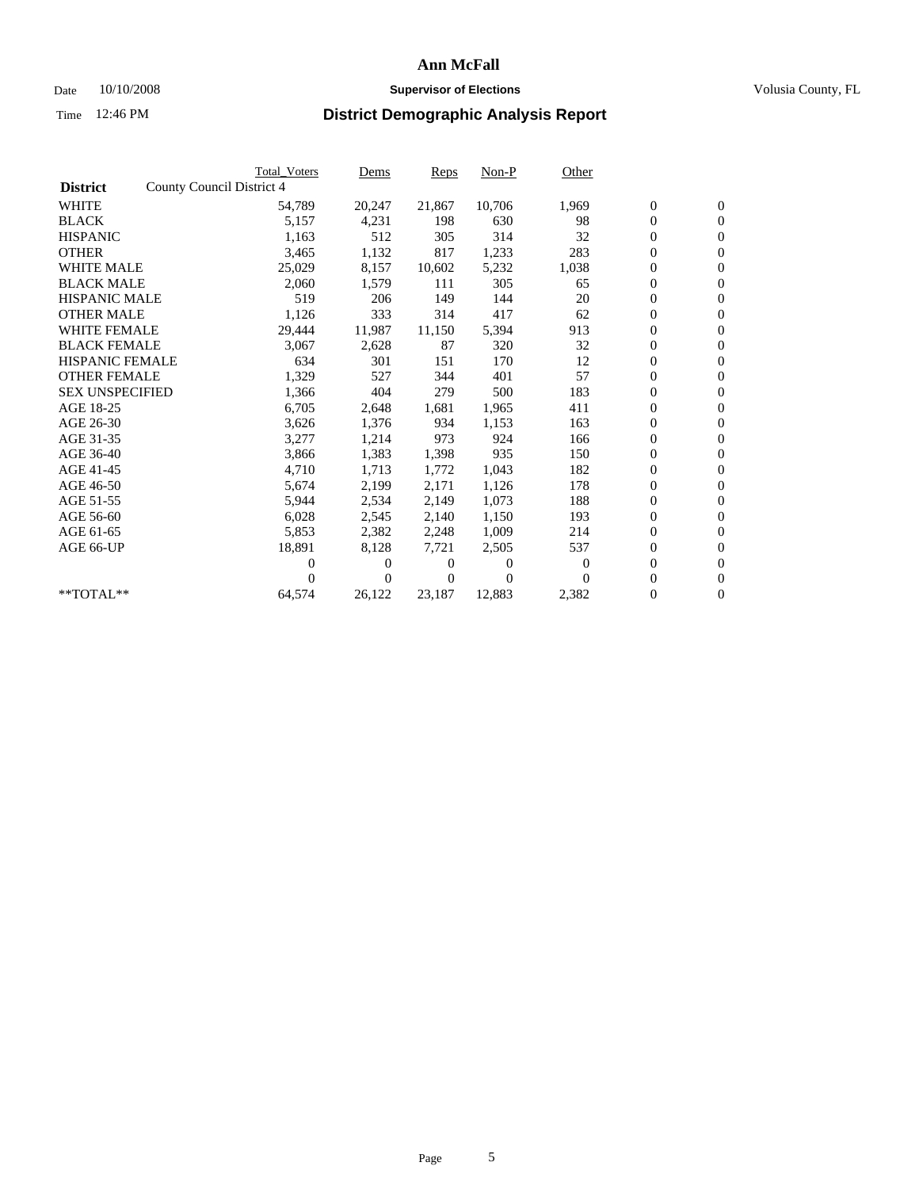# Ann McFall

Date 10/10/2008 **Supervisor of Elections** Volusia County, FL

Time 12:46 PM **District Demographic Analysis Report**

| **District** | County Council District 4 | Total_Voters | Dems | Reps | Non-P | Other | | |
|---|---|---|---|---|---|---|---|---|
| WHITE | | 54,789 | 20,247 | 21,867 | 10,706 | 1,969 | 0 | 0 |
| BLACK | | 5,157 | 4,231 | 198 | 630 | 98 | 0 | 0 |
| HISPANIC | | 1,163 | 512 | 305 | 314 | 32 | 0 | 0 |
| OTHER | | 3,465 | 1,132 | 817 | 1,233 | 283 | 0 | 0 |
| WHITE MALE | | 25,029 | 8,157 | 10,602 | 5,232 | 1,038 | 0 | 0 |
| BLACK MALE | | 2,060 | 1,579 | 111 | 305 | 65 | 0 | 0 |
| HISPANIC MALE | | 519 | 206 | 149 | 144 | 20 | 0 | 0 |
| OTHER MALE | | 1,126 | 333 | 314 | 417 | 62 | 0 | 0 |
| WHITE FEMALE | | 29,444 | 11,987 | 11,150 | 5,394 | 913 | 0 | 0 |
| BLACK FEMALE | | 3,067 | 2,628 | 87 | 320 | 32 | 0 | 0 |
| HISPANIC FEMALE | | 634 | 301 | 151 | 170 | 12 | 0 | 0 |
| OTHER FEMALE | | 1,329 | 527 | 344 | 401 | 57 | 0 | 0 |
| SEX UNSPECIFIED | | 1,366 | 404 | 279 | 500 | 183 | 0 | 0 |
| AGE 18-25 | | 6,705 | 2,648 | 1,681 | 1,965 | 411 | 0 | 0 |
| AGE 26-30 | | 3,626 | 1,376 | 934 | 1,153 | 163 | 0 | 0 |
| AGE 31-35 | | 3,277 | 1,214 | 973 | 924 | 166 | 0 | 0 |
| AGE 36-40 | | 3,866 | 1,383 | 1,398 | 935 | 150 | 0 | 0 |
| AGE 41-45 | | 4,710 | 1,713 | 1,772 | 1,043 | 182 | 0 | 0 |
| AGE 46-50 | | 5,674 | 2,199 | 2,171 | 1,126 | 178 | 0 | 0 |
| AGE 51-55 | | 5,944 | 2,534 | 2,149 | 1,073 | 188 | 0 | 0 |
| AGE 56-60 | | 6,028 | 2,545 | 2,140 | 1,150 | 193 | 0 | 0 |
| AGE 61-65 | | 5,853 | 2,382 | 2,248 | 1,009 | 214 | 0 | 0 |
| AGE 66-UP | | 18,891 | 8,128 | 7,721 | 2,505 | 537 | 0 | 0 |
| | | 0 | 0 | 0 | 0 | 0 | 0 | 0 |
| | | 0 | 0 | 0 | 0 | 0 | 0 | 0 |
| **TOTAL** | | 64,574 | 26,122 | 23,187 | 12,883 | 2,382 | 0 | 0 |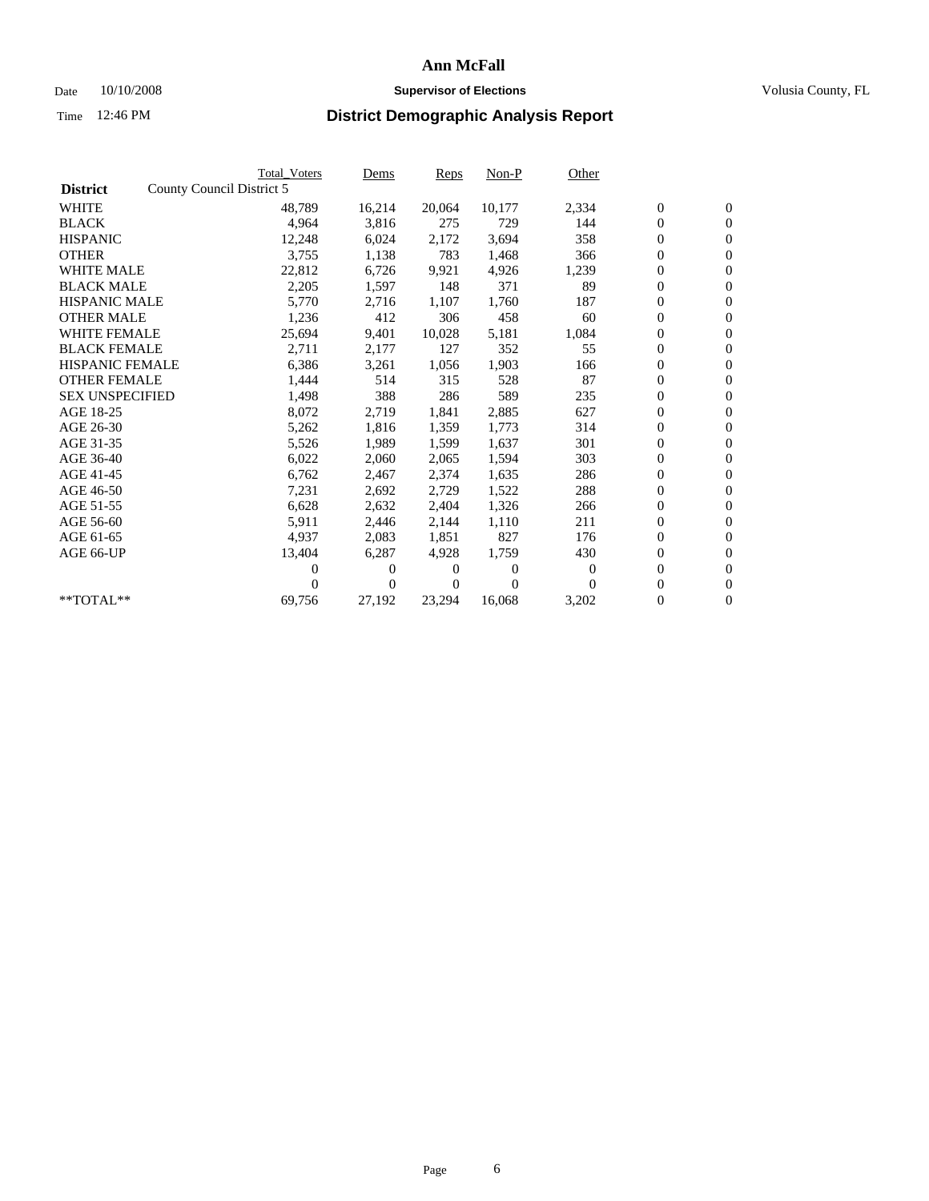Ann McFall

Date 10/10/2008 **Supervisor of Elections** Volusia County, FL

Time 12:46 PM **District Demographic Analysis Report**

| | Total_Voters | Dems | Reps | Non-P | Other | | |
|---|---|---|---|---|---|---|---|
| **District** County Council District 5 | | | | | | | |
| WHITE | 48,789 | 16,214 | 20,064 | 10,177 | 2,334 | 0 | 0 |
| BLACK | 4,964 | 3,816 | 275 | 729 | 144 | 0 | 0 |
| HISPANIC | 12,248 | 6,024 | 2,172 | 3,694 | 358 | 0 | 0 |
| OTHER | 3,755 | 1,138 | 783 | 1,468 | 366 | 0 | 0 |
| WHITE MALE | 22,812 | 6,726 | 9,921 | 4,926 | 1,239 | 0 | 0 |
| BLACK MALE | 2,205 | 1,597 | 148 | 371 | 89 | 0 | 0 |
| HISPANIC MALE | 5,770 | 2,716 | 1,107 | 1,760 | 187 | 0 | 0 |
| OTHER MALE | 1,236 | 412 | 306 | 458 | 60 | 0 | 0 |
| WHITE FEMALE | 25,694 | 9,401 | 10,028 | 5,181 | 1,084 | 0 | 0 |
| BLACK FEMALE | 2,711 | 2,177 | 127 | 352 | 55 | 0 | 0 |
| HISPANIC FEMALE | 6,386 | 3,261 | 1,056 | 1,903 | 166 | 0 | 0 |
| OTHER FEMALE | 1,444 | 514 | 315 | 528 | 87 | 0 | 0 |
| SEX UNSPECIFIED | 1,498 | 388 | 286 | 589 | 235 | 0 | 0 |
| AGE 18-25 | 8,072 | 2,719 | 1,841 | 2,885 | 627 | 0 | 0 |
| AGE 26-30 | 5,262 | 1,816 | 1,359 | 1,773 | 314 | 0 | 0 |
| AGE 31-35 | 5,526 | 1,989 | 1,599 | 1,637 | 301 | 0 | 0 |
| AGE 36-40 | 6,022 | 2,060 | 2,065 | 1,594 | 303 | 0 | 0 |
| AGE 41-45 | 6,762 | 2,467 | 2,374 | 1,635 | 286 | 0 | 0 |
| AGE 46-50 | 7,231 | 2,692 | 2,729 | 1,522 | 288 | 0 | 0 |
| AGE 51-55 | 6,628 | 2,632 | 2,404 | 1,326 | 266 | 0 | 0 |
| AGE 56-60 | 5,911 | 2,446 | 2,144 | 1,110 | 211 | 0 | 0 |
| AGE 61-65 | 4,937 | 2,083 | 1,851 | 827 | 176 | 0 | 0 |
| AGE 66-UP | 13,404 | 6,287 | 4,928 | 1,759 | 430 | 0 | 0 |
| | 0 | 0 | 0 | 0 | 0 | 0 | 0 |
| | 0 | 0 | 0 | 0 | 0 | 0 | 0 |
| **TOTAL** | 69,756 | 27,192 | 23,294 | 16,068 | 3,202 | 0 | 0 |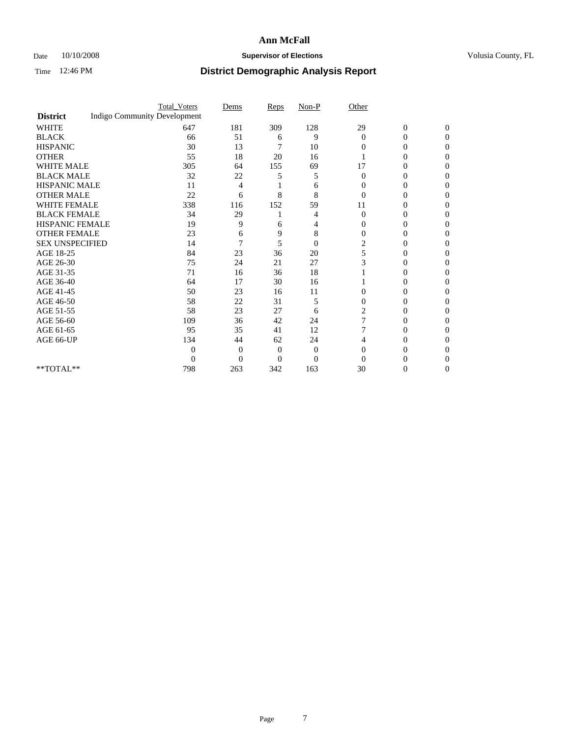# Ann McFall

Date 10/10/2008 **Supervisor of Elections** Volusia County, FL

Time 12:46 PM **District Demographic Analysis Report**

| | Total_Voters | Dems | Reps | Non-P | Other | | |
|---|---|---|---|---|---|---|---|
| **District** Indigo Community Development | | | | | | | |
| WHITE | 647 | 181 | 309 | 128 | 29 | 0 | 0 |
| BLACK | 66 | 51 | 6 | 9 | 0 | 0 | 0 |
| HISPANIC | 30 | 13 | 7 | 10 | 0 | 0 | 0 |
| OTHER | 55 | 18 | 20 | 16 | 1 | 0 | 0 |
| WHITE MALE | 305 | 64 | 155 | 69 | 17 | 0 | 0 |
| BLACK MALE | 32 | 22 | 5 | 5 | 0 | 0 | 0 |
| HISPANIC MALE | 11 | 4 | 1 | 6 | 0 | 0 | 0 |
| OTHER MALE | 22 | 6 | 8 | 8 | 0 | 0 | 0 |
| WHITE FEMALE | 338 | 116 | 152 | 59 | 11 | 0 | 0 |
| BLACK FEMALE | 34 | 29 | 1 | 4 | 0 | 0 | 0 |
| HISPANIC FEMALE | 19 | 9 | 6 | 4 | 0 | 0 | 0 |
| OTHER FEMALE | 23 | 6 | 9 | 8 | 0 | 0 | 0 |
| SEX UNSPECIFIED | 14 | 7 | 5 | 0 | 2 | 0 | 0 |
| AGE 18-25 | 84 | 23 | 36 | 20 | 5 | 0 | 0 |
| AGE 26-30 | 75 | 24 | 21 | 27 | 3 | 0 | 0 |
| AGE 31-35 | 71 | 16 | 36 | 18 | 1 | 0 | 0 |
| AGE 36-40 | 64 | 17 | 30 | 16 | 1 | 0 | 0 |
| AGE 41-45 | 50 | 23 | 16 | 11 | 0 | 0 | 0 |
| AGE 46-50 | 58 | 22 | 31 | 5 | 0 | 0 | 0 |
| AGE 51-55 | 58 | 23 | 27 | 6 | 2 | 0 | 0 |
| AGE 56-60 | 109 | 36 | 42 | 24 | 7 | 0 | 0 |
| AGE 61-65 | 95 | 35 | 41 | 12 | 7 | 0 | 0 |
| AGE 66-UP | 134 | 44 | 62 | 24 | 4 | 0 | 0 |
| | 0 | 0 | 0 | 0 | 0 | 0 | 0 |
| | 0 | 0 | 0 | 0 | 0 | 0 | 0 |
| **TOTAL** | 798 | 263 | 342 | 163 | 30 | 0 | 0 |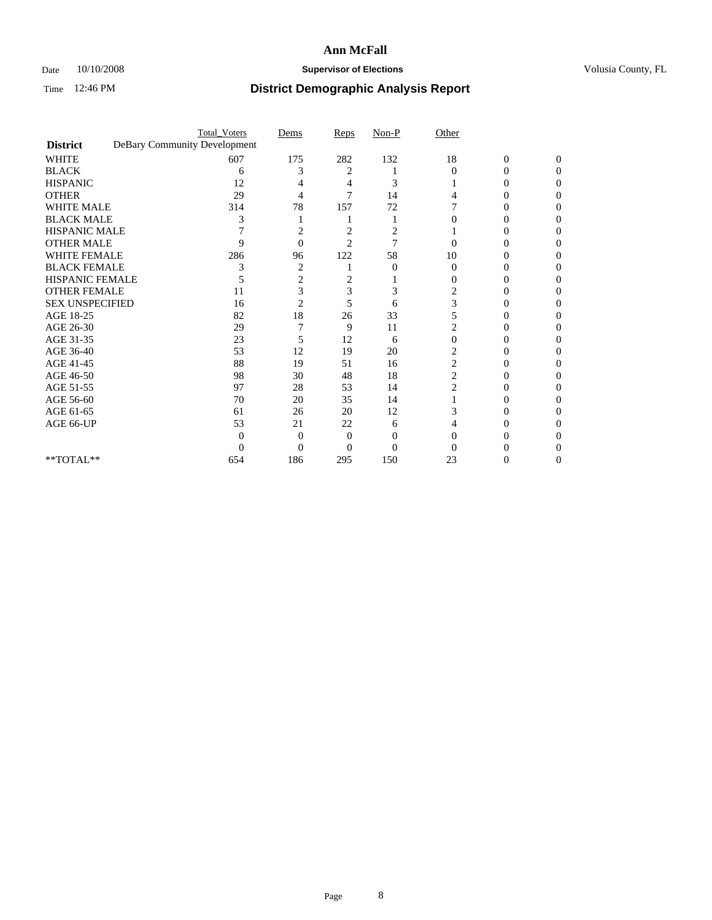# Ann McFall

Date 10/10/2008 **Supervisor of Elections** Volusia County, FL

Time 12:46 PM **District Demographic Analysis Report**

| | Total_Voters | Dems | Reps | Non-P | Other | | |
|---|---|---|---|---|---|---|---|
| **District** DeBary Community Development | | | | | | | |
| WHITE | 607 | 175 | 282 | 132 | 18 | 0 | 0 |
| BLACK | 6 | 3 | 2 | 1 | 0 | 0 | 0 |
| HISPANIC | 12 | 4 | 4 | 3 | 1 | 0 | 0 |
| OTHER | 29 | 4 | 7 | 14 | 4 | 0 | 0 |
| WHITE MALE | 314 | 78 | 157 | 72 | 7 | 0 | 0 |
| BLACK MALE | 3 | 1 | 1 | 1 | 0 | 0 | 0 |
| HISPANIC MALE | 7 | 2 | 2 | 2 | 1 | 0 | 0 |
| OTHER MALE | 9 | 0 | 2 | 7 | 0 | 0 | 0 |
| WHITE FEMALE | 286 | 96 | 122 | 58 | 10 | 0 | 0 |
| BLACK FEMALE | 3 | 2 | 1 | 0 | 0 | 0 | 0 |
| HISPANIC FEMALE | 5 | 2 | 2 | 1 | 0 | 0 | 0 |
| OTHER FEMALE | 11 | 3 | 3 | 3 | 2 | 0 | 0 |
| SEX UNSPECIFIED | 16 | 2 | 5 | 6 | 3 | 0 | 0 |
| AGE 18-25 | 82 | 18 | 26 | 33 | 5 | 0 | 0 |
| AGE 26-30 | 29 | 7 | 9 | 11 | 2 | 0 | 0 |
| AGE 31-35 | 23 | 5 | 12 | 6 | 0 | 0 | 0 |
| AGE 36-40 | 53 | 12 | 19 | 20 | 2 | 0 | 0 |
| AGE 41-45 | 88 | 19 | 51 | 16 | 2 | 0 | 0 |
| AGE 46-50 | 98 | 30 | 48 | 18 | 2 | 0 | 0 |
| AGE 51-55 | 97 | 28 | 53 | 14 | 2 | 0 | 0 |
| AGE 56-60 | 70 | 20 | 35 | 14 | 1 | 0 | 0 |
| AGE 61-65 | 61 | 26 | 20 | 12 | 3 | 0 | 0 |
| AGE 66-UP | 53 | 21 | 22 | 6 | 4 | 0 | 0 |
| | 0 | 0 | 0 | 0 | 0 | 0 | 0 |
| | 0 | 0 | 0 | 0 | 0 | 0 | 0 |
| **TOTAL** | 654 | 186 | 295 | 150 | 23 | 0 | 0 |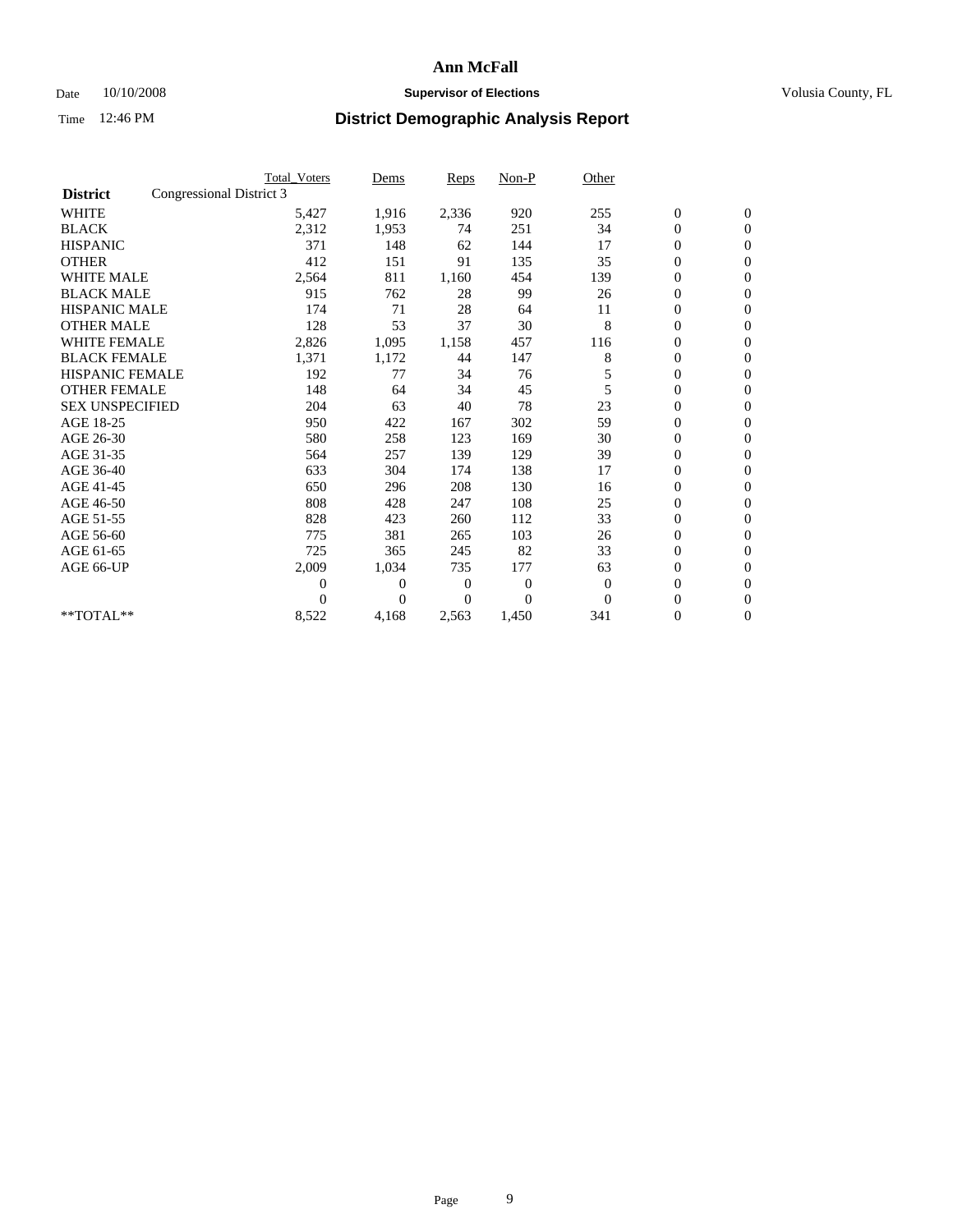# Ann McFall

Date 10/10/2008 **Supervisor of Elections** Volusia County, FL

Time 12:46 PM **District Demographic Analysis Report**

| | Total_Voters | Dems | Reps | Non-P | Other | | |
|---|---|---|---|---|---|---|---|
| **District** Congressional District 3 | | | | | | | |
| WHITE | 5,427 | 1,916 | 2,336 | 920 | 255 | 0 | 0 |
| BLACK | 2,312 | 1,953 | 74 | 251 | 34 | 0 | 0 |
| HISPANIC | 371 | 148 | 62 | 144 | 17 | 0 | 0 |
| OTHER | 412 | 151 | 91 | 135 | 35 | 0 | 0 |
| WHITE MALE | 2,564 | 811 | 1,160 | 454 | 139 | 0 | 0 |
| BLACK MALE | 915 | 762 | 28 | 99 | 26 | 0 | 0 |
| HISPANIC MALE | 174 | 71 | 28 | 64 | 11 | 0 | 0 |
| OTHER MALE | 128 | 53 | 37 | 30 | 8 | 0 | 0 |
| WHITE FEMALE | 2,826 | 1,095 | 1,158 | 457 | 116 | 0 | 0 |
| BLACK FEMALE | 1,371 | 1,172 | 44 | 147 | 8 | 0 | 0 |
| HISPANIC FEMALE | 192 | 77 | 34 | 76 | 5 | 0 | 0 |
| OTHER FEMALE | 148 | 64 | 34 | 45 | 5 | 0 | 0 |
| SEX UNSPECIFIED | 204 | 63 | 40 | 78 | 23 | 0 | 0 |
| AGE 18-25 | 950 | 422 | 167 | 302 | 59 | 0 | 0 |
| AGE 26-30 | 580 | 258 | 123 | 169 | 30 | 0 | 0 |
| AGE 31-35 | 564 | 257 | 139 | 129 | 39 | 0 | 0 |
| AGE 36-40 | 633 | 304 | 174 | 138 | 17 | 0 | 0 |
| AGE 41-45 | 650 | 296 | 208 | 130 | 16 | 0 | 0 |
| AGE 46-50 | 808 | 428 | 247 | 108 | 25 | 0 | 0 |
| AGE 51-55 | 828 | 423 | 260 | 112 | 33 | 0 | 0 |
| AGE 56-60 | 775 | 381 | 265 | 103 | 26 | 0 | 0 |
| AGE 61-65 | 725 | 365 | 245 | 82 | 33 | 0 | 0 |
| AGE 66-UP | 2,009 | 1,034 | 735 | 177 | 63 | 0 | 0 |
| | 0 | 0 | 0 | 0 | 0 | 0 | 0 |
| | 0 | 0 | 0 | 0 | 0 | 0 | 0 |
| **TOTAL** | 8,522 | 4,168 | 2,563 | 1,450 | 341 | 0 | 0 |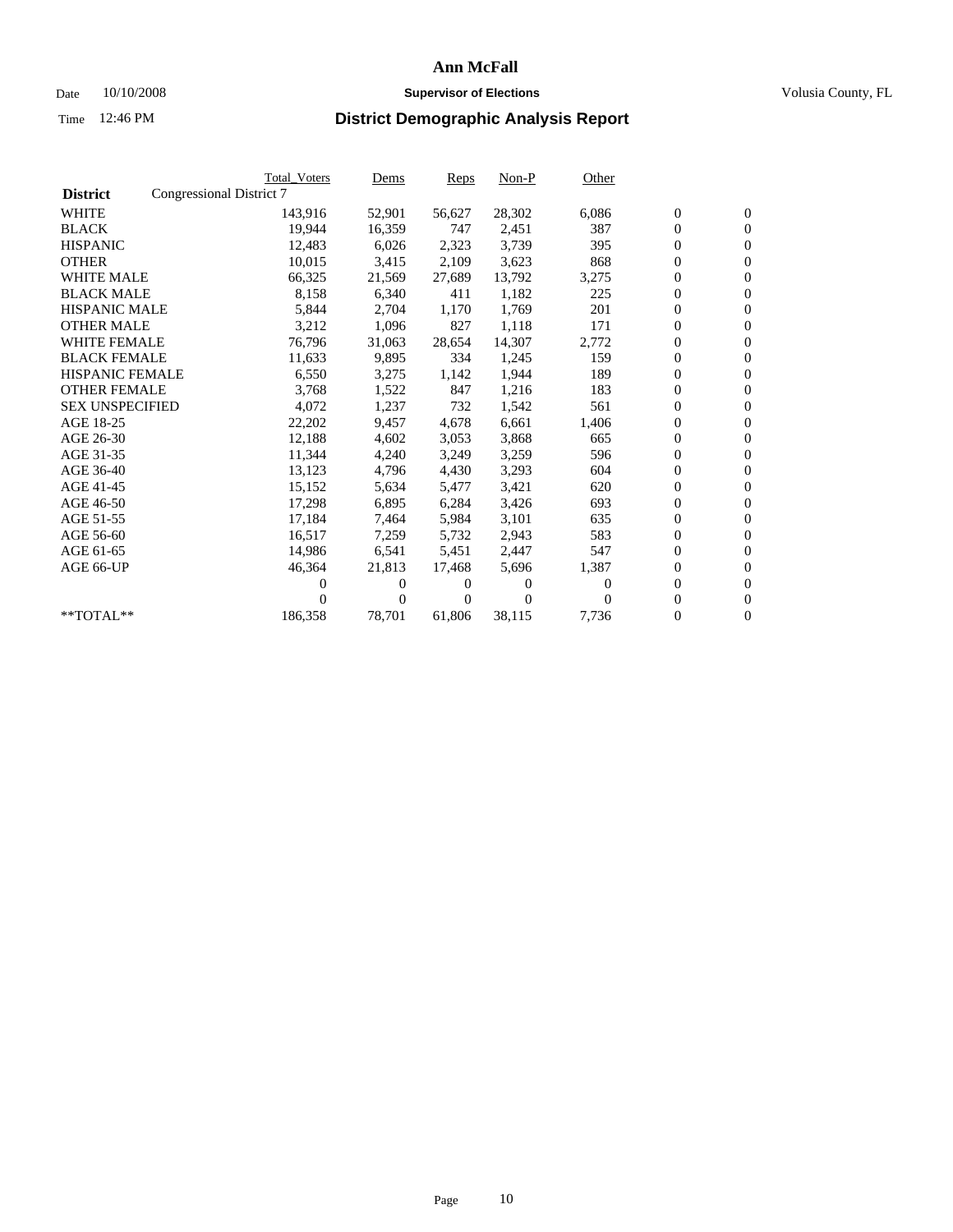# Ann McFall

Date 10/10/2008 **Supervisor of Elections** Volusia County, FL

Time 12:46 PM **District Demographic Analysis Report**

| District | Congressional District 7 | Total_Voters | Dems | Reps | Non-P | Other | | |
|---|---|---|---|---|---|---|---|---|
| WHITE | | 143,916 | 52,901 | 56,627 | 28,302 | 6,086 | 0 | 0 |
| BLACK | | 19,944 | 16,359 | 747 | 2,451 | 387 | 0 | 0 |
| HISPANIC | | 12,483 | 6,026 | 2,323 | 3,739 | 395 | 0 | 0 |
| OTHER | | 10,015 | 3,415 | 2,109 | 3,623 | 868 | 0 | 0 |
| WHITE MALE | | 66,325 | 21,569 | 27,689 | 13,792 | 3,275 | 0 | 0 |
| BLACK MALE | | 8,158 | 6,340 | 411 | 1,182 | 225 | 0 | 0 |
| HISPANIC MALE | | 5,844 | 2,704 | 1,170 | 1,769 | 201 | 0 | 0 |
| OTHER MALE | | 3,212 | 1,096 | 827 | 1,118 | 171 | 0 | 0 |
| WHITE FEMALE | | 76,796 | 31,063 | 28,654 | 14,307 | 2,772 | 0 | 0 |
| BLACK FEMALE | | 11,633 | 9,895 | 334 | 1,245 | 159 | 0 | 0 |
| HISPANIC FEMALE | | 6,550 | 3,275 | 1,142 | 1,944 | 189 | 0 | 0 |
| OTHER FEMALE | | 3,768 | 1,522 | 847 | 1,216 | 183 | 0 | 0 |
| SEX UNSPECIFIED | | 4,072 | 1,237 | 732 | 1,542 | 561 | 0 | 0 |
| AGE 18-25 | | 22,202 | 9,457 | 4,678 | 6,661 | 1,406 | 0 | 0 |
| AGE 26-30 | | 12,188 | 4,602 | 3,053 | 3,868 | 665 | 0 | 0 |
| AGE 31-35 | | 11,344 | 4,240 | 3,249 | 3,259 | 596 | 0 | 0 |
| AGE 36-40 | | 13,123 | 4,796 | 4,430 | 3,293 | 604 | 0 | 0 |
| AGE 41-45 | | 15,152 | 5,634 | 5,477 | 3,421 | 620 | 0 | 0 |
| AGE 46-50 | | 17,298 | 6,895 | 6,284 | 3,426 | 693 | 0 | 0 |
| AGE 51-55 | | 17,184 | 7,464 | 5,984 | 3,101 | 635 | 0 | 0 |
| AGE 56-60 | | 16,517 | 7,259 | 5,732 | 2,943 | 583 | 0 | 0 |
| AGE 61-65 | | 14,986 | 6,541 | 5,451 | 2,447 | 547 | 0 | 0 |
| AGE 66-UP | | 46,364 | 21,813 | 17,468 | 5,696 | 1,387 | 0 | 0 |
| | | 0 | 0 | 0 | 0 | 0 | 0 | 0 |
| | | 0 | 0 | 0 | 0 | 0 | 0 | 0 |
| **TOTAL** | | 186,358 | 78,701 | 61,806 | 38,115 | 7,736 | 0 | 0 |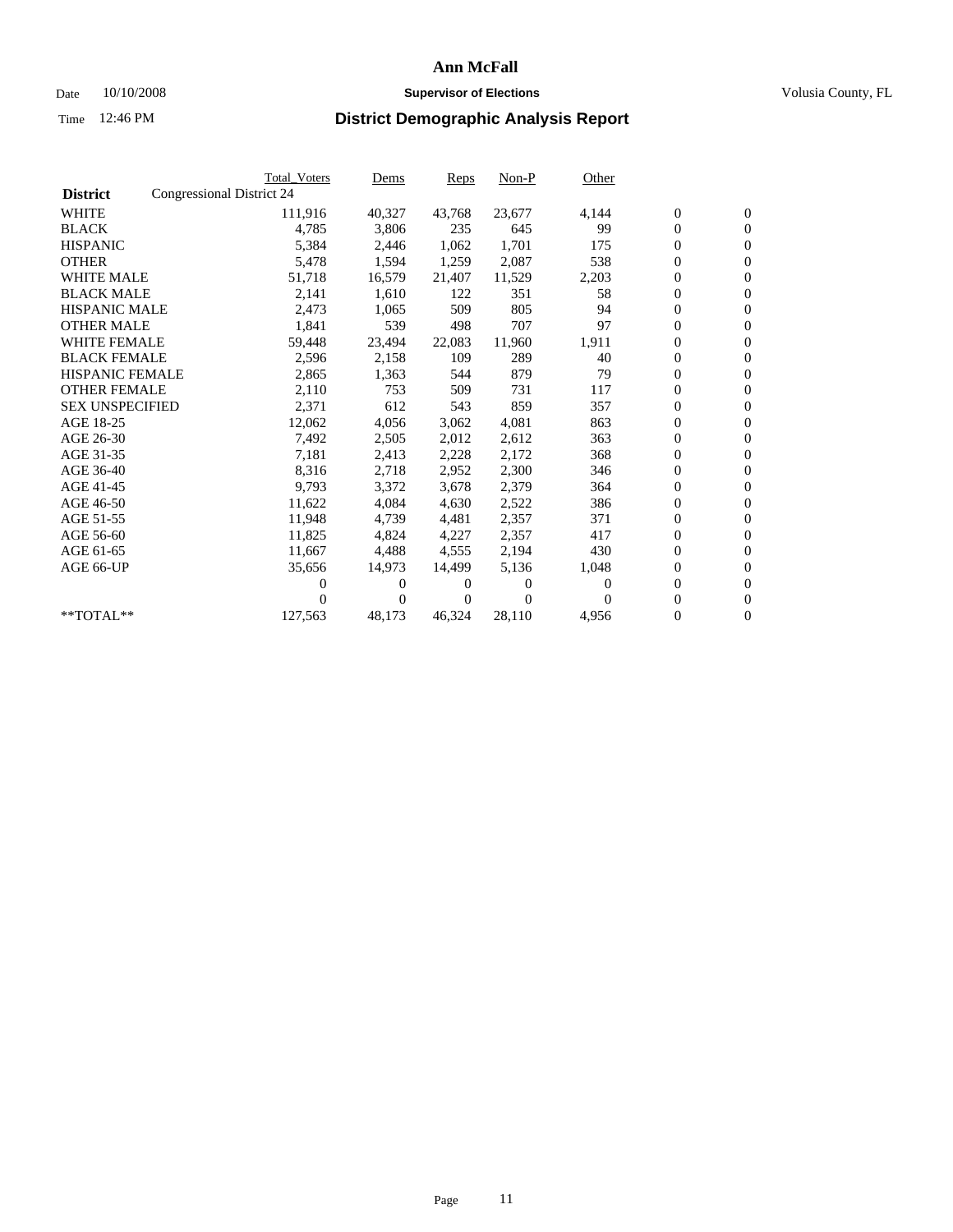# Ann McFall

Date 10/10/2008 **Supervisor of Elections** Volusia County, FL

Time 12:46 PM **District Demographic Analysis Report**

| | Total_Voters | Dems | Reps | Non-P | Other | | |
|---|---|---|---|---|---|---|---|
| **District** Congressional District 24 | | | | | | | |
| WHITE | 111,916 | 40,327 | 43,768 | 23,677 | 4,144 | 0 | 0 |
| BLACK | 4,785 | 3,806 | 235 | 645 | 99 | 0 | 0 |
| HISPANIC | 5,384 | 2,446 | 1,062 | 1,701 | 175 | 0 | 0 |
| OTHER | 5,478 | 1,594 | 1,259 | 2,087 | 538 | 0 | 0 |
| WHITE MALE | 51,718 | 16,579 | 21,407 | 11,529 | 2,203 | 0 | 0 |
| BLACK MALE | 2,141 | 1,610 | 122 | 351 | 58 | 0 | 0 |
| HISPANIC MALE | 2,473 | 1,065 | 509 | 805 | 94 | 0 | 0 |
| OTHER MALE | 1,841 | 539 | 498 | 707 | 97 | 0 | 0 |
| WHITE FEMALE | 59,448 | 23,494 | 22,083 | 11,960 | 1,911 | 0 | 0 |
| BLACK FEMALE | 2,596 | 2,158 | 109 | 289 | 40 | 0 | 0 |
| HISPANIC FEMALE | 2,865 | 1,363 | 544 | 879 | 79 | 0 | 0 |
| OTHER FEMALE | 2,110 | 753 | 509 | 731 | 117 | 0 | 0 |
| SEX UNSPECIFIED | 2,371 | 612 | 543 | 859 | 357 | 0 | 0 |
| AGE 18-25 | 12,062 | 4,056 | 3,062 | 4,081 | 863 | 0 | 0 |
| AGE 26-30 | 7,492 | 2,505 | 2,012 | 2,612 | 363 | 0 | 0 |
| AGE 31-35 | 7,181 | 2,413 | 2,228 | 2,172 | 368 | 0 | 0 |
| AGE 36-40 | 8,316 | 2,718 | 2,952 | 2,300 | 346 | 0 | 0 |
| AGE 41-45 | 9,793 | 3,372 | 3,678 | 2,379 | 364 | 0 | 0 |
| AGE 46-50 | 11,622 | 4,084 | 4,630 | 2,522 | 386 | 0 | 0 |
| AGE 51-55 | 11,948 | 4,739 | 4,481 | 2,357 | 371 | 0 | 0 |
| AGE 56-60 | 11,825 | 4,824 | 4,227 | 2,357 | 417 | 0 | 0 |
| AGE 61-65 | 11,667 | 4,488 | 4,555 | 2,194 | 430 | 0 | 0 |
| AGE 66-UP | 35,656 | 14,973 | 14,499 | 5,136 | 1,048 | 0 | 0 |
| | 0 | 0 | 0 | 0 | 0 | 0 | 0 |
| | 0 | 0 | 0 | 0 | 0 | 0 | 0 |
| **TOTAL** | 127,563 | 48,173 | 46,324 | 28,110 | 4,956 | 0 | 0 |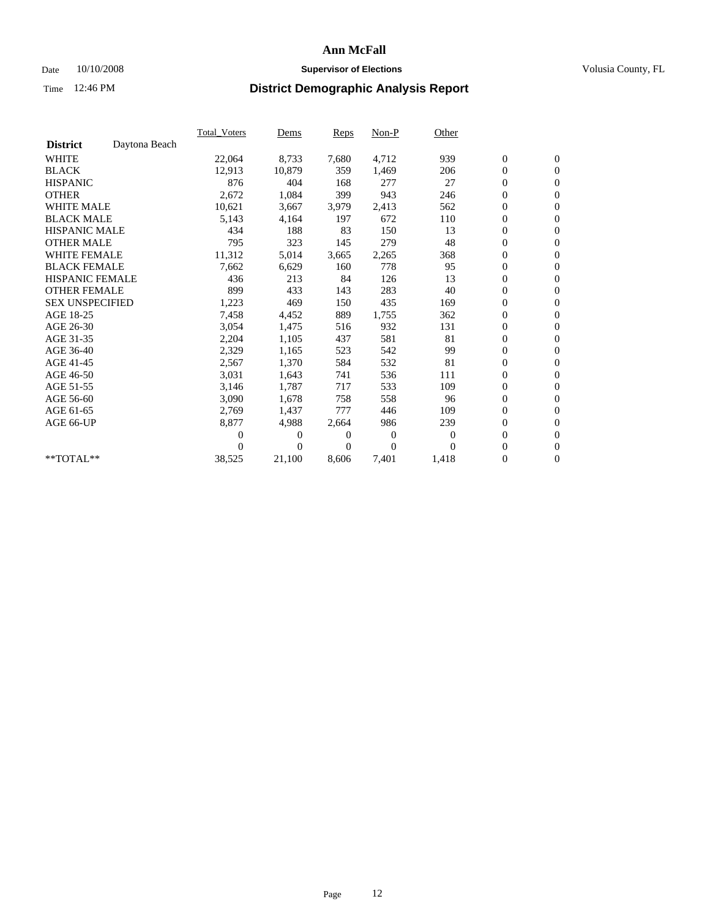# Ann McFall

Date 10/10/2008 **Supervisor of Elections** Volusia County, FL

Time 12:46 PM **District Demographic Analysis Report**

| | Total_Voters | Dems | Reps | Non-P | Other | | |
|---|---|---|---|---|---|---|---|
| **District** Daytona Beach | | | | | | | |
| WHITE | 22,064 | 8,733 | 7,680 | 4,712 | 939 | 0 | 0 |
| BLACK | 12,913 | 10,879 | 359 | 1,469 | 206 | 0 | 0 |
| HISPANIC | 876 | 404 | 168 | 277 | 27 | 0 | 0 |
| OTHER | 2,672 | 1,084 | 399 | 943 | 246 | 0 | 0 |
| WHITE MALE | 10,621 | 3,667 | 3,979 | 2,413 | 562 | 0 | 0 |
| BLACK MALE | 5,143 | 4,164 | 197 | 672 | 110 | 0 | 0 |
| HISPANIC MALE | 434 | 188 | 83 | 150 | 13 | 0 | 0 |
| OTHER MALE | 795 | 323 | 145 | 279 | 48 | 0 | 0 |
| WHITE FEMALE | 11,312 | 5,014 | 3,665 | 2,265 | 368 | 0 | 0 |
| BLACK FEMALE | 7,662 | 6,629 | 160 | 778 | 95 | 0 | 0 |
| HISPANIC FEMALE | 436 | 213 | 84 | 126 | 13 | 0 | 0 |
| OTHER FEMALE | 899 | 433 | 143 | 283 | 40 | 0 | 0 |
| SEX UNSPECIFIED | 1,223 | 469 | 150 | 435 | 169 | 0 | 0 |
| AGE 18-25 | 7,458 | 4,452 | 889 | 1,755 | 362 | 0 | 0 |
| AGE 26-30 | 3,054 | 1,475 | 516 | 932 | 131 | 0 | 0 |
| AGE 31-35 | 2,204 | 1,105 | 437 | 581 | 81 | 0 | 0 |
| AGE 36-40 | 2,329 | 1,165 | 523 | 542 | 99 | 0 | 0 |
| AGE 41-45 | 2,567 | 1,370 | 584 | 532 | 81 | 0 | 0 |
| AGE 46-50 | 3,031 | 1,643 | 741 | 536 | 111 | 0 | 0 |
| AGE 51-55 | 3,146 | 1,787 | 717 | 533 | 109 | 0 | 0 |
| AGE 56-60 | 3,090 | 1,678 | 758 | 558 | 96 | 0 | 0 |
| AGE 61-65 | 2,769 | 1,437 | 777 | 446 | 109 | 0 | 0 |
| AGE 66-UP | 8,877 | 4,988 | 2,664 | 986 | 239 | 0 | 0 |
| | 0 | 0 | 0 | 0 | 0 | 0 | 0 |
| | 0 | 0 | 0 | 0 | 0 | 0 | 0 |
| **TOTAL** | 38,525 | 21,100 | 8,606 | 7,401 | 1,418 | 0 | 0 |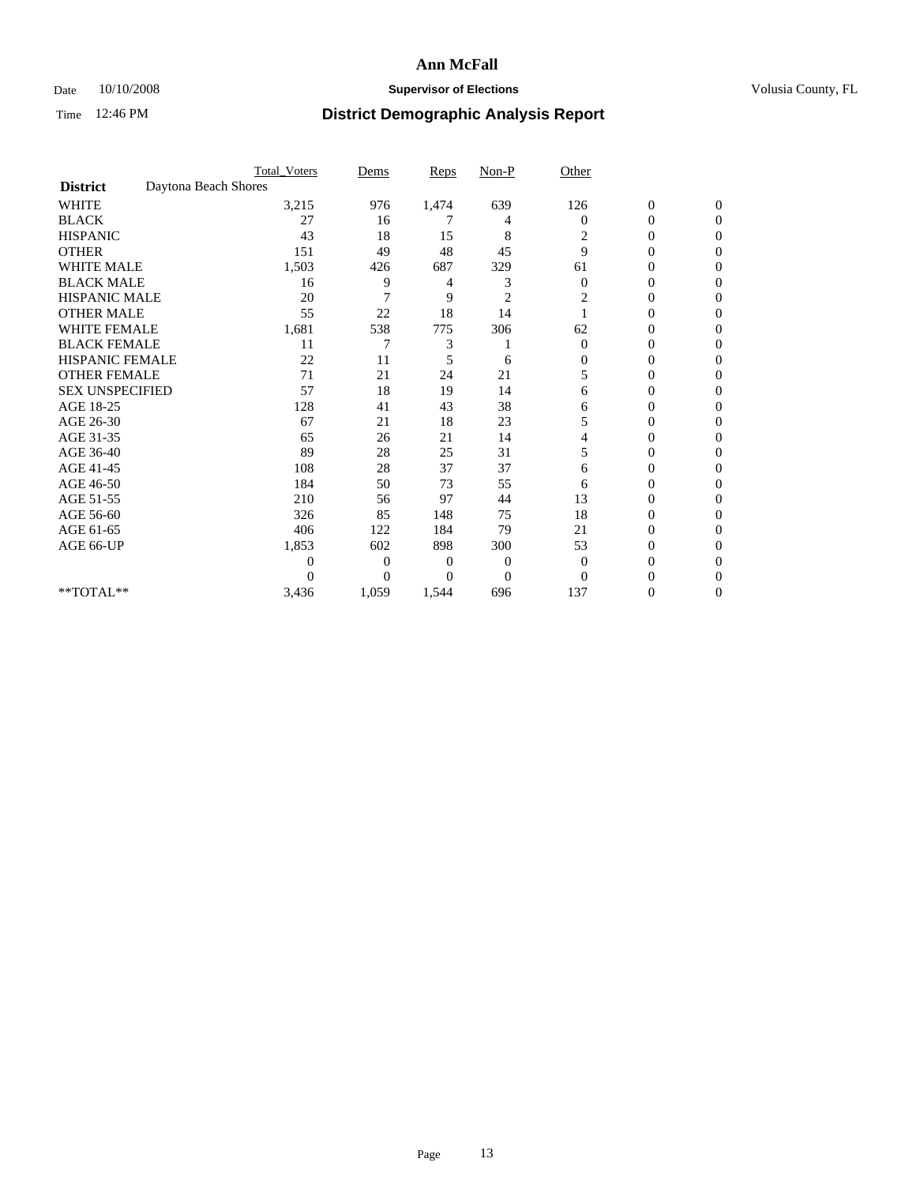# Ann McFall

Date 10/10/2008 **Supervisor of Elections** Volusia County, FL

Time 12:46 PM **District Demographic Analysis Report**

| | Total_Voters | Dems | Reps | Non-P | Other | | |
|---|---|---|---|---|---|---|---|
| **District** Daytona Beach Shores | | | | | | | |
| WHITE | 3,215 | 976 | 1,474 | 639 | 126 | 0 | 0 |
| BLACK | 27 | 16 | 7 | 4 | 0 | 0 | 0 |
| HISPANIC | 43 | 18 | 15 | 8 | 2 | 0 | 0 |
| OTHER | 151 | 49 | 48 | 45 | 9 | 0 | 0 |
| WHITE MALE | 1,503 | 426 | 687 | 329 | 61 | 0 | 0 |
| BLACK MALE | 16 | 9 | 4 | 3 | 0 | 0 | 0 |
| HISPANIC MALE | 20 | 7 | 9 | 2 | 2 | 0 | 0 |
| OTHER MALE | 55 | 22 | 18 | 14 | 1 | 0 | 0 |
| WHITE FEMALE | 1,681 | 538 | 775 | 306 | 62 | 0 | 0 |
| BLACK FEMALE | 11 | 7 | 3 | 1 | 0 | 0 | 0 |
| HISPANIC FEMALE | 22 | 11 | 5 | 6 | 0 | 0 | 0 |
| OTHER FEMALE | 71 | 21 | 24 | 21 | 5 | 0 | 0 |
| SEX UNSPECIFIED | 57 | 18 | 19 | 14 | 6 | 0 | 0 |
| AGE 18-25 | 128 | 41 | 43 | 38 | 6 | 0 | 0 |
| AGE 26-30 | 67 | 21 | 18 | 23 | 5 | 0 | 0 |
| AGE 31-35 | 65 | 26 | 21 | 14 | 4 | 0 | 0 |
| AGE 36-40 | 89 | 28 | 25 | 31 | 5 | 0 | 0 |
| AGE 41-45 | 108 | 28 | 37 | 37 | 6 | 0 | 0 |
| AGE 46-50 | 184 | 50 | 73 | 55 | 6 | 0 | 0 |
| AGE 51-55 | 210 | 56 | 97 | 44 | 13 | 0 | 0 |
| AGE 56-60 | 326 | 85 | 148 | 75 | 18 | 0 | 0 |
| AGE 61-65 | 406 | 122 | 184 | 79 | 21 | 0 | 0 |
| AGE 66-UP | 1,853 | 602 | 898 | 300 | 53 | 0 | 0 |
| | 0 | 0 | 0 | 0 | 0 | 0 | 0 |
| | 0 | 0 | 0 | 0 | 0 | 0 | 0 |
| **TOTAL** | 3,436 | 1,059 | 1,544 | 696 | 137 | 0 | 0 |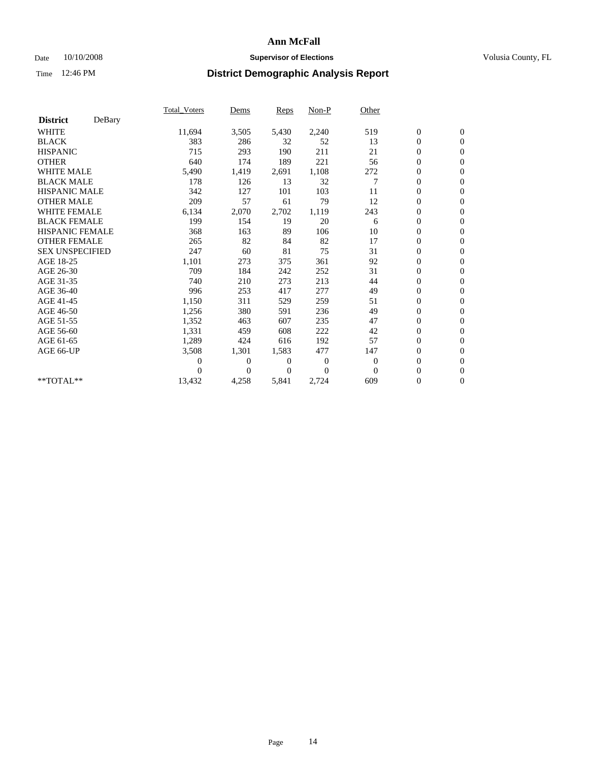# Ann McFall

Date 10/10/2008 **Supervisor of Elections** Volusia County, FL

Time 12:46 PM **District Demographic Analysis Report**

| **District** DeBary | Total_Voters | Dems | Reps | Non-P | Other | | |
|---|---|---|---|---|---|---|---|
| WHITE | 11,694 | 3,505 | 5,430 | 2,240 | 519 | 0 | 0 |
| BLACK | 383 | 286 | 32 | 52 | 13 | 0 | 0 |
| HISPANIC | 715 | 293 | 190 | 211 | 21 | 0 | 0 |
| OTHER | 640 | 174 | 189 | 221 | 56 | 0 | 0 |
| WHITE MALE | 5,490 | 1,419 | 2,691 | 1,108 | 272 | 0 | 0 |
| BLACK MALE | 178 | 126 | 13 | 32 | 7 | 0 | 0 |
| HISPANIC MALE | 342 | 127 | 101 | 103 | 11 | 0 | 0 |
| OTHER MALE | 209 | 57 | 61 | 79 | 12 | 0 | 0 |
| WHITE FEMALE | 6,134 | 2,070 | 2,702 | 1,119 | 243 | 0 | 0 |
| BLACK FEMALE | 199 | 154 | 19 | 20 | 6 | 0 | 0 |
| HISPANIC FEMALE | 368 | 163 | 89 | 106 | 10 | 0 | 0 |
| OTHER FEMALE | 265 | 82 | 84 | 82 | 17 | 0 | 0 |
| SEX UNSPECIFIED | 247 | 60 | 81 | 75 | 31 | 0 | 0 |
| AGE 18-25 | 1,101 | 273 | 375 | 361 | 92 | 0 | 0 |
| AGE 26-30 | 709 | 184 | 242 | 252 | 31 | 0 | 0 |
| AGE 31-35 | 740 | 210 | 273 | 213 | 44 | 0 | 0 |
| AGE 36-40 | 996 | 253 | 417 | 277 | 49 | 0 | 0 |
| AGE 41-45 | 1,150 | 311 | 529 | 259 | 51 | 0 | 0 |
| AGE 46-50 | 1,256 | 380 | 591 | 236 | 49 | 0 | 0 |
| AGE 51-55 | 1,352 | 463 | 607 | 235 | 47 | 0 | 0 |
| AGE 56-60 | 1,331 | 459 | 608 | 222 | 42 | 0 | 0 |
| AGE 61-65 | 1,289 | 424 | 616 | 192 | 57 | 0 | 0 |
| AGE 66-UP | 3,508 | 1,301 | 1,583 | 477 | 147 | 0 | 0 |
| | 0 | 0 | 0 | 0 | 0 | 0 | 0 |
| | 0 | 0 | 0 | 0 | 0 | 0 | 0 |
| **TOTAL** | 13,432 | 4,258 | 5,841 | 2,724 | 609 | 0 | 0 |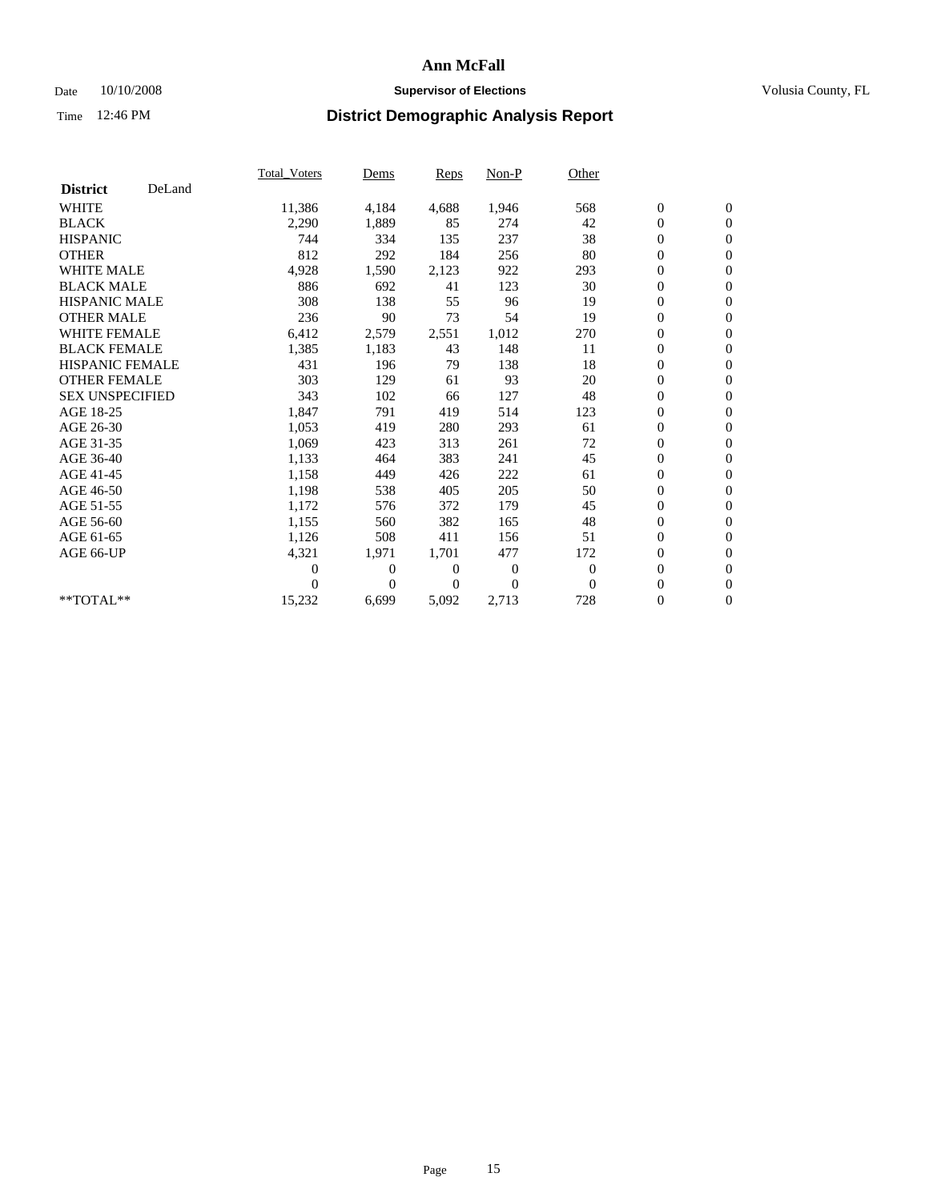**Ann McFall**

Date 10/10/2008 **Supervisor of Elections** Volusia County, FL

Time 12:46 PM **District Demographic Analysis Report**

| **District** DeLand | Total_Voters | Dems | Reps | Non-P | Other | | |
|---|---|---|---|---|---|---|---|
| WHITE | 11,386 | 4,184 | 4,688 | 1,946 | 568 | 0 | 0 |
| BLACK | 2,290 | 1,889 | 85 | 274 | 42 | 0 | 0 |
| HISPANIC | 744 | 334 | 135 | 237 | 38 | 0 | 0 |
| OTHER | 812 | 292 | 184 | 256 | 80 | 0 | 0 |
| WHITE MALE | 4,928 | 1,590 | 2,123 | 922 | 293 | 0 | 0 |
| BLACK MALE | 886 | 692 | 41 | 123 | 30 | 0 | 0 |
| HISPANIC MALE | 308 | 138 | 55 | 96 | 19 | 0 | 0 |
| OTHER MALE | 236 | 90 | 73 | 54 | 19 | 0 | 0 |
| WHITE FEMALE | 6,412 | 2,579 | 2,551 | 1,012 | 270 | 0 | 0 |
| BLACK FEMALE | 1,385 | 1,183 | 43 | 148 | 11 | 0 | 0 |
| HISPANIC FEMALE | 431 | 196 | 79 | 138 | 18 | 0 | 0 |
| OTHER FEMALE | 303 | 129 | 61 | 93 | 20 | 0 | 0 |
| SEX UNSPECIFIED | 343 | 102 | 66 | 127 | 48 | 0 | 0 |
| AGE 18-25 | 1,847 | 791 | 419 | 514 | 123 | 0 | 0 |
| AGE 26-30 | 1,053 | 419 | 280 | 293 | 61 | 0 | 0 |
| AGE 31-35 | 1,069 | 423 | 313 | 261 | 72 | 0 | 0 |
| AGE 36-40 | 1,133 | 464 | 383 | 241 | 45 | 0 | 0 |
| AGE 41-45 | 1,158 | 449 | 426 | 222 | 61 | 0 | 0 |
| AGE 46-50 | 1,198 | 538 | 405 | 205 | 50 | 0 | 0 |
| AGE 51-55 | 1,172 | 576 | 372 | 179 | 45 | 0 | 0 |
| AGE 56-60 | 1,155 | 560 | 382 | 165 | 48 | 0 | 0 |
| AGE 61-65 | 1,126 | 508 | 411 | 156 | 51 | 0 | 0 |
| AGE 66-UP | 4,321 | 1,971 | 1,701 | 477 | 172 | 0 | 0 |
| | 0 | 0 | 0 | 0 | 0 | 0 | 0 |
| | 0 | 0 | 0 | 0 | 0 | 0 | 0 |
| **TOTAL** | 15,232 | 6,699 | 5,092 | 2,713 | 728 | 0 | 0 |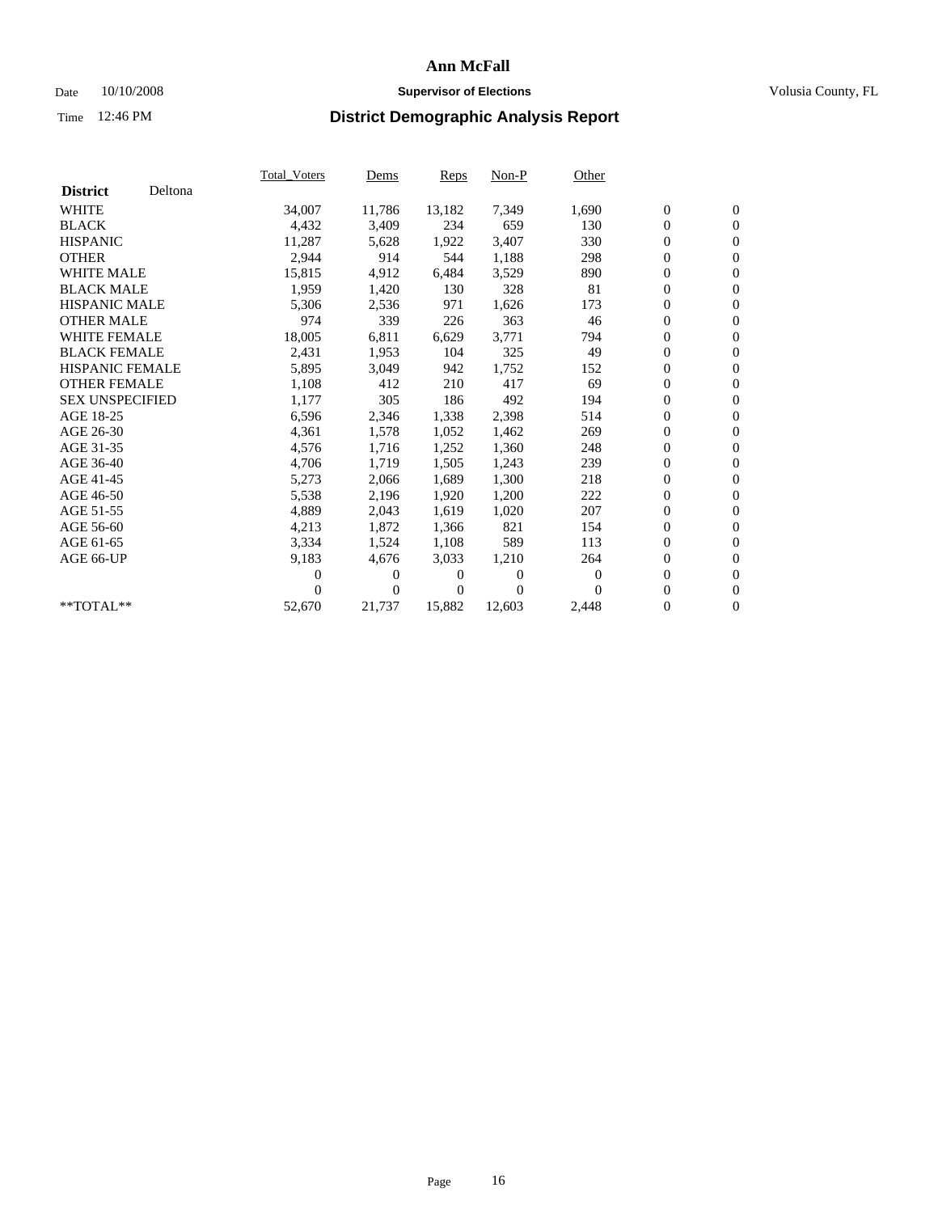# Ann McFall

Date 10/10/2008 **Supervisor of Elections** Volusia County, FL

Time 12:46 PM **District Demographic Analysis Report**

| **District** Deltona | Total_Voters | Dems | Reps | Non-P | Other | | |
|---|---|---|---|---|---|---|---|
| WHITE | 34,007 | 11,786 | 13,182 | 7,349 | 1,690 | 0 | 0 |
| BLACK | 4,432 | 3,409 | 234 | 659 | 130 | 0 | 0 |
| HISPANIC | 11,287 | 5,628 | 1,922 | 3,407 | 330 | 0 | 0 |
| OTHER | 2,944 | 914 | 544 | 1,188 | 298 | 0 | 0 |
| WHITE MALE | 15,815 | 4,912 | 6,484 | 3,529 | 890 | 0 | 0 |
| BLACK MALE | 1,959 | 1,420 | 130 | 328 | 81 | 0 | 0 |
| HISPANIC MALE | 5,306 | 2,536 | 971 | 1,626 | 173 | 0 | 0 |
| OTHER MALE | 974 | 339 | 226 | 363 | 46 | 0 | 0 |
| WHITE FEMALE | 18,005 | 6,811 | 6,629 | 3,771 | 794 | 0 | 0 |
| BLACK FEMALE | 2,431 | 1,953 | 104 | 325 | 49 | 0 | 0 |
| HISPANIC FEMALE | 5,895 | 3,049 | 942 | 1,752 | 152 | 0 | 0 |
| OTHER FEMALE | 1,108 | 412 | 210 | 417 | 69 | 0 | 0 |
| SEX UNSPECIFIED | 1,177 | 305 | 186 | 492 | 194 | 0 | 0 |
| AGE 18-25 | 6,596 | 2,346 | 1,338 | 2,398 | 514 | 0 | 0 |
| AGE 26-30 | 4,361 | 1,578 | 1,052 | 1,462 | 269 | 0 | 0 |
| AGE 31-35 | 4,576 | 1,716 | 1,252 | 1,360 | 248 | 0 | 0 |
| AGE 36-40 | 4,706 | 1,719 | 1,505 | 1,243 | 239 | 0 | 0 |
| AGE 41-45 | 5,273 | 2,066 | 1,689 | 1,300 | 218 | 0 | 0 |
| AGE 46-50 | 5,538 | 2,196 | 1,920 | 1,200 | 222 | 0 | 0 |
| AGE 51-55 | 4,889 | 2,043 | 1,619 | 1,020 | 207 | 0 | 0 |
| AGE 56-60 | 4,213 | 1,872 | 1,366 | 821 | 154 | 0 | 0 |
| AGE 61-65 | 3,334 | 1,524 | 1,108 | 589 | 113 | 0 | 0 |
| AGE 66-UP | 9,183 | 4,676 | 3,033 | 1,210 | 264 | 0 | 0 |
| | 0 | 0 | 0 | 0 | 0 | 0 | 0 |
| | 0 | 0 | 0 | 0 | 0 | 0 | 0 |
| **TOTAL** | 52,670 | 21,737 | 15,882 | 12,603 | 2,448 | 0 | 0 |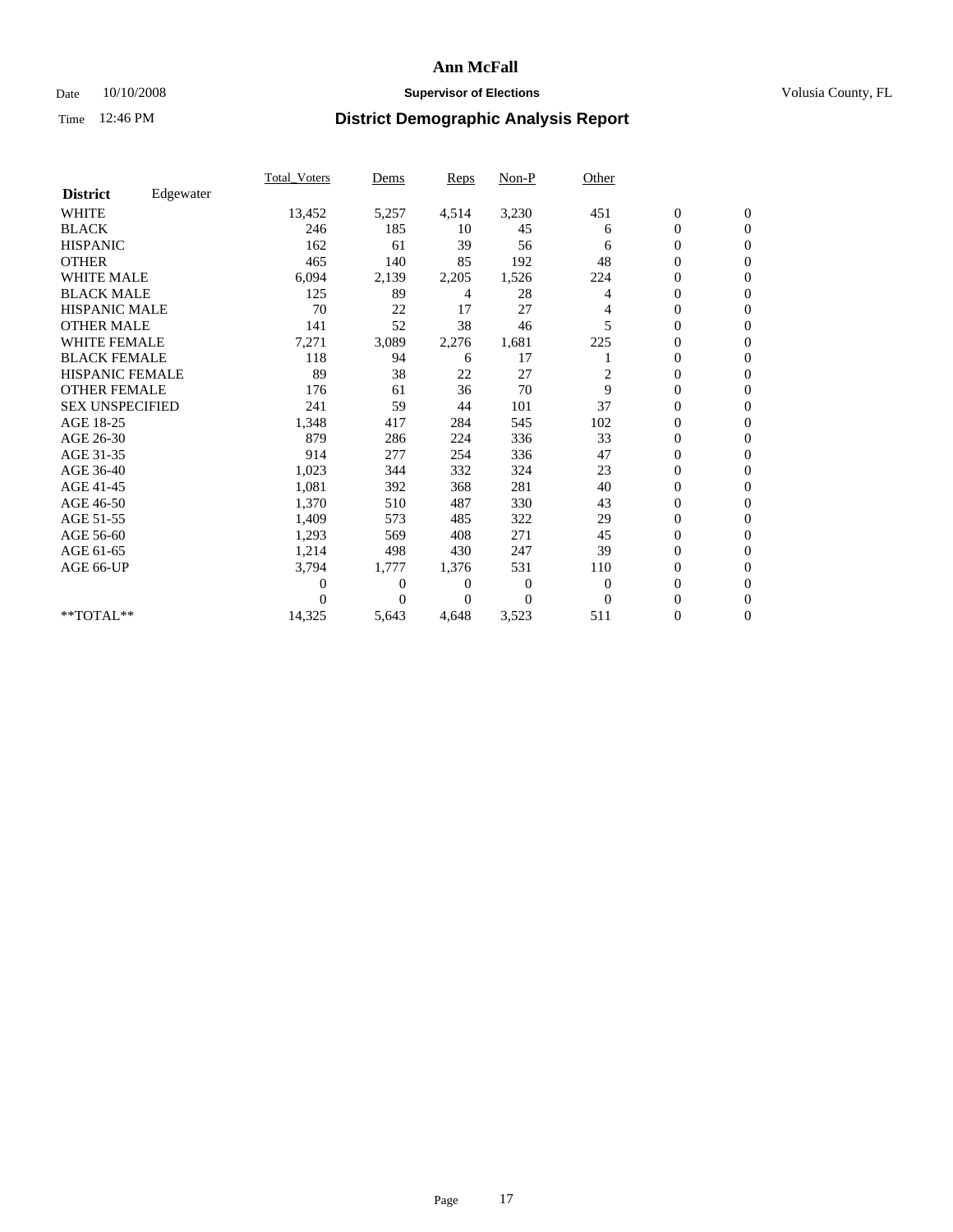# Ann McFall

Date 10/10/2008 **Supervisor of Elections** Volusia County, FL

Time 12:46 PM **District Demographic Analysis Report**

| | Total_Voters | Dems | Reps | Non-P | Other | | |
|---|---|---|---|---|---|---|---|
| **District** Edgewater | | | | | | | |
| WHITE | 13,452 | 5,257 | 4,514 | 3,230 | 451 | 0 | 0 |
| BLACK | 246 | 185 | 10 | 45 | 6 | 0 | 0 |
| HISPANIC | 162 | 61 | 39 | 56 | 6 | 0 | 0 |
| OTHER | 465 | 140 | 85 | 192 | 48 | 0 | 0 |
| WHITE MALE | 6,094 | 2,139 | 2,205 | 1,526 | 224 | 0 | 0 |
| BLACK MALE | 125 | 89 | 4 | 28 | 4 | 0 | 0 |
| HISPANIC MALE | 70 | 22 | 17 | 27 | 4 | 0 | 0 |
| OTHER MALE | 141 | 52 | 38 | 46 | 5 | 0 | 0 |
| WHITE FEMALE | 7,271 | 3,089 | 2,276 | 1,681 | 225 | 0 | 0 |
| BLACK FEMALE | 118 | 94 | 6 | 17 | 1 | 0 | 0 |
| HISPANIC FEMALE | 89 | 38 | 22 | 27 | 2 | 0 | 0 |
| OTHER FEMALE | 176 | 61 | 36 | 70 | 9 | 0 | 0 |
| SEX UNSPECIFIED | 241 | 59 | 44 | 101 | 37 | 0 | 0 |
| AGE 18-25 | 1,348 | 417 | 284 | 545 | 102 | 0 | 0 |
| AGE 26-30 | 879 | 286 | 224 | 336 | 33 | 0 | 0 |
| AGE 31-35 | 914 | 277 | 254 | 336 | 47 | 0 | 0 |
| AGE 36-40 | 1,023 | 344 | 332 | 324 | 23 | 0 | 0 |
| AGE 41-45 | 1,081 | 392 | 368 | 281 | 40 | 0 | 0 |
| AGE 46-50 | 1,370 | 510 | 487 | 330 | 43 | 0 | 0 |
| AGE 51-55 | 1,409 | 573 | 485 | 322 | 29 | 0 | 0 |
| AGE 56-60 | 1,293 | 569 | 408 | 271 | 45 | 0 | 0 |
| AGE 61-65 | 1,214 | 498 | 430 | 247 | 39 | 0 | 0 |
| AGE 66-UP | 3,794 | 1,777 | 1,376 | 531 | 110 | 0 | 0 |
| | 0 | 0 | 0 | 0 | 0 | 0 | 0 |
| | 0 | 0 | 0 | 0 | 0 | 0 | 0 |
| **TOTAL** | 14,325 | 5,643 | 4,648 | 3,523 | 511 | 0 | 0 |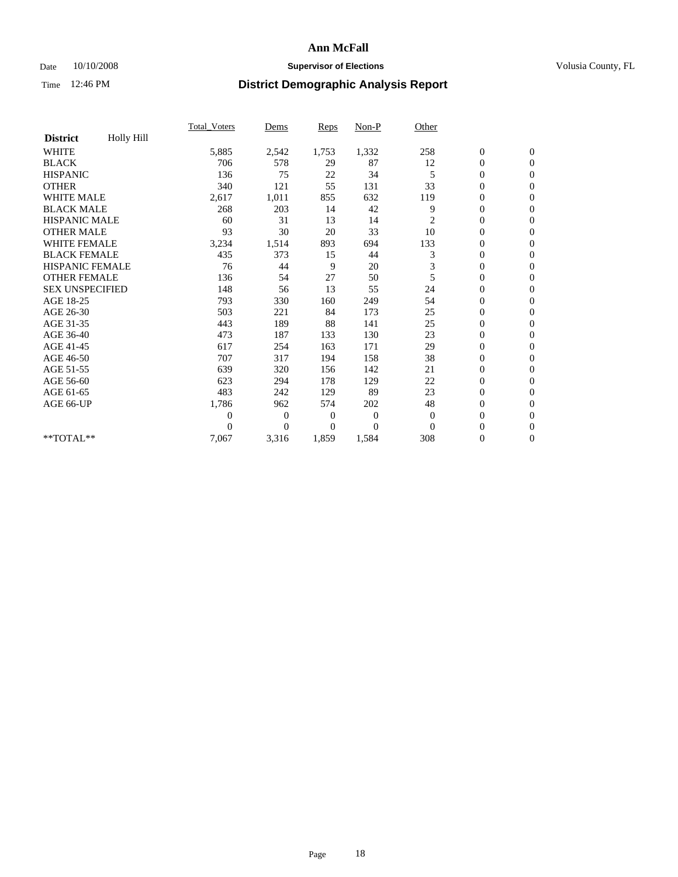# Ann McFall

Date 10/10/2008 **Supervisor of Elections** Volusia County, FL

Time 12:46 PM **District Demographic Analysis Report**

| | Total_Voters | Dems | Reps | Non-P | Other | | |
|---|---|---|---|---|---|---|---|
| **District** Holly Hill | | | | | | | |
| WHITE | 5,885 | 2,542 | 1,753 | 1,332 | 258 | 0 | 0 |
| BLACK | 706 | 578 | 29 | 87 | 12 | 0 | 0 |
| HISPANIC | 136 | 75 | 22 | 34 | 5 | 0 | 0 |
| OTHER | 340 | 121 | 55 | 131 | 33 | 0 | 0 |
| WHITE MALE | 2,617 | 1,011 | 855 | 632 | 119 | 0 | 0 |
| BLACK MALE | 268 | 203 | 14 | 42 | 9 | 0 | 0 |
| HISPANIC MALE | 60 | 31 | 13 | 14 | 2 | 0 | 0 |
| OTHER MALE | 93 | 30 | 20 | 33 | 10 | 0 | 0 |
| WHITE FEMALE | 3,234 | 1,514 | 893 | 694 | 133 | 0 | 0 |
| BLACK FEMALE | 435 | 373 | 15 | 44 | 3 | 0 | 0 |
| HISPANIC FEMALE | 76 | 44 | 9 | 20 | 3 | 0 | 0 |
| OTHER FEMALE | 136 | 54 | 27 | 50 | 5 | 0 | 0 |
| SEX UNSPECIFIED | 148 | 56 | 13 | 55 | 24 | 0 | 0 |
| AGE 18-25 | 793 | 330 | 160 | 249 | 54 | 0 | 0 |
| AGE 26-30 | 503 | 221 | 84 | 173 | 25 | 0 | 0 |
| AGE 31-35 | 443 | 189 | 88 | 141 | 25 | 0 | 0 |
| AGE 36-40 | 473 | 187 | 133 | 130 | 23 | 0 | 0 |
| AGE 41-45 | 617 | 254 | 163 | 171 | 29 | 0 | 0 |
| AGE 46-50 | 707 | 317 | 194 | 158 | 38 | 0 | 0 |
| AGE 51-55 | 639 | 320 | 156 | 142 | 21 | 0 | 0 |
| AGE 56-60 | 623 | 294 | 178 | 129 | 22 | 0 | 0 |
| AGE 61-65 | 483 | 242 | 129 | 89 | 23 | 0 | 0 |
| AGE 66-UP | 1,786 | 962 | 574 | 202 | 48 | 0 | 0 |
| | 0 | 0 | 0 | 0 | 0 | 0 | 0 |
| | 0 | 0 | 0 | 0 | 0 | 0 | 0 |
| **TOTAL** | 7,067 | 3,316 | 1,859 | 1,584 | 308 | 0 | 0 |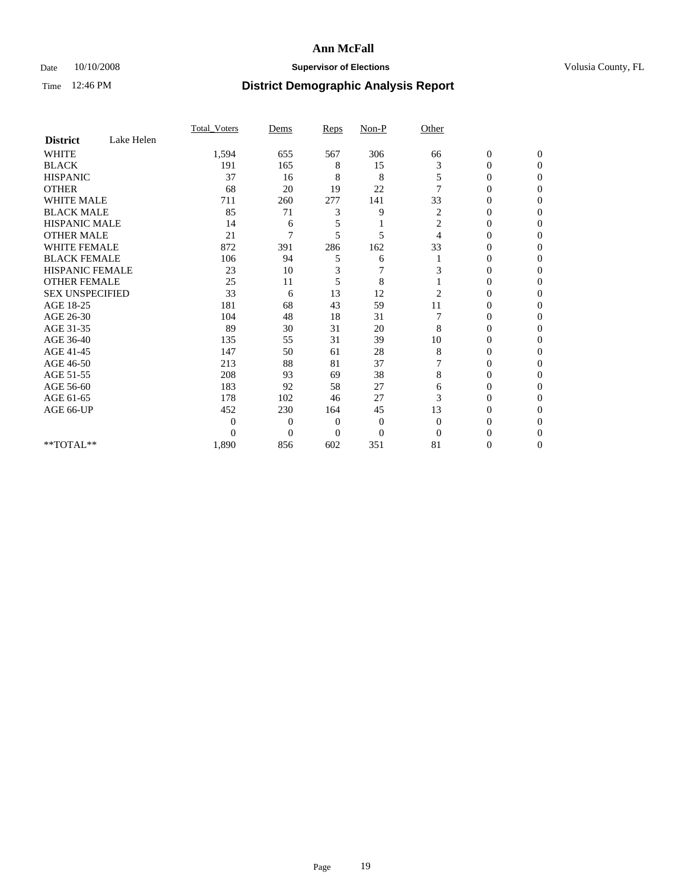# Ann McFall

Date 10/10/2008 **Supervisor of Elections** Volusia County, FL

Time 12:46 PM **District Demographic Analysis Report**

| | Total_Voters | Dems | Reps | Non-P | Other | | |
|---|---|---|---|---|---|---|---|
| **District** Lake Helen | | | | | | | |
| WHITE | 1,594 | 655 | 567 | 306 | 66 | 0 | 0 |
| BLACK | 191 | 165 | 8 | 15 | 3 | 0 | 0 |
| HISPANIC | 37 | 16 | 8 | 8 | 5 | 0 | 0 |
| OTHER | 68 | 20 | 19 | 22 | 7 | 0 | 0 |
| WHITE MALE | 711 | 260 | 277 | 141 | 33 | 0 | 0 |
| BLACK MALE | 85 | 71 | 3 | 9 | 2 | 0 | 0 |
| HISPANIC MALE | 14 | 6 | 5 | 1 | 2 | 0 | 0 |
| OTHER MALE | 21 | 7 | 5 | 5 | 4 | 0 | 0 |
| WHITE FEMALE | 872 | 391 | 286 | 162 | 33 | 0 | 0 |
| BLACK FEMALE | 106 | 94 | 5 | 6 | 1 | 0 | 0 |
| HISPANIC FEMALE | 23 | 10 | 3 | 7 | 3 | 0 | 0 |
| OTHER FEMALE | 25 | 11 | 5 | 8 | 1 | 0 | 0 |
| SEX UNSPECIFIED | 33 | 6 | 13 | 12 | 2 | 0 | 0 |
| AGE 18-25 | 181 | 68 | 43 | 59 | 11 | 0 | 0 |
| AGE 26-30 | 104 | 48 | 18 | 31 | 7 | 0 | 0 |
| AGE 31-35 | 89 | 30 | 31 | 20 | 8 | 0 | 0 |
| AGE 36-40 | 135 | 55 | 31 | 39 | 10 | 0 | 0 |
| AGE 41-45 | 147 | 50 | 61 | 28 | 8 | 0 | 0 |
| AGE 46-50 | 213 | 88 | 81 | 37 | 7 | 0 | 0 |
| AGE 51-55 | 208 | 93 | 69 | 38 | 8 | 0 | 0 |
| AGE 56-60 | 183 | 92 | 58 | 27 | 6 | 0 | 0 |
| AGE 61-65 | 178 | 102 | 46 | 27 | 3 | 0 | 0 |
| AGE 66-UP | 452 | 230 | 164 | 45 | 13 | 0 | 0 |
| | 0 | 0 | 0 | 0 | 0 | 0 | 0 |
| | 0 | 0 | 0 | 0 | 0 | 0 | 0 |
| **TOTAL** | 1,890 | 856 | 602 | 351 | 81 | 0 | 0 |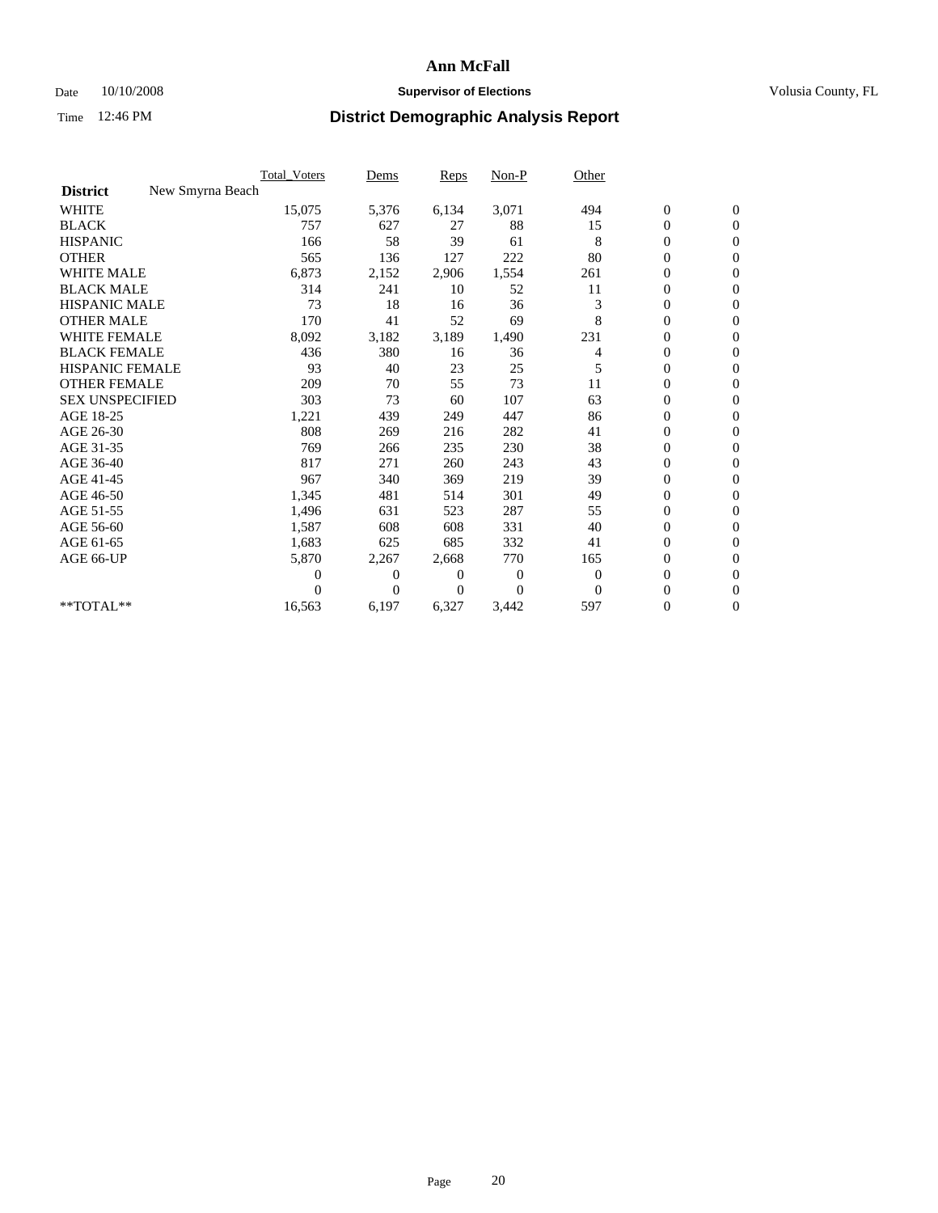# Ann McFall

Date 10/10/2008 **Supervisor of Elections** Volusia County, FL

Time 12:46 PM **District Demographic Analysis Report**

| | Total_Voters | Dems | Reps | Non-P | Other | | |
|---|---|---|---|---|---|---|---|
| **District** New Smyrna Beach | | | | | | | |
| WHITE | 15,075 | 5,376 | 6,134 | 3,071 | 494 | 0 | 0 |
| BLACK | 757 | 627 | 27 | 88 | 15 | 0 | 0 |
| HISPANIC | 166 | 58 | 39 | 61 | 8 | 0 | 0 |
| OTHER | 565 | 136 | 127 | 222 | 80 | 0 | 0 |
| WHITE MALE | 6,873 | 2,152 | 2,906 | 1,554 | 261 | 0 | 0 |
| BLACK MALE | 314 | 241 | 10 | 52 | 11 | 0 | 0 |
| HISPANIC MALE | 73 | 18 | 16 | 36 | 3 | 0 | 0 |
| OTHER MALE | 170 | 41 | 52 | 69 | 8 | 0 | 0 |
| WHITE FEMALE | 8,092 | 3,182 | 3,189 | 1,490 | 231 | 0 | 0 |
| BLACK FEMALE | 436 | 380 | 16 | 36 | 4 | 0 | 0 |
| HISPANIC FEMALE | 93 | 40 | 23 | 25 | 5 | 0 | 0 |
| OTHER FEMALE | 209 | 70 | 55 | 73 | 11 | 0 | 0 |
| SEX UNSPECIFIED | 303 | 73 | 60 | 107 | 63 | 0 | 0 |
| AGE 18-25 | 1,221 | 439 | 249 | 447 | 86 | 0 | 0 |
| AGE 26-30 | 808 | 269 | 216 | 282 | 41 | 0 | 0 |
| AGE 31-35 | 769 | 266 | 235 | 230 | 38 | 0 | 0 |
| AGE 36-40 | 817 | 271 | 260 | 243 | 43 | 0 | 0 |
| AGE 41-45 | 967 | 340 | 369 | 219 | 39 | 0 | 0 |
| AGE 46-50 | 1,345 | 481 | 514 | 301 | 49 | 0 | 0 |
| AGE 51-55 | 1,496 | 631 | 523 | 287 | 55 | 0 | 0 |
| AGE 56-60 | 1,587 | 608 | 608 | 331 | 40 | 0 | 0 |
| AGE 61-65 | 1,683 | 625 | 685 | 332 | 41 | 0 | 0 |
| AGE 66-UP | 5,870 | 2,267 | 2,668 | 770 | 165 | 0 | 0 |
| | 0 | 0 | 0 | 0 | 0 | 0 | 0 |
| | 0 | 0 | 0 | 0 | 0 | 0 | 0 |
| **TOTAL** | 16,563 | 6,197 | 6,327 | 3,442 | 597 | 0 | 0 |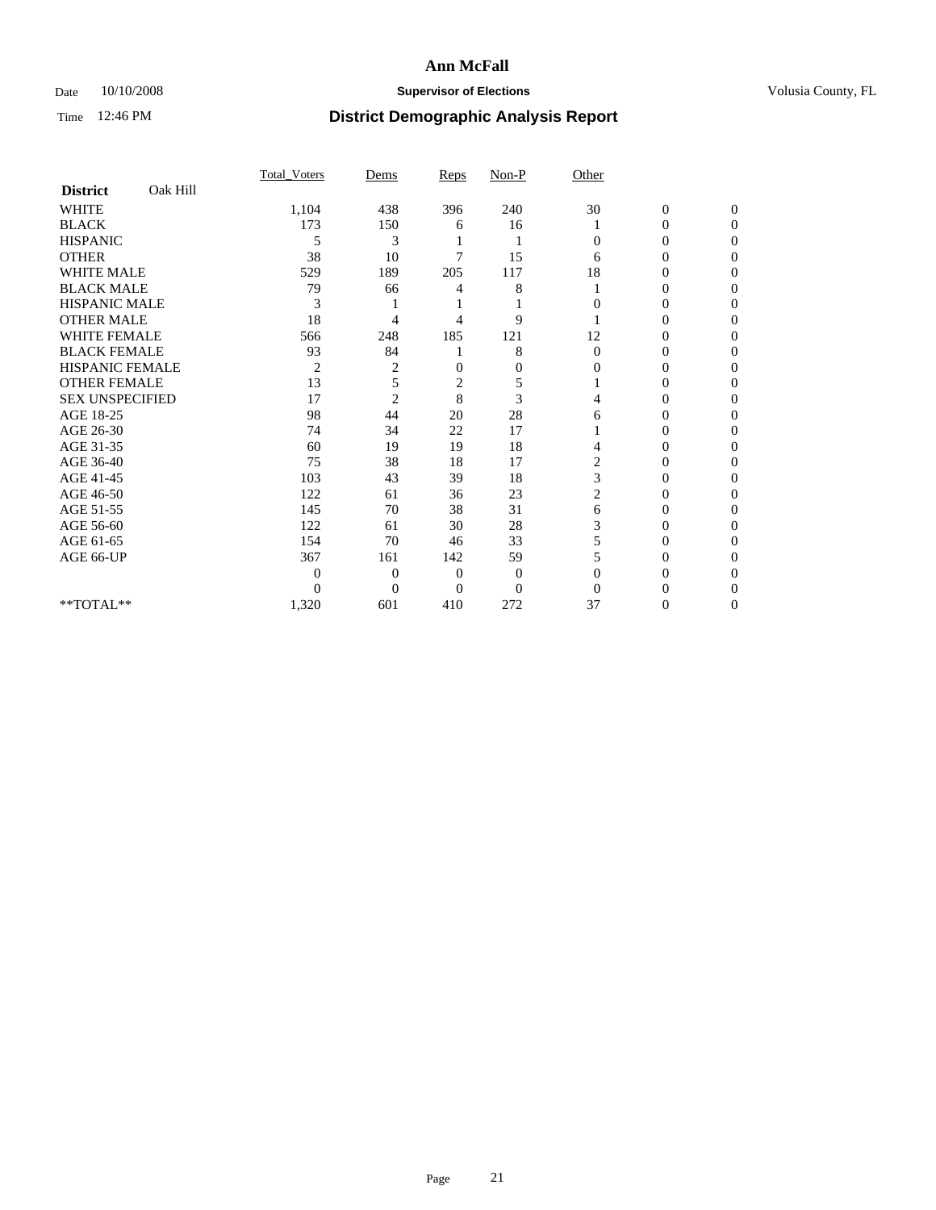# Ann McFall

Date 10/10/2008 **Supervisor of Elections** Volusia County, FL

Time 12:46 PM **District Demographic Analysis Report**

| **District** Oak Hill | Total_Voters | Dems | Reps | Non-P | Other | | |
|---|---|---|---|---|---|---|---|
| WHITE | 1,104 | 438 | 396 | 240 | 30 | 0 | 0 |
| BLACK | 173 | 150 | 6 | 16 | 1 | 0 | 0 |
| HISPANIC | 5 | 3 | 1 | 1 | 0 | 0 | 0 |
| OTHER | 38 | 10 | 7 | 15 | 6 | 0 | 0 |
| WHITE MALE | 529 | 189 | 205 | 117 | 18 | 0 | 0 |
| BLACK MALE | 79 | 66 | 4 | 8 | 1 | 0 | 0 |
| HISPANIC MALE | 3 | 1 | 1 | 1 | 0 | 0 | 0 |
| OTHER MALE | 18 | 4 | 4 | 9 | 1 | 0 | 0 |
| WHITE FEMALE | 566 | 248 | 185 | 121 | 12 | 0 | 0 |
| BLACK FEMALE | 93 | 84 | 1 | 8 | 0 | 0 | 0 |
| HISPANIC FEMALE | 2 | 2 | 0 | 0 | 0 | 0 | 0 |
| OTHER FEMALE | 13 | 5 | 2 | 5 | 1 | 0 | 0 |
| SEX UNSPECIFIED | 17 | 2 | 8 | 3 | 4 | 0 | 0 |
| AGE 18-25 | 98 | 44 | 20 | 28 | 6 | 0 | 0 |
| AGE 26-30 | 74 | 34 | 22 | 17 | 1 | 0 | 0 |
| AGE 31-35 | 60 | 19 | 19 | 18 | 4 | 0 | 0 |
| AGE 36-40 | 75 | 38 | 18 | 17 | 2 | 0 | 0 |
| AGE 41-45 | 103 | 43 | 39 | 18 | 3 | 0 | 0 |
| AGE 46-50 | 122 | 61 | 36 | 23 | 2 | 0 | 0 |
| AGE 51-55 | 145 | 70 | 38 | 31 | 6 | 0 | 0 |
| AGE 56-60 | 122 | 61 | 30 | 28 | 3 | 0 | 0 |
| AGE 61-65 | 154 | 70 | 46 | 33 | 5 | 0 | 0 |
| AGE 66-UP | 367 | 161 | 142 | 59 | 5 | 0 | 0 |
| | 0 | 0 | 0 | 0 | 0 | 0 | 0 |
| | 0 | 0 | 0 | 0 | 0 | 0 | 0 |
| **TOTAL** | 1,320 | 601 | 410 | 272 | 37 | 0 | 0 |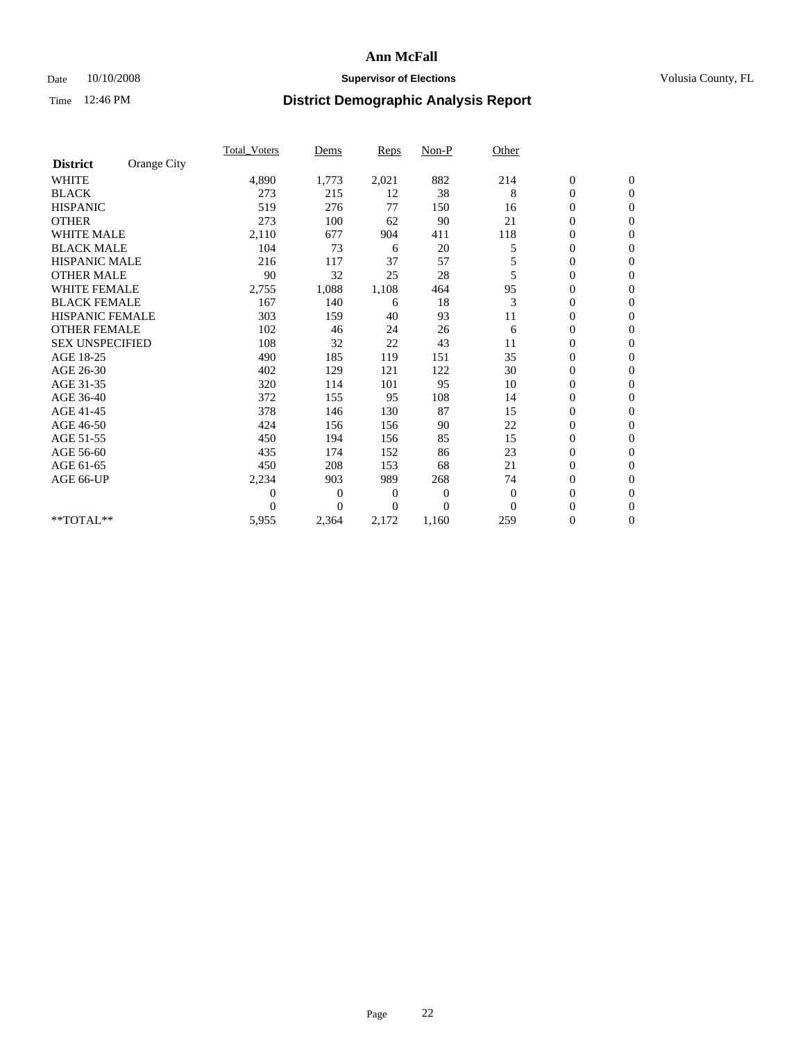**Ann McFall**

Date 10/10/2008 **Supervisor of Elections** Volusia County, FL

Time 12:46 PM **District Demographic Analysis Report**

| | Total_Voters | Dems | Reps | Non-P | Other | | |
|---|---|---|---|---|---|---|---|
| **District** Orange City | | | | | | | |
| WHITE | 4,890 | 1,773 | 2,021 | 882 | 214 | 0 | 0 |
| BLACK | 273 | 215 | 12 | 38 | 8 | 0 | 0 |
| HISPANIC | 519 | 276 | 77 | 150 | 16 | 0 | 0 |
| OTHER | 273 | 100 | 62 | 90 | 21 | 0 | 0 |
| WHITE MALE | 2,110 | 677 | 904 | 411 | 118 | 0 | 0 |
| BLACK MALE | 104 | 73 | 6 | 20 | 5 | 0 | 0 |
| HISPANIC MALE | 216 | 117 | 37 | 57 | 5 | 0 | 0 |
| OTHER MALE | 90 | 32 | 25 | 28 | 5 | 0 | 0 |
| WHITE FEMALE | 2,755 | 1,088 | 1,108 | 464 | 95 | 0 | 0 |
| BLACK FEMALE | 167 | 140 | 6 | 18 | 3 | 0 | 0 |
| HISPANIC FEMALE | 303 | 159 | 40 | 93 | 11 | 0 | 0 |
| OTHER FEMALE | 102 | 46 | 24 | 26 | 6 | 0 | 0 |
| SEX UNSPECIFIED | 108 | 32 | 22 | 43 | 11 | 0 | 0 |
| AGE 18-25 | 490 | 185 | 119 | 151 | 35 | 0 | 0 |
| AGE 26-30 | 402 | 129 | 121 | 122 | 30 | 0 | 0 |
| AGE 31-35 | 320 | 114 | 101 | 95 | 10 | 0 | 0 |
| AGE 36-40 | 372 | 155 | 95 | 108 | 14 | 0 | 0 |
| AGE 41-45 | 378 | 146 | 130 | 87 | 15 | 0 | 0 |
| AGE 46-50 | 424 | 156 | 156 | 90 | 22 | 0 | 0 |
| AGE 51-55 | 450 | 194 | 156 | 85 | 15 | 0 | 0 |
| AGE 56-60 | 435 | 174 | 152 | 86 | 23 | 0 | 0 |
| AGE 61-65 | 450 | 208 | 153 | 68 | 21 | 0 | 0 |
| AGE 66-UP | 2,234 | 903 | 989 | 268 | 74 | 0 | 0 |
| | 0 | 0 | 0 | 0 | 0 | 0 | 0 |
| | 0 | 0 | 0 | 0 | 0 | 0 | 0 |
| **TOTAL** | 5,955 | 2,364 | 2,172 | 1,160 | 259 | 0 | 0 |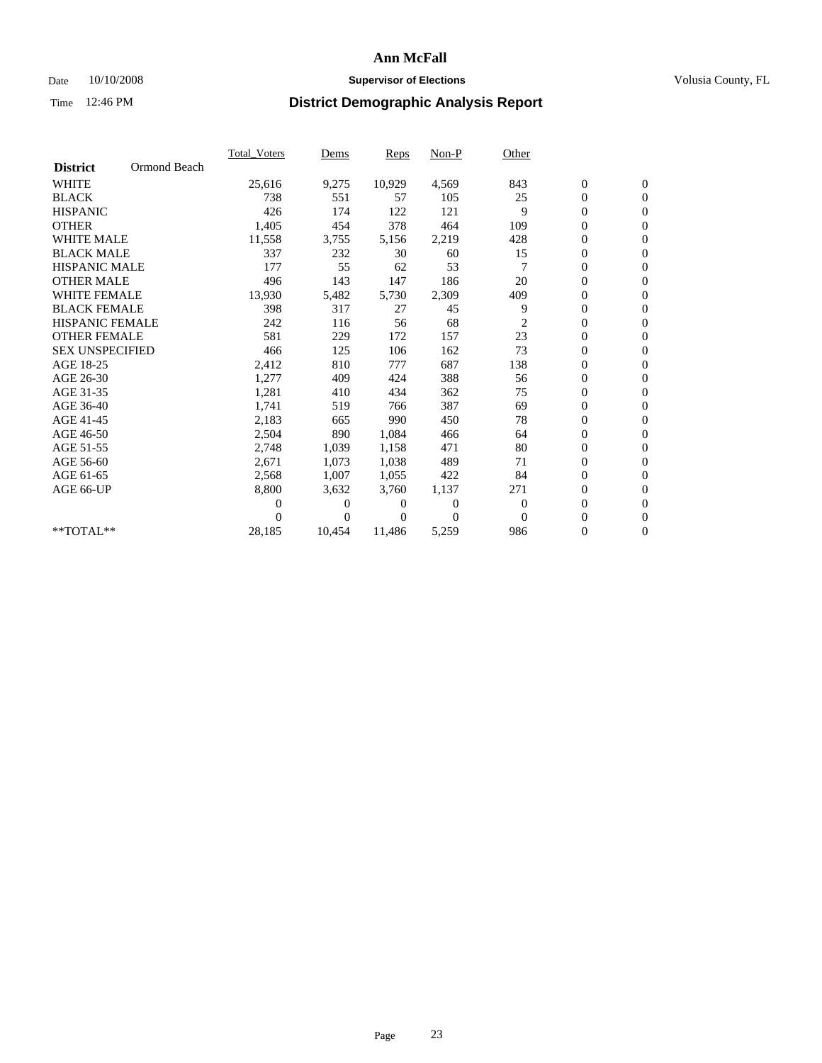# Ann McFall

Date 10/10/2008 **Supervisor of Elections** Volusia County, FL

Time 12:46 PM **District Demographic Analysis Report**

| **District** Ormond Beach | Total_Voters | Dems | Reps | Non-P | Other | | |
|---|---|---|---|---|---|---|---|
| WHITE | 25,616 | 9,275 | 10,929 | 4,569 | 843 | 0 | 0 |
| BLACK | 738 | 551 | 57 | 105 | 25 | 0 | 0 |
| HISPANIC | 426 | 174 | 122 | 121 | 9 | 0 | 0 |
| OTHER | 1,405 | 454 | 378 | 464 | 109 | 0 | 0 |
| WHITE MALE | 11,558 | 3,755 | 5,156 | 2,219 | 428 | 0 | 0 |
| BLACK MALE | 337 | 232 | 30 | 60 | 15 | 0 | 0 |
| HISPANIC MALE | 177 | 55 | 62 | 53 | 7 | 0 | 0 |
| OTHER MALE | 496 | 143 | 147 | 186 | 20 | 0 | 0 |
| WHITE FEMALE | 13,930 | 5,482 | 5,730 | 2,309 | 409 | 0 | 0 |
| BLACK FEMALE | 398 | 317 | 27 | 45 | 9 | 0 | 0 |
| HISPANIC FEMALE | 242 | 116 | 56 | 68 | 2 | 0 | 0 |
| OTHER FEMALE | 581 | 229 | 172 | 157 | 23 | 0 | 0 |
| SEX UNSPECIFIED | 466 | 125 | 106 | 162 | 73 | 0 | 0 |
| AGE 18-25 | 2,412 | 810 | 777 | 687 | 138 | 0 | 0 |
| AGE 26-30 | 1,277 | 409 | 424 | 388 | 56 | 0 | 0 |
| AGE 31-35 | 1,281 | 410 | 434 | 362 | 75 | 0 | 0 |
| AGE 36-40 | 1,741 | 519 | 766 | 387 | 69 | 0 | 0 |
| AGE 41-45 | 2,183 | 665 | 990 | 450 | 78 | 0 | 0 |
| AGE 46-50 | 2,504 | 890 | 1,084 | 466 | 64 | 0 | 0 |
| AGE 51-55 | 2,748 | 1,039 | 1,158 | 471 | 80 | 0 | 0 |
| AGE 56-60 | 2,671 | 1,073 | 1,038 | 489 | 71 | 0 | 0 |
| AGE 61-65 | 2,568 | 1,007 | 1,055 | 422 | 84 | 0 | 0 |
| AGE 66-UP | 8,800 | 3,632 | 3,760 | 1,137 | 271 | 0 | 0 |
| | 0 | 0 | 0 | 0 | 0 | 0 | 0 |
| | 0 | 0 | 0 | 0 | 0 | 0 | 0 |
| **TOTAL** | 28,185 | 10,454 | 11,486 | 5,259 | 986 | 0 | 0 |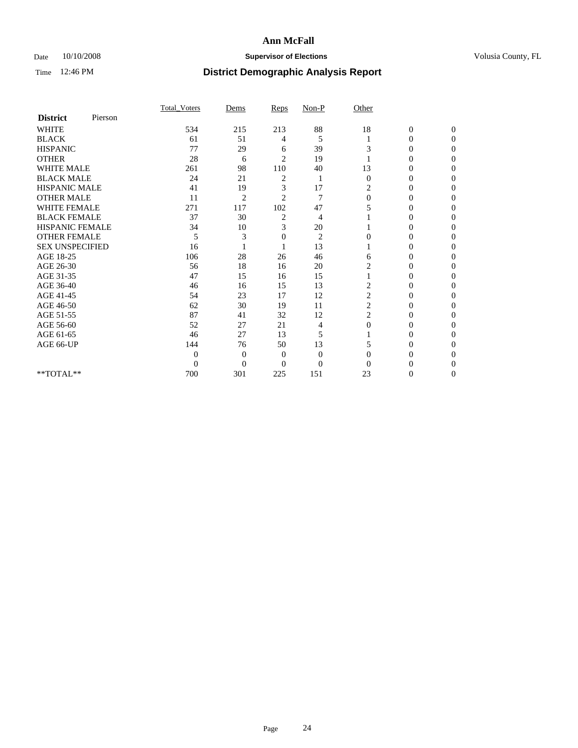# Ann McFall

Date 10/10/2008 **Supervisor of Elections** Volusia County, FL

Time 12:46 PM **District Demographic Analysis Report**

| **District** Pierson | Total_Voters | Dems | Reps | Non-P | Other | | |
|---|---|---|---|---|---|---|---|
| WHITE | 534 | 215 | 213 | 88 | 18 | 0 | 0 |
| BLACK | 61 | 51 | 4 | 5 | 1 | 0 | 0 |
| HISPANIC | 77 | 29 | 6 | 39 | 3 | 0 | 0 |
| OTHER | 28 | 6 | 2 | 19 | 1 | 0 | 0 |
| WHITE MALE | 261 | 98 | 110 | 40 | 13 | 0 | 0 |
| BLACK MALE | 24 | 21 | 2 | 1 | 0 | 0 | 0 |
| HISPANIC MALE | 41 | 19 | 3 | 17 | 2 | 0 | 0 |
| OTHER MALE | 11 | 2 | 2 | 7 | 0 | 0 | 0 |
| WHITE FEMALE | 271 | 117 | 102 | 47 | 5 | 0 | 0 |
| BLACK FEMALE | 37 | 30 | 2 | 4 | 1 | 0 | 0 |
| HISPANIC FEMALE | 34 | 10 | 3 | 20 | 1 | 0 | 0 |
| OTHER FEMALE | 5 | 3 | 0 | 2 | 0 | 0 | 0 |
| SEX UNSPECIFIED | 16 | 1 | 1 | 13 | 1 | 0 | 0 |
| AGE 18-25 | 106 | 28 | 26 | 46 | 6 | 0 | 0 |
| AGE 26-30 | 56 | 18 | 16 | 20 | 2 | 0 | 0 |
| AGE 31-35 | 47 | 15 | 16 | 15 | 1 | 0 | 0 |
| AGE 36-40 | 46 | 16 | 15 | 13 | 2 | 0 | 0 |
| AGE 41-45 | 54 | 23 | 17 | 12 | 2 | 0 | 0 |
| AGE 46-50 | 62 | 30 | 19 | 11 | 2 | 0 | 0 |
| AGE 51-55 | 87 | 41 | 32 | 12 | 2 | 0 | 0 |
| AGE 56-60 | 52 | 27 | 21 | 4 | 0 | 0 | 0 |
| AGE 61-65 | 46 | 27 | 13 | 5 | 1 | 0 | 0 |
| AGE 66-UP | 144 | 76 | 50 | 13 | 5 | 0 | 0 |
| | 0 | 0 | 0 | 0 | 0 | 0 | 0 |
| | 0 | 0 | 0 | 0 | 0 | 0 | 0 |
| **TOTAL** | 700 | 301 | 225 | 151 | 23 | 0 | 0 |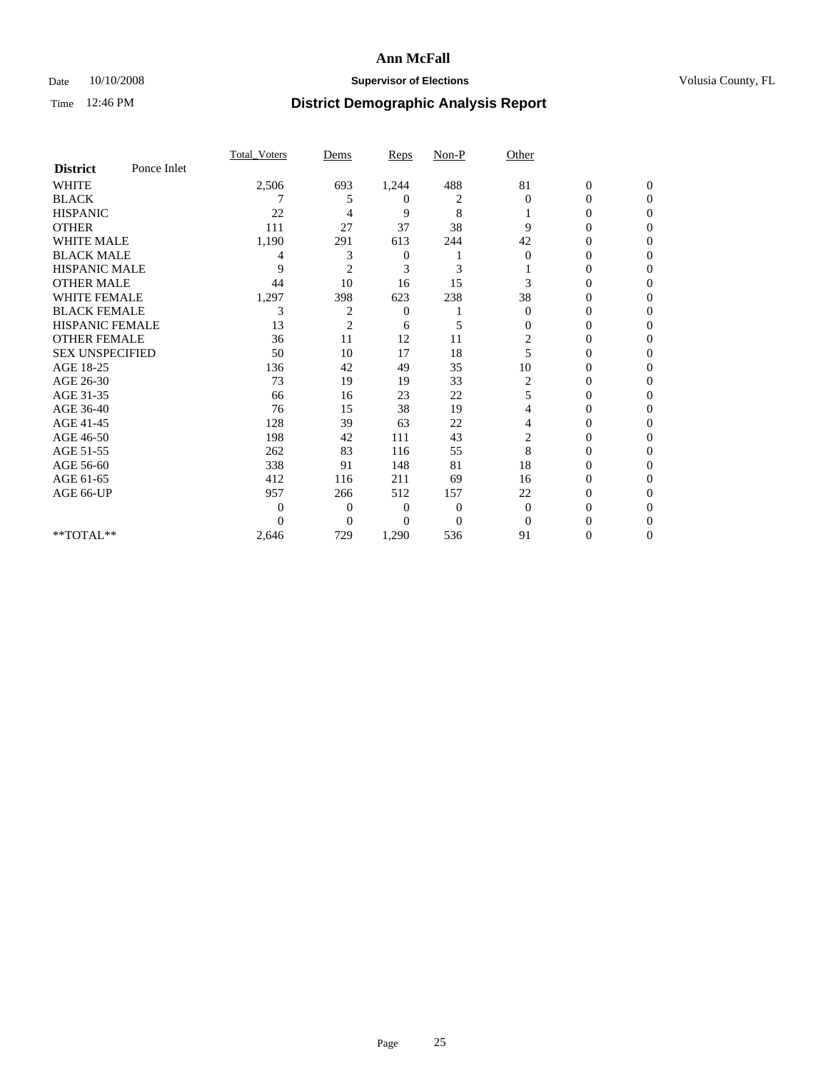**Ann McFall**

Date 10/10/2008 **Supervisor of Elections** Volusia County, FL

Time 12:46 PM **District Demographic Analysis Report**

| **District** Ponce Inlet | Total_Voters | Dems | Reps | Non-P | Other | | |
|---|---|---|---|---|---|---|---|
| WHITE | 2,506 | 693 | 1,244 | 488 | 81 | 0 | 0 |
| BLACK | 7 | 5 | 0 | 2 | 0 | 0 | 0 |
| HISPANIC | 22 | 4 | 9 | 8 | 1 | 0 | 0 |
| OTHER | 111 | 27 | 37 | 38 | 9 | 0 | 0 |
| WHITE MALE | 1,190 | 291 | 613 | 244 | 42 | 0 | 0 |
| BLACK MALE | 4 | 3 | 0 | 1 | 0 | 0 | 0 |
| HISPANIC MALE | 9 | 2 | 3 | 3 | 1 | 0 | 0 |
| OTHER MALE | 44 | 10 | 16 | 15 | 3 | 0 | 0 |
| WHITE FEMALE | 1,297 | 398 | 623 | 238 | 38 | 0 | 0 |
| BLACK FEMALE | 3 | 2 | 0 | 1 | 0 | 0 | 0 |
| HISPANIC FEMALE | 13 | 2 | 6 | 5 | 0 | 0 | 0 |
| OTHER FEMALE | 36 | 11 | 12 | 11 | 2 | 0 | 0 |
| SEX UNSPECIFIED | 50 | 10 | 17 | 18 | 5 | 0 | 0 |
| AGE 18-25 | 136 | 42 | 49 | 35 | 10 | 0 | 0 |
| AGE 26-30 | 73 | 19 | 19 | 33 | 2 | 0 | 0 |
| AGE 31-35 | 66 | 16 | 23 | 22 | 5 | 0 | 0 |
| AGE 36-40 | 76 | 15 | 38 | 19 | 4 | 0 | 0 |
| AGE 41-45 | 128 | 39 | 63 | 22 | 4 | 0 | 0 |
| AGE 46-50 | 198 | 42 | 111 | 43 | 2 | 0 | 0 |
| AGE 51-55 | 262 | 83 | 116 | 55 | 8 | 0 | 0 |
| AGE 56-60 | 338 | 91 | 148 | 81 | 18 | 0 | 0 |
| AGE 61-65 | 412 | 116 | 211 | 69 | 16 | 0 | 0 |
| AGE 66-UP | 957 | 266 | 512 | 157 | 22 | 0 | 0 |
| | 0 | 0 | 0 | 0 | 0 | 0 | 0 |
| | 0 | 0 | 0 | 0 | 0 | 0 | 0 |
| **TOTAL** | 2,646 | 729 | 1,290 | 536 | 91 | 0 | 0 |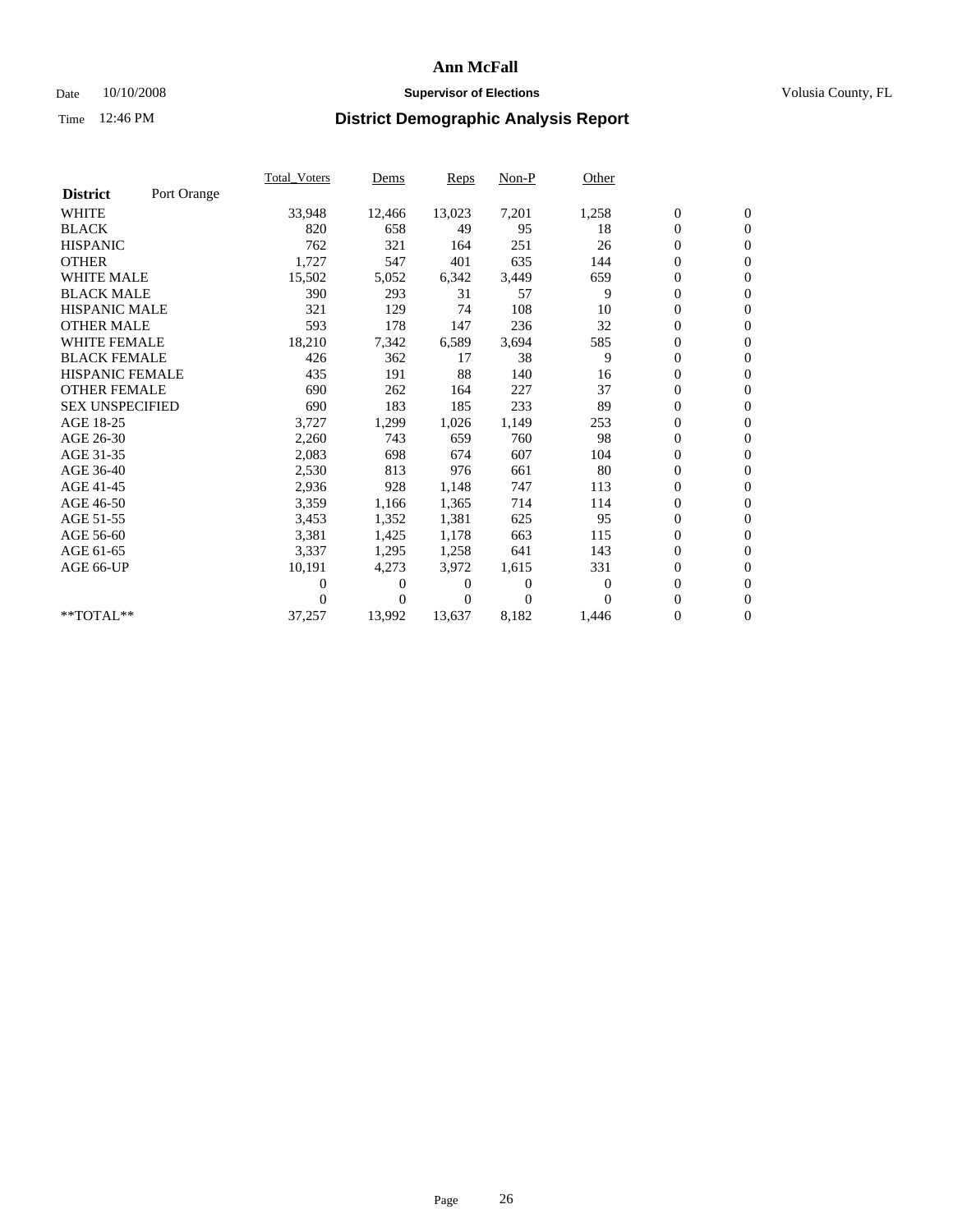# Ann McFall

Date 10/10/2008 **Supervisor of Elections** Volusia County, FL

Time 12:46 PM **District Demographic Analysis Report**

| | Total_Voters | Dems | Reps | Non-P | Other | | |
|---|---|---|---|---|---|---|---|
| **District** Port Orange | | | | | | | |
| WHITE | 33,948 | 12,466 | 13,023 | 7,201 | 1,258 | 0 | 0 |
| BLACK | 820 | 658 | 49 | 95 | 18 | 0 | 0 |
| HISPANIC | 762 | 321 | 164 | 251 | 26 | 0 | 0 |
| OTHER | 1,727 | 547 | 401 | 635 | 144 | 0 | 0 |
| WHITE MALE | 15,502 | 5,052 | 6,342 | 3,449 | 659 | 0 | 0 |
| BLACK MALE | 390 | 293 | 31 | 57 | 9 | 0 | 0 |
| HISPANIC MALE | 321 | 129 | 74 | 108 | 10 | 0 | 0 |
| OTHER MALE | 593 | 178 | 147 | 236 | 32 | 0 | 0 |
| WHITE FEMALE | 18,210 | 7,342 | 6,589 | 3,694 | 585 | 0 | 0 |
| BLACK FEMALE | 426 | 362 | 17 | 38 | 9 | 0 | 0 |
| HISPANIC FEMALE | 435 | 191 | 88 | 140 | 16 | 0 | 0 |
| OTHER FEMALE | 690 | 262 | 164 | 227 | 37 | 0 | 0 |
| SEX UNSPECIFIED | 690 | 183 | 185 | 233 | 89 | 0 | 0 |
| AGE 18-25 | 3,727 | 1,299 | 1,026 | 1,149 | 253 | 0 | 0 |
| AGE 26-30 | 2,260 | 743 | 659 | 760 | 98 | 0 | 0 |
| AGE 31-35 | 2,083 | 698 | 674 | 607 | 104 | 0 | 0 |
| AGE 36-40 | 2,530 | 813 | 976 | 661 | 80 | 0 | 0 |
| AGE 41-45 | 2,936 | 928 | 1,148 | 747 | 113 | 0 | 0 |
| AGE 46-50 | 3,359 | 1,166 | 1,365 | 714 | 114 | 0 | 0 |
| AGE 51-55 | 3,453 | 1,352 | 1,381 | 625 | 95 | 0 | 0 |
| AGE 56-60 | 3,381 | 1,425 | 1,178 | 663 | 115 | 0 | 0 |
| AGE 61-65 | 3,337 | 1,295 | 1,258 | 641 | 143 | 0 | 0 |
| AGE 66-UP | 10,191 | 4,273 | 3,972 | 1,615 | 331 | 0 | 0 |
| | 0 | 0 | 0 | 0 | 0 | 0 | 0 |
| | 0 | 0 | 0 | 0 | 0 | 0 | 0 |
| **TOTAL** | 37,257 | 13,992 | 13,637 | 8,182 | 1,446 | 0 | 0 |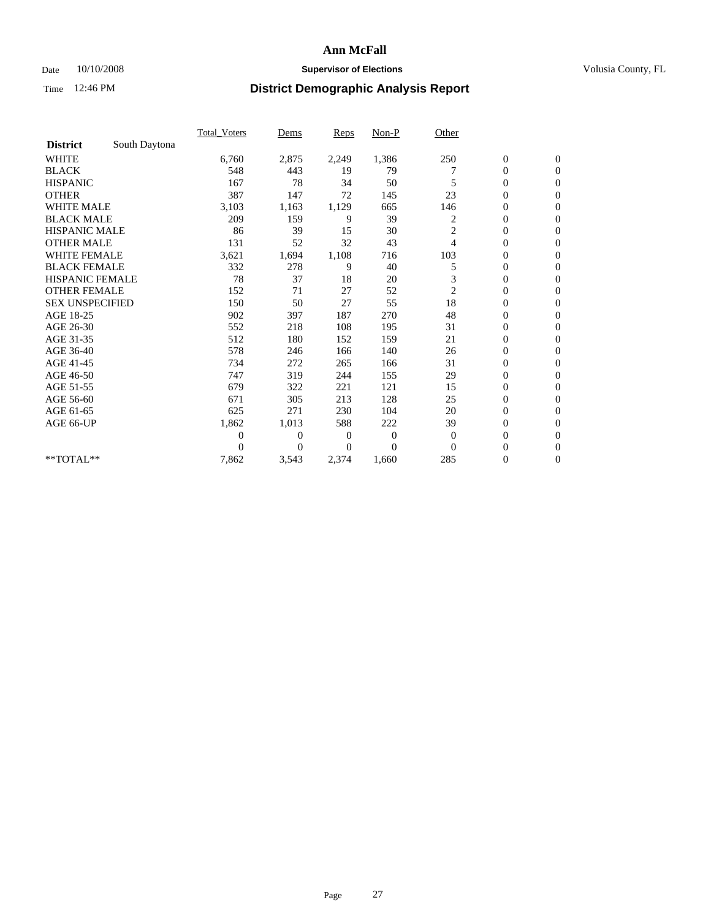# Ann McFall

Date 10/10/2008 **Supervisor of Elections** Volusia County, FL

Time 12:46 PM **District Demographic Analysis Report**

| | Total_Voters | Dems | Reps | Non-P | Other | | |
|---|---|---|---|---|---|---|---|
| **District** South Daytona | | | | | | | |
| WHITE | 6,760 | 2,875 | 2,249 | 1,386 | 250 | 0 | 0 |
| BLACK | 548 | 443 | 19 | 79 | 7 | 0 | 0 |
| HISPANIC | 167 | 78 | 34 | 50 | 5 | 0 | 0 |
| OTHER | 387 | 147 | 72 | 145 | 23 | 0 | 0 |
| WHITE MALE | 3,103 | 1,163 | 1,129 | 665 | 146 | 0 | 0 |
| BLACK MALE | 209 | 159 | 9 | 39 | 2 | 0 | 0 |
| HISPANIC MALE | 86 | 39 | 15 | 30 | 2 | 0 | 0 |
| OTHER MALE | 131 | 52 | 32 | 43 | 4 | 0 | 0 |
| WHITE FEMALE | 3,621 | 1,694 | 1,108 | 716 | 103 | 0 | 0 |
| BLACK FEMALE | 332 | 278 | 9 | 40 | 5 | 0 | 0 |
| HISPANIC FEMALE | 78 | 37 | 18 | 20 | 3 | 0 | 0 |
| OTHER FEMALE | 152 | 71 | 27 | 52 | 2 | 0 | 0 |
| SEX UNSPECIFIED | 150 | 50 | 27 | 55 | 18 | 0 | 0 |
| AGE 18-25 | 902 | 397 | 187 | 270 | 48 | 0 | 0 |
| AGE 26-30 | 552 | 218 | 108 | 195 | 31 | 0 | 0 |
| AGE 31-35 | 512 | 180 | 152 | 159 | 21 | 0 | 0 |
| AGE 36-40 | 578 | 246 | 166 | 140 | 26 | 0 | 0 |
| AGE 41-45 | 734 | 272 | 265 | 166 | 31 | 0 | 0 |
| AGE 46-50 | 747 | 319 | 244 | 155 | 29 | 0 | 0 |
| AGE 51-55 | 679 | 322 | 221 | 121 | 15 | 0 | 0 |
| AGE 56-60 | 671 | 305 | 213 | 128 | 25 | 0 | 0 |
| AGE 61-65 | 625 | 271 | 230 | 104 | 20 | 0 | 0 |
| AGE 66-UP | 1,862 | 1,013 | 588 | 222 | 39 | 0 | 0 |
| | 0 | 0 | 0 | 0 | 0 | 0 | 0 |
| | 0 | 0 | 0 | 0 | 0 | 0 | 0 |
| **TOTAL** | 7,862 | 3,543 | 2,374 | 1,660 | 285 | 0 | 0 |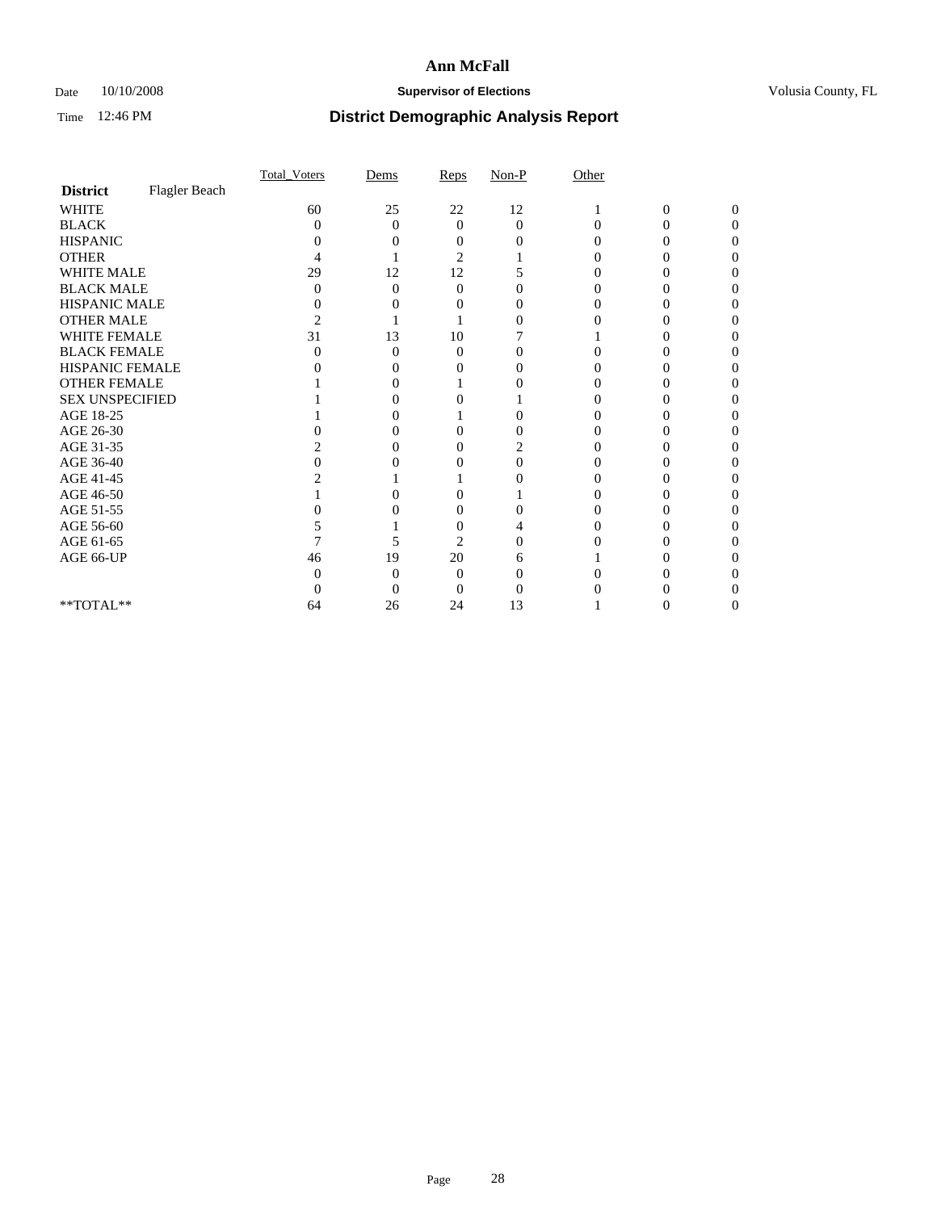# Ann McFall

Date 10/10/2008 **Supervisor of Elections** Volusia County, FL

Time 12:46 PM **District Demographic Analysis Report**

| | Total_Voters | Dems | Reps | Non-P | Other | | |
|---|---|---|---|---|---|---|---|
| **District** Flagler Beach | | | | | | | |
| WHITE | 60 | 25 | 22 | 12 | 1 | 0 | 0 |
| BLACK | 0 | 0 | 0 | 0 | 0 | 0 | 0 |
| HISPANIC | 0 | 0 | 0 | 0 | 0 | 0 | 0 |
| OTHER | 4 | 1 | 2 | 1 | 0 | 0 | 0 |
| WHITE MALE | 29 | 12 | 12 | 5 | 0 | 0 | 0 |
| BLACK MALE | 0 | 0 | 0 | 0 | 0 | 0 | 0 |
| HISPANIC MALE | 0 | 0 | 0 | 0 | 0 | 0 | 0 |
| OTHER MALE | 2 | 1 | 1 | 0 | 0 | 0 | 0 |
| WHITE FEMALE | 31 | 13 | 10 | 7 | 1 | 0 | 0 |
| BLACK FEMALE | 0 | 0 | 0 | 0 | 0 | 0 | 0 |
| HISPANIC FEMALE | 0 | 0 | 0 | 0 | 0 | 0 | 0 |
| OTHER FEMALE | 1 | 0 | 1 | 0 | 0 | 0 | 0 |
| SEX UNSPECIFIED | 1 | 0 | 0 | 1 | 0 | 0 | 0 |
| AGE 18-25 | 1 | 0 | 1 | 0 | 0 | 0 | 0 |
| AGE 26-30 | 0 | 0 | 0 | 0 | 0 | 0 | 0 |
| AGE 31-35 | 2 | 0 | 0 | 2 | 0 | 0 | 0 |
| AGE 36-40 | 0 | 0 | 0 | 0 | 0 | 0 | 0 |
| AGE 41-45 | 2 | 1 | 1 | 0 | 0 | 0 | 0 |
| AGE 46-50 | 1 | 0 | 0 | 1 | 0 | 0 | 0 |
| AGE 51-55 | 0 | 0 | 0 | 0 | 0 | 0 | 0 |
| AGE 56-60 | 5 | 1 | 0 | 4 | 0 | 0 | 0 |
| AGE 61-65 | 7 | 5 | 2 | 0 | 0 | 0 | 0 |
| AGE 66-UP | 46 | 19 | 20 | 6 | 1 | 0 | 0 |
| | 0 | 0 | 0 | 0 | 0 | 0 | 0 |
| | 0 | 0 | 0 | 0 | 0 | 0 | 0 |
| **TOTAL** | 64 | 26 | 24 | 13 | 1 | 0 | 0 |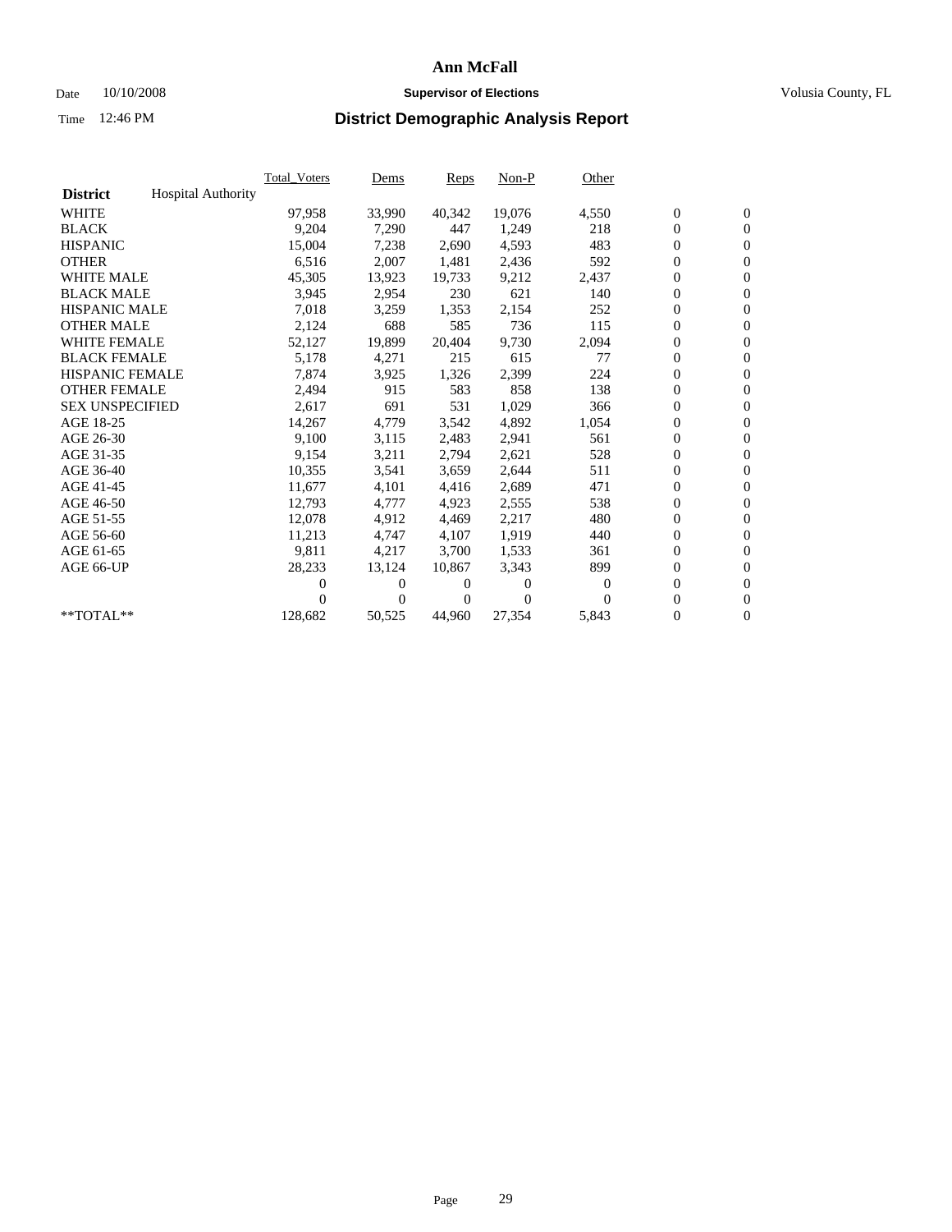# Ann McFall

Date 10/10/2008 **Supervisor of Elections** Volusia County, FL

Time 12:46 PM **District Demographic Analysis Report**

| | Total_Voters | Dems | Reps | Non-P | Other | | |
|---|---|---|---|---|---|---|---|
| **District** Hospital Authority | | | | | | | |
| WHITE | 97,958 | 33,990 | 40,342 | 19,076 | 4,550 | 0 | 0 |
| BLACK | 9,204 | 7,290 | 447 | 1,249 | 218 | 0 | 0 |
| HISPANIC | 15,004 | 7,238 | 2,690 | 4,593 | 483 | 0 | 0 |
| OTHER | 6,516 | 2,007 | 1,481 | 2,436 | 592 | 0 | 0 |
| WHITE MALE | 45,305 | 13,923 | 19,733 | 9,212 | 2,437 | 0 | 0 |
| BLACK MALE | 3,945 | 2,954 | 230 | 621 | 140 | 0 | 0 |
| HISPANIC MALE | 7,018 | 3,259 | 1,353 | 2,154 | 252 | 0 | 0 |
| OTHER MALE | 2,124 | 688 | 585 | 736 | 115 | 0 | 0 |
| WHITE FEMALE | 52,127 | 19,899 | 20,404 | 9,730 | 2,094 | 0 | 0 |
| BLACK FEMALE | 5,178 | 4,271 | 215 | 615 | 77 | 0 | 0 |
| HISPANIC FEMALE | 7,874 | 3,925 | 1,326 | 2,399 | 224 | 0 | 0 |
| OTHER FEMALE | 2,494 | 915 | 583 | 858 | 138 | 0 | 0 |
| SEX UNSPECIFIED | 2,617 | 691 | 531 | 1,029 | 366 | 0 | 0 |
| AGE 18-25 | 14,267 | 4,779 | 3,542 | 4,892 | 1,054 | 0 | 0 |
| AGE 26-30 | 9,100 | 3,115 | 2,483 | 2,941 | 561 | 0 | 0 |
| AGE 31-35 | 9,154 | 3,211 | 2,794 | 2,621 | 528 | 0 | 0 |
| AGE 36-40 | 10,355 | 3,541 | 3,659 | 2,644 | 511 | 0 | 0 |
| AGE 41-45 | 11,677 | 4,101 | 4,416 | 2,689 | 471 | 0 | 0 |
| AGE 46-50 | 12,793 | 4,777 | 4,923 | 2,555 | 538 | 0 | 0 |
| AGE 51-55 | 12,078 | 4,912 | 4,469 | 2,217 | 480 | 0 | 0 |
| AGE 56-60 | 11,213 | 4,747 | 4,107 | 1,919 | 440 | 0 | 0 |
| AGE 61-65 | 9,811 | 4,217 | 3,700 | 1,533 | 361 | 0 | 0 |
| AGE 66-UP | 28,233 | 13,124 | 10,867 | 3,343 | 899 | 0 | 0 |
| | 0 | 0 | 0 | 0 | 0 | 0 | 0 |
| | 0 | 0 | 0 | 0 | 0 | 0 | 0 |
| **TOTAL** | 128,682 | 50,525 | 44,960 | 27,354 | 5,843 | 0 | 0 |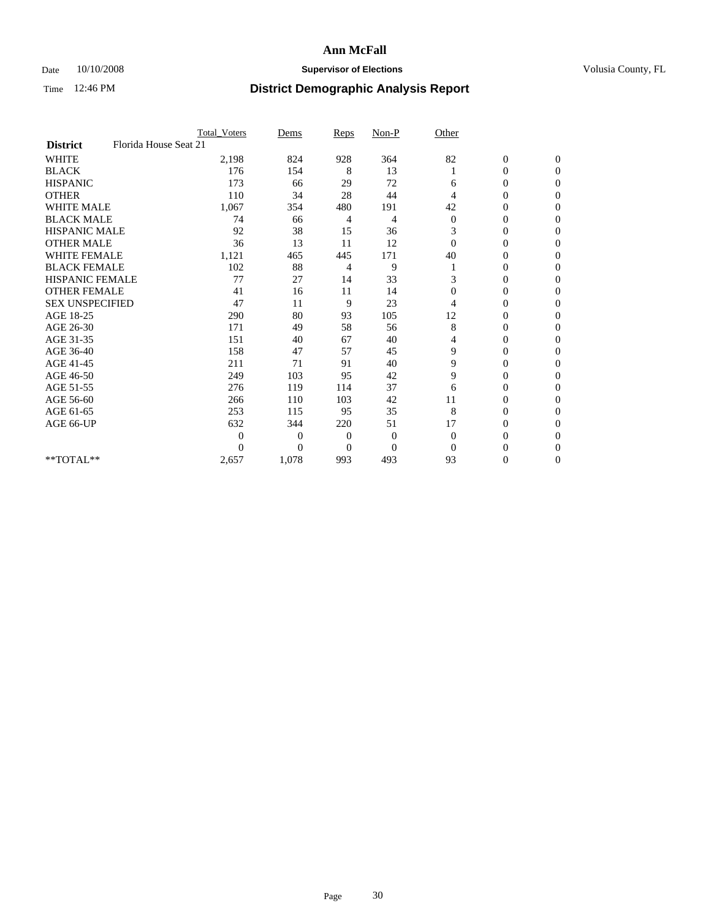# Ann McFall

Date 10/10/2008 **Supervisor of Elections** Volusia County, FL

Time 12:46 PM **District Demographic Analysis Report**

| | Total_Voters | Dems | Reps | Non-P | Other | | |
|---|---|---|---|---|---|---|---|
| **District** Florida House Seat 21 | | | | | | | |
| WHITE | 2,198 | 824 | 928 | 364 | 82 | 0 | 0 |
| BLACK | 176 | 154 | 8 | 13 | 1 | 0 | 0 |
| HISPANIC | 173 | 66 | 29 | 72 | 6 | 0 | 0 |
| OTHER | 110 | 34 | 28 | 44 | 4 | 0 | 0 |
| WHITE MALE | 1,067 | 354 | 480 | 191 | 42 | 0 | 0 |
| BLACK MALE | 74 | 66 | 4 | 4 | 0 | 0 | 0 |
| HISPANIC MALE | 92 | 38 | 15 | 36 | 3 | 0 | 0 |
| OTHER MALE | 36 | 13 | 11 | 12 | 0 | 0 | 0 |
| WHITE FEMALE | 1,121 | 465 | 445 | 171 | 40 | 0 | 0 |
| BLACK FEMALE | 102 | 88 | 4 | 9 | 1 | 0 | 0 |
| HISPANIC FEMALE | 77 | 27 | 14 | 33 | 3 | 0 | 0 |
| OTHER FEMALE | 41 | 16 | 11 | 14 | 0 | 0 | 0 |
| SEX UNSPECIFIED | 47 | 11 | 9 | 23 | 4 | 0 | 0 |
| AGE 18-25 | 290 | 80 | 93 | 105 | 12 | 0 | 0 |
| AGE 26-30 | 171 | 49 | 58 | 56 | 8 | 0 | 0 |
| AGE 31-35 | 151 | 40 | 67 | 40 | 4 | 0 | 0 |
| AGE 36-40 | 158 | 47 | 57 | 45 | 9 | 0 | 0 |
| AGE 41-45 | 211 | 71 | 91 | 40 | 9 | 0 | 0 |
| AGE 46-50 | 249 | 103 | 95 | 42 | 9 | 0 | 0 |
| AGE 51-55 | 276 | 119 | 114 | 37 | 6 | 0 | 0 |
| AGE 56-60 | 266 | 110 | 103 | 42 | 11 | 0 | 0 |
| AGE 61-65 | 253 | 115 | 95 | 35 | 8 | 0 | 0 |
| AGE 66-UP | 632 | 344 | 220 | 51 | 17 | 0 | 0 |
| | 0 | 0 | 0 | 0 | 0 | 0 | 0 |
| | 0 | 0 | 0 | 0 | 0 | 0 | 0 |
| **TOTAL** | 2,657 | 1,078 | 993 | 493 | 93 | 0 | 0 |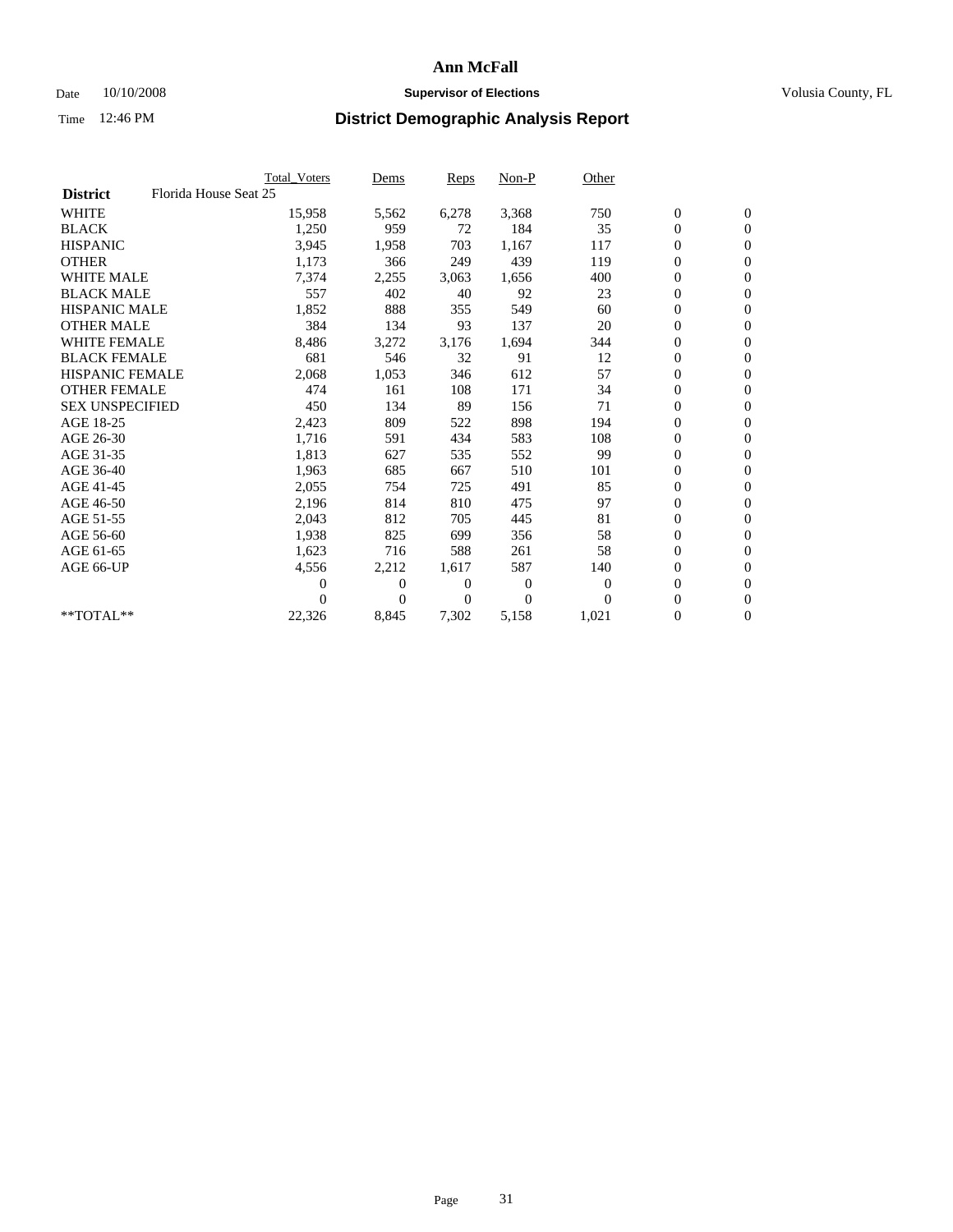# Ann McFall

Date 10/10/2008 **Supervisor of Elections** Volusia County, FL

Time 12:46 PM **District Demographic Analysis Report**

| | Total_Voters | Dems | Reps | Non-P | Other | | |
|---|---|---|---|---|---|---|---|
| **District** Florida House Seat 25 | | | | | | | |
| WHITE | 15,958 | 5,562 | 6,278 | 3,368 | 750 | 0 | 0 |
| BLACK | 1,250 | 959 | 72 | 184 | 35 | 0 | 0 |
| HISPANIC | 3,945 | 1,958 | 703 | 1,167 | 117 | 0 | 0 |
| OTHER | 1,173 | 366 | 249 | 439 | 119 | 0 | 0 |
| WHITE MALE | 7,374 | 2,255 | 3,063 | 1,656 | 400 | 0 | 0 |
| BLACK MALE | 557 | 402 | 40 | 92 | 23 | 0 | 0 |
| HISPANIC MALE | 1,852 | 888 | 355 | 549 | 60 | 0 | 0 |
| OTHER MALE | 384 | 134 | 93 | 137 | 20 | 0 | 0 |
| WHITE FEMALE | 8,486 | 3,272 | 3,176 | 1,694 | 344 | 0 | 0 |
| BLACK FEMALE | 681 | 546 | 32 | 91 | 12 | 0 | 0 |
| HISPANIC FEMALE | 2,068 | 1,053 | 346 | 612 | 57 | 0 | 0 |
| OTHER FEMALE | 474 | 161 | 108 | 171 | 34 | 0 | 0 |
| SEX UNSPECIFIED | 450 | 134 | 89 | 156 | 71 | 0 | 0 |
| AGE 18-25 | 2,423 | 809 | 522 | 898 | 194 | 0 | 0 |
| AGE 26-30 | 1,716 | 591 | 434 | 583 | 108 | 0 | 0 |
| AGE 31-35 | 1,813 | 627 | 535 | 552 | 99 | 0 | 0 |
| AGE 36-40 | 1,963 | 685 | 667 | 510 | 101 | 0 | 0 |
| AGE 41-45 | 2,055 | 754 | 725 | 491 | 85 | 0 | 0 |
| AGE 46-50 | 2,196 | 814 | 810 | 475 | 97 | 0 | 0 |
| AGE 51-55 | 2,043 | 812 | 705 | 445 | 81 | 0 | 0 |
| AGE 56-60 | 1,938 | 825 | 699 | 356 | 58 | 0 | 0 |
| AGE 61-65 | 1,623 | 716 | 588 | 261 | 58 | 0 | 0 |
| AGE 66-UP | 4,556 | 2,212 | 1,617 | 587 | 140 | 0 | 0 |
| | 0 | 0 | 0 | 0 | 0 | 0 | 0 |
| | 0 | 0 | 0 | 0 | 0 | 0 | 0 |
| **TOTAL** | 22,326 | 8,845 | 7,302 | 5,158 | 1,021 | 0 | 0 |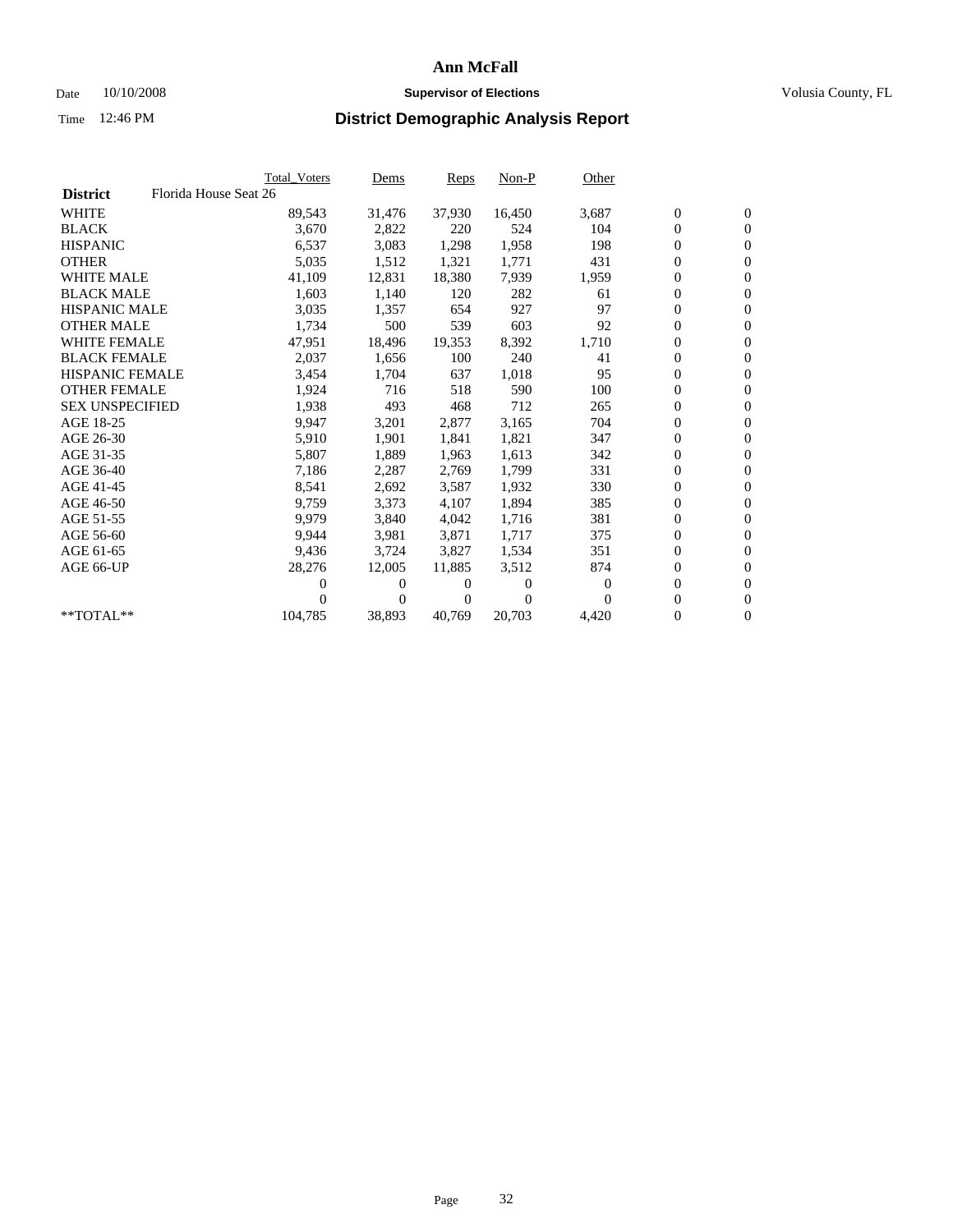# Ann McFall

Date 10/10/2008 **Supervisor of Elections** Volusia County, FL

Time 12:46 PM

## District Demographic Analysis Report

| District | Florida House Seat 26 | Total_Voters | Dems | Reps | Non-P | Other | | |
|---|---|---|---|---|---|---|---|---|
| WHITE | | 89,543 | 31,476 | 37,930 | 16,450 | 3,687 | 0 | 0 |
| BLACK | | 3,670 | 2,822 | 220 | 524 | 104 | 0 | 0 |
| HISPANIC | | 6,537 | 3,083 | 1,298 | 1,958 | 198 | 0 | 0 |
| OTHER | | 5,035 | 1,512 | 1,321 | 1,771 | 431 | 0 | 0 |
| WHITE MALE | | 41,109 | 12,831 | 18,380 | 7,939 | 1,959 | 0 | 0 |
| BLACK MALE | | 1,603 | 1,140 | 120 | 282 | 61 | 0 | 0 |
| HISPANIC MALE | | 3,035 | 1,357 | 654 | 927 | 97 | 0 | 0 |
| OTHER MALE | | 1,734 | 500 | 539 | 603 | 92 | 0 | 0 |
| WHITE FEMALE | | 47,951 | 18,496 | 19,353 | 8,392 | 1,710 | 0 | 0 |
| BLACK FEMALE | | 2,037 | 1,656 | 100 | 240 | 41 | 0 | 0 |
| HISPANIC FEMALE | | 3,454 | 1,704 | 637 | 1,018 | 95 | 0 | 0 |
| OTHER FEMALE | | 1,924 | 716 | 518 | 590 | 100 | 0 | 0 |
| SEX UNSPECIFIED | | 1,938 | 493 | 468 | 712 | 265 | 0 | 0 |
| AGE 18-25 | | 9,947 | 3,201 | 2,877 | 3,165 | 704 | 0 | 0 |
| AGE 26-30 | | 5,910 | 1,901 | 1,841 | 1,821 | 347 | 0 | 0 |
| AGE 31-35 | | 5,807 | 1,889 | 1,963 | 1,613 | 342 | 0 | 0 |
| AGE 36-40 | | 7,186 | 2,287 | 2,769 | 1,799 | 331 | 0 | 0 |
| AGE 41-45 | | 8,541 | 2,692 | 3,587 | 1,932 | 330 | 0 | 0 |
| AGE 46-50 | | 9,759 | 3,373 | 4,107 | 1,894 | 385 | 0 | 0 |
| AGE 51-55 | | 9,979 | 3,840 | 4,042 | 1,716 | 381 | 0 | 0 |
| AGE 56-60 | | 9,944 | 3,981 | 3,871 | 1,717 | 375 | 0 | 0 |
| AGE 61-65 | | 9,436 | 3,724 | 3,827 | 1,534 | 351 | 0 | 0 |
| AGE 66-UP | | 28,276 | 12,005 | 11,885 | 3,512 | 874 | 0 | 0 |
| | | 0 | 0 | 0 | 0 | 0 | 0 | 0 |
| | | 0 | 0 | 0 | 0 | 0 | 0 | 0 |
| **TOTAL** | | 104,785 | 38,893 | 40,769 | 20,703 | 4,420 | 0 | 0 |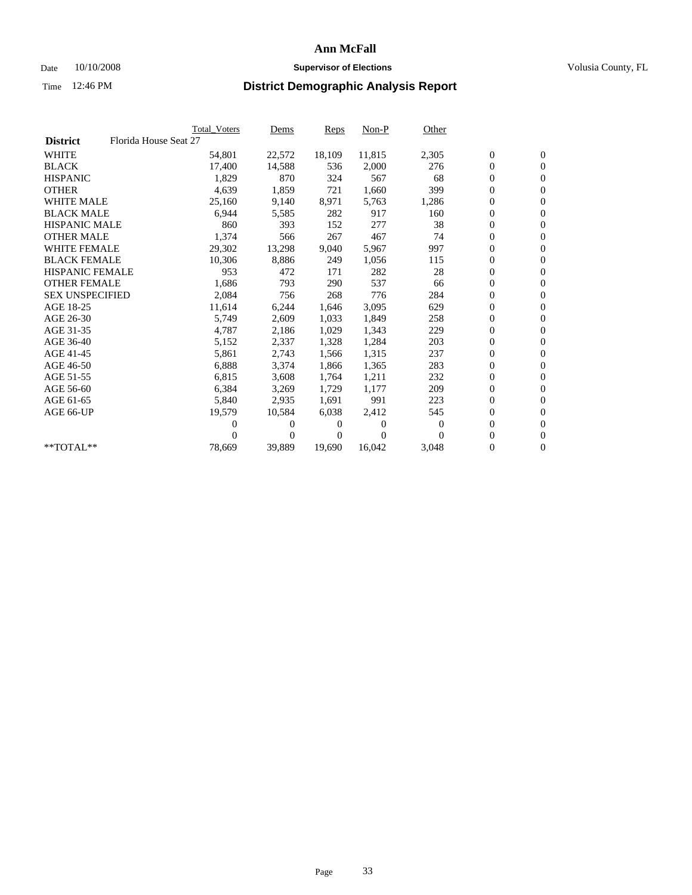# Ann McFall

Date 10/10/2008 **Supervisor of Elections** Volusia County, FL

Time 12:46 PM **District Demographic Analysis Report**

| | Total_Voters | Dems | Reps | Non-P | Other | | |
|---|---|---|---|---|---|---|---|
| **District** Florida House Seat 27 | | | | | | | |
| WHITE | 54,801 | 22,572 | 18,109 | 11,815 | 2,305 | 0 | 0 |
| BLACK | 17,400 | 14,588 | 536 | 2,000 | 276 | 0 | 0 |
| HISPANIC | 1,829 | 870 | 324 | 567 | 68 | 0 | 0 |
| OTHER | 4,639 | 1,859 | 721 | 1,660 | 399 | 0 | 0 |
| WHITE MALE | 25,160 | 9,140 | 8,971 | 5,763 | 1,286 | 0 | 0 |
| BLACK MALE | 6,944 | 5,585 | 282 | 917 | 160 | 0 | 0 |
| HISPANIC MALE | 860 | 393 | 152 | 277 | 38 | 0 | 0 |
| OTHER MALE | 1,374 | 566 | 267 | 467 | 74 | 0 | 0 |
| WHITE FEMALE | 29,302 | 13,298 | 9,040 | 5,967 | 997 | 0 | 0 |
| BLACK FEMALE | 10,306 | 8,886 | 249 | 1,056 | 115 | 0 | 0 |
| HISPANIC FEMALE | 953 | 472 | 171 | 282 | 28 | 0 | 0 |
| OTHER FEMALE | 1,686 | 793 | 290 | 537 | 66 | 0 | 0 |
| SEX UNSPECIFIED | 2,084 | 756 | 268 | 776 | 284 | 0 | 0 |
| AGE 18-25 | 11,614 | 6,244 | 1,646 | 3,095 | 629 | 0 | 0 |
| AGE 26-30 | 5,749 | 2,609 | 1,033 | 1,849 | 258 | 0 | 0 |
| AGE 31-35 | 4,787 | 2,186 | 1,029 | 1,343 | 229 | 0 | 0 |
| AGE 36-40 | 5,152 | 2,337 | 1,328 | 1,284 | 203 | 0 | 0 |
| AGE 41-45 | 5,861 | 2,743 | 1,566 | 1,315 | 237 | 0 | 0 |
| AGE 46-50 | 6,888 | 3,374 | 1,866 | 1,365 | 283 | 0 | 0 |
| AGE 51-55 | 6,815 | 3,608 | 1,764 | 1,211 | 232 | 0 | 0 |
| AGE 56-60 | 6,384 | 3,269 | 1,729 | 1,177 | 209 | 0 | 0 |
| AGE 61-65 | 5,840 | 2,935 | 1,691 | 991 | 223 | 0 | 0 |
| AGE 66-UP | 19,579 | 10,584 | 6,038 | 2,412 | 545 | 0 | 0 |
| | 0 | 0 | 0 | 0 | 0 | 0 | 0 |
| | 0 | 0 | 0 | 0 | 0 | 0 | 0 |
| **TOTAL** | 78,669 | 39,889 | 19,690 | 16,042 | 3,048 | 0 | 0 |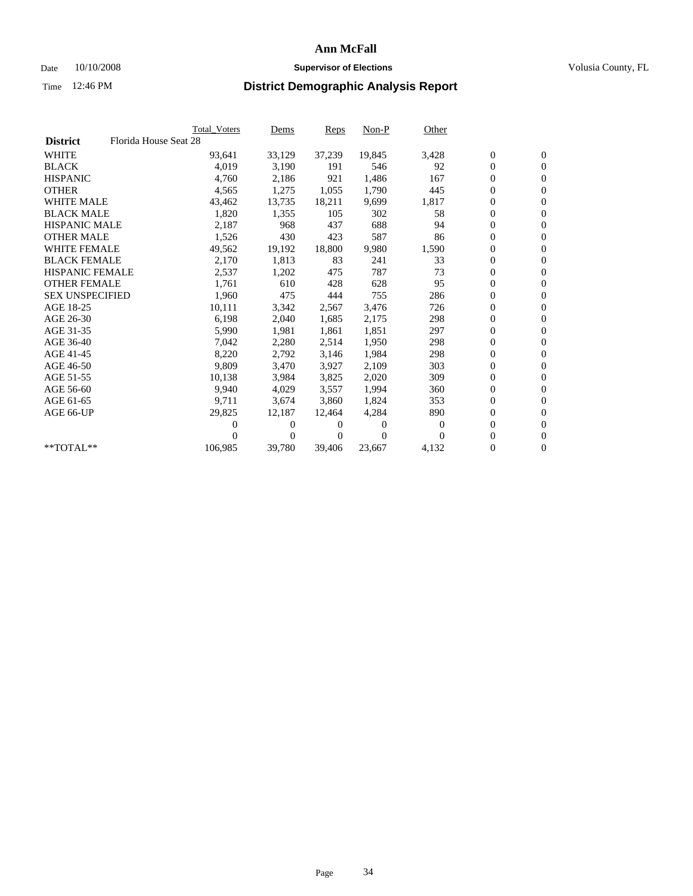# Ann McFall

Date 10/10/2008 **Supervisor of Elections** Volusia County, FL

Time 12:46 PM **District Demographic Analysis Report**

| | Total_Voters | Dems | Reps | Non-P | Other | | |
|---|---|---|---|---|---|---|---|
| **District** Florida House Seat 28 | | | | | | | |
| WHITE | 93,641 | 33,129 | 37,239 | 19,845 | 3,428 | 0 | 0 |
| BLACK | 4,019 | 3,190 | 191 | 546 | 92 | 0 | 0 |
| HISPANIC | 4,760 | 2,186 | 921 | 1,486 | 167 | 0 | 0 |
| OTHER | 4,565 | 1,275 | 1,055 | 1,790 | 445 | 0 | 0 |
| WHITE MALE | 43,462 | 13,735 | 18,211 | 9,699 | 1,817 | 0 | 0 |
| BLACK MALE | 1,820 | 1,355 | 105 | 302 | 58 | 0 | 0 |
| HISPANIC MALE | 2,187 | 968 | 437 | 688 | 94 | 0 | 0 |
| OTHER MALE | 1,526 | 430 | 423 | 587 | 86 | 0 | 0 |
| WHITE FEMALE | 49,562 | 19,192 | 18,800 | 9,980 | 1,590 | 0 | 0 |
| BLACK FEMALE | 2,170 | 1,813 | 83 | 241 | 33 | 0 | 0 |
| HISPANIC FEMALE | 2,537 | 1,202 | 475 | 787 | 73 | 0 | 0 |
| OTHER FEMALE | 1,761 | 610 | 428 | 628 | 95 | 0 | 0 |
| SEX UNSPECIFIED | 1,960 | 475 | 444 | 755 | 286 | 0 | 0 |
| AGE 18-25 | 10,111 | 3,342 | 2,567 | 3,476 | 726 | 0 | 0 |
| AGE 26-30 | 6,198 | 2,040 | 1,685 | 2,175 | 298 | 0 | 0 |
| AGE 31-35 | 5,990 | 1,981 | 1,861 | 1,851 | 297 | 0 | 0 |
| AGE 36-40 | 7,042 | 2,280 | 2,514 | 1,950 | 298 | 0 | 0 |
| AGE 41-45 | 8,220 | 2,792 | 3,146 | 1,984 | 298 | 0 | 0 |
| AGE 46-50 | 9,809 | 3,470 | 3,927 | 2,109 | 303 | 0 | 0 |
| AGE 51-55 | 10,138 | 3,984 | 3,825 | 2,020 | 309 | 0 | 0 |
| AGE 56-60 | 9,940 | 4,029 | 3,557 | 1,994 | 360 | 0 | 0 |
| AGE 61-65 | 9,711 | 3,674 | 3,860 | 1,824 | 353 | 0 | 0 |
| AGE 66-UP | 29,825 | 12,187 | 12,464 | 4,284 | 890 | 0 | 0 |
| | 0 | 0 | 0 | 0 | 0 | 0 | 0 |
| | 0 | 0 | 0 | 0 | 0 | 0 | 0 |
| **TOTAL** | 106,985 | 39,780 | 39,406 | 23,667 | 4,132 | 0 | 0 |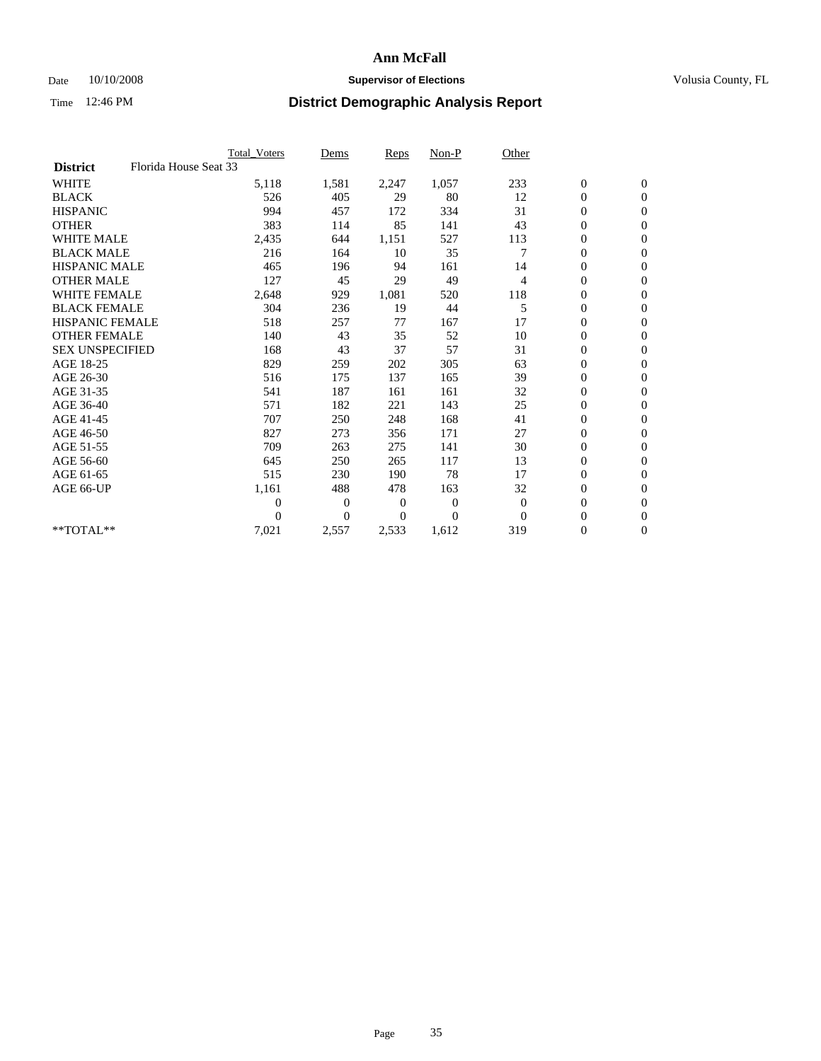# Ann McFall

Date 10/10/2008 | **Supervisor of Elections** | Volusia County, FL

Time 12:46 PM

## District Demographic Analysis Report

| | Total_Voters | Dems | Reps | Non-P | Other | | |
|---|---|---|---|---|---|---|---|
| **District** Florida House Seat 33 | | | | | | | |
| WHITE | 5,118 | 1,581 | 2,247 | 1,057 | 233 | 0 | 0 |
| BLACK | 526 | 405 | 29 | 80 | 12 | 0 | 0 |
| HISPANIC | 994 | 457 | 172 | 334 | 31 | 0 | 0 |
| OTHER | 383 | 114 | 85 | 141 | 43 | 0 | 0 |
| WHITE MALE | 2,435 | 644 | 1,151 | 527 | 113 | 0 | 0 |
| BLACK MALE | 216 | 164 | 10 | 35 | 7 | 0 | 0 |
| HISPANIC MALE | 465 | 196 | 94 | 161 | 14 | 0 | 0 |
| OTHER MALE | 127 | 45 | 29 | 49 | 4 | 0 | 0 |
| WHITE FEMALE | 2,648 | 929 | 1,081 | 520 | 118 | 0 | 0 |
| BLACK FEMALE | 304 | 236 | 19 | 44 | 5 | 0 | 0 |
| HISPANIC FEMALE | 518 | 257 | 77 | 167 | 17 | 0 | 0 |
| OTHER FEMALE | 140 | 43 | 35 | 52 | 10 | 0 | 0 |
| SEX UNSPECIFIED | 168 | 43 | 37 | 57 | 31 | 0 | 0 |
| AGE 18-25 | 829 | 259 | 202 | 305 | 63 | 0 | 0 |
| AGE 26-30 | 516 | 175 | 137 | 165 | 39 | 0 | 0 |
| AGE 31-35 | 541 | 187 | 161 | 161 | 32 | 0 | 0 |
| AGE 36-40 | 571 | 182 | 221 | 143 | 25 | 0 | 0 |
| AGE 41-45 | 707 | 250 | 248 | 168 | 41 | 0 | 0 |
| AGE 46-50 | 827 | 273 | 356 | 171 | 27 | 0 | 0 |
| AGE 51-55 | 709 | 263 | 275 | 141 | 30 | 0 | 0 |
| AGE 56-60 | 645 | 250 | 265 | 117 | 13 | 0 | 0 |
| AGE 61-65 | 515 | 230 | 190 | 78 | 17 | 0 | 0 |
| AGE 66-UP | 1,161 | 488 | 478 | 163 | 32 | 0 | 0 |
| | 0 | 0 | 0 | 0 | 0 | 0 | 0 |
| | 0 | 0 | 0 | 0 | 0 | 0 | 0 |
| **TOTAL** | 7,021 | 2,557 | 2,533 | 1,612 | 319 | 0 | 0 |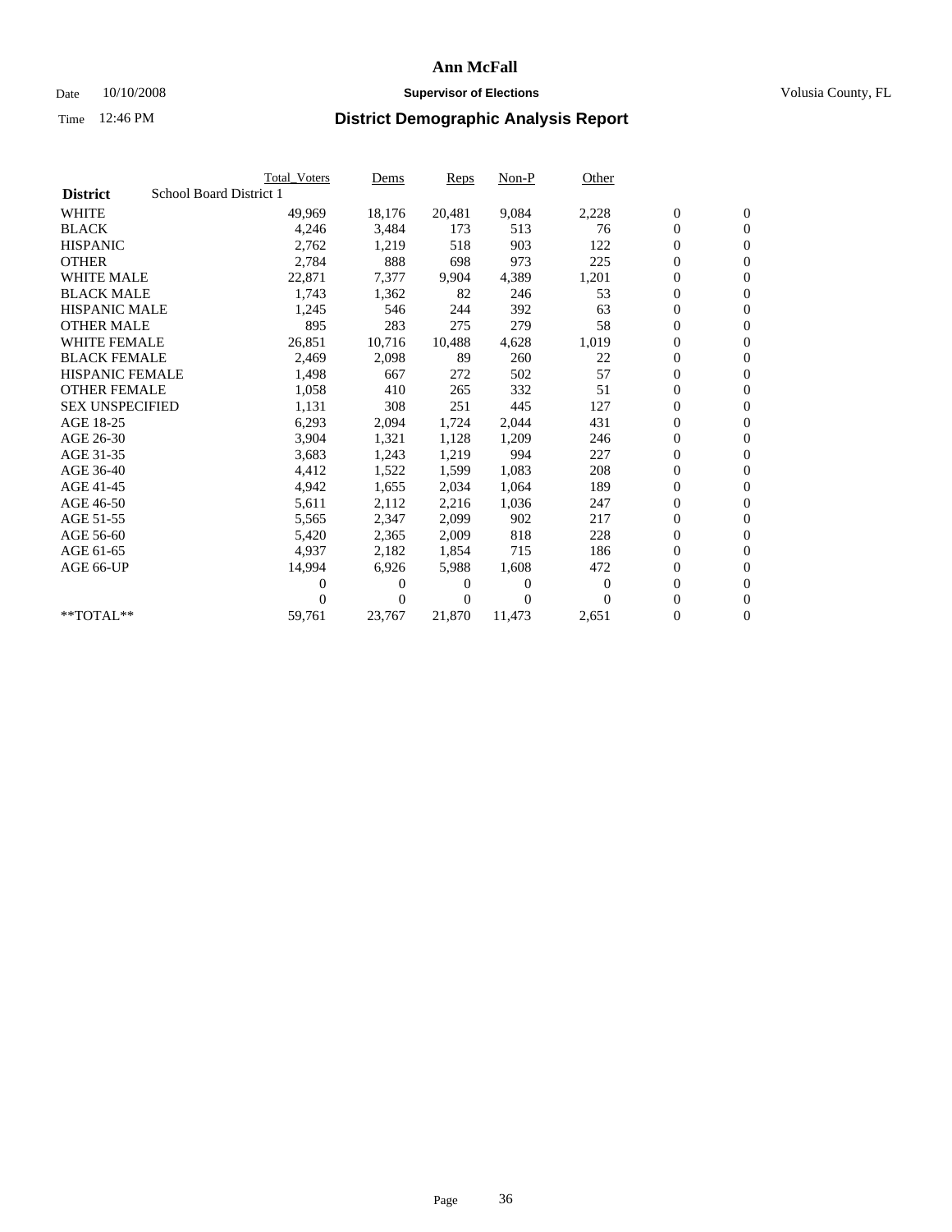# Ann McFall

Date 10/10/2008 **Supervisor of Elections** Volusia County, FL

Time 12:46 PM **District Demographic Analysis Report**

| | Total_Voters | Dems | Reps | Non-P | Other | | |
|---|---|---|---|---|---|---|---|
| **District** School Board District 1 | | | | | | | |
| WHITE | 49,969 | 18,176 | 20,481 | 9,084 | 2,228 | 0 | 0 |
| BLACK | 4,246 | 3,484 | 173 | 513 | 76 | 0 | 0 |
| HISPANIC | 2,762 | 1,219 | 518 | 903 | 122 | 0 | 0 |
| OTHER | 2,784 | 888 | 698 | 973 | 225 | 0 | 0 |
| WHITE MALE | 22,871 | 7,377 | 9,904 | 4,389 | 1,201 | 0 | 0 |
| BLACK MALE | 1,743 | 1,362 | 82 | 246 | 53 | 0 | 0 |
| HISPANIC MALE | 1,245 | 546 | 244 | 392 | 63 | 0 | 0 |
| OTHER MALE | 895 | 283 | 275 | 279 | 58 | 0 | 0 |
| WHITE FEMALE | 26,851 | 10,716 | 10,488 | 4,628 | 1,019 | 0 | 0 |
| BLACK FEMALE | 2,469 | 2,098 | 89 | 260 | 22 | 0 | 0 |
| HISPANIC FEMALE | 1,498 | 667 | 272 | 502 | 57 | 0 | 0 |
| OTHER FEMALE | 1,058 | 410 | 265 | 332 | 51 | 0 | 0 |
| SEX UNSPECIFIED | 1,131 | 308 | 251 | 445 | 127 | 0 | 0 |
| AGE 18-25 | 6,293 | 2,094 | 1,724 | 2,044 | 431 | 0 | 0 |
| AGE 26-30 | 3,904 | 1,321 | 1,128 | 1,209 | 246 | 0 | 0 |
| AGE 31-35 | 3,683 | 1,243 | 1,219 | 994 | 227 | 0 | 0 |
| AGE 36-40 | 4,412 | 1,522 | 1,599 | 1,083 | 208 | 0 | 0 |
| AGE 41-45 | 4,942 | 1,655 | 2,034 | 1,064 | 189 | 0 | 0 |
| AGE 46-50 | 5,611 | 2,112 | 2,216 | 1,036 | 247 | 0 | 0 |
| AGE 51-55 | 5,565 | 2,347 | 2,099 | 902 | 217 | 0 | 0 |
| AGE 56-60 | 5,420 | 2,365 | 2,009 | 818 | 228 | 0 | 0 |
| AGE 61-65 | 4,937 | 2,182 | 1,854 | 715 | 186 | 0 | 0 |
| AGE 66-UP | 14,994 | 6,926 | 5,988 | 1,608 | 472 | 0 | 0 |
| | 0 | 0 | 0 | 0 | 0 | 0 | 0 |
| | 0 | 0 | 0 | 0 | 0 | 0 | 0 |
| **TOTAL** | 59,761 | 23,767 | 21,870 | 11,473 | 2,651 | 0 | 0 |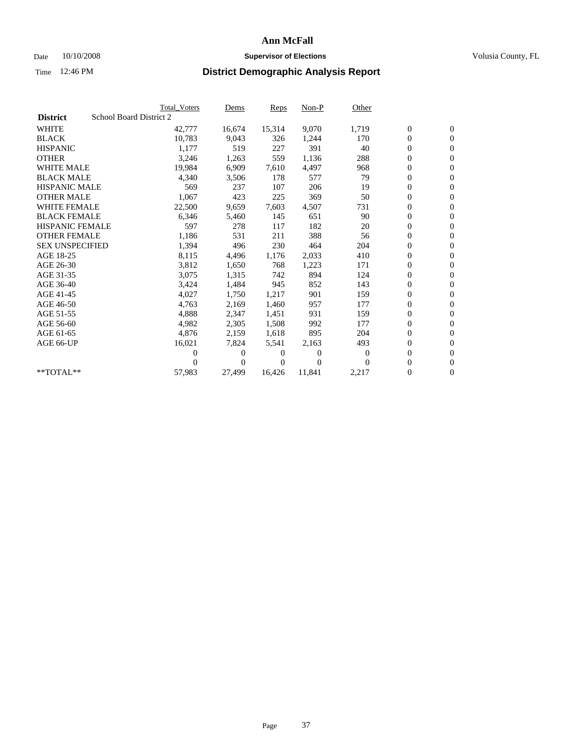# Ann McFall

Date 10/10/2008 **Supervisor of Elections** Volusia County, FL

Time 12:46 PM **District Demographic Analysis Report**

| | Total_Voters | Dems | Reps | Non-P | Other | | |
|---|---|---|---|---|---|---|---|
| **District** School Board District 2 | | | | | | | |
| WHITE | 42,777 | 16,674 | 15,314 | 9,070 | 1,719 | 0 | 0 |
| BLACK | 10,783 | 9,043 | 326 | 1,244 | 170 | 0 | 0 |
| HISPANIC | 1,177 | 519 | 227 | 391 | 40 | 0 | 0 |
| OTHER | 3,246 | 1,263 | 559 | 1,136 | 288 | 0 | 0 |
| WHITE MALE | 19,984 | 6,909 | 7,610 | 4,497 | 968 | 0 | 0 |
| BLACK MALE | 4,340 | 3,506 | 178 | 577 | 79 | 0 | 0 |
| HISPANIC MALE | 569 | 237 | 107 | 206 | 19 | 0 | 0 |
| OTHER MALE | 1,067 | 423 | 225 | 369 | 50 | 0 | 0 |
| WHITE FEMALE | 22,500 | 9,659 | 7,603 | 4,507 | 731 | 0 | 0 |
| BLACK FEMALE | 6,346 | 5,460 | 145 | 651 | 90 | 0 | 0 |
| HISPANIC FEMALE | 597 | 278 | 117 | 182 | 20 | 0 | 0 |
| OTHER FEMALE | 1,186 | 531 | 211 | 388 | 56 | 0 | 0 |
| SEX UNSPECIFIED | 1,394 | 496 | 230 | 464 | 204 | 0 | 0 |
| AGE 18-25 | 8,115 | 4,496 | 1,176 | 2,033 | 410 | 0 | 0 |
| AGE 26-30 | 3,812 | 1,650 | 768 | 1,223 | 171 | 0 | 0 |
| AGE 31-35 | 3,075 | 1,315 | 742 | 894 | 124 | 0 | 0 |
| AGE 36-40 | 3,424 | 1,484 | 945 | 852 | 143 | 0 | 0 |
| AGE 41-45 | 4,027 | 1,750 | 1,217 | 901 | 159 | 0 | 0 |
| AGE 46-50 | 4,763 | 2,169 | 1,460 | 957 | 177 | 0 | 0 |
| AGE 51-55 | 4,888 | 2,347 | 1,451 | 931 | 159 | 0 | 0 |
| AGE 56-60 | 4,982 | 2,305 | 1,508 | 992 | 177 | 0 | 0 |
| AGE 61-65 | 4,876 | 2,159 | 1,618 | 895 | 204 | 0 | 0 |
| AGE 66-UP | 16,021 | 7,824 | 5,541 | 2,163 | 493 | 0 | 0 |
| | 0 | 0 | 0 | 0 | 0 | 0 | 0 |
| | 0 | 0 | 0 | 0 | 0 | 0 | 0 |
| **TOTAL** | 57,983 | 27,499 | 16,426 | 11,841 | 2,217 | 0 | 0 |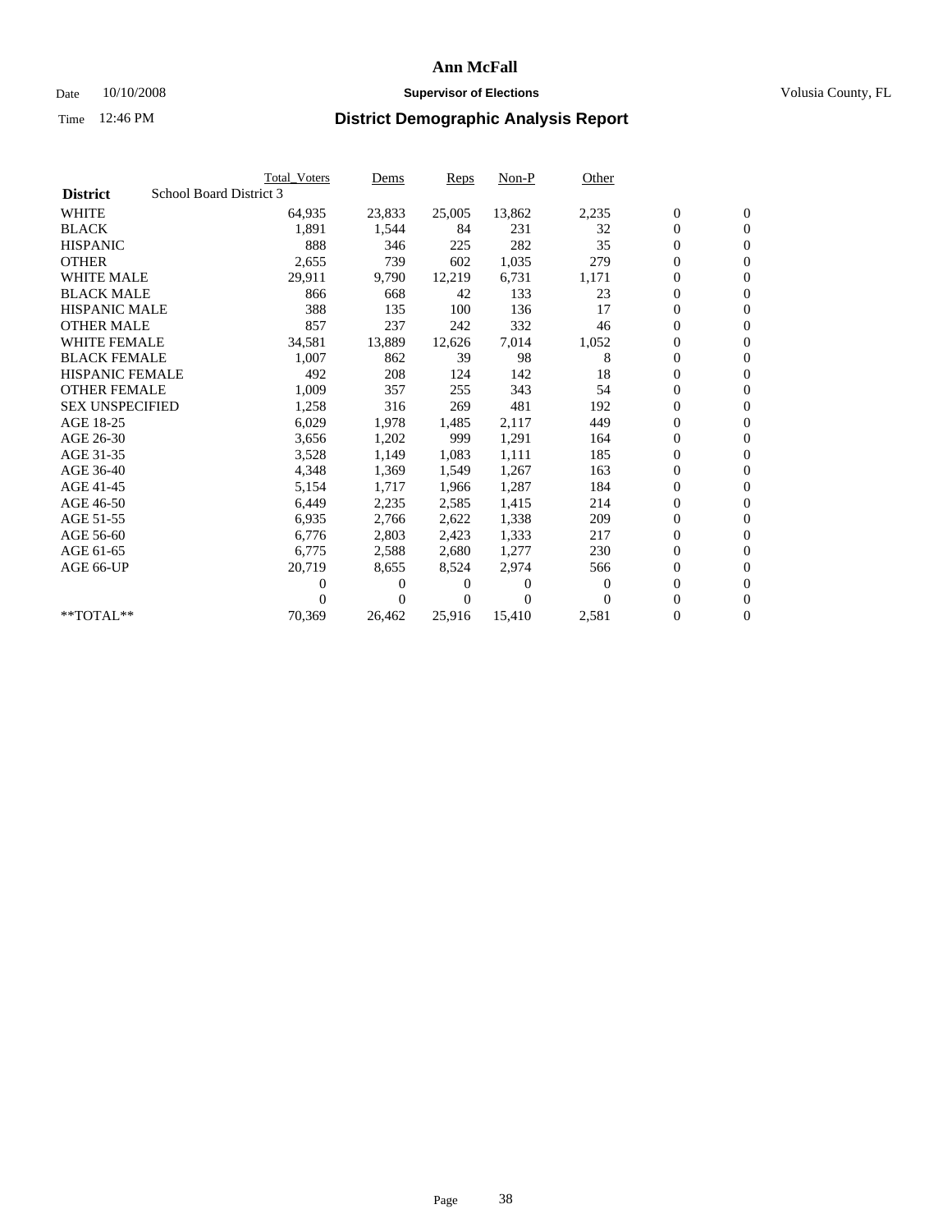# Ann McFall

Date 10/10/2008 **Supervisor of Elections** Volusia County, FL

Time 12:46 PM **District Demographic Analysis Report**

| | Total_Voters | Dems | Reps | Non-P | Other | | |
|---|---|---|---|---|---|---|---|
| **District** School Board District 3 | | | | | | | |
| WHITE | 64,935 | 23,833 | 25,005 | 13,862 | 2,235 | 0 | 0 |
| BLACK | 1,891 | 1,544 | 84 | 231 | 32 | 0 | 0 |
| HISPANIC | 888 | 346 | 225 | 282 | 35 | 0 | 0 |
| OTHER | 2,655 | 739 | 602 | 1,035 | 279 | 0 | 0 |
| WHITE MALE | 29,911 | 9,790 | 12,219 | 6,731 | 1,171 | 0 | 0 |
| BLACK MALE | 866 | 668 | 42 | 133 | 23 | 0 | 0 |
| HISPANIC MALE | 388 | 135 | 100 | 136 | 17 | 0 | 0 |
| OTHER MALE | 857 | 237 | 242 | 332 | 46 | 0 | 0 |
| WHITE FEMALE | 34,581 | 13,889 | 12,626 | 7,014 | 1,052 | 0 | 0 |
| BLACK FEMALE | 1,007 | 862 | 39 | 98 | 8 | 0 | 0 |
| HISPANIC FEMALE | 492 | 208 | 124 | 142 | 18 | 0 | 0 |
| OTHER FEMALE | 1,009 | 357 | 255 | 343 | 54 | 0 | 0 |
| SEX UNSPECIFIED | 1,258 | 316 | 269 | 481 | 192 | 0 | 0 |
| AGE 18-25 | 6,029 | 1,978 | 1,485 | 2,117 | 449 | 0 | 0 |
| AGE 26-30 | 3,656 | 1,202 | 999 | 1,291 | 164 | 0 | 0 |
| AGE 31-35 | 3,528 | 1,149 | 1,083 | 1,111 | 185 | 0 | 0 |
| AGE 36-40 | 4,348 | 1,369 | 1,549 | 1,267 | 163 | 0 | 0 |
| AGE 41-45 | 5,154 | 1,717 | 1,966 | 1,287 | 184 | 0 | 0 |
| AGE 46-50 | 6,449 | 2,235 | 2,585 | 1,415 | 214 | 0 | 0 |
| AGE 51-55 | 6,935 | 2,766 | 2,622 | 1,338 | 209 | 0 | 0 |
| AGE 56-60 | 6,776 | 2,803 | 2,423 | 1,333 | 217 | 0 | 0 |
| AGE 61-65 | 6,775 | 2,588 | 2,680 | 1,277 | 230 | 0 | 0 |
| AGE 66-UP | 20,719 | 8,655 | 8,524 | 2,974 | 566 | 0 | 0 |
| | 0 | 0 | 0 | 0 | 0 | 0 | 0 |
| | 0 | 0 | 0 | 0 | 0 | 0 | 0 |
| **TOTAL** | 70,369 | 26,462 | 25,916 | 15,410 | 2,581 | 0 | 0 |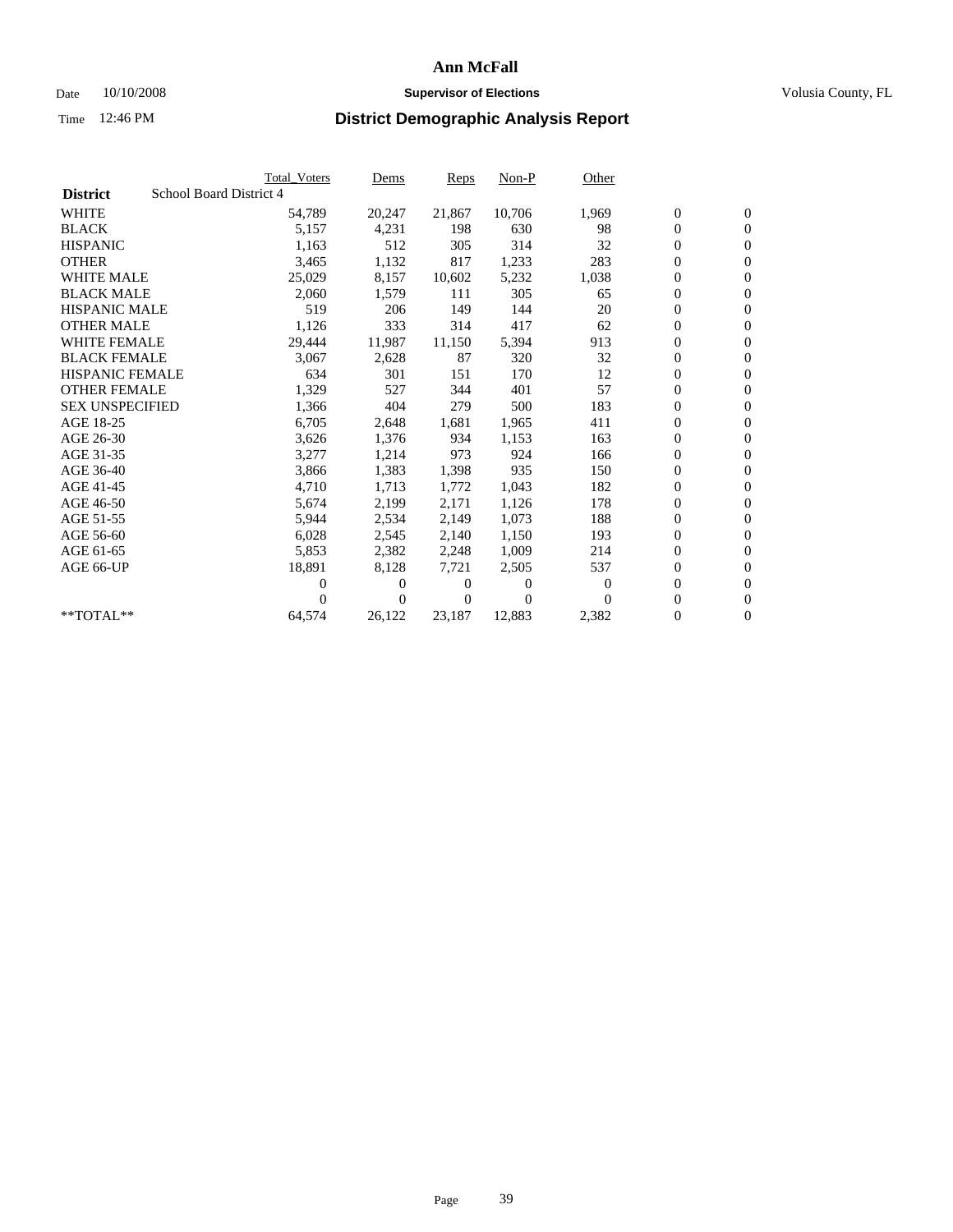# Ann McFall

Date 10/10/2008 **Supervisor of Elections** Volusia County, FL

Time 12:46 PM **District Demographic Analysis Report**

| | Total_Voters | Dems | Reps | Non-P | Other | | |
|---|---|---|---|---|---|---|---|
| **District** School Board District 4 | | | | | | | |
| WHITE | 54,789 | 20,247 | 21,867 | 10,706 | 1,969 | 0 | 0 |
| BLACK | 5,157 | 4,231 | 198 | 630 | 98 | 0 | 0 |
| HISPANIC | 1,163 | 512 | 305 | 314 | 32 | 0 | 0 |
| OTHER | 3,465 | 1,132 | 817 | 1,233 | 283 | 0 | 0 |
| WHITE MALE | 25,029 | 8,157 | 10,602 | 5,232 | 1,038 | 0 | 0 |
| BLACK MALE | 2,060 | 1,579 | 111 | 305 | 65 | 0 | 0 |
| HISPANIC MALE | 519 | 206 | 149 | 144 | 20 | 0 | 0 |
| OTHER MALE | 1,126 | 333 | 314 | 417 | 62 | 0 | 0 |
| WHITE FEMALE | 29,444 | 11,987 | 11,150 | 5,394 | 913 | 0 | 0 |
| BLACK FEMALE | 3,067 | 2,628 | 87 | 320 | 32 | 0 | 0 |
| HISPANIC FEMALE | 634 | 301 | 151 | 170 | 12 | 0 | 0 |
| OTHER FEMALE | 1,329 | 527 | 344 | 401 | 57 | 0 | 0 |
| SEX UNSPECIFIED | 1,366 | 404 | 279 | 500 | 183 | 0 | 0 |
| AGE 18-25 | 6,705 | 2,648 | 1,681 | 1,965 | 411 | 0 | 0 |
| AGE 26-30 | 3,626 | 1,376 | 934 | 1,153 | 163 | 0 | 0 |
| AGE 31-35 | 3,277 | 1,214 | 973 | 924 | 166 | 0 | 0 |
| AGE 36-40 | 3,866 | 1,383 | 1,398 | 935 | 150 | 0 | 0 |
| AGE 41-45 | 4,710 | 1,713 | 1,772 | 1,043 | 182 | 0 | 0 |
| AGE 46-50 | 5,674 | 2,199 | 2,171 | 1,126 | 178 | 0 | 0 |
| AGE 51-55 | 5,944 | 2,534 | 2,149 | 1,073 | 188 | 0 | 0 |
| AGE 56-60 | 6,028 | 2,545 | 2,140 | 1,150 | 193 | 0 | 0 |
| AGE 61-65 | 5,853 | 2,382 | 2,248 | 1,009 | 214 | 0 | 0 |
| AGE 66-UP | 18,891 | 8,128 | 7,721 | 2,505 | 537 | 0 | 0 |
| | 0 | 0 | 0 | 0 | 0 | 0 | 0 |
| | 0 | 0 | 0 | 0 | 0 | 0 | 0 |
| **TOTAL** | 64,574 | 26,122 | 23,187 | 12,883 | 2,382 | 0 | 0 |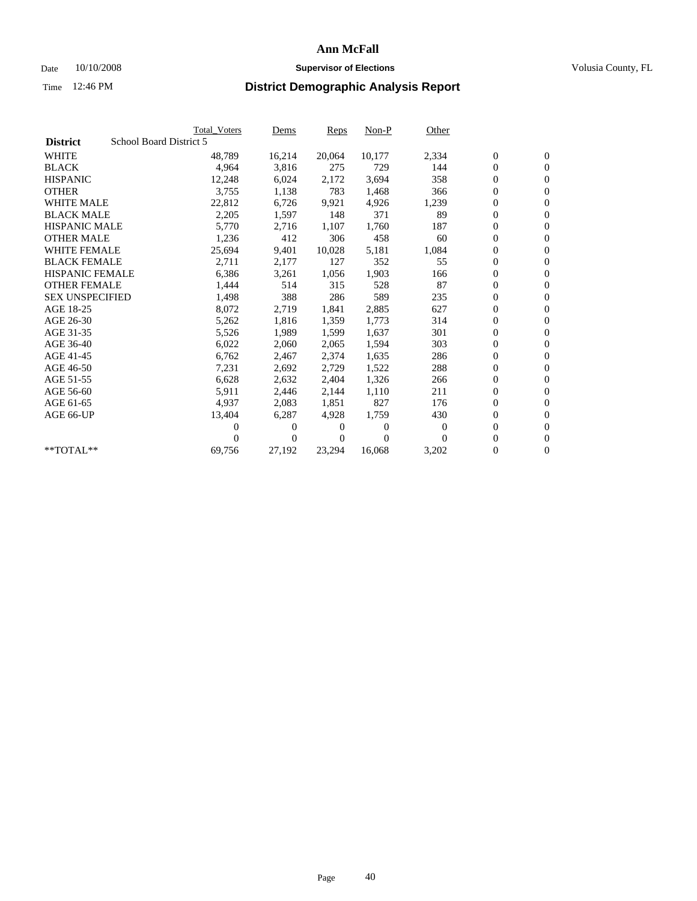**Ann McFall**

Date 10/10/2008 **Supervisor of Elections** Volusia County, FL

Time 12:46 PM **District Demographic Analysis Report**

| | Total_Voters | Dems | Reps | Non-P | Other | | |
|---|---|---|---|---|---|---|---|
| **District** School Board District 5 | | | | | | | |
| WHITE | 48,789 | 16,214 | 20,064 | 10,177 | 2,334 | 0 | 0 |
| BLACK | 4,964 | 3,816 | 275 | 729 | 144 | 0 | 0 |
| HISPANIC | 12,248 | 6,024 | 2,172 | 3,694 | 358 | 0 | 0 |
| OTHER | 3,755 | 1,138 | 783 | 1,468 | 366 | 0 | 0 |
| WHITE MALE | 22,812 | 6,726 | 9,921 | 4,926 | 1,239 | 0 | 0 |
| BLACK MALE | 2,205 | 1,597 | 148 | 371 | 89 | 0 | 0 |
| HISPANIC MALE | 5,770 | 2,716 | 1,107 | 1,760 | 187 | 0 | 0 |
| OTHER MALE | 1,236 | 412 | 306 | 458 | 60 | 0 | 0 |
| WHITE FEMALE | 25,694 | 9,401 | 10,028 | 5,181 | 1,084 | 0 | 0 |
| BLACK FEMALE | 2,711 | 2,177 | 127 | 352 | 55 | 0 | 0 |
| HISPANIC FEMALE | 6,386 | 3,261 | 1,056 | 1,903 | 166 | 0 | 0 |
| OTHER FEMALE | 1,444 | 514 | 315 | 528 | 87 | 0 | 0 |
| SEX UNSPECIFIED | 1,498 | 388 | 286 | 589 | 235 | 0 | 0 |
| AGE 18-25 | 8,072 | 2,719 | 1,841 | 2,885 | 627 | 0 | 0 |
| AGE 26-30 | 5,262 | 1,816 | 1,359 | 1,773 | 314 | 0 | 0 |
| AGE 31-35 | 5,526 | 1,989 | 1,599 | 1,637 | 301 | 0 | 0 |
| AGE 36-40 | 6,022 | 2,060 | 2,065 | 1,594 | 303 | 0 | 0 |
| AGE 41-45 | 6,762 | 2,467 | 2,374 | 1,635 | 286 | 0 | 0 |
| AGE 46-50 | 7,231 | 2,692 | 2,729 | 1,522 | 288 | 0 | 0 |
| AGE 51-55 | 6,628 | 2,632 | 2,404 | 1,326 | 266 | 0 | 0 |
| AGE 56-60 | 5,911 | 2,446 | 2,144 | 1,110 | 211 | 0 | 0 |
| AGE 61-65 | 4,937 | 2,083 | 1,851 | 827 | 176 | 0 | 0 |
| AGE 66-UP | 13,404 | 6,287 | 4,928 | 1,759 | 430 | 0 | 0 |
| | 0 | 0 | 0 | 0 | 0 | 0 | 0 |
| | 0 | 0 | 0 | 0 | 0 | 0 | 0 |
| **TOTAL** | 69,756 | 27,192 | 23,294 | 16,068 | 3,202 | 0 | 0 |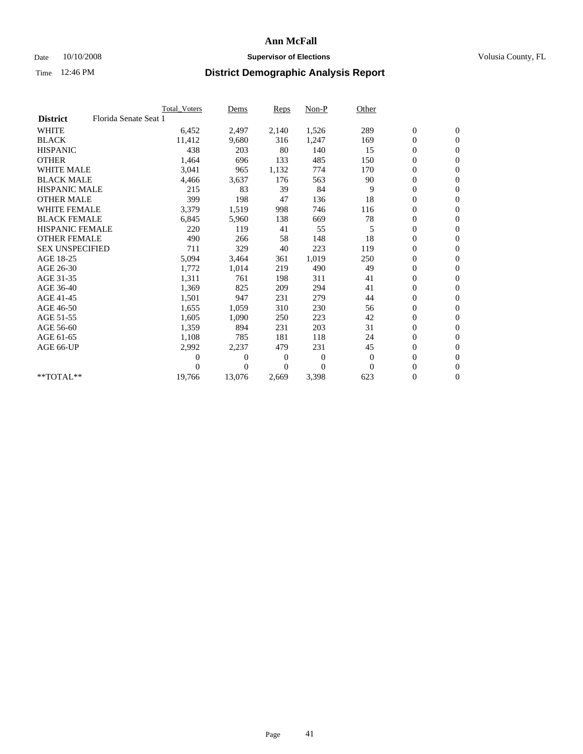# Ann McFall

Date 10/10/2008 **Supervisor of Elections** Volusia County, FL

Time 12:46 PM **District Demographic Analysis Report**

| | Total_Voters | Dems | Reps | Non-P | Other | | |
|---|---|---|---|---|---|---|---|
| **District** Florida Senate Seat 1 | | | | | | | |
| WHITE | 6,452 | 2,497 | 2,140 | 1,526 | 289 | 0 | 0 |
| BLACK | 11,412 | 9,680 | 316 | 1,247 | 169 | 0 | 0 |
| HISPANIC | 438 | 203 | 80 | 140 | 15 | 0 | 0 |
| OTHER | 1,464 | 696 | 133 | 485 | 150 | 0 | 0 |
| WHITE MALE | 3,041 | 965 | 1,132 | 774 | 170 | 0 | 0 |
| BLACK MALE | 4,466 | 3,637 | 176 | 563 | 90 | 0 | 0 |
| HISPANIC MALE | 215 | 83 | 39 | 84 | 9 | 0 | 0 |
| OTHER MALE | 399 | 198 | 47 | 136 | 18 | 0 | 0 |
| WHITE FEMALE | 3,379 | 1,519 | 998 | 746 | 116 | 0 | 0 |
| BLACK FEMALE | 6,845 | 5,960 | 138 | 669 | 78 | 0 | 0 |
| HISPANIC FEMALE | 220 | 119 | 41 | 55 | 5 | 0 | 0 |
| OTHER FEMALE | 490 | 266 | 58 | 148 | 18 | 0 | 0 |
| SEX UNSPECIFIED | 711 | 329 | 40 | 223 | 119 | 0 | 0 |
| AGE 18-25 | 5,094 | 3,464 | 361 | 1,019 | 250 | 0 | 0 |
| AGE 26-30 | 1,772 | 1,014 | 219 | 490 | 49 | 0 | 0 |
| AGE 31-35 | 1,311 | 761 | 198 | 311 | 41 | 0 | 0 |
| AGE 36-40 | 1,369 | 825 | 209 | 294 | 41 | 0 | 0 |
| AGE 41-45 | 1,501 | 947 | 231 | 279 | 44 | 0 | 0 |
| AGE 46-50 | 1,655 | 1,059 | 310 | 230 | 56 | 0 | 0 |
| AGE 51-55 | 1,605 | 1,090 | 250 | 223 | 42 | 0 | 0 |
| AGE 56-60 | 1,359 | 894 | 231 | 203 | 31 | 0 | 0 |
| AGE 61-65 | 1,108 | 785 | 181 | 118 | 24 | 0 | 0 |
| AGE 66-UP | 2,992 | 2,237 | 479 | 231 | 45 | 0 | 0 |
| | 0 | 0 | 0 | 0 | 0 | 0 | 0 |
| | 0 | 0 | 0 | 0 | 0 | 0 | 0 |
| **TOTAL** | 19,766 | 13,076 | 2,669 | 3,398 | 623 | 0 | 0 |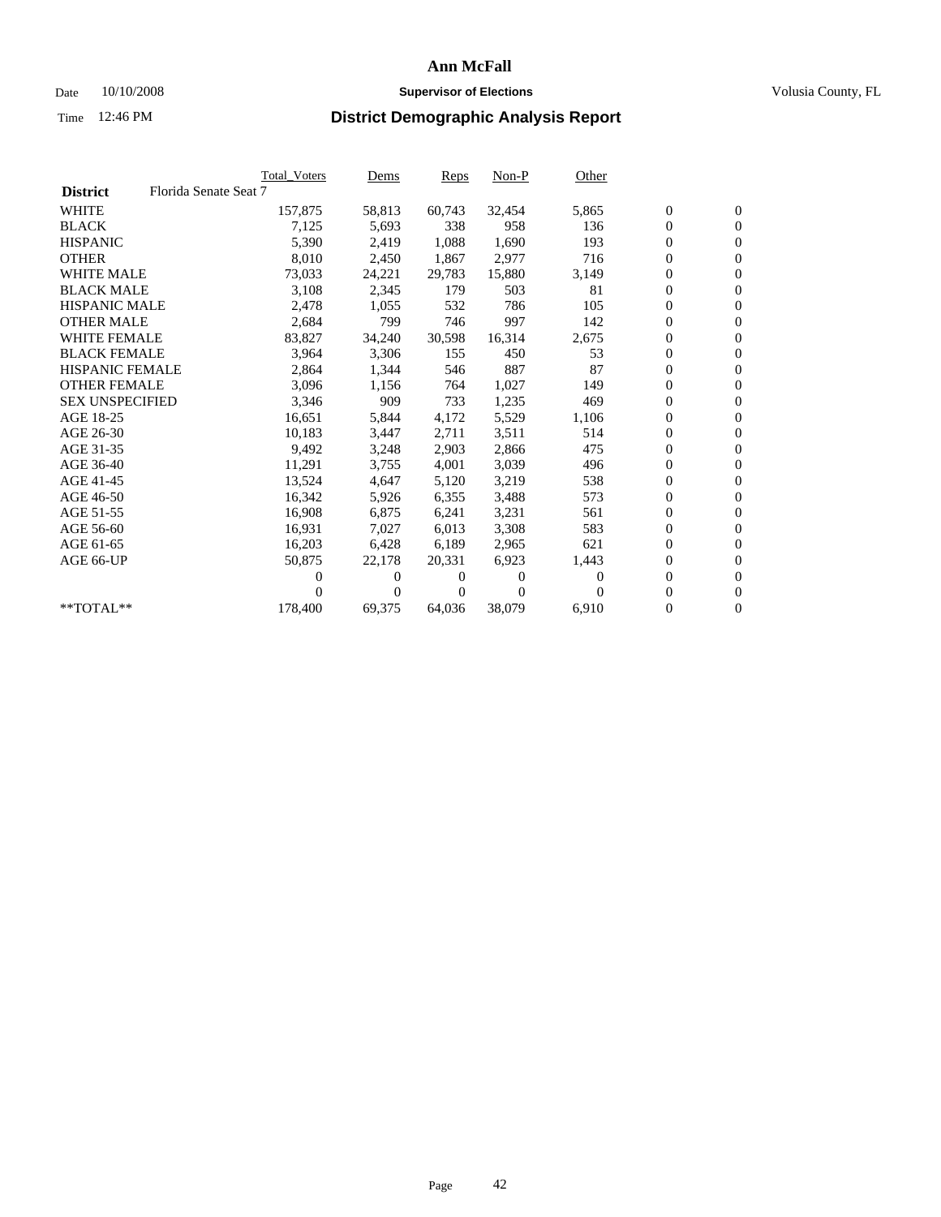# Ann McFall

Date 10/10/2008 **Supervisor of Elections** Volusia County, FL

Time 12:46 PM **District Demographic Analysis Report**

| | Total_Voters | Dems | Reps | Non-P | Other | | |
|---|---|---|---|---|---|---|---|
| **District** Florida Senate Seat 7 | | | | | | | |
| WHITE | 157,875 | 58,813 | 60,743 | 32,454 | 5,865 | 0 | 0 |
| BLACK | 7,125 | 5,693 | 338 | 958 | 136 | 0 | 0 |
| HISPANIC | 5,390 | 2,419 | 1,088 | 1,690 | 193 | 0 | 0 |
| OTHER | 8,010 | 2,450 | 1,867 | 2,977 | 716 | 0 | 0 |
| WHITE MALE | 73,033 | 24,221 | 29,783 | 15,880 | 3,149 | 0 | 0 |
| BLACK MALE | 3,108 | 2,345 | 179 | 503 | 81 | 0 | 0 |
| HISPANIC MALE | 2,478 | 1,055 | 532 | 786 | 105 | 0 | 0 |
| OTHER MALE | 2,684 | 799 | 746 | 997 | 142 | 0 | 0 |
| WHITE FEMALE | 83,827 | 34,240 | 30,598 | 16,314 | 2,675 | 0 | 0 |
| BLACK FEMALE | 3,964 | 3,306 | 155 | 450 | 53 | 0 | 0 |
| HISPANIC FEMALE | 2,864 | 1,344 | 546 | 887 | 87 | 0 | 0 |
| OTHER FEMALE | 3,096 | 1,156 | 764 | 1,027 | 149 | 0 | 0 |
| SEX UNSPECIFIED | 3,346 | 909 | 733 | 1,235 | 469 | 0 | 0 |
| AGE 18-25 | 16,651 | 5,844 | 4,172 | 5,529 | 1,106 | 0 | 0 |
| AGE 26-30 | 10,183 | 3,447 | 2,711 | 3,511 | 514 | 0 | 0 |
| AGE 31-35 | 9,492 | 3,248 | 2,903 | 2,866 | 475 | 0 | 0 |
| AGE 36-40 | 11,291 | 3,755 | 4,001 | 3,039 | 496 | 0 | 0 |
| AGE 41-45 | 13,524 | 4,647 | 5,120 | 3,219 | 538 | 0 | 0 |
| AGE 46-50 | 16,342 | 5,926 | 6,355 | 3,488 | 573 | 0 | 0 |
| AGE 51-55 | 16,908 | 6,875 | 6,241 | 3,231 | 561 | 0 | 0 |
| AGE 56-60 | 16,931 | 7,027 | 6,013 | 3,308 | 583 | 0 | 0 |
| AGE 61-65 | 16,203 | 6,428 | 6,189 | 2,965 | 621 | 0 | 0 |
| AGE 66-UP | 50,875 | 22,178 | 20,331 | 6,923 | 1,443 | 0 | 0 |
| | 0 | 0 | 0 | 0 | 0 | 0 | 0 |
| | 0 | 0 | 0 | 0 | 0 | 0 | 0 |
| **TOTAL** | 178,400 | 69,375 | 64,036 | 38,079 | 6,910 | 0 | 0 |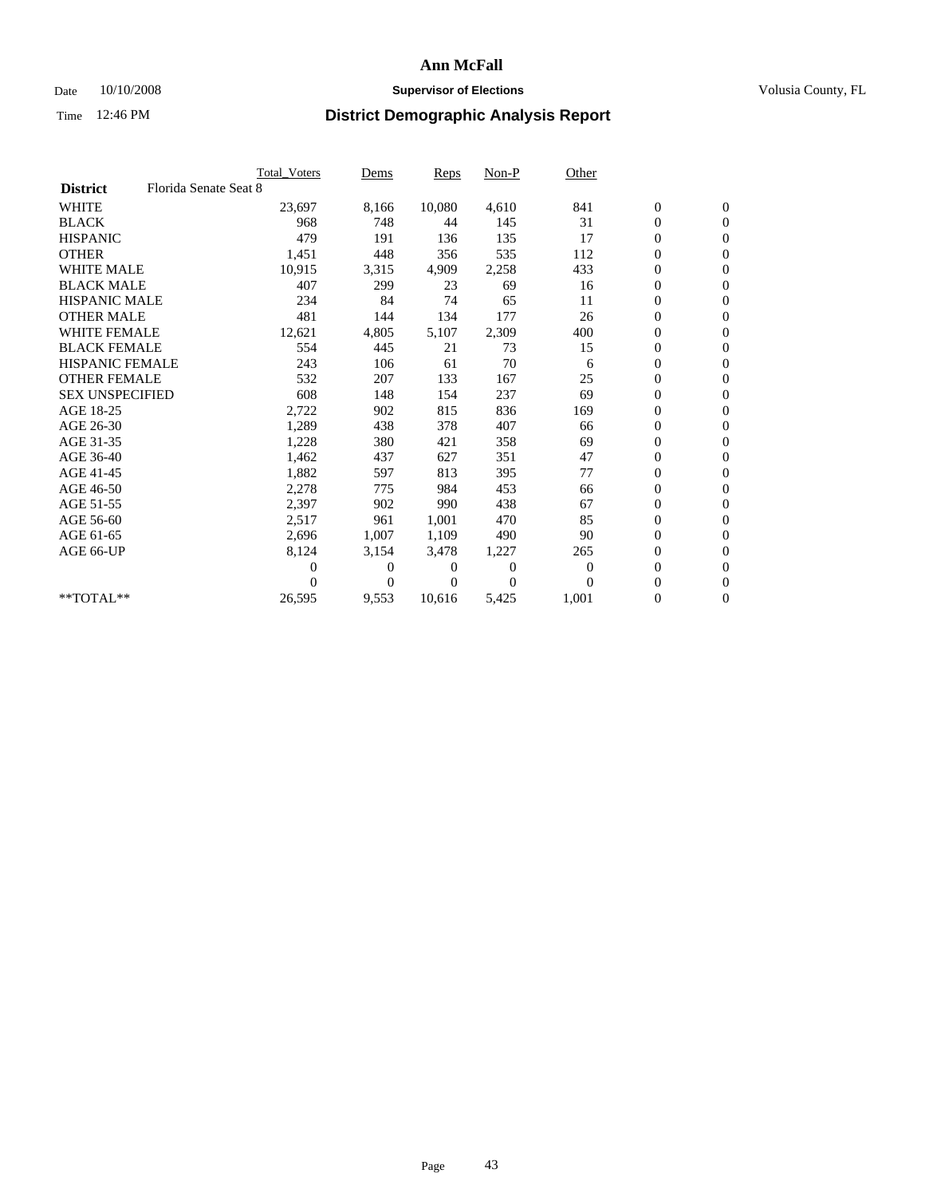# Ann McFall

Date 10/10/2008 **Supervisor of Elections** Volusia County, FL

Time 12:46 PM **District Demographic Analysis Report**

| | Total_Voters | Dems | Reps | Non-P | Other | | |
|---|---|---|---|---|---|---|---|
| **District** Florida Senate Seat 8 | | | | | | | |
| WHITE | 23,697 | 8,166 | 10,080 | 4,610 | 841 | 0 | 0 |
| BLACK | 968 | 748 | 44 | 145 | 31 | 0 | 0 |
| HISPANIC | 479 | 191 | 136 | 135 | 17 | 0 | 0 |
| OTHER | 1,451 | 448 | 356 | 535 | 112 | 0 | 0 |
| WHITE MALE | 10,915 | 3,315 | 4,909 | 2,258 | 433 | 0 | 0 |
| BLACK MALE | 407 | 299 | 23 | 69 | 16 | 0 | 0 |
| HISPANIC MALE | 234 | 84 | 74 | 65 | 11 | 0 | 0 |
| OTHER MALE | 481 | 144 | 134 | 177 | 26 | 0 | 0 |
| WHITE FEMALE | 12,621 | 4,805 | 5,107 | 2,309 | 400 | 0 | 0 |
| BLACK FEMALE | 554 | 445 | 21 | 73 | 15 | 0 | 0 |
| HISPANIC FEMALE | 243 | 106 | 61 | 70 | 6 | 0 | 0 |
| OTHER FEMALE | 532 | 207 | 133 | 167 | 25 | 0 | 0 |
| SEX UNSPECIFIED | 608 | 148 | 154 | 237 | 69 | 0 | 0 |
| AGE 18-25 | 2,722 | 902 | 815 | 836 | 169 | 0 | 0 |
| AGE 26-30 | 1,289 | 438 | 378 | 407 | 66 | 0 | 0 |
| AGE 31-35 | 1,228 | 380 | 421 | 358 | 69 | 0 | 0 |
| AGE 36-40 | 1,462 | 437 | 627 | 351 | 47 | 0 | 0 |
| AGE 41-45 | 1,882 | 597 | 813 | 395 | 77 | 0 | 0 |
| AGE 46-50 | 2,278 | 775 | 984 | 453 | 66 | 0 | 0 |
| AGE 51-55 | 2,397 | 902 | 990 | 438 | 67 | 0 | 0 |
| AGE 56-60 | 2,517 | 961 | 1,001 | 470 | 85 | 0 | 0 |
| AGE 61-65 | 2,696 | 1,007 | 1,109 | 490 | 90 | 0 | 0 |
| AGE 66-UP | 8,124 | 3,154 | 3,478 | 1,227 | 265 | 0 | 0 |
| | 0 | 0 | 0 | 0 | 0 | 0 | 0 |
| | 0 | 0 | 0 | 0 | 0 | 0 | 0 |
| **TOTAL** | 26,595 | 9,553 | 10,616 | 5,425 | 1,001 | 0 | 0 |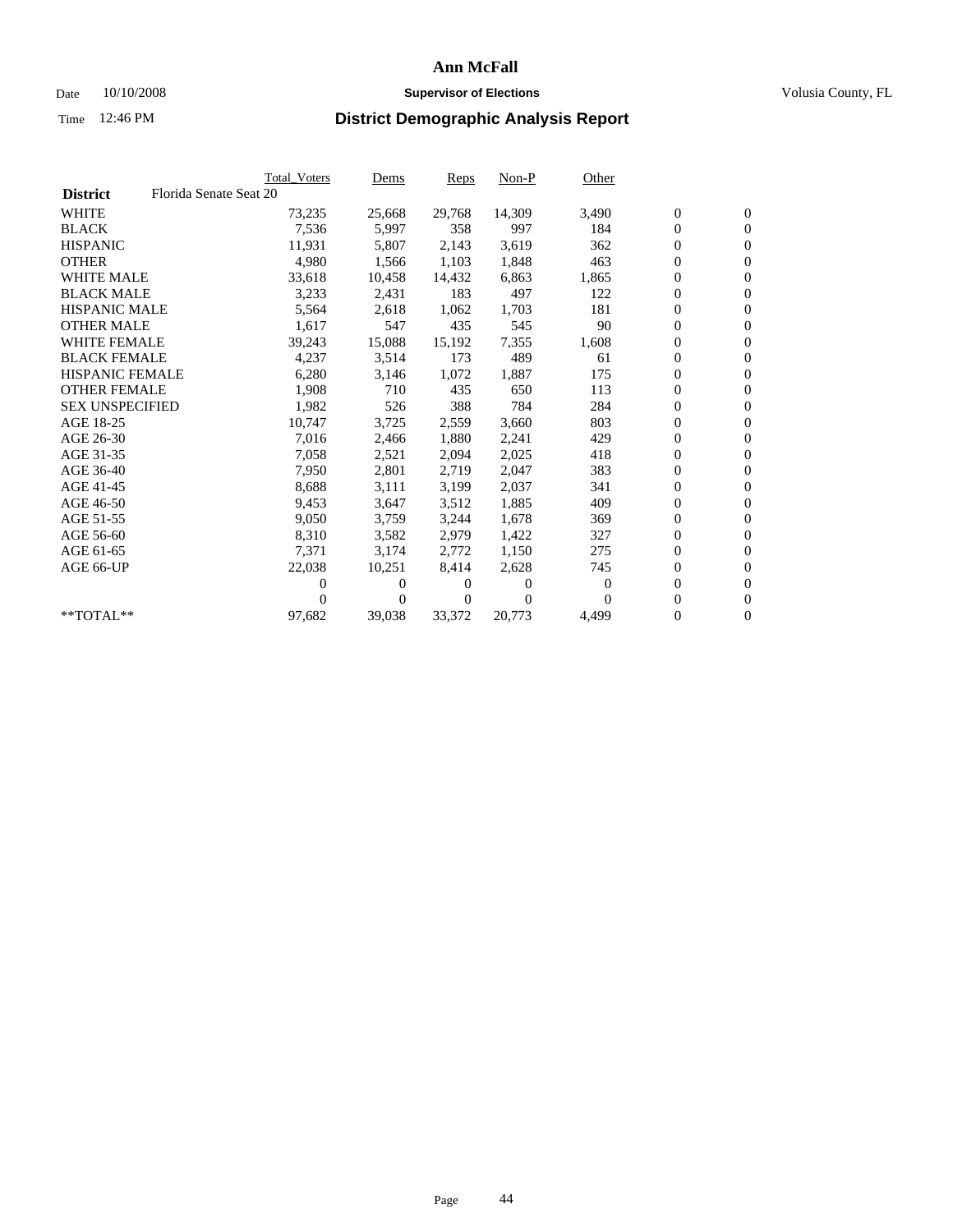# Ann McFall

Date 10/10/2008 **Supervisor of Elections** Volusia County, FL

Time 12:46 PM **District Demographic Analysis Report**

| | Total_Voters | Dems | Reps | Non-P | Other | | |
|---|---|---|---|---|---|---|---|
| **District** Florida Senate Seat 20 | | | | | | | |
| WHITE | 73,235 | 25,668 | 29,768 | 14,309 | 3,490 | 0 | 0 |
| BLACK | 7,536 | 5,997 | 358 | 997 | 184 | 0 | 0 |
| HISPANIC | 11,931 | 5,807 | 2,143 | 3,619 | 362 | 0 | 0 |
| OTHER | 4,980 | 1,566 | 1,103 | 1,848 | 463 | 0 | 0 |
| WHITE MALE | 33,618 | 10,458 | 14,432 | 6,863 | 1,865 | 0 | 0 |
| BLACK MALE | 3,233 | 2,431 | 183 | 497 | 122 | 0 | 0 |
| HISPANIC MALE | 5,564 | 2,618 | 1,062 | 1,703 | 181 | 0 | 0 |
| OTHER MALE | 1,617 | 547 | 435 | 545 | 90 | 0 | 0 |
| WHITE FEMALE | 39,243 | 15,088 | 15,192 | 7,355 | 1,608 | 0 | 0 |
| BLACK FEMALE | 4,237 | 3,514 | 173 | 489 | 61 | 0 | 0 |
| HISPANIC FEMALE | 6,280 | 3,146 | 1,072 | 1,887 | 175 | 0 | 0 |
| OTHER FEMALE | 1,908 | 710 | 435 | 650 | 113 | 0 | 0 |
| SEX UNSPECIFIED | 1,982 | 526 | 388 | 784 | 284 | 0 | 0 |
| AGE 18-25 | 10,747 | 3,725 | 2,559 | 3,660 | 803 | 0 | 0 |
| AGE 26-30 | 7,016 | 2,466 | 1,880 | 2,241 | 429 | 0 | 0 |
| AGE 31-35 | 7,058 | 2,521 | 2,094 | 2,025 | 418 | 0 | 0 |
| AGE 36-40 | 7,950 | 2,801 | 2,719 | 2,047 | 383 | 0 | 0 |
| AGE 41-45 | 8,688 | 3,111 | 3,199 | 2,037 | 341 | 0 | 0 |
| AGE 46-50 | 9,453 | 3,647 | 3,512 | 1,885 | 409 | 0 | 0 |
| AGE 51-55 | 9,050 | 3,759 | 3,244 | 1,678 | 369 | 0 | 0 |
| AGE 56-60 | 8,310 | 3,582 | 2,979 | 1,422 | 327 | 0 | 0 |
| AGE 61-65 | 7,371 | 3,174 | 2,772 | 1,150 | 275 | 0 | 0 |
| AGE 66-UP | 22,038 | 10,251 | 8,414 | 2,628 | 745 | 0 | 0 |
| | 0 | 0 | 0 | 0 | 0 | 0 | 0 |
| | 0 | 0 | 0 | 0 | 0 | 0 | 0 |
| **TOTAL** | 97,682 | 39,038 | 33,372 | 20,773 | 4,499 | 0 | 0 |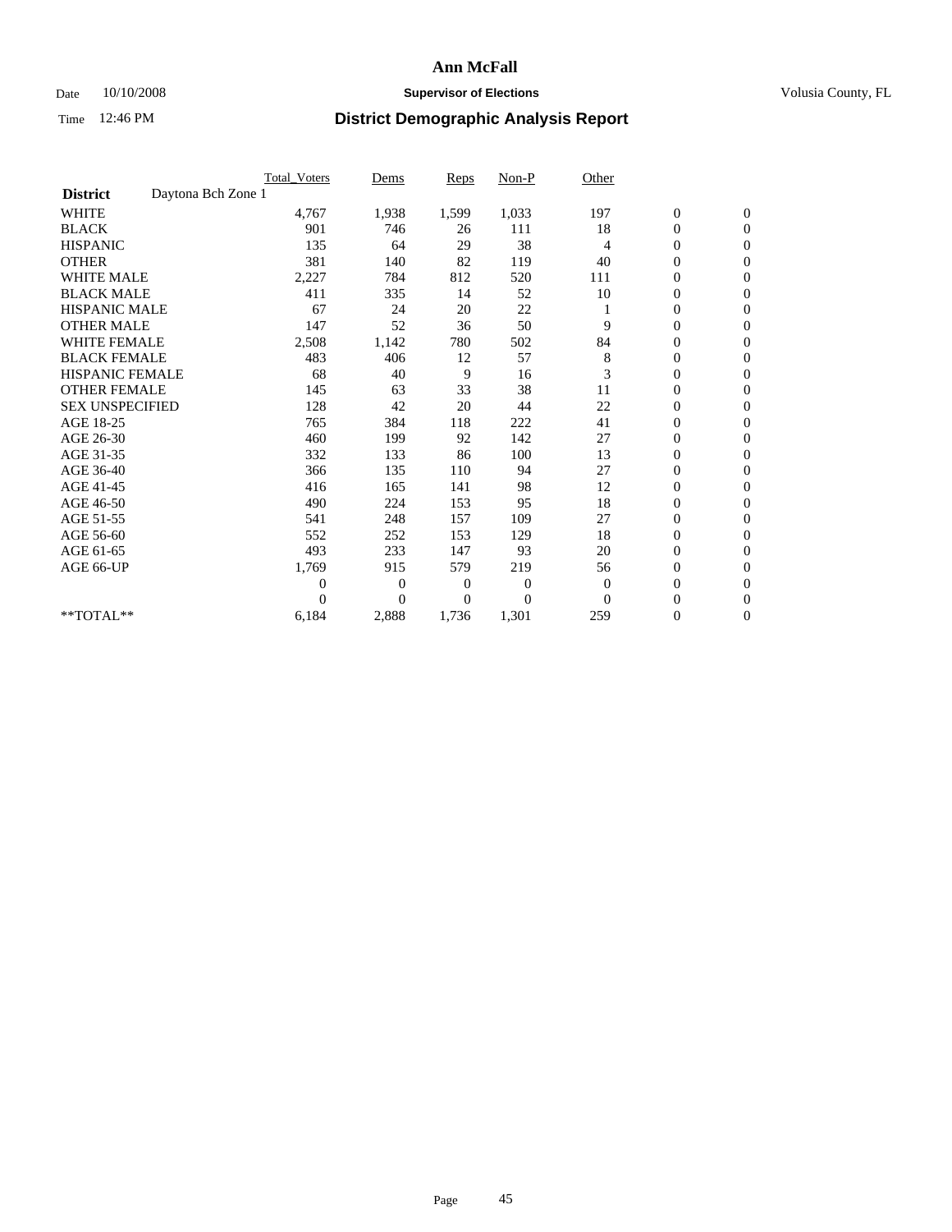# Ann McFall

Date 10/10/2008 **Supervisor of Elections** Volusia County, FL

Time 12:46 PM **District Demographic Analysis Report**

| | Total_Voters | Dems | Reps | Non-P | Other | | |
|---|---|---|---|---|---|---|---|
| **District** Daytona Bch Zone 1 | | | | | | | |
| WHITE | 4,767 | 1,938 | 1,599 | 1,033 | 197 | 0 | 0 |
| BLACK | 901 | 746 | 26 | 111 | 18 | 0 | 0 |
| HISPANIC | 135 | 64 | 29 | 38 | 4 | 0 | 0 |
| OTHER | 381 | 140 | 82 | 119 | 40 | 0 | 0 |
| WHITE MALE | 2,227 | 784 | 812 | 520 | 111 | 0 | 0 |
| BLACK MALE | 411 | 335 | 14 | 52 | 10 | 0 | 0 |
| HISPANIC MALE | 67 | 24 | 20 | 22 | 1 | 0 | 0 |
| OTHER MALE | 147 | 52 | 36 | 50 | 9 | 0 | 0 |
| WHITE FEMALE | 2,508 | 1,142 | 780 | 502 | 84 | 0 | 0 |
| BLACK FEMALE | 483 | 406 | 12 | 57 | 8 | 0 | 0 |
| HISPANIC FEMALE | 68 | 40 | 9 | 16 | 3 | 0 | 0 |
| OTHER FEMALE | 145 | 63 | 33 | 38 | 11 | 0 | 0 |
| SEX UNSPECIFIED | 128 | 42 | 20 | 44 | 22 | 0 | 0 |
| AGE 18-25 | 765 | 384 | 118 | 222 | 41 | 0 | 0 |
| AGE 26-30 | 460 | 199 | 92 | 142 | 27 | 0 | 0 |
| AGE 31-35 | 332 | 133 | 86 | 100 | 13 | 0 | 0 |
| AGE 36-40 | 366 | 135 | 110 | 94 | 27 | 0 | 0 |
| AGE 41-45 | 416 | 165 | 141 | 98 | 12 | 0 | 0 |
| AGE 46-50 | 490 | 224 | 153 | 95 | 18 | 0 | 0 |
| AGE 51-55 | 541 | 248 | 157 | 109 | 27 | 0 | 0 |
| AGE 56-60 | 552 | 252 | 153 | 129 | 18 | 0 | 0 |
| AGE 61-65 | 493 | 233 | 147 | 93 | 20 | 0 | 0 |
| AGE 66-UP | 1,769 | 915 | 579 | 219 | 56 | 0 | 0 |
| | 0 | 0 | 0 | 0 | 0 | 0 | 0 |
| | 0 | 0 | 0 | 0 | 0 | 0 | 0 |
| **TOTAL** | 6,184 | 2,888 | 1,736 | 1,301 | 259 | 0 | 0 |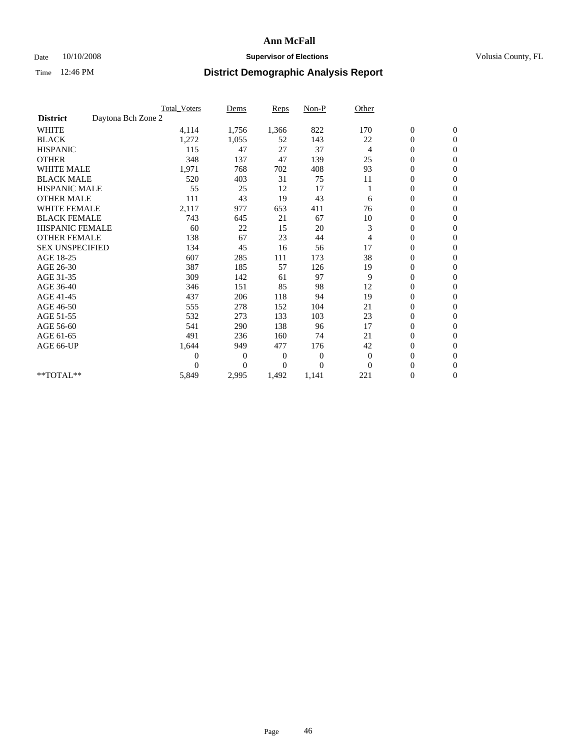# Ann McFall

Date 10/10/2008 **Supervisor of Elections** Volusia County, FL

Time 12:46 PM **District Demographic Analysis Report**

| | Total_Voters | Dems | Reps | Non-P | Other | | |
|---|---|---|---|---|---|---|---|
| **District** Daytona Bch Zone 2 | | | | | | | |
| WHITE | 4,114 | 1,756 | 1,366 | 822 | 170 | 0 | 0 |
| BLACK | 1,272 | 1,055 | 52 | 143 | 22 | 0 | 0 |
| HISPANIC | 115 | 47 | 27 | 37 | 4 | 0 | 0 |
| OTHER | 348 | 137 | 47 | 139 | 25 | 0 | 0 |
| WHITE MALE | 1,971 | 768 | 702 | 408 | 93 | 0 | 0 |
| BLACK MALE | 520 | 403 | 31 | 75 | 11 | 0 | 0 |
| HISPANIC MALE | 55 | 25 | 12 | 17 | 1 | 0 | 0 |
| OTHER MALE | 111 | 43 | 19 | 43 | 6 | 0 | 0 |
| WHITE FEMALE | 2,117 | 977 | 653 | 411 | 76 | 0 | 0 |
| BLACK FEMALE | 743 | 645 | 21 | 67 | 10 | 0 | 0 |
| HISPANIC FEMALE | 60 | 22 | 15 | 20 | 3 | 0 | 0 |
| OTHER FEMALE | 138 | 67 | 23 | 44 | 4 | 0 | 0 |
| SEX UNSPECIFIED | 134 | 45 | 16 | 56 | 17 | 0 | 0 |
| AGE 18-25 | 607 | 285 | 111 | 173 | 38 | 0 | 0 |
| AGE 26-30 | 387 | 185 | 57 | 126 | 19 | 0 | 0 |
| AGE 31-35 | 309 | 142 | 61 | 97 | 9 | 0 | 0 |
| AGE 36-40 | 346 | 151 | 85 | 98 | 12 | 0 | 0 |
| AGE 41-45 | 437 | 206 | 118 | 94 | 19 | 0 | 0 |
| AGE 46-50 | 555 | 278 | 152 | 104 | 21 | 0 | 0 |
| AGE 51-55 | 532 | 273 | 133 | 103 | 23 | 0 | 0 |
| AGE 56-60 | 541 | 290 | 138 | 96 | 17 | 0 | 0 |
| AGE 61-65 | 491 | 236 | 160 | 74 | 21 | 0 | 0 |
| AGE 66-UP | 1,644 | 949 | 477 | 176 | 42 | 0 | 0 |
| | 0 | 0 | 0 | 0 | 0 | 0 | 0 |
| | 0 | 0 | 0 | 0 | 0 | 0 | 0 |
| **TOTAL** | 5,849 | 2,995 | 1,492 | 1,141 | 221 | 0 | 0 |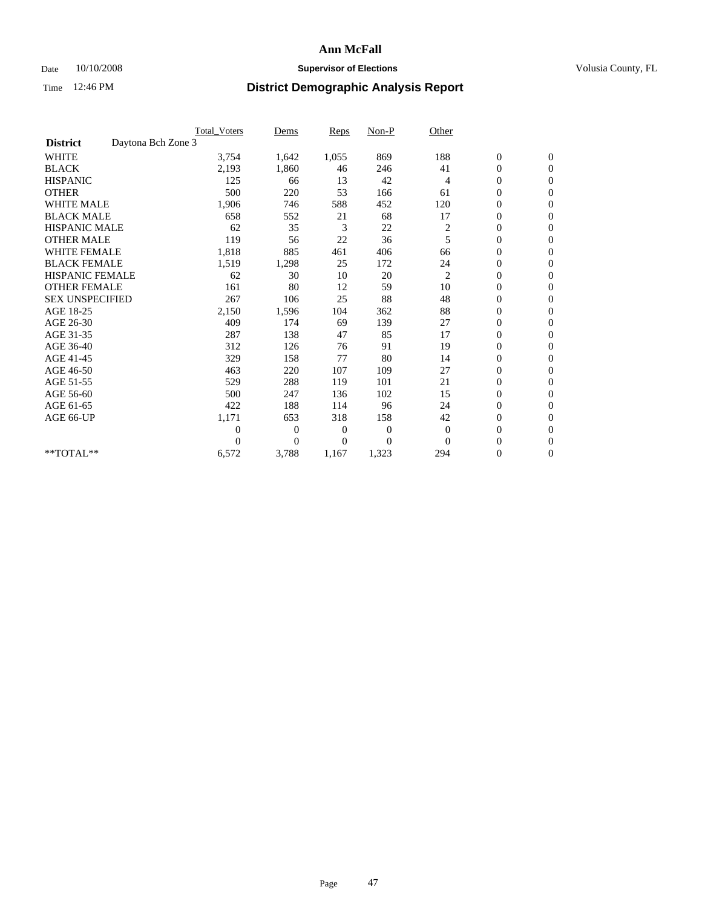# Ann McFall

Date 10/10/2008 **Supervisor of Elections** Volusia County, FL

Time 12:46 PM **District Demographic Analysis Report**

| | Total_Voters | Dems | Reps | Non-P | Other | | |
|---|---|---|---|---|---|---|---|
| **District** Daytona Bch Zone 3 | | | | | | | |
| WHITE | 3,754 | 1,642 | 1,055 | 869 | 188 | 0 | 0 |
| BLACK | 2,193 | 1,860 | 46 | 246 | 41 | 0 | 0 |
| HISPANIC | 125 | 66 | 13 | 42 | 4 | 0 | 0 |
| OTHER | 500 | 220 | 53 | 166 | 61 | 0 | 0 |
| WHITE MALE | 1,906 | 746 | 588 | 452 | 120 | 0 | 0 |
| BLACK MALE | 658 | 552 | 21 | 68 | 17 | 0 | 0 |
| HISPANIC MALE | 62 | 35 | 3 | 22 | 2 | 0 | 0 |
| OTHER MALE | 119 | 56 | 22 | 36 | 5 | 0 | 0 |
| WHITE FEMALE | 1,818 | 885 | 461 | 406 | 66 | 0 | 0 |
| BLACK FEMALE | 1,519 | 1,298 | 25 | 172 | 24 | 0 | 0 |
| HISPANIC FEMALE | 62 | 30 | 10 | 20 | 2 | 0 | 0 |
| OTHER FEMALE | 161 | 80 | 12 | 59 | 10 | 0 | 0 |
| SEX UNSPECIFIED | 267 | 106 | 25 | 88 | 48 | 0 | 0 |
| AGE 18-25 | 2,150 | 1,596 | 104 | 362 | 88 | 0 | 0 |
| AGE 26-30 | 409 | 174 | 69 | 139 | 27 | 0 | 0 |
| AGE 31-35 | 287 | 138 | 47 | 85 | 17 | 0 | 0 |
| AGE 36-40 | 312 | 126 | 76 | 91 | 19 | 0 | 0 |
| AGE 41-45 | 329 | 158 | 77 | 80 | 14 | 0 | 0 |
| AGE 46-50 | 463 | 220 | 107 | 109 | 27 | 0 | 0 |
| AGE 51-55 | 529 | 288 | 119 | 101 | 21 | 0 | 0 |
| AGE 56-60 | 500 | 247 | 136 | 102 | 15 | 0 | 0 |
| AGE 61-65 | 422 | 188 | 114 | 96 | 24 | 0 | 0 |
| AGE 66-UP | 1,171 | 653 | 318 | 158 | 42 | 0 | 0 |
| | 0 | 0 | 0 | 0 | 0 | 0 | 0 |
| | 0 | 0 | 0 | 0 | 0 | 0 | 0 |
| **TOTAL** | 6,572 | 3,788 | 1,167 | 1,323 | 294 | 0 | 0 |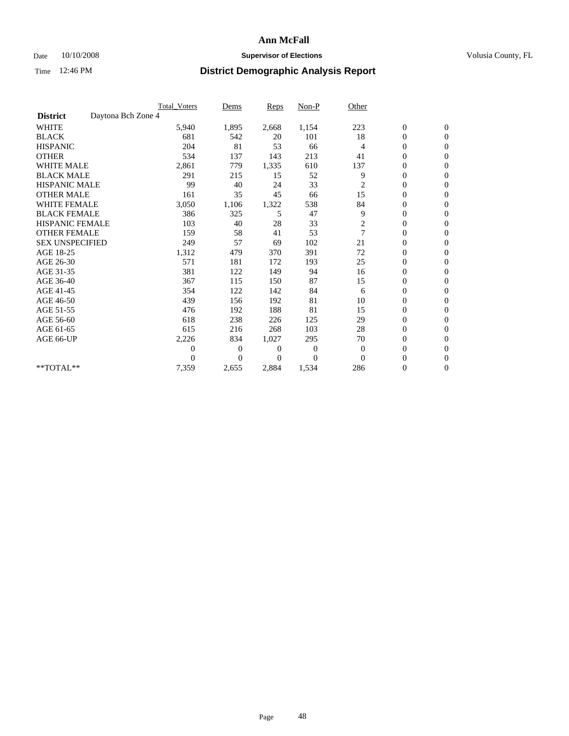# Ann McFall

Date 10/10/2008 **Supervisor of Elections** Volusia County, FL

Time 12:46 PM **District Demographic Analysis Report**

| | Total_Voters | Dems | Reps | Non-P | Other | | |
|---|---|---|---|---|---|---|---|
| **District** Daytona Bch Zone 4 | | | | | | | |
| WHITE | 5,940 | 1,895 | 2,668 | 1,154 | 223 | 0 | 0 |
| BLACK | 681 | 542 | 20 | 101 | 18 | 0 | 0 |
| HISPANIC | 204 | 81 | 53 | 66 | 4 | 0 | 0 |
| OTHER | 534 | 137 | 143 | 213 | 41 | 0 | 0 |
| WHITE MALE | 2,861 | 779 | 1,335 | 610 | 137 | 0 | 0 |
| BLACK MALE | 291 | 215 | 15 | 52 | 9 | 0 | 0 |
| HISPANIC MALE | 99 | 40 | 24 | 33 | 2 | 0 | 0 |
| OTHER MALE | 161 | 35 | 45 | 66 | 15 | 0 | 0 |
| WHITE FEMALE | 3,050 | 1,106 | 1,322 | 538 | 84 | 0 | 0 |
| BLACK FEMALE | 386 | 325 | 5 | 47 | 9 | 0 | 0 |
| HISPANIC FEMALE | 103 | 40 | 28 | 33 | 2 | 0 | 0 |
| OTHER FEMALE | 159 | 58 | 41 | 53 | 7 | 0 | 0 |
| SEX UNSPECIFIED | 249 | 57 | 69 | 102 | 21 | 0 | 0 |
| AGE 18-25 | 1,312 | 479 | 370 | 391 | 72 | 0 | 0 |
| AGE 26-30 | 571 | 181 | 172 | 193 | 25 | 0 | 0 |
| AGE 31-35 | 381 | 122 | 149 | 94 | 16 | 0 | 0 |
| AGE 36-40 | 367 | 115 | 150 | 87 | 15 | 0 | 0 |
| AGE 41-45 | 354 | 122 | 142 | 84 | 6 | 0 | 0 |
| AGE 46-50 | 439 | 156 | 192 | 81 | 10 | 0 | 0 |
| AGE 51-55 | 476 | 192 | 188 | 81 | 15 | 0 | 0 |
| AGE 56-60 | 618 | 238 | 226 | 125 | 29 | 0 | 0 |
| AGE 61-65 | 615 | 216 | 268 | 103 | 28 | 0 | 0 |
| AGE 66-UP | 2,226 | 834 | 1,027 | 295 | 70 | 0 | 0 |
| | 0 | 0 | 0 | 0 | 0 | 0 | 0 |
| | 0 | 0 | 0 | 0 | 0 | 0 | 0 |
| **TOTAL** | 7,359 | 2,655 | 2,884 | 1,534 | 286 | 0 | 0 |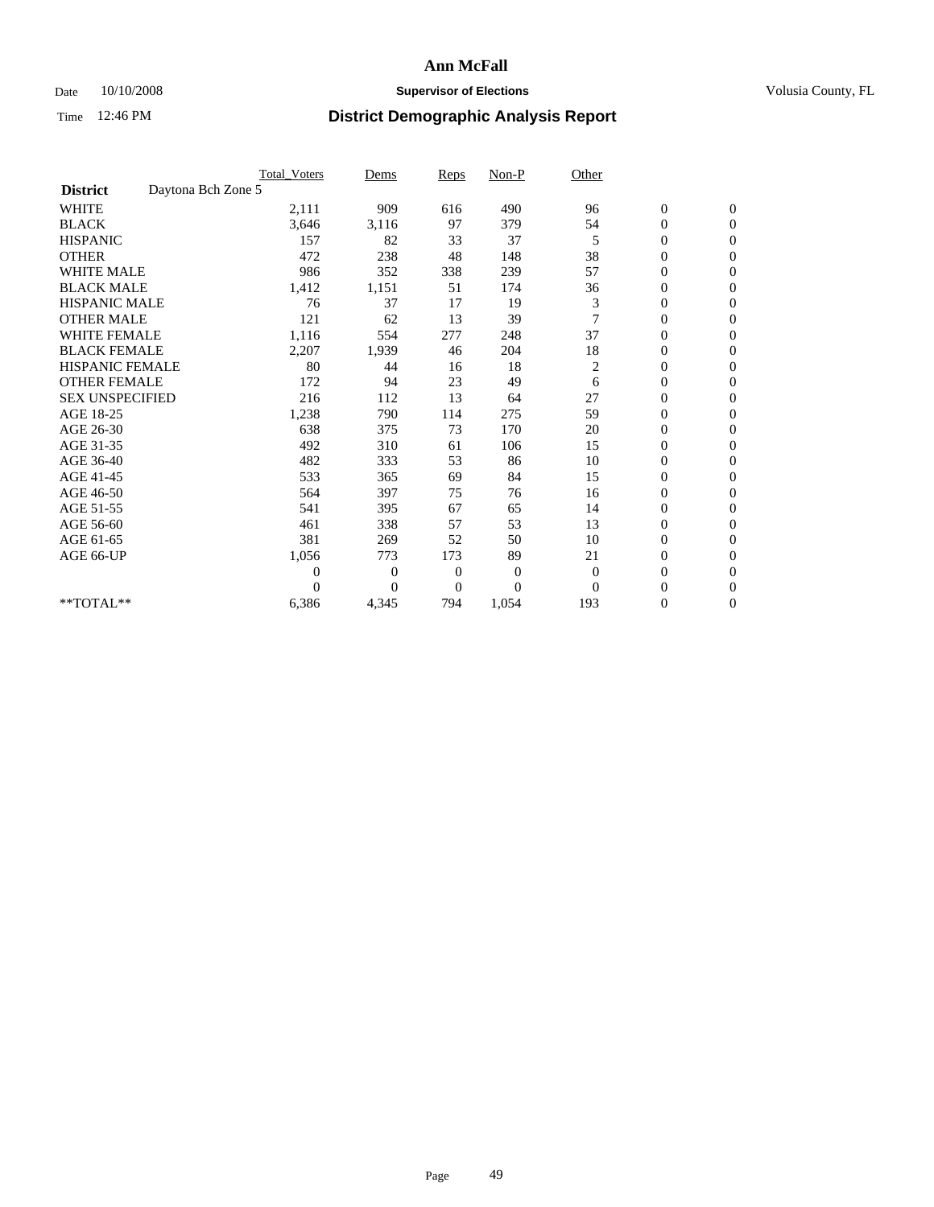# Ann McFall

Date 10/10/2008 **Supervisor of Elections** Volusia County, FL

Time 12:46 PM **District Demographic Analysis Report**

| | Total_Voters | Dems | Reps | Non-P | Other | | |
|---|---|---|---|---|---|---|---|
| **District** Daytona Bch Zone 5 | | | | | | | |
| WHITE | 2,111 | 909 | 616 | 490 | 96 | 0 | 0 |
| BLACK | 3,646 | 3,116 | 97 | 379 | 54 | 0 | 0 |
| HISPANIC | 157 | 82 | 33 | 37 | 5 | 0 | 0 |
| OTHER | 472 | 238 | 48 | 148 | 38 | 0 | 0 |
| WHITE MALE | 986 | 352 | 338 | 239 | 57 | 0 | 0 |
| BLACK MALE | 1,412 | 1,151 | 51 | 174 | 36 | 0 | 0 |
| HISPANIC MALE | 76 | 37 | 17 | 19 | 3 | 0 | 0 |
| OTHER MALE | 121 | 62 | 13 | 39 | 7 | 0 | 0 |
| WHITE FEMALE | 1,116 | 554 | 277 | 248 | 37 | 0 | 0 |
| BLACK FEMALE | 2,207 | 1,939 | 46 | 204 | 18 | 0 | 0 |
| HISPANIC FEMALE | 80 | 44 | 16 | 18 | 2 | 0 | 0 |
| OTHER FEMALE | 172 | 94 | 23 | 49 | 6 | 0 | 0 |
| SEX UNSPECIFIED | 216 | 112 | 13 | 64 | 27 | 0 | 0 |
| AGE 18-25 | 1,238 | 790 | 114 | 275 | 59 | 0 | 0 |
| AGE 26-30 | 638 | 375 | 73 | 170 | 20 | 0 | 0 |
| AGE 31-35 | 492 | 310 | 61 | 106 | 15 | 0 | 0 |
| AGE 36-40 | 482 | 333 | 53 | 86 | 10 | 0 | 0 |
| AGE 41-45 | 533 | 365 | 69 | 84 | 15 | 0 | 0 |
| AGE 46-50 | 564 | 397 | 75 | 76 | 16 | 0 | 0 |
| AGE 51-55 | 541 | 395 | 67 | 65 | 14 | 0 | 0 |
| AGE 56-60 | 461 | 338 | 57 | 53 | 13 | 0 | 0 |
| AGE 61-65 | 381 | 269 | 52 | 50 | 10 | 0 | 0 |
| AGE 66-UP | 1,056 | 773 | 173 | 89 | 21 | 0 | 0 |
| | 0 | 0 | 0 | 0 | 0 | 0 | 0 |
| | 0 | 0 | 0 | 0 | 0 | 0 | 0 |
| **TOTAL** | 6,386 | 4,345 | 794 | 1,054 | 193 | 0 | 0 |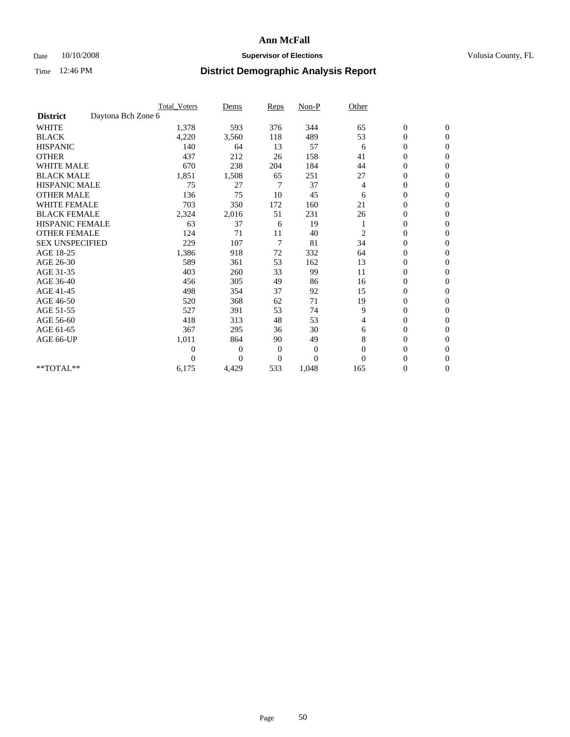# Ann McFall

Date 10/10/2008 **Supervisor of Elections** Volusia County, FL

Time 12:46 PM **District Demographic Analysis Report**

| | Total_Voters | Dems | Reps | Non-P | Other | | |
|---|---|---|---|---|---|---|---|
| **District** Daytona Bch Zone 6 | | | | | | | |
| WHITE | 1,378 | 593 | 376 | 344 | 65 | 0 | 0 |
| BLACK | 4,220 | 3,560 | 118 | 489 | 53 | 0 | 0 |
| HISPANIC | 140 | 64 | 13 | 57 | 6 | 0 | 0 |
| OTHER | 437 | 212 | 26 | 158 | 41 | 0 | 0 |
| WHITE MALE | 670 | 238 | 204 | 184 | 44 | 0 | 0 |
| BLACK MALE | 1,851 | 1,508 | 65 | 251 | 27 | 0 | 0 |
| HISPANIC MALE | 75 | 27 | 7 | 37 | 4 | 0 | 0 |
| OTHER MALE | 136 | 75 | 10 | 45 | 6 | 0 | 0 |
| WHITE FEMALE | 703 | 350 | 172 | 160 | 21 | 0 | 0 |
| BLACK FEMALE | 2,324 | 2,016 | 51 | 231 | 26 | 0 | 0 |
| HISPANIC FEMALE | 63 | 37 | 6 | 19 | 1 | 0 | 0 |
| OTHER FEMALE | 124 | 71 | 11 | 40 | 2 | 0 | 0 |
| SEX UNSPECIFIED | 229 | 107 | 7 | 81 | 34 | 0 | 0 |
| AGE 18-25 | 1,386 | 918 | 72 | 332 | 64 | 0 | 0 |
| AGE 26-30 | 589 | 361 | 53 | 162 | 13 | 0 | 0 |
| AGE 31-35 | 403 | 260 | 33 | 99 | 11 | 0 | 0 |
| AGE 36-40 | 456 | 305 | 49 | 86 | 16 | 0 | 0 |
| AGE 41-45 | 498 | 354 | 37 | 92 | 15 | 0 | 0 |
| AGE 46-50 | 520 | 368 | 62 | 71 | 19 | 0 | 0 |
| AGE 51-55 | 527 | 391 | 53 | 74 | 9 | 0 | 0 |
| AGE 56-60 | 418 | 313 | 48 | 53 | 4 | 0 | 0 |
| AGE 61-65 | 367 | 295 | 36 | 30 | 6 | 0 | 0 |
| AGE 66-UP | 1,011 | 864 | 90 | 49 | 8 | 0 | 0 |
| | 0 | 0 | 0 | 0 | 0 | 0 | 0 |
| | 0 | 0 | 0 | 0 | 0 | 0 | 0 |
| **TOTAL** | 6,175 | 4,429 | 533 | 1,048 | 165 | 0 | 0 |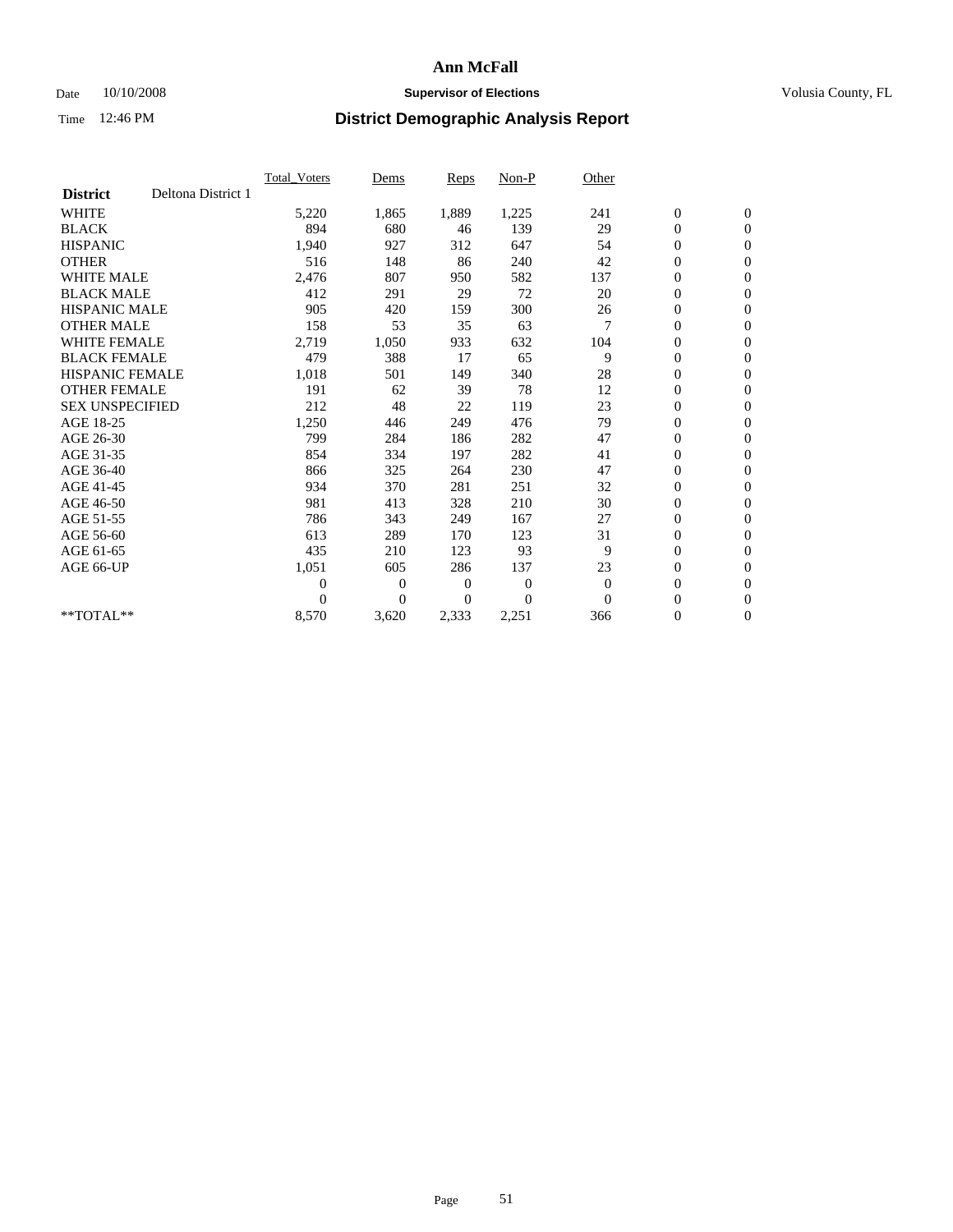# Ann McFall

Date 10/10/2008 **Supervisor of Elections** Volusia County, FL

Time 12:46 PM **District Demographic Analysis Report**

| | Total_Voters | Dems | Reps | Non-P | Other | | |
|---|---|---|---|---|---|---|---|
| **District** Deltona District 1 | | | | | | | |
| WHITE | 5,220 | 1,865 | 1,889 | 1,225 | 241 | 0 | 0 |
| BLACK | 894 | 680 | 46 | 139 | 29 | 0 | 0 |
| HISPANIC | 1,940 | 927 | 312 | 647 | 54 | 0 | 0 |
| OTHER | 516 | 148 | 86 | 240 | 42 | 0 | 0 |
| WHITE MALE | 2,476 | 807 | 950 | 582 | 137 | 0 | 0 |
| BLACK MALE | 412 | 291 | 29 | 72 | 20 | 0 | 0 |
| HISPANIC MALE | 905 | 420 | 159 | 300 | 26 | 0 | 0 |
| OTHER MALE | 158 | 53 | 35 | 63 | 7 | 0 | 0 |
| WHITE FEMALE | 2,719 | 1,050 | 933 | 632 | 104 | 0 | 0 |
| BLACK FEMALE | 479 | 388 | 17 | 65 | 9 | 0 | 0 |
| HISPANIC FEMALE | 1,018 | 501 | 149 | 340 | 28 | 0 | 0 |
| OTHER FEMALE | 191 | 62 | 39 | 78 | 12 | 0 | 0 |
| SEX UNSPECIFIED | 212 | 48 | 22 | 119 | 23 | 0 | 0 |
| AGE 18-25 | 1,250 | 446 | 249 | 476 | 79 | 0 | 0 |
| AGE 26-30 | 799 | 284 | 186 | 282 | 47 | 0 | 0 |
| AGE 31-35 | 854 | 334 | 197 | 282 | 41 | 0 | 0 |
| AGE 36-40 | 866 | 325 | 264 | 230 | 47 | 0 | 0 |
| AGE 41-45 | 934 | 370 | 281 | 251 | 32 | 0 | 0 |
| AGE 46-50 | 981 | 413 | 328 | 210 | 30 | 0 | 0 |
| AGE 51-55 | 786 | 343 | 249 | 167 | 27 | 0 | 0 |
| AGE 56-60 | 613 | 289 | 170 | 123 | 31 | 0 | 0 |
| AGE 61-65 | 435 | 210 | 123 | 93 | 9 | 0 | 0 |
| AGE 66-UP | 1,051 | 605 | 286 | 137 | 23 | 0 | 0 |
| | 0 | 0 | 0 | 0 | 0 | 0 | 0 |
| | 0 | 0 | 0 | 0 | 0 | 0 | 0 |
| **TOTAL** | 8,570 | 3,620 | 2,333 | 2,251 | 366 | 0 | 0 |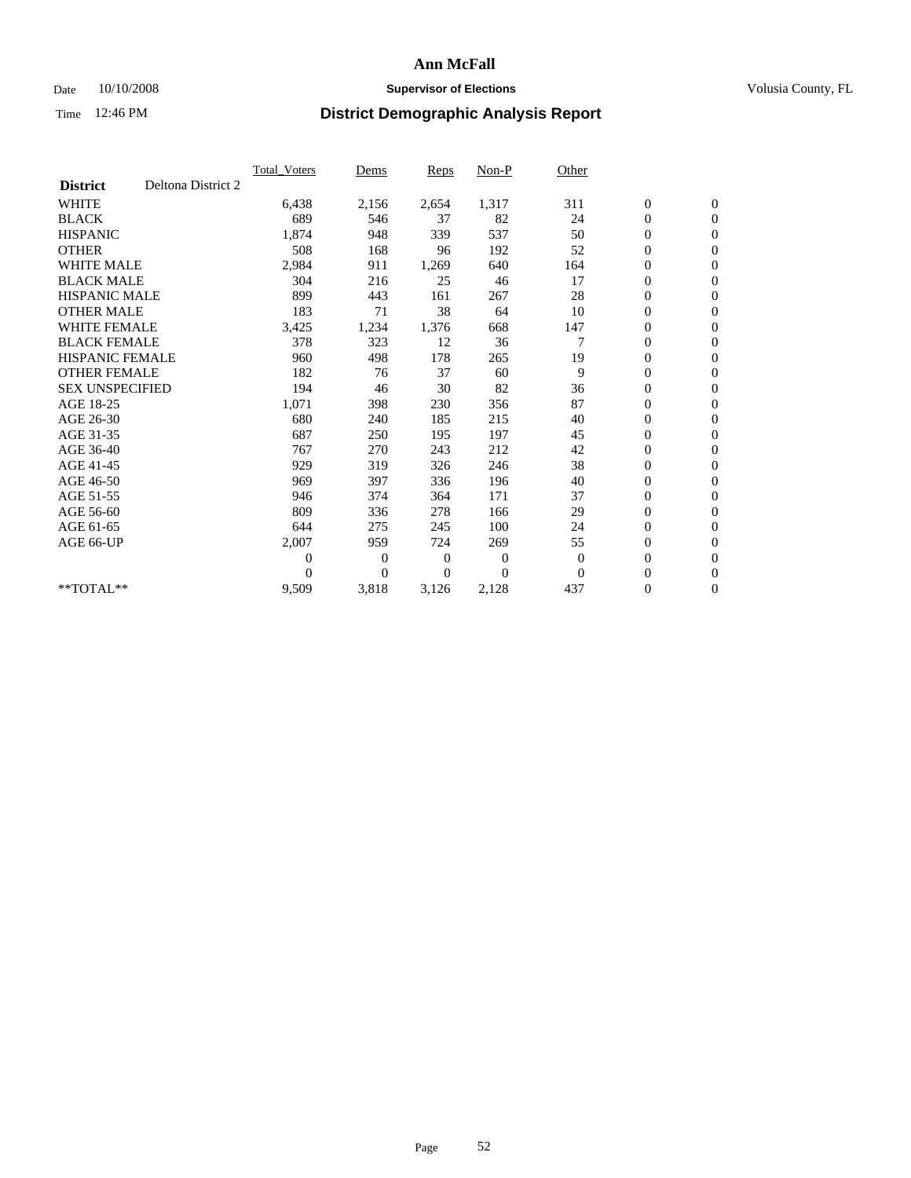# Ann McFall

Date 10/10/2008 **Supervisor of Elections** Volusia County, FL

Time 12:46 PM **District Demographic Analysis Report**

| | Total_Voters | Dems | Reps | Non-P | Other | | |
|---|---|---|---|---|---|---|---|
| **District** Deltona District 2 | | | | | | | |
| WHITE | 6,438 | 2,156 | 2,654 | 1,317 | 311 | 0 | 0 |
| BLACK | 689 | 546 | 37 | 82 | 24 | 0 | 0 |
| HISPANIC | 1,874 | 948 | 339 | 537 | 50 | 0 | 0 |
| OTHER | 508 | 168 | 96 | 192 | 52 | 0 | 0 |
| WHITE MALE | 2,984 | 911 | 1,269 | 640 | 164 | 0 | 0 |
| BLACK MALE | 304 | 216 | 25 | 46 | 17 | 0 | 0 |
| HISPANIC MALE | 899 | 443 | 161 | 267 | 28 | 0 | 0 |
| OTHER MALE | 183 | 71 | 38 | 64 | 10 | 0 | 0 |
| WHITE FEMALE | 3,425 | 1,234 | 1,376 | 668 | 147 | 0 | 0 |
| BLACK FEMALE | 378 | 323 | 12 | 36 | 7 | 0 | 0 |
| HISPANIC FEMALE | 960 | 498 | 178 | 265 | 19 | 0 | 0 |
| OTHER FEMALE | 182 | 76 | 37 | 60 | 9 | 0 | 0 |
| SEX UNSPECIFIED | 194 | 46 | 30 | 82 | 36 | 0 | 0 |
| AGE 18-25 | 1,071 | 398 | 230 | 356 | 87 | 0 | 0 |
| AGE 26-30 | 680 | 240 | 185 | 215 | 40 | 0 | 0 |
| AGE 31-35 | 687 | 250 | 195 | 197 | 45 | 0 | 0 |
| AGE 36-40 | 767 | 270 | 243 | 212 | 42 | 0 | 0 |
| AGE 41-45 | 929 | 319 | 326 | 246 | 38 | 0 | 0 |
| AGE 46-50 | 969 | 397 | 336 | 196 | 40 | 0 | 0 |
| AGE 51-55 | 946 | 374 | 364 | 171 | 37 | 0 | 0 |
| AGE 56-60 | 809 | 336 | 278 | 166 | 29 | 0 | 0 |
| AGE 61-65 | 644 | 275 | 245 | 100 | 24 | 0 | 0 |
| AGE 66-UP | 2,007 | 959 | 724 | 269 | 55 | 0 | 0 |
| | 0 | 0 | 0 | 0 | 0 | 0 | 0 |
| | 0 | 0 | 0 | 0 | 0 | 0 | 0 |
| **TOTAL** | 9,509 | 3,818 | 3,126 | 2,128 | 437 | 0 | 0 |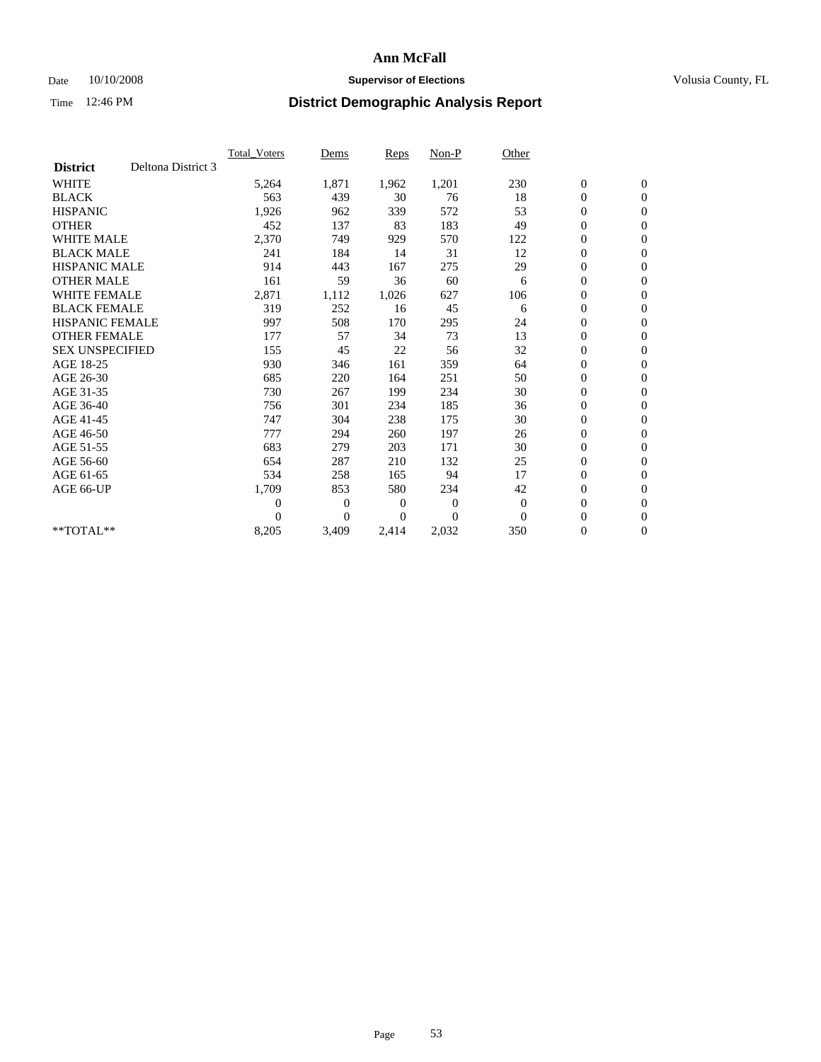# Ann McFall

Date 10/10/2008 **Supervisor of Elections** Volusia County, FL

Time 12:46 PM **District Demographic Analysis Report**

| | Total_Voters | Dems | Reps | Non-P | Other | | |
|---|---|---|---|---|---|---|---|
| **District** Deltona District 3 | | | | | | | |
| WHITE | 5,264 | 1,871 | 1,962 | 1,201 | 230 | 0 | 0 |
| BLACK | 563 | 439 | 30 | 76 | 18 | 0 | 0 |
| HISPANIC | 1,926 | 962 | 339 | 572 | 53 | 0 | 0 |
| OTHER | 452 | 137 | 83 | 183 | 49 | 0 | 0 |
| WHITE MALE | 2,370 | 749 | 929 | 570 | 122 | 0 | 0 |
| BLACK MALE | 241 | 184 | 14 | 31 | 12 | 0 | 0 |
| HISPANIC MALE | 914 | 443 | 167 | 275 | 29 | 0 | 0 |
| OTHER MALE | 161 | 59 | 36 | 60 | 6 | 0 | 0 |
| WHITE FEMALE | 2,871 | 1,112 | 1,026 | 627 | 106 | 0 | 0 |
| BLACK FEMALE | 319 | 252 | 16 | 45 | 6 | 0 | 0 |
| HISPANIC FEMALE | 997 | 508 | 170 | 295 | 24 | 0 | 0 |
| OTHER FEMALE | 177 | 57 | 34 | 73 | 13 | 0 | 0 |
| SEX UNSPECIFIED | 155 | 45 | 22 | 56 | 32 | 0 | 0 |
| AGE 18-25 | 930 | 346 | 161 | 359 | 64 | 0 | 0 |
| AGE 26-30 | 685 | 220 | 164 | 251 | 50 | 0 | 0 |
| AGE 31-35 | 730 | 267 | 199 | 234 | 30 | 0 | 0 |
| AGE 36-40 | 756 | 301 | 234 | 185 | 36 | 0 | 0 |
| AGE 41-45 | 747 | 304 | 238 | 175 | 30 | 0 | 0 |
| AGE 46-50 | 777 | 294 | 260 | 197 | 26 | 0 | 0 |
| AGE 51-55 | 683 | 279 | 203 | 171 | 30 | 0 | 0 |
| AGE 56-60 | 654 | 287 | 210 | 132 | 25 | 0 | 0 |
| AGE 61-65 | 534 | 258 | 165 | 94 | 17 | 0 | 0 |
| AGE 66-UP | 1,709 | 853 | 580 | 234 | 42 | 0 | 0 |
| | 0 | 0 | 0 | 0 | 0 | 0 | 0 |
| | 0 | 0 | 0 | 0 | 0 | 0 | 0 |
| **TOTAL** | 8,205 | 3,409 | 2,414 | 2,032 | 350 | 0 | 0 |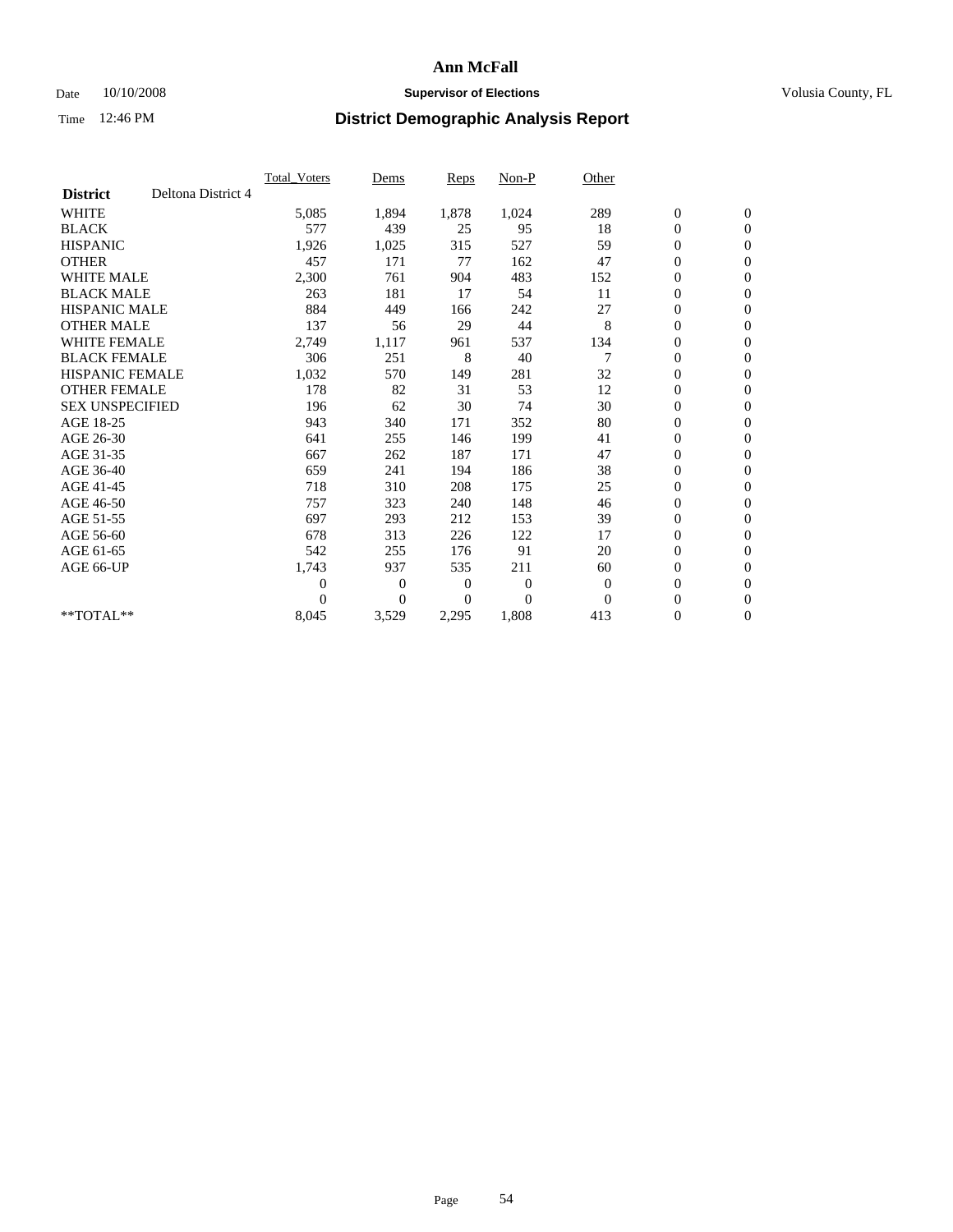# Ann McFall

Date 10/10/2008 **Supervisor of Elections** Volusia County, FL

Time 12:46 PM **District Demographic Analysis Report**

| | Total_Voters | Dems | Reps | Non-P | Other | | |
|---|---|---|---|---|---|---|---|
| **District** Deltona District 4 | | | | | | | |
| WHITE | 5,085 | 1,894 | 1,878 | 1,024 | 289 | 0 | 0 |
| BLACK | 577 | 439 | 25 | 95 | 18 | 0 | 0 |
| HISPANIC | 1,926 | 1,025 | 315 | 527 | 59 | 0 | 0 |
| OTHER | 457 | 171 | 77 | 162 | 47 | 0 | 0 |
| WHITE MALE | 2,300 | 761 | 904 | 483 | 152 | 0 | 0 |
| BLACK MALE | 263 | 181 | 17 | 54 | 11 | 0 | 0 |
| HISPANIC MALE | 884 | 449 | 166 | 242 | 27 | 0 | 0 |
| OTHER MALE | 137 | 56 | 29 | 44 | 8 | 0 | 0 |
| WHITE FEMALE | 2,749 | 1,117 | 961 | 537 | 134 | 0 | 0 |
| BLACK FEMALE | 306 | 251 | 8 | 40 | 7 | 0 | 0 |
| HISPANIC FEMALE | 1,032 | 570 | 149 | 281 | 32 | 0 | 0 |
| OTHER FEMALE | 178 | 82 | 31 | 53 | 12 | 0 | 0 |
| SEX UNSPECIFIED | 196 | 62 | 30 | 74 | 30 | 0 | 0 |
| AGE 18-25 | 943 | 340 | 171 | 352 | 80 | 0 | 0 |
| AGE 26-30 | 641 | 255 | 146 | 199 | 41 | 0 | 0 |
| AGE 31-35 | 667 | 262 | 187 | 171 | 47 | 0 | 0 |
| AGE 36-40 | 659 | 241 | 194 | 186 | 38 | 0 | 0 |
| AGE 41-45 | 718 | 310 | 208 | 175 | 25 | 0 | 0 |
| AGE 46-50 | 757 | 323 | 240 | 148 | 46 | 0 | 0 |
| AGE 51-55 | 697 | 293 | 212 | 153 | 39 | 0 | 0 |
| AGE 56-60 | 678 | 313 | 226 | 122 | 17 | 0 | 0 |
| AGE 61-65 | 542 | 255 | 176 | 91 | 20 | 0 | 0 |
| AGE 66-UP | 1,743 | 937 | 535 | 211 | 60 | 0 | 0 |
| | 0 | 0 | 0 | 0 | 0 | 0 | 0 |
| | 0 | 0 | 0 | 0 | 0 | 0 | 0 |
| **TOTAL** | 8,045 | 3,529 | 2,295 | 1,808 | 413 | 0 | 0 |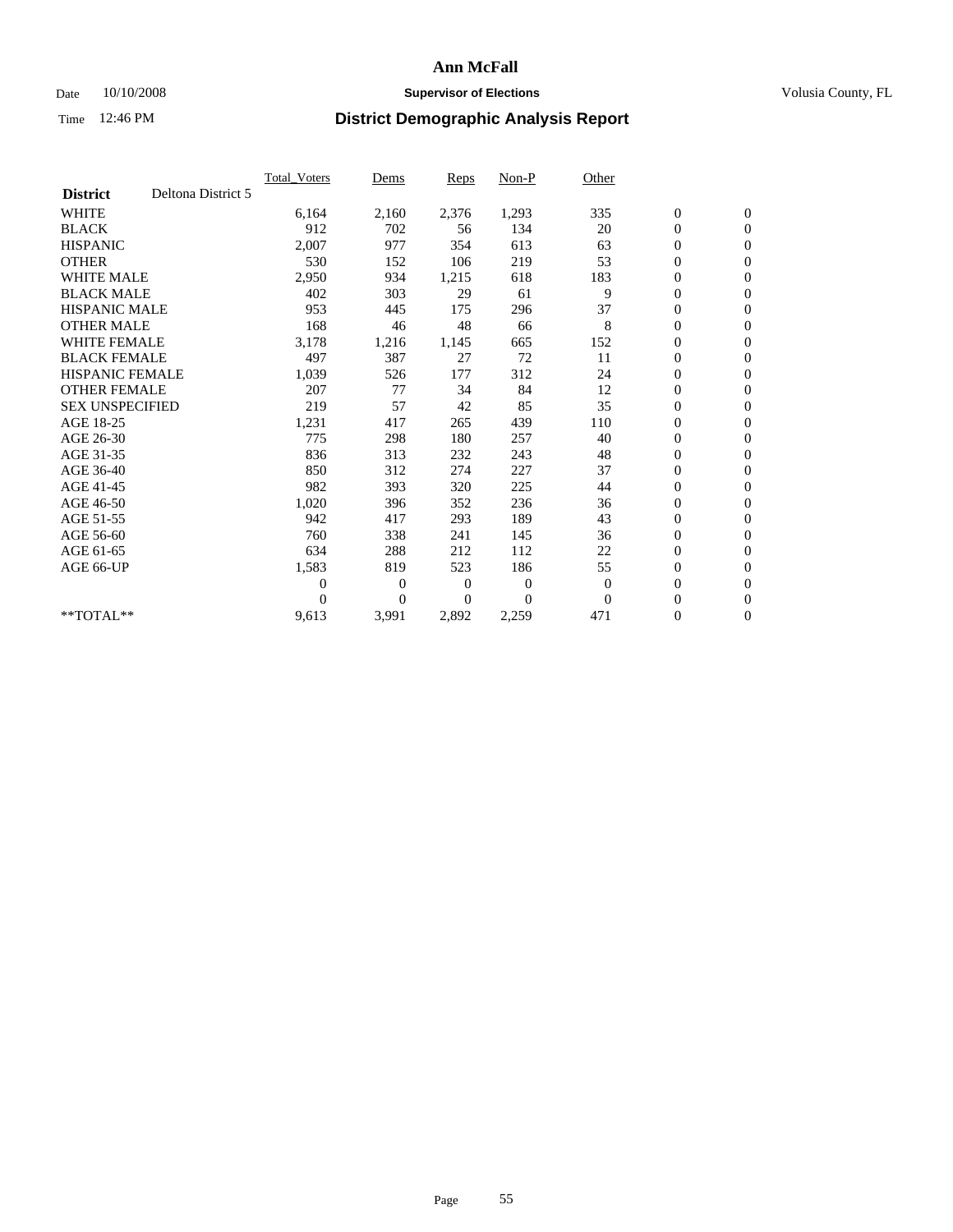# Ann McFall

Date 10/10/2008 **Supervisor of Elections** Volusia County, FL

Time 12:46 PM **District Demographic Analysis Report**

| | Total_Voters | Dems | Reps | Non-P | Other | | |
|---|---|---|---|---|---|---|---|
| **District** Deltona District 5 | | | | | | | |
| WHITE | 6,164 | 2,160 | 2,376 | 1,293 | 335 | 0 | 0 |
| BLACK | 912 | 702 | 56 | 134 | 20 | 0 | 0 |
| HISPANIC | 2,007 | 977 | 354 | 613 | 63 | 0 | 0 |
| OTHER | 530 | 152 | 106 | 219 | 53 | 0 | 0 |
| WHITE MALE | 2,950 | 934 | 1,215 | 618 | 183 | 0 | 0 |
| BLACK MALE | 402 | 303 | 29 | 61 | 9 | 0 | 0 |
| HISPANIC MALE | 953 | 445 | 175 | 296 | 37 | 0 | 0 |
| OTHER MALE | 168 | 46 | 48 | 66 | 8 | 0 | 0 |
| WHITE FEMALE | 3,178 | 1,216 | 1,145 | 665 | 152 | 0 | 0 |
| BLACK FEMALE | 497 | 387 | 27 | 72 | 11 | 0 | 0 |
| HISPANIC FEMALE | 1,039 | 526 | 177 | 312 | 24 | 0 | 0 |
| OTHER FEMALE | 207 | 77 | 34 | 84 | 12 | 0 | 0 |
| SEX UNSPECIFIED | 219 | 57 | 42 | 85 | 35 | 0 | 0 |
| AGE 18-25 | 1,231 | 417 | 265 | 439 | 110 | 0 | 0 |
| AGE 26-30 | 775 | 298 | 180 | 257 | 40 | 0 | 0 |
| AGE 31-35 | 836 | 313 | 232 | 243 | 48 | 0 | 0 |
| AGE 36-40 | 850 | 312 | 274 | 227 | 37 | 0 | 0 |
| AGE 41-45 | 982 | 393 | 320 | 225 | 44 | 0 | 0 |
| AGE 46-50 | 1,020 | 396 | 352 | 236 | 36 | 0 | 0 |
| AGE 51-55 | 942 | 417 | 293 | 189 | 43 | 0 | 0 |
| AGE 56-60 | 760 | 338 | 241 | 145 | 36 | 0 | 0 |
| AGE 61-65 | 634 | 288 | 212 | 112 | 22 | 0 | 0 |
| AGE 66-UP | 1,583 | 819 | 523 | 186 | 55 | 0 | 0 |
| | 0 | 0 | 0 | 0 | 0 | 0 | 0 |
| | 0 | 0 | 0 | 0 | 0 | 0 | 0 |
| **TOTAL** | 9,613 | 3,991 | 2,892 | 2,259 | 471 | 0 | 0 |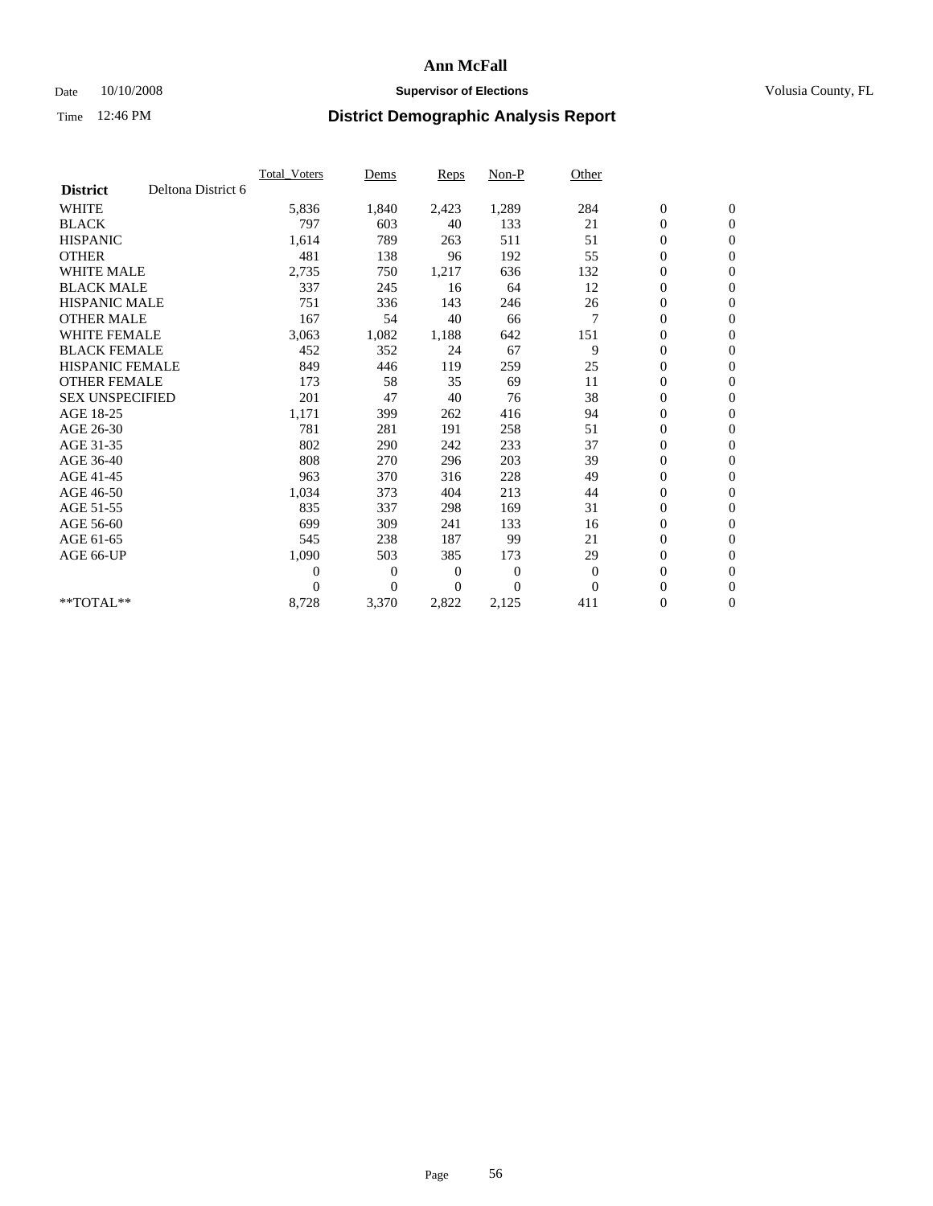# Ann McFall

Date 10/10/2008 **Supervisor of Elections** Volusia County, FL

Time 12:46 PM **District Demographic Analysis Report**

| | Total_Voters | Dems | Reps | Non-P | Other | | |
|---|---|---|---|---|---|---|---|
| **District** Deltona District 6 | | | | | | | |
| WHITE | 5,836 | 1,840 | 2,423 | 1,289 | 284 | 0 | 0 |
| BLACK | 797 | 603 | 40 | 133 | 21 | 0 | 0 |
| HISPANIC | 1,614 | 789 | 263 | 511 | 51 | 0 | 0 |
| OTHER | 481 | 138 | 96 | 192 | 55 | 0 | 0 |
| WHITE MALE | 2,735 | 750 | 1,217 | 636 | 132 | 0 | 0 |
| BLACK MALE | 337 | 245 | 16 | 64 | 12 | 0 | 0 |
| HISPANIC MALE | 751 | 336 | 143 | 246 | 26 | 0 | 0 |
| OTHER MALE | 167 | 54 | 40 | 66 | 7 | 0 | 0 |
| WHITE FEMALE | 3,063 | 1,082 | 1,188 | 642 | 151 | 0 | 0 |
| BLACK FEMALE | 452 | 352 | 24 | 67 | 9 | 0 | 0 |
| HISPANIC FEMALE | 849 | 446 | 119 | 259 | 25 | 0 | 0 |
| OTHER FEMALE | 173 | 58 | 35 | 69 | 11 | 0 | 0 |
| SEX UNSPECIFIED | 201 | 47 | 40 | 76 | 38 | 0 | 0 |
| AGE 18-25 | 1,171 | 399 | 262 | 416 | 94 | 0 | 0 |
| AGE 26-30 | 781 | 281 | 191 | 258 | 51 | 0 | 0 |
| AGE 31-35 | 802 | 290 | 242 | 233 | 37 | 0 | 0 |
| AGE 36-40 | 808 | 270 | 296 | 203 | 39 | 0 | 0 |
| AGE 41-45 | 963 | 370 | 316 | 228 | 49 | 0 | 0 |
| AGE 46-50 | 1,034 | 373 | 404 | 213 | 44 | 0 | 0 |
| AGE 51-55 | 835 | 337 | 298 | 169 | 31 | 0 | 0 |
| AGE 56-60 | 699 | 309 | 241 | 133 | 16 | 0 | 0 |
| AGE 61-65 | 545 | 238 | 187 | 99 | 21 | 0 | 0 |
| AGE 66-UP | 1,090 | 503 | 385 | 173 | 29 | 0 | 0 |
| | 0 | 0 | 0 | 0 | 0 | 0 | 0 |
| | 0 | 0 | 0 | 0 | 0 | 0 | 0 |
| **TOTAL** | 8,728 | 3,370 | 2,822 | 2,125 | 411 | 0 | 0 |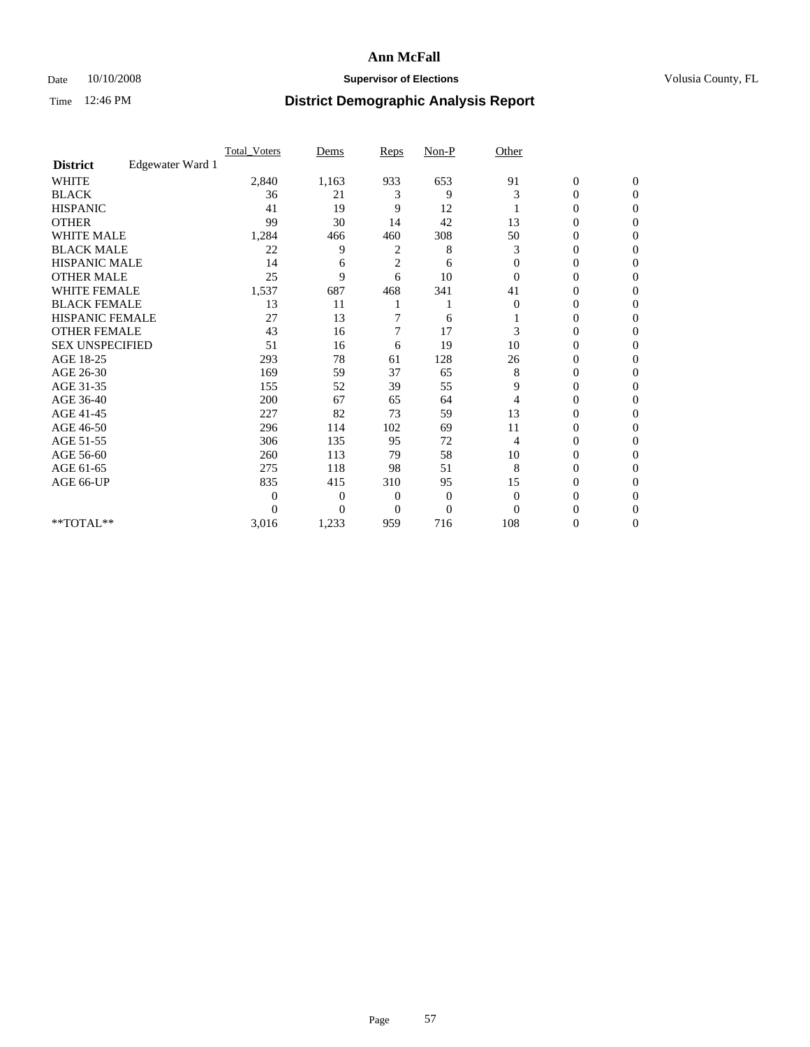# Ann McFall

Date 10/10/2008 **Supervisor of Elections** Volusia County, FL

Time 12:46 PM **District Demographic Analysis Report**

| | Total_Voters | Dems | Reps | Non-P | Other | | |
|---|---|---|---|---|---|---|---|
| **District** Edgewater Ward 1 | | | | | | | |
| WHITE | 2,840 | 1,163 | 933 | 653 | 91 | 0 | 0 |
| BLACK | 36 | 21 | 3 | 9 | 3 | 0 | 0 |
| HISPANIC | 41 | 19 | 9 | 12 | 1 | 0 | 0 |
| OTHER | 99 | 30 | 14 | 42 | 13 | 0 | 0 |
| WHITE MALE | 1,284 | 466 | 460 | 308 | 50 | 0 | 0 |
| BLACK MALE | 22 | 9 | 2 | 8 | 3 | 0 | 0 |
| HISPANIC MALE | 14 | 6 | 2 | 6 | 0 | 0 | 0 |
| OTHER MALE | 25 | 9 | 6 | 10 | 0 | 0 | 0 |
| WHITE FEMALE | 1,537 | 687 | 468 | 341 | 41 | 0 | 0 |
| BLACK FEMALE | 13 | 11 | 1 | 1 | 0 | 0 | 0 |
| HISPANIC FEMALE | 27 | 13 | 7 | 6 | 1 | 0 | 0 |
| OTHER FEMALE | 43 | 16 | 7 | 17 | 3 | 0 | 0 |
| SEX UNSPECIFIED | 51 | 16 | 6 | 19 | 10 | 0 | 0 |
| AGE 18-25 | 293 | 78 | 61 | 128 | 26 | 0 | 0 |
| AGE 26-30 | 169 | 59 | 37 | 65 | 8 | 0 | 0 |
| AGE 31-35 | 155 | 52 | 39 | 55 | 9 | 0 | 0 |
| AGE 36-40 | 200 | 67 | 65 | 64 | 4 | 0 | 0 |
| AGE 41-45 | 227 | 82 | 73 | 59 | 13 | 0 | 0 |
| AGE 46-50 | 296 | 114 | 102 | 69 | 11 | 0 | 0 |
| AGE 51-55 | 306 | 135 | 95 | 72 | 4 | 0 | 0 |
| AGE 56-60 | 260 | 113 | 79 | 58 | 10 | 0 | 0 |
| AGE 61-65 | 275 | 118 | 98 | 51 | 8 | 0 | 0 |
| AGE 66-UP | 835 | 415 | 310 | 95 | 15 | 0 | 0 |
| | 0 | 0 | 0 | 0 | 0 | 0 | 0 |
| | 0 | 0 | 0 | 0 | 0 | 0 | 0 |
| **TOTAL** | 3,016 | 1,233 | 959 | 716 | 108 | 0 | 0 |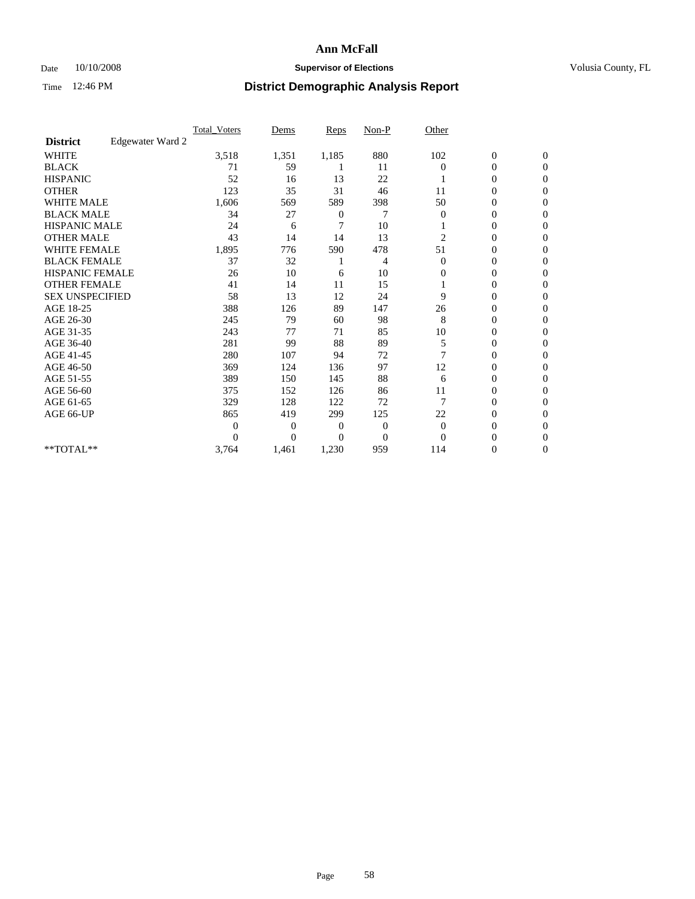# Ann McFall

Date 10/10/2008 **Supervisor of Elections** Volusia County, FL

Time 12:46 PM **District Demographic Analysis Report**

| | Total_Voters | Dems | Reps | Non-P | Other | | |
|---|---|---|---|---|---|---|---|
| **District** Edgewater Ward 2 | | | | | | | |
| WHITE | 3,518 | 1,351 | 1,185 | 880 | 102 | 0 | 0 |
| BLACK | 71 | 59 | 1 | 11 | 0 | 0 | 0 |
| HISPANIC | 52 | 16 | 13 | 22 | 1 | 0 | 0 |
| OTHER | 123 | 35 | 31 | 46 | 11 | 0 | 0 |
| WHITE MALE | 1,606 | 569 | 589 | 398 | 50 | 0 | 0 |
| BLACK MALE | 34 | 27 | 0 | 7 | 0 | 0 | 0 |
| HISPANIC MALE | 24 | 6 | 7 | 10 | 1 | 0 | 0 |
| OTHER MALE | 43 | 14 | 14 | 13 | 2 | 0 | 0 |
| WHITE FEMALE | 1,895 | 776 | 590 | 478 | 51 | 0 | 0 |
| BLACK FEMALE | 37 | 32 | 1 | 4 | 0 | 0 | 0 |
| HISPANIC FEMALE | 26 | 10 | 6 | 10 | 0 | 0 | 0 |
| OTHER FEMALE | 41 | 14 | 11 | 15 | 1 | 0 | 0 |
| SEX UNSPECIFIED | 58 | 13 | 12 | 24 | 9 | 0 | 0 |
| AGE 18-25 | 388 | 126 | 89 | 147 | 26 | 0 | 0 |
| AGE 26-30 | 245 | 79 | 60 | 98 | 8 | 0 | 0 |
| AGE 31-35 | 243 | 77 | 71 | 85 | 10 | 0 | 0 |
| AGE 36-40 | 281 | 99 | 88 | 89 | 5 | 0 | 0 |
| AGE 41-45 | 280 | 107 | 94 | 72 | 7 | 0 | 0 |
| AGE 46-50 | 369 | 124 | 136 | 97 | 12 | 0 | 0 |
| AGE 51-55 | 389 | 150 | 145 | 88 | 6 | 0 | 0 |
| AGE 56-60 | 375 | 152 | 126 | 86 | 11 | 0 | 0 |
| AGE 61-65 | 329 | 128 | 122 | 72 | 7 | 0 | 0 |
| AGE 66-UP | 865 | 419 | 299 | 125 | 22 | 0 | 0 |
| | 0 | 0 | 0 | 0 | 0 | 0 | 0 |
| | 0 | 0 | 0 | 0 | 0 | 0 | 0 |
| **TOTAL** | 3,764 | 1,461 | 1,230 | 959 | 114 | 0 | 0 |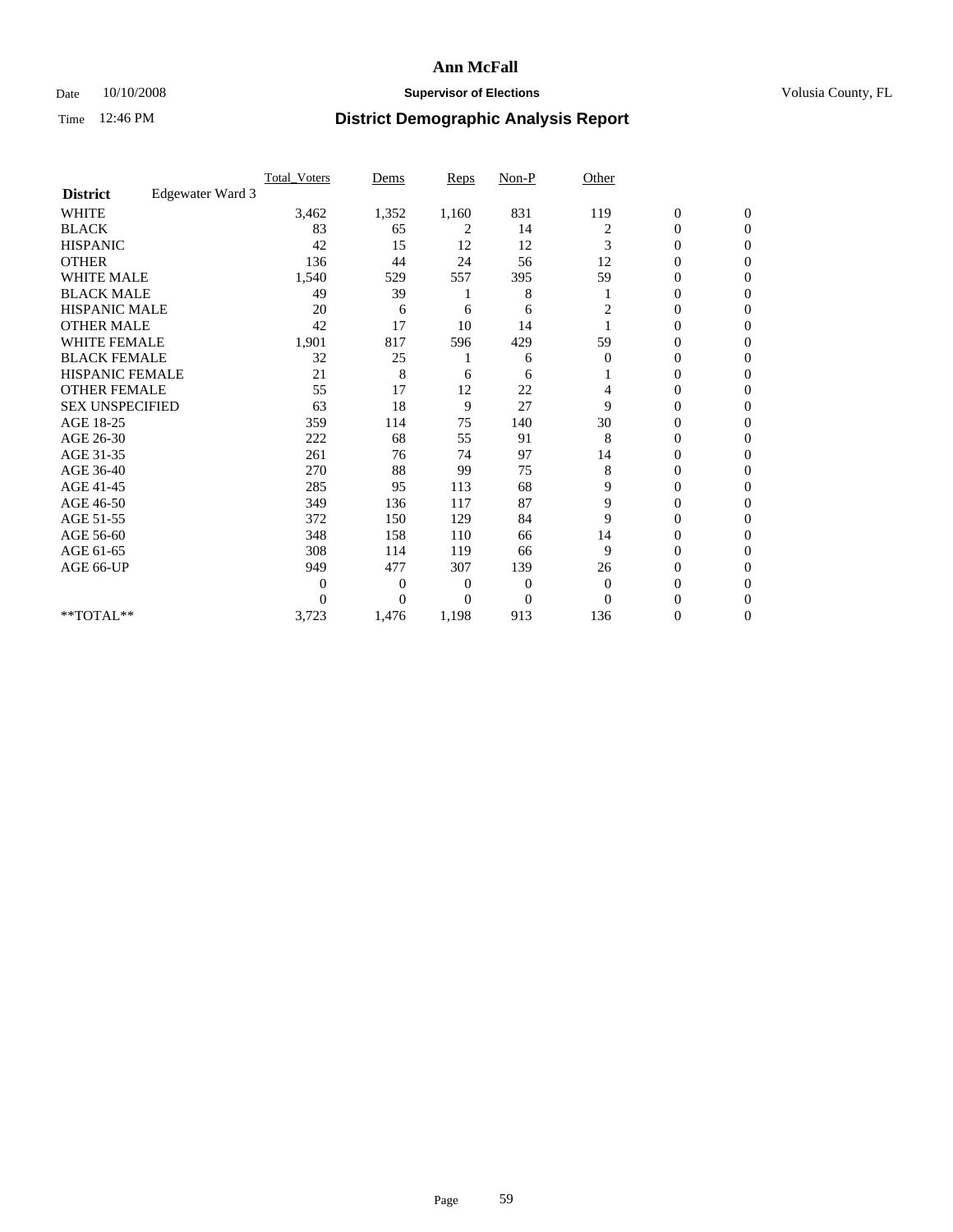# Ann McFall

Date 10/10/2008 **Supervisor of Elections** Volusia County, FL

Time 12:46 PM **District Demographic Analysis Report**

| | Total_Voters | Dems | Reps | Non-P | Other | | |
|---|---|---|---|---|---|---|---|
| **District** Edgewater Ward 3 | | | | | | | |
| WHITE | 3,462 | 1,352 | 1,160 | 831 | 119 | 0 | 0 |
| BLACK | 83 | 65 | 2 | 14 | 2 | 0 | 0 |
| HISPANIC | 42 | 15 | 12 | 12 | 3 | 0 | 0 |
| OTHER | 136 | 44 | 24 | 56 | 12 | 0 | 0 |
| WHITE MALE | 1,540 | 529 | 557 | 395 | 59 | 0 | 0 |
| BLACK MALE | 49 | 39 | 1 | 8 | 1 | 0 | 0 |
| HISPANIC MALE | 20 | 6 | 6 | 6 | 2 | 0 | 0 |
| OTHER MALE | 42 | 17 | 10 | 14 | 1 | 0 | 0 |
| WHITE FEMALE | 1,901 | 817 | 596 | 429 | 59 | 0 | 0 |
| BLACK FEMALE | 32 | 25 | 1 | 6 | 0 | 0 | 0 |
| HISPANIC FEMALE | 21 | 8 | 6 | 6 | 1 | 0 | 0 |
| OTHER FEMALE | 55 | 17 | 12 | 22 | 4 | 0 | 0 |
| SEX UNSPECIFIED | 63 | 18 | 9 | 27 | 9 | 0 | 0 |
| AGE 18-25 | 359 | 114 | 75 | 140 | 30 | 0 | 0 |
| AGE 26-30 | 222 | 68 | 55 | 91 | 8 | 0 | 0 |
| AGE 31-35 | 261 | 76 | 74 | 97 | 14 | 0 | 0 |
| AGE 36-40 | 270 | 88 | 99 | 75 | 8 | 0 | 0 |
| AGE 41-45 | 285 | 95 | 113 | 68 | 9 | 0 | 0 |
| AGE 46-50 | 349 | 136 | 117 | 87 | 9 | 0 | 0 |
| AGE 51-55 | 372 | 150 | 129 | 84 | 9 | 0 | 0 |
| AGE 56-60 | 348 | 158 | 110 | 66 | 14 | 0 | 0 |
| AGE 61-65 | 308 | 114 | 119 | 66 | 9 | 0 | 0 |
| AGE 66-UP | 949 | 477 | 307 | 139 | 26 | 0 | 0 |
| | 0 | 0 | 0 | 0 | 0 | 0 | 0 |
| | 0 | 0 | 0 | 0 | 0 | 0 | 0 |
| **TOTAL** | 3,723 | 1,476 | 1,198 | 913 | 136 | 0 | 0 |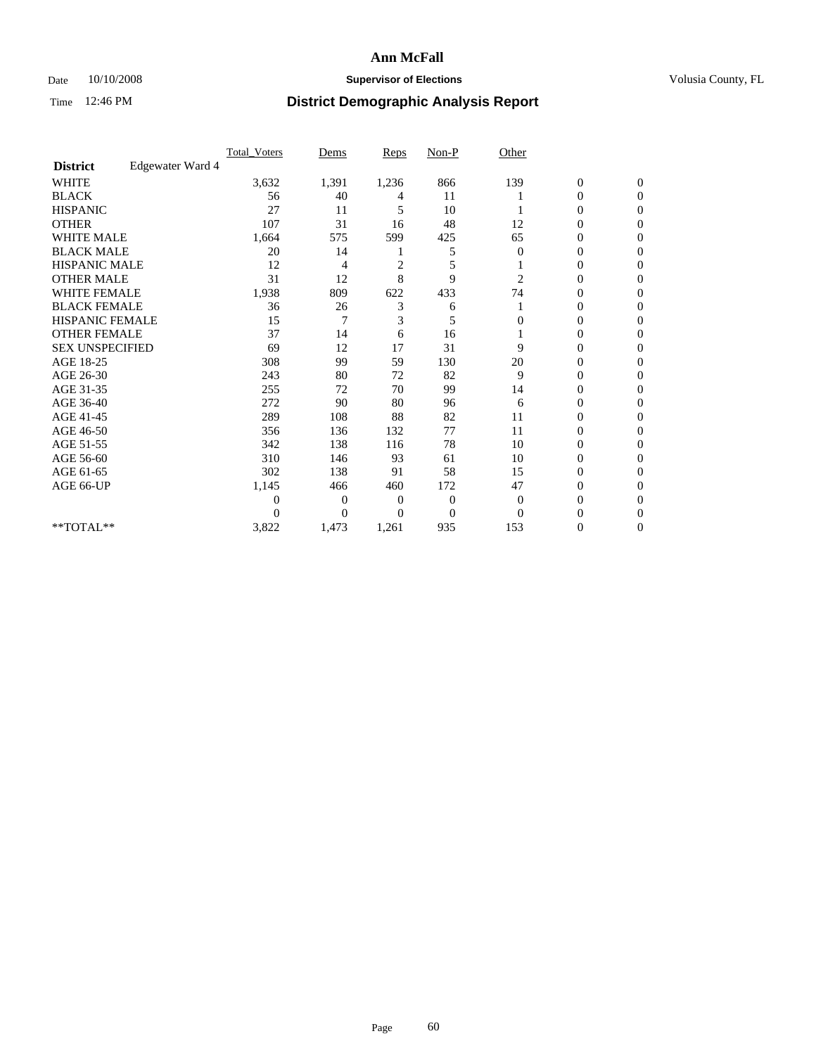**Ann McFall**

Date 10/10/2008 **Supervisor of Elections** Volusia County, FL

Time 12:46 PM **District Demographic Analysis Report**

| | | Total_Voters | Dems | Reps | Non-P | Other | | |
|---|---|---|---|---|---|---|---|---|
| **District** | Edgewater Ward 4 | | | | | | | |
| WHITE | | 3,632 | 1,391 | 1,236 | 866 | 139 | 0 | 0 |
| BLACK | | 56 | 40 | 4 | 11 | 1 | 0 | 0 |
| HISPANIC | | 27 | 11 | 5 | 10 | 1 | 0 | 0 |
| OTHER | | 107 | 31 | 16 | 48 | 12 | 0 | 0 |
| WHITE MALE | | 1,664 | 575 | 599 | 425 | 65 | 0 | 0 |
| BLACK MALE | | 20 | 14 | 1 | 5 | 0 | 0 | 0 |
| HISPANIC MALE | | 12 | 4 | 2 | 5 | 1 | 0 | 0 |
| OTHER MALE | | 31 | 12 | 8 | 9 | 2 | 0 | 0 |
| WHITE FEMALE | | 1,938 | 809 | 622 | 433 | 74 | 0 | 0 |
| BLACK FEMALE | | 36 | 26 | 3 | 6 | 1 | 0 | 0 |
| HISPANIC FEMALE | | 15 | 7 | 3 | 5 | 0 | 0 | 0 |
| OTHER FEMALE | | 37 | 14 | 6 | 16 | 1 | 0 | 0 |
| SEX UNSPECIFIED | | 69 | 12 | 17 | 31 | 9 | 0 | 0 |
| AGE 18-25 | | 308 | 99 | 59 | 130 | 20 | 0 | 0 |
| AGE 26-30 | | 243 | 80 | 72 | 82 | 9 | 0 | 0 |
| AGE 31-35 | | 255 | 72 | 70 | 99 | 14 | 0 | 0 |
| AGE 36-40 | | 272 | 90 | 80 | 96 | 6 | 0 | 0 |
| AGE 41-45 | | 289 | 108 | 88 | 82 | 11 | 0 | 0 |
| AGE 46-50 | | 356 | 136 | 132 | 77 | 11 | 0 | 0 |
| AGE 51-55 | | 342 | 138 | 116 | 78 | 10 | 0 | 0 |
| AGE 56-60 | | 310 | 146 | 93 | 61 | 10 | 0 | 0 |
| AGE 61-65 | | 302 | 138 | 91 | 58 | 15 | 0 | 0 |
| AGE 66-UP | | 1,145 | 466 | 460 | 172 | 47 | 0 | 0 |
| | | 0 | 0 | 0 | 0 | 0 | 0 | 0 |
| | | 0 | 0 | 0 | 0 | 0 | 0 | 0 |
| **TOTAL** | | 3,822 | 1,473 | 1,261 | 935 | 153 | 0 | 0 |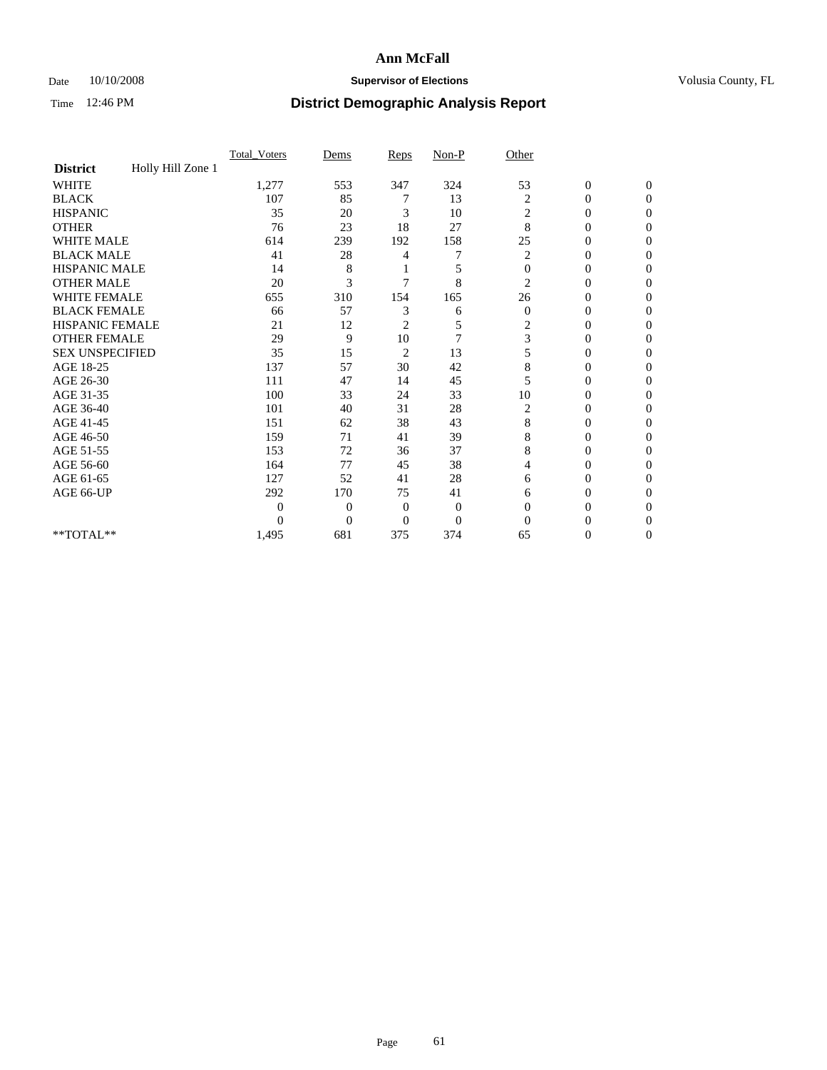# Ann McFall

Date 10/10/2008 **Supervisor of Elections** Volusia County, FL

Time 12:46 PM **District Demographic Analysis Report**

| | Total_Voters | Dems | Reps | Non-P | Other | | |
|---|---|---|---|---|---|---|---|
| **District** Holly Hill Zone 1 | | | | | | | |
| WHITE | 1,277 | 553 | 347 | 324 | 53 | 0 | 0 |
| BLACK | 107 | 85 | 7 | 13 | 2 | 0 | 0 |
| HISPANIC | 35 | 20 | 3 | 10 | 2 | 0 | 0 |
| OTHER | 76 | 23 | 18 | 27 | 8 | 0 | 0 |
| WHITE MALE | 614 | 239 | 192 | 158 | 25 | 0 | 0 |
| BLACK MALE | 41 | 28 | 4 | 7 | 2 | 0 | 0 |
| HISPANIC MALE | 14 | 8 | 1 | 5 | 0 | 0 | 0 |
| OTHER MALE | 20 | 3 | 7 | 8 | 2 | 0 | 0 |
| WHITE FEMALE | 655 | 310 | 154 | 165 | 26 | 0 | 0 |
| BLACK FEMALE | 66 | 57 | 3 | 6 | 0 | 0 | 0 |
| HISPANIC FEMALE | 21 | 12 | 2 | 5 | 2 | 0 | 0 |
| OTHER FEMALE | 29 | 9 | 10 | 7 | 3 | 0 | 0 |
| SEX UNSPECIFIED | 35 | 15 | 2 | 13 | 5 | 0 | 0 |
| AGE 18-25 | 137 | 57 | 30 | 42 | 8 | 0 | 0 |
| AGE 26-30 | 111 | 47 | 14 | 45 | 5 | 0 | 0 |
| AGE 31-35 | 100 | 33 | 24 | 33 | 10 | 0 | 0 |
| AGE 36-40 | 101 | 40 | 31 | 28 | 2 | 0 | 0 |
| AGE 41-45 | 151 | 62 | 38 | 43 | 8 | 0 | 0 |
| AGE 46-50 | 159 | 71 | 41 | 39 | 8 | 0 | 0 |
| AGE 51-55 | 153 | 72 | 36 | 37 | 8 | 0 | 0 |
| AGE 56-60 | 164 | 77 | 45 | 38 | 4 | 0 | 0 |
| AGE 61-65 | 127 | 52 | 41 | 28 | 6 | 0 | 0 |
| AGE 66-UP | 292 | 170 | 75 | 41 | 6 | 0 | 0 |
| | 0 | 0 | 0 | 0 | 0 | 0 | 0 |
| | 0 | 0 | 0 | 0 | 0 | 0 | 0 |
| **TOTAL** | 1,495 | 681 | 375 | 374 | 65 | 0 | 0 |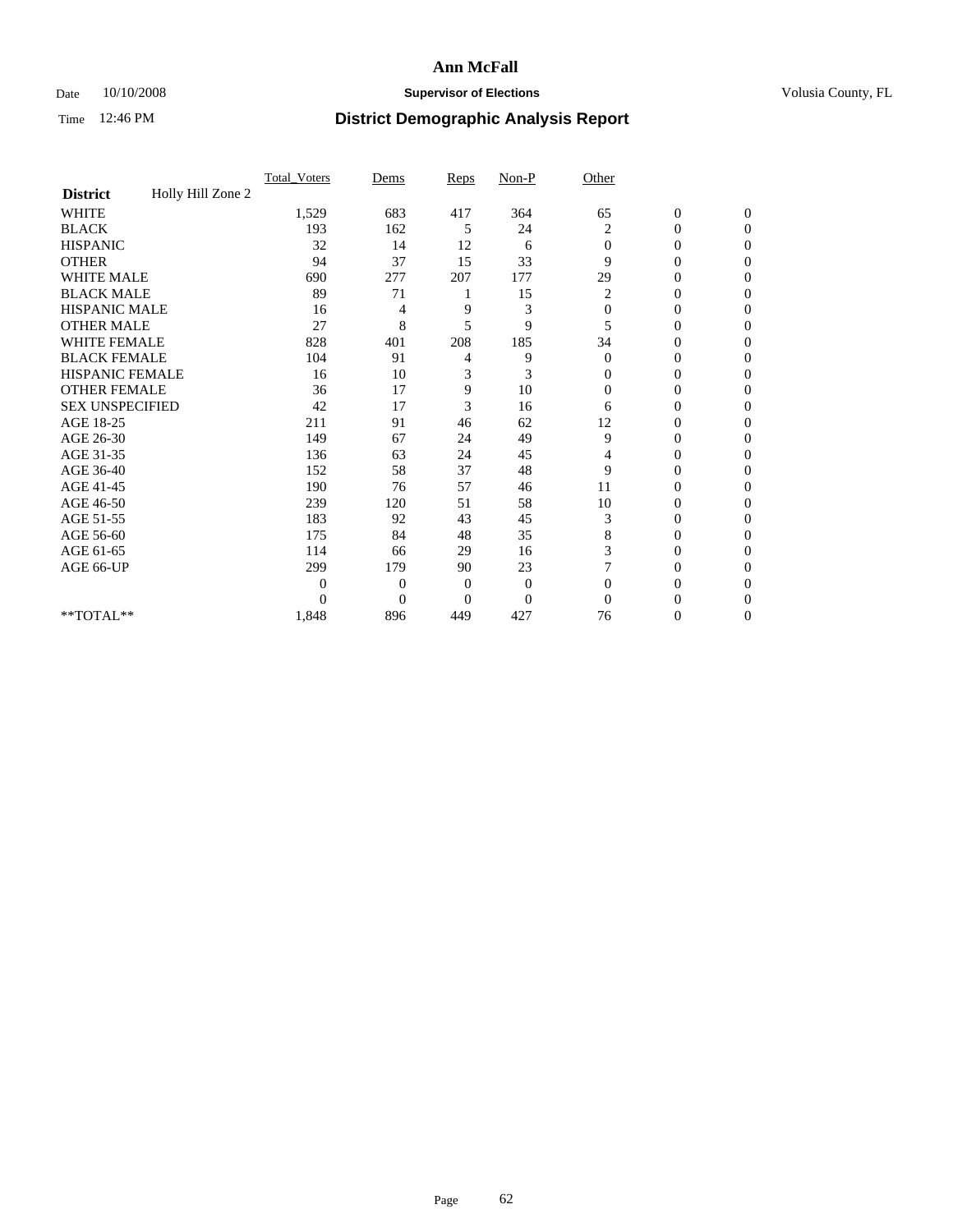# Ann McFall

Date 10/10/2008 **Supervisor of Elections** Volusia County, FL

Time 12:46 PM **District Demographic Analysis Report**

| | Total_Voters | Dems | Reps | Non-P | Other | | |
|---|---|---|---|---|---|---|---|
| **District** Holly Hill Zone 2 | | | | | | | |
| WHITE | 1,529 | 683 | 417 | 364 | 65 | 0 | 0 |
| BLACK | 193 | 162 | 5 | 24 | 2 | 0 | 0 |
| HISPANIC | 32 | 14 | 12 | 6 | 0 | 0 | 0 |
| OTHER | 94 | 37 | 15 | 33 | 9 | 0 | 0 |
| WHITE MALE | 690 | 277 | 207 | 177 | 29 | 0 | 0 |
| BLACK MALE | 89 | 71 | 1 | 15 | 2 | 0 | 0 |
| HISPANIC MALE | 16 | 4 | 9 | 3 | 0 | 0 | 0 |
| OTHER MALE | 27 | 8 | 5 | 9 | 5 | 0 | 0 |
| WHITE FEMALE | 828 | 401 | 208 | 185 | 34 | 0 | 0 |
| BLACK FEMALE | 104 | 91 | 4 | 9 | 0 | 0 | 0 |
| HISPANIC FEMALE | 16 | 10 | 3 | 3 | 0 | 0 | 0 |
| OTHER FEMALE | 36 | 17 | 9 | 10 | 0 | 0 | 0 |
| SEX UNSPECIFIED | 42 | 17 | 3 | 16 | 6 | 0 | 0 |
| AGE 18-25 | 211 | 91 | 46 | 62 | 12 | 0 | 0 |
| AGE 26-30 | 149 | 67 | 24 | 49 | 9 | 0 | 0 |
| AGE 31-35 | 136 | 63 | 24 | 45 | 4 | 0 | 0 |
| AGE 36-40 | 152 | 58 | 37 | 48 | 9 | 0 | 0 |
| AGE 41-45 | 190 | 76 | 57 | 46 | 11 | 0 | 0 |
| AGE 46-50 | 239 | 120 | 51 | 58 | 10 | 0 | 0 |
| AGE 51-55 | 183 | 92 | 43 | 45 | 3 | 0 | 0 |
| AGE 56-60 | 175 | 84 | 48 | 35 | 8 | 0 | 0 |
| AGE 61-65 | 114 | 66 | 29 | 16 | 3 | 0 | 0 |
| AGE 66-UP | 299 | 179 | 90 | 23 | 7 | 0 | 0 |
| | 0 | 0 | 0 | 0 | 0 | 0 | 0 |
| | 0 | 0 | 0 | 0 | 0 | 0 | 0 |
| **TOTAL** | 1,848 | 896 | 449 | 427 | 76 | 0 | 0 |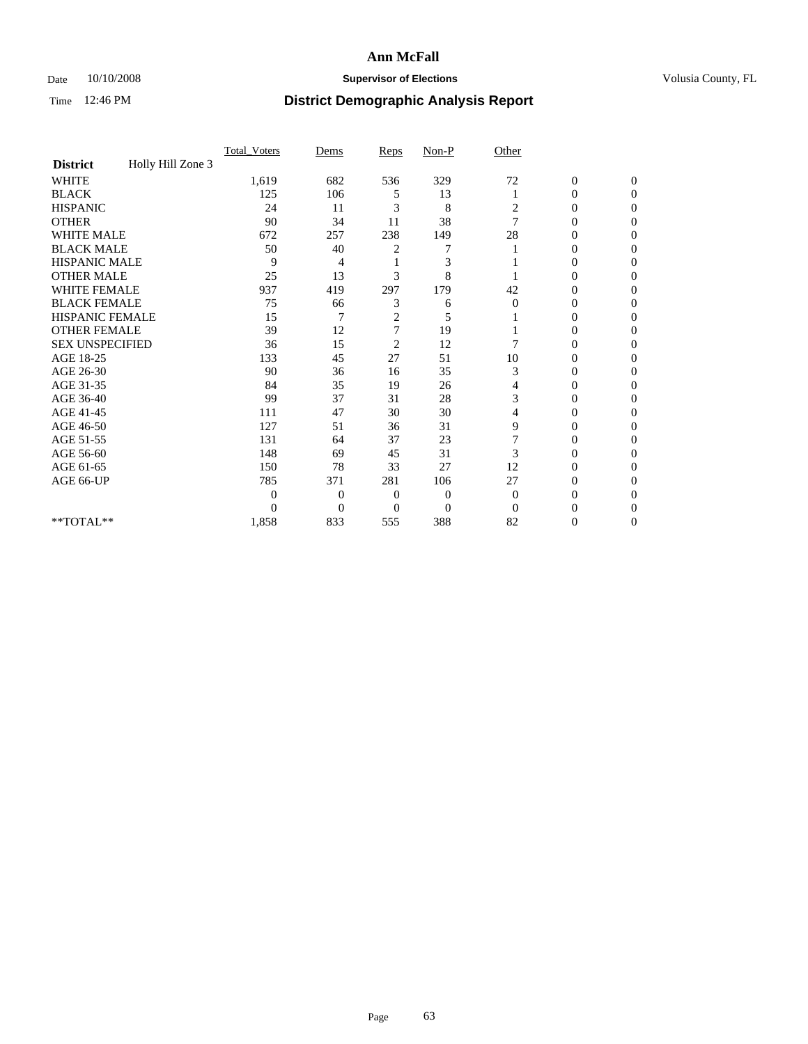**Ann McFall**

Date 10/10/2008 **Supervisor of Elections** Volusia County, FL

Time 12:46 PM

## District Demographic Analysis Report

| | Total_Voters | Dems | Reps | Non-P | Other | | |
|---|---|---|---|---|---|---|---|
| **District** Holly Hill Zone 3 | | | | | | | |
| WHITE | 1,619 | 682 | 536 | 329 | 72 | 0 | 0 |
| BLACK | 125 | 106 | 5 | 13 | 1 | 0 | 0 |
| HISPANIC | 24 | 11 | 3 | 8 | 2 | 0 | 0 |
| OTHER | 90 | 34 | 11 | 38 | 7 | 0 | 0 |
| WHITE MALE | 672 | 257 | 238 | 149 | 28 | 0 | 0 |
| BLACK MALE | 50 | 40 | 2 | 7 | 1 | 0 | 0 |
| HISPANIC MALE | 9 | 4 | 1 | 3 | 1 | 0 | 0 |
| OTHER MALE | 25 | 13 | 3 | 8 | 1 | 0 | 0 |
| WHITE FEMALE | 937 | 419 | 297 | 179 | 42 | 0 | 0 |
| BLACK FEMALE | 75 | 66 | 3 | 6 | 0 | 0 | 0 |
| HISPANIC FEMALE | 15 | 7 | 2 | 5 | 1 | 0 | 0 |
| OTHER FEMALE | 39 | 12 | 7 | 19 | 1 | 0 | 0 |
| SEX UNSPECIFIED | 36 | 15 | 2 | 12 | 7 | 0 | 0 |
| AGE 18-25 | 133 | 45 | 27 | 51 | 10 | 0 | 0 |
| AGE 26-30 | 90 | 36 | 16 | 35 | 3 | 0 | 0 |
| AGE 31-35 | 84 | 35 | 19 | 26 | 4 | 0 | 0 |
| AGE 36-40 | 99 | 37 | 31 | 28 | 3 | 0 | 0 |
| AGE 41-45 | 111 | 47 | 30 | 30 | 4 | 0 | 0 |
| AGE 46-50 | 127 | 51 | 36 | 31 | 9 | 0 | 0 |
| AGE 51-55 | 131 | 64 | 37 | 23 | 7 | 0 | 0 |
| AGE 56-60 | 148 | 69 | 45 | 31 | 3 | 0 | 0 |
| AGE 61-65 | 150 | 78 | 33 | 27 | 12 | 0 | 0 |
| AGE 66-UP | 785 | 371 | 281 | 106 | 27 | 0 | 0 |
| | 0 | 0 | 0 | 0 | 0 | 0 | 0 |
| | 0 | 0 | 0 | 0 | 0 | 0 | 0 |
| **TOTAL** | 1,858 | 833 | 555 | 388 | 82 | 0 | 0 |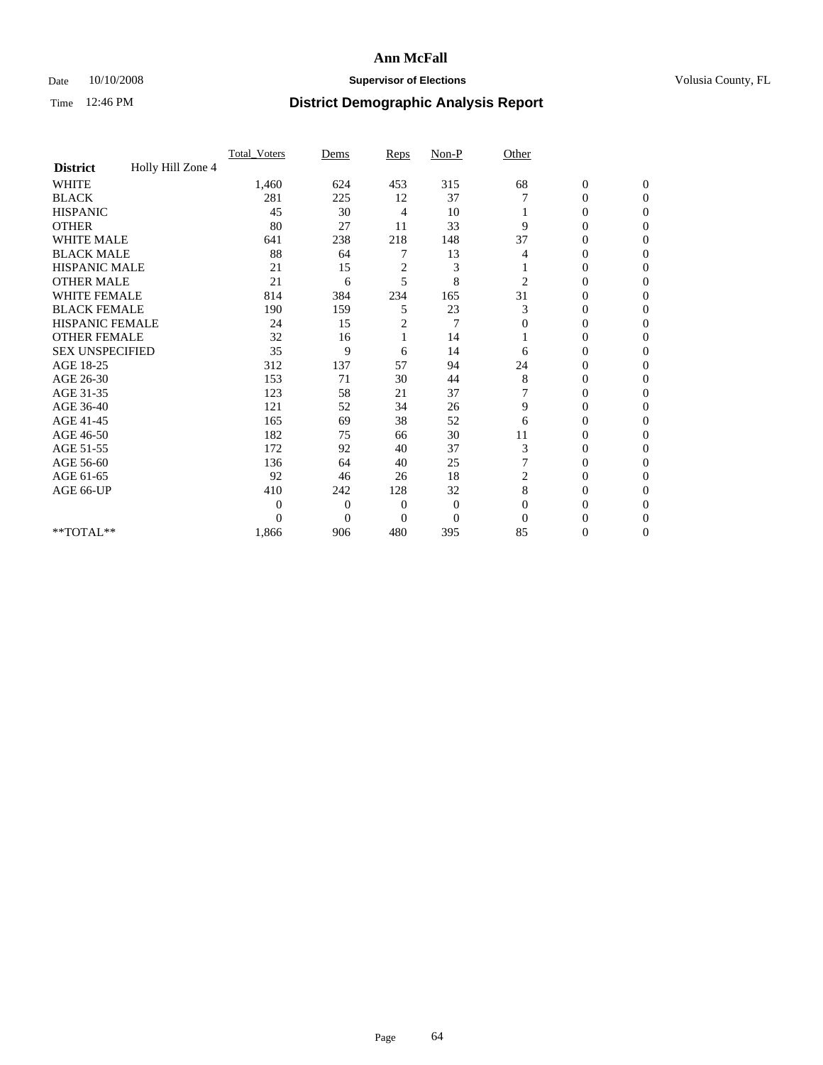# Ann McFall

Date 10/10/2008 **Supervisor of Elections** Volusia County, FL

Time 12:46 PM **District Demographic Analysis Report**

| | Total_Voters | Dems | Reps | Non-P | Other | | |
|---|---|---|---|---|---|---|---|
| **District** Holly Hill Zone 4 | | | | | | | |
| WHITE | 1,460 | 624 | 453 | 315 | 68 | 0 | 0 |
| BLACK | 281 | 225 | 12 | 37 | 7 | 0 | 0 |
| HISPANIC | 45 | 30 | 4 | 10 | 1 | 0 | 0 |
| OTHER | 80 | 27 | 11 | 33 | 9 | 0 | 0 |
| WHITE MALE | 641 | 238 | 218 | 148 | 37 | 0 | 0 |
| BLACK MALE | 88 | 64 | 7 | 13 | 4 | 0 | 0 |
| HISPANIC MALE | 21 | 15 | 2 | 3 | 1 | 0 | 0 |
| OTHER MALE | 21 | 6 | 5 | 8 | 2 | 0 | 0 |
| WHITE FEMALE | 814 | 384 | 234 | 165 | 31 | 0 | 0 |
| BLACK FEMALE | 190 | 159 | 5 | 23 | 3 | 0 | 0 |
| HISPANIC FEMALE | 24 | 15 | 2 | 7 | 0 | 0 | 0 |
| OTHER FEMALE | 32 | 16 | 1 | 14 | 1 | 0 | 0 |
| SEX UNSPECIFIED | 35 | 9 | 6 | 14 | 6 | 0 | 0 |
| AGE 18-25 | 312 | 137 | 57 | 94 | 24 | 0 | 0 |
| AGE 26-30 | 153 | 71 | 30 | 44 | 8 | 0 | 0 |
| AGE 31-35 | 123 | 58 | 21 | 37 | 7 | 0 | 0 |
| AGE 36-40 | 121 | 52 | 34 | 26 | 9 | 0 | 0 |
| AGE 41-45 | 165 | 69 | 38 | 52 | 6 | 0 | 0 |
| AGE 46-50 | 182 | 75 | 66 | 30 | 11 | 0 | 0 |
| AGE 51-55 | 172 | 92 | 40 | 37 | 3 | 0 | 0 |
| AGE 56-60 | 136 | 64 | 40 | 25 | 7 | 0 | 0 |
| AGE 61-65 | 92 | 46 | 26 | 18 | 2 | 0 | 0 |
| AGE 66-UP | 410 | 242 | 128 | 32 | 8 | 0 | 0 |
| | 0 | 0 | 0 | 0 | 0 | 0 | 0 |
| | 0 | 0 | 0 | 0 | 0 | 0 | 0 |
| **TOTAL** | 1,866 | 906 | 480 | 395 | 85 | 0 | 0 |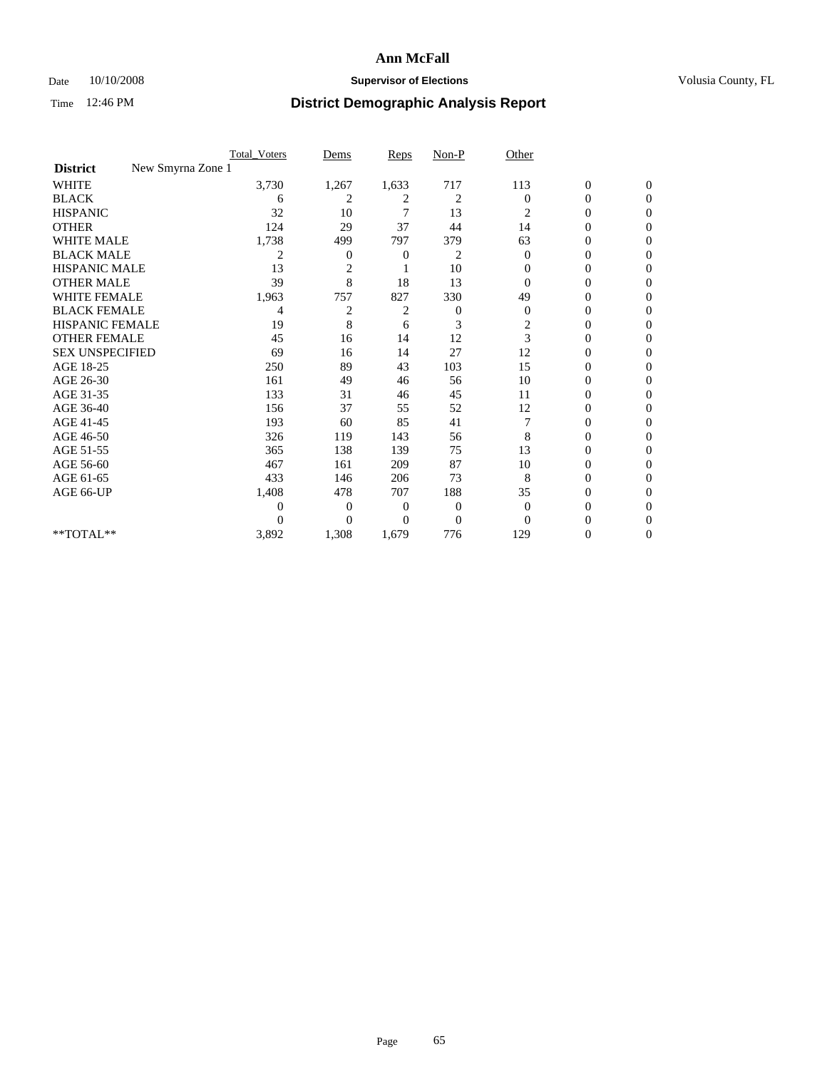# Ann McFall

Date 10/10/2008 **Supervisor of Elections** Volusia County, FL

Time 12:46 PM **District Demographic Analysis Report**

| | Total_Voters | Dems | Reps | Non-P | Other | | |
|---|---|---|---|---|---|---|---|
| **District** New Smyrna Zone 1 | | | | | | | |
| WHITE | 3,730 | 1,267 | 1,633 | 717 | 113 | 0 | 0 |
| BLACK | 6 | 2 | 2 | 2 | 0 | 0 | 0 |
| HISPANIC | 32 | 10 | 7 | 13 | 2 | 0 | 0 |
| OTHER | 124 | 29 | 37 | 44 | 14 | 0 | 0 |
| WHITE MALE | 1,738 | 499 | 797 | 379 | 63 | 0 | 0 |
| BLACK MALE | 2 | 0 | 0 | 2 | 0 | 0 | 0 |
| HISPANIC MALE | 13 | 2 | 1 | 10 | 0 | 0 | 0 |
| OTHER MALE | 39 | 8 | 18 | 13 | 0 | 0 | 0 |
| WHITE FEMALE | 1,963 | 757 | 827 | 330 | 49 | 0 | 0 |
| BLACK FEMALE | 4 | 2 | 2 | 0 | 0 | 0 | 0 |
| HISPANIC FEMALE | 19 | 8 | 6 | 3 | 2 | 0 | 0 |
| OTHER FEMALE | 45 | 16 | 14 | 12 | 3 | 0 | 0 |
| SEX UNSPECIFIED | 69 | 16 | 14 | 27 | 12 | 0 | 0 |
| AGE 18-25 | 250 | 89 | 43 | 103 | 15 | 0 | 0 |
| AGE 26-30 | 161 | 49 | 46 | 56 | 10 | 0 | 0 |
| AGE 31-35 | 133 | 31 | 46 | 45 | 11 | 0 | 0 |
| AGE 36-40 | 156 | 37 | 55 | 52 | 12 | 0 | 0 |
| AGE 41-45 | 193 | 60 | 85 | 41 | 7 | 0 | 0 |
| AGE 46-50 | 326 | 119 | 143 | 56 | 8 | 0 | 0 |
| AGE 51-55 | 365 | 138 | 139 | 75 | 13 | 0 | 0 |
| AGE 56-60 | 467 | 161 | 209 | 87 | 10 | 0 | 0 |
| AGE 61-65 | 433 | 146 | 206 | 73 | 8 | 0 | 0 |
| AGE 66-UP | 1,408 | 478 | 707 | 188 | 35 | 0 | 0 |
| | 0 | 0 | 0 | 0 | 0 | 0 | 0 |
| | 0 | 0 | 0 | 0 | 0 | 0 | 0 |
| **TOTAL** | 3,892 | 1,308 | 1,679 | 776 | 129 | 0 | 0 |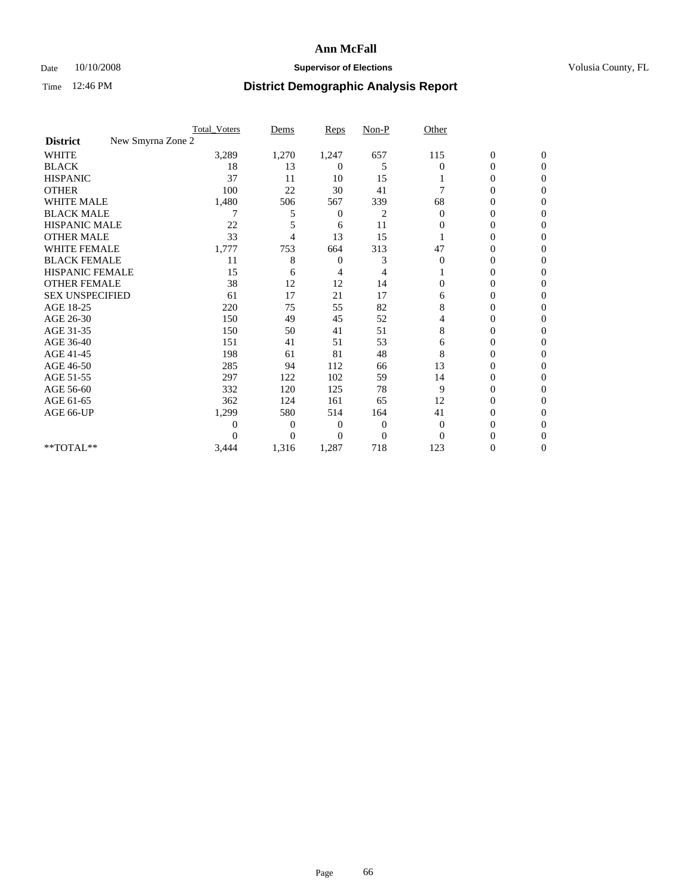# Ann McFall

Date 10/10/2008 **Supervisor of Elections** Volusia County, FL

Time 12:46 PM **District Demographic Analysis Report**

| | Total_Voters | Dems | Reps | Non-P | Other | | |
|---|---|---|---|---|---|---|---|
| **District** New Smyrna Zone 2 | | | | | | | |
| WHITE | 3,289 | 1,270 | 1,247 | 657 | 115 | 0 | 0 |
| BLACK | 18 | 13 | 0 | 5 | 0 | 0 | 0 |
| HISPANIC | 37 | 11 | 10 | 15 | 1 | 0 | 0 |
| OTHER | 100 | 22 | 30 | 41 | 7 | 0 | 0 |
| WHITE MALE | 1,480 | 506 | 567 | 339 | 68 | 0 | 0 |
| BLACK MALE | 7 | 5 | 0 | 2 | 0 | 0 | 0 |
| HISPANIC MALE | 22 | 5 | 6 | 11 | 0 | 0 | 0 |
| OTHER MALE | 33 | 4 | 13 | 15 | 1 | 0 | 0 |
| WHITE FEMALE | 1,777 | 753 | 664 | 313 | 47 | 0 | 0 |
| BLACK FEMALE | 11 | 8 | 0 | 3 | 0 | 0 | 0 |
| HISPANIC FEMALE | 15 | 6 | 4 | 4 | 1 | 0 | 0 |
| OTHER FEMALE | 38 | 12 | 12 | 14 | 0 | 0 | 0 |
| SEX UNSPECIFIED | 61 | 17 | 21 | 17 | 6 | 0 | 0 |
| AGE 18-25 | 220 | 75 | 55 | 82 | 8 | 0 | 0 |
| AGE 26-30 | 150 | 49 | 45 | 52 | 4 | 0 | 0 |
| AGE 31-35 | 150 | 50 | 41 | 51 | 8 | 0 | 0 |
| AGE 36-40 | 151 | 41 | 51 | 53 | 6 | 0 | 0 |
| AGE 41-45 | 198 | 61 | 81 | 48 | 8 | 0 | 0 |
| AGE 46-50 | 285 | 94 | 112 | 66 | 13 | 0 | 0 |
| AGE 51-55 | 297 | 122 | 102 | 59 | 14 | 0 | 0 |
| AGE 56-60 | 332 | 120 | 125 | 78 | 9 | 0 | 0 |
| AGE 61-65 | 362 | 124 | 161 | 65 | 12 | 0 | 0 |
| AGE 66-UP | 1,299 | 580 | 514 | 164 | 41 | 0 | 0 |
| | 0 | 0 | 0 | 0 | 0 | 0 | 0 |
| | 0 | 0 | 0 | 0 | 0 | 0 | 0 |
| **TOTAL** | 3,444 | 1,316 | 1,287 | 718 | 123 | 0 | 0 |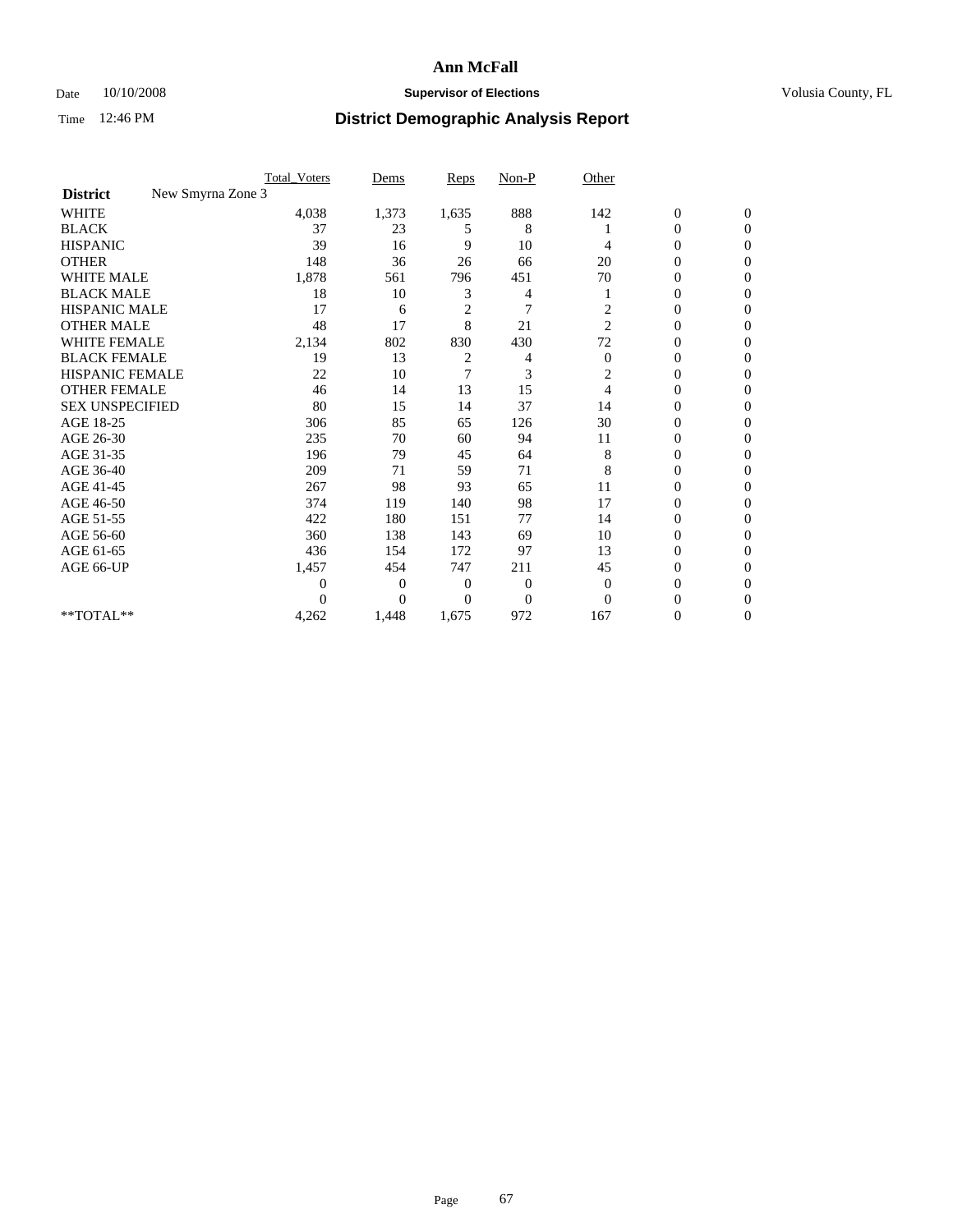# Ann McFall

Date 10/10/2008 **Supervisor of Elections** Volusia County, FL

Time 12:46 PM **District Demographic Analysis Report**

| | Total_Voters | Dems | Reps | Non-P | Other | | |
|---|---|---|---|---|---|---|---|
| **District** New Smyrna Zone 3 | | | | | | | |
| WHITE | 4,038 | 1,373 | 1,635 | 888 | 142 | 0 | 0 |
| BLACK | 37 | 23 | 5 | 8 | 1 | 0 | 0 |
| HISPANIC | 39 | 16 | 9 | 10 | 4 | 0 | 0 |
| OTHER | 148 | 36 | 26 | 66 | 20 | 0 | 0 |
| WHITE MALE | 1,878 | 561 | 796 | 451 | 70 | 0 | 0 |
| BLACK MALE | 18 | 10 | 3 | 4 | 1 | 0 | 0 |
| HISPANIC MALE | 17 | 6 | 2 | 7 | 2 | 0 | 0 |
| OTHER MALE | 48 | 17 | 8 | 21 | 2 | 0 | 0 |
| WHITE FEMALE | 2,134 | 802 | 830 | 430 | 72 | 0 | 0 |
| BLACK FEMALE | 19 | 13 | 2 | 4 | 0 | 0 | 0 |
| HISPANIC FEMALE | 22 | 10 | 7 | 3 | 2 | 0 | 0 |
| OTHER FEMALE | 46 | 14 | 13 | 15 | 4 | 0 | 0 |
| SEX UNSPECIFIED | 80 | 15 | 14 | 37 | 14 | 0 | 0 |
| AGE 18-25 | 306 | 85 | 65 | 126 | 30 | 0 | 0 |
| AGE 26-30 | 235 | 70 | 60 | 94 | 11 | 0 | 0 |
| AGE 31-35 | 196 | 79 | 45 | 64 | 8 | 0 | 0 |
| AGE 36-40 | 209 | 71 | 59 | 71 | 8 | 0 | 0 |
| AGE 41-45 | 267 | 98 | 93 | 65 | 11 | 0 | 0 |
| AGE 46-50 | 374 | 119 | 140 | 98 | 17 | 0 | 0 |
| AGE 51-55 | 422 | 180 | 151 | 77 | 14 | 0 | 0 |
| AGE 56-60 | 360 | 138 | 143 | 69 | 10 | 0 | 0 |
| AGE 61-65 | 436 | 154 | 172 | 97 | 13 | 0 | 0 |
| AGE 66-UP | 1,457 | 454 | 747 | 211 | 45 | 0 | 0 |
| | 0 | 0 | 0 | 0 | 0 | 0 | 0 |
| | 0 | 0 | 0 | 0 | 0 | 0 | 0 |
| **TOTAL** | 4,262 | 1,448 | 1,675 | 972 | 167 | 0 | 0 |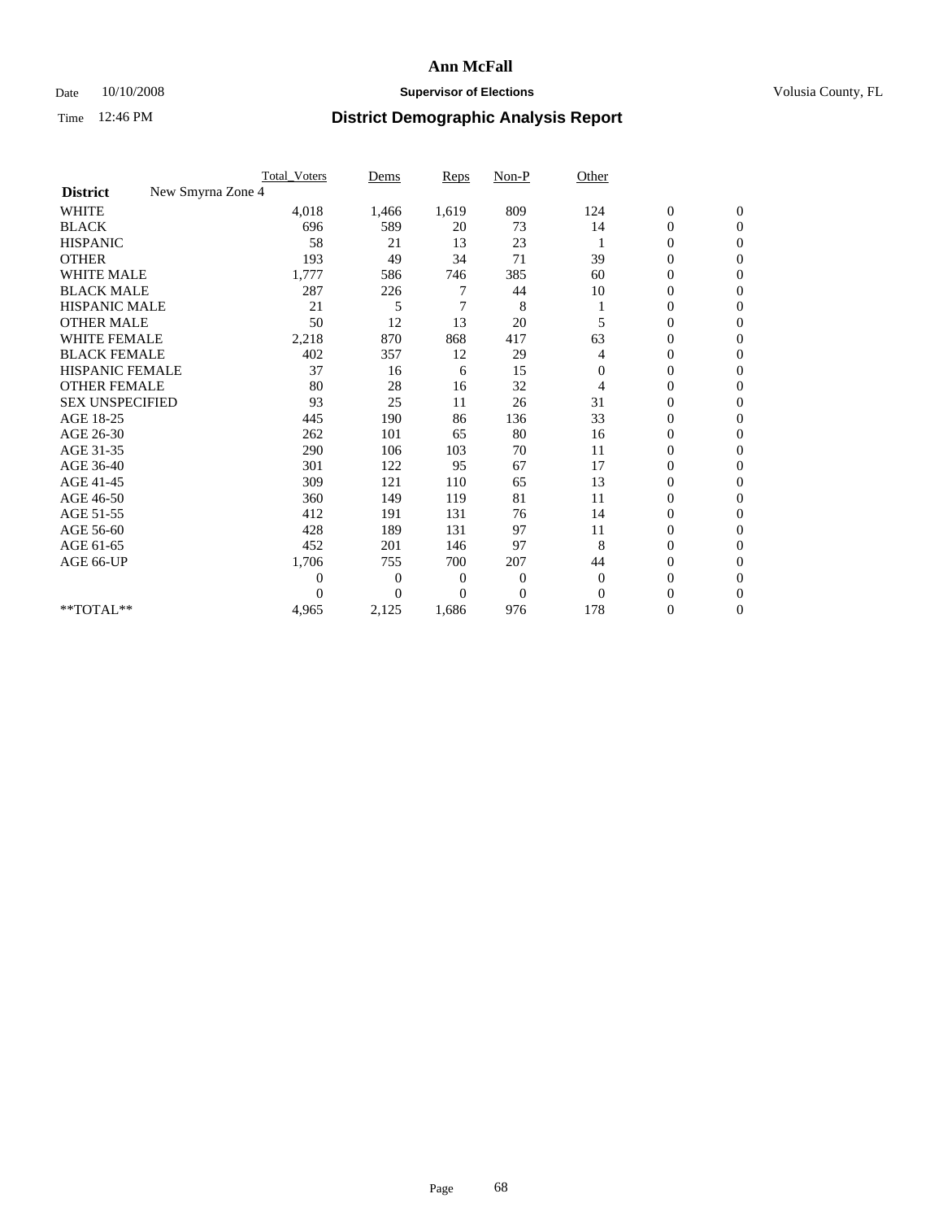# Ann McFall

Date 10/10/2008 **Supervisor of Elections** Volusia County, FL

Time 12:46 PM **District Demographic Analysis Report**

| | Total_Voters | Dems | Reps | Non-P | Other | | |
|---|---|---|---|---|---|---|---|
| **District** New Smyrna Zone 4 | | | | | | | |
| WHITE | 4,018 | 1,466 | 1,619 | 809 | 124 | 0 | 0 |
| BLACK | 696 | 589 | 20 | 73 | 14 | 0 | 0 |
| HISPANIC | 58 | 21 | 13 | 23 | 1 | 0 | 0 |
| OTHER | 193 | 49 | 34 | 71 | 39 | 0 | 0 |
| WHITE MALE | 1,777 | 586 | 746 | 385 | 60 | 0 | 0 |
| BLACK MALE | 287 | 226 | 7 | 44 | 10 | 0 | 0 |
| HISPANIC MALE | 21 | 5 | 7 | 8 | 1 | 0 | 0 |
| OTHER MALE | 50 | 12 | 13 | 20 | 5 | 0 | 0 |
| WHITE FEMALE | 2,218 | 870 | 868 | 417 | 63 | 0 | 0 |
| BLACK FEMALE | 402 | 357 | 12 | 29 | 4 | 0 | 0 |
| HISPANIC FEMALE | 37 | 16 | 6 | 15 | 0 | 0 | 0 |
| OTHER FEMALE | 80 | 28 | 16 | 32 | 4 | 0 | 0 |
| SEX UNSPECIFIED | 93 | 25 | 11 | 26 | 31 | 0 | 0 |
| AGE 18-25 | 445 | 190 | 86 | 136 | 33 | 0 | 0 |
| AGE 26-30 | 262 | 101 | 65 | 80 | 16 | 0 | 0 |
| AGE 31-35 | 290 | 106 | 103 | 70 | 11 | 0 | 0 |
| AGE 36-40 | 301 | 122 | 95 | 67 | 17 | 0 | 0 |
| AGE 41-45 | 309 | 121 | 110 | 65 | 13 | 0 | 0 |
| AGE 46-50 | 360 | 149 | 119 | 81 | 11 | 0 | 0 |
| AGE 51-55 | 412 | 191 | 131 | 76 | 14 | 0 | 0 |
| AGE 56-60 | 428 | 189 | 131 | 97 | 11 | 0 | 0 |
| AGE 61-65 | 452 | 201 | 146 | 97 | 8 | 0 | 0 |
| AGE 66-UP | 1,706 | 755 | 700 | 207 | 44 | 0 | 0 |
| | 0 | 0 | 0 | 0 | 0 | 0 | 0 |
| | 0 | 0 | 0 | 0 | 0 | 0 | 0 |
| **TOTAL** | 4,965 | 2,125 | 1,686 | 976 | 178 | 0 | 0 |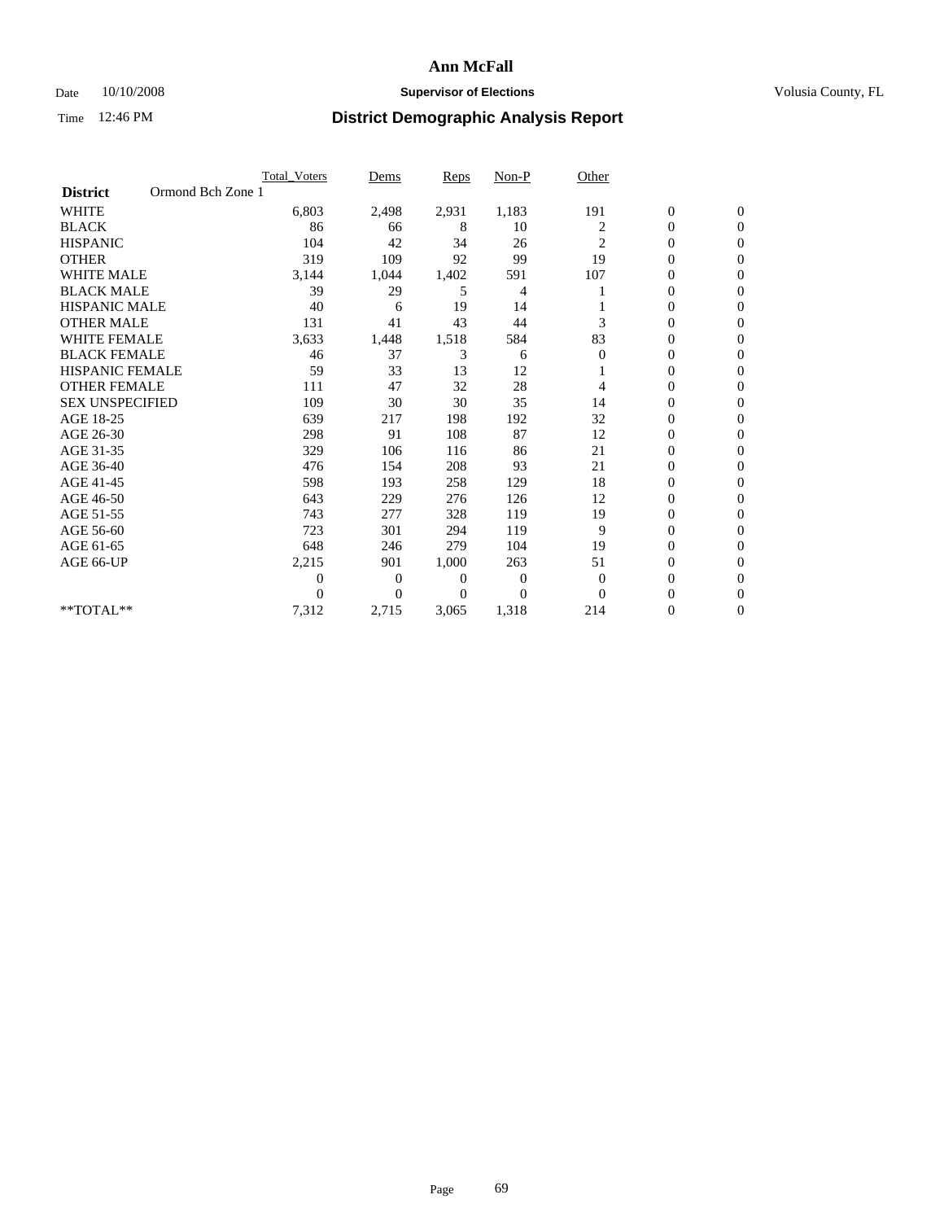# Ann McFall

Date 10/10/2008 **Supervisor of Elections** Volusia County, FL

Time 12:46 PM **District Demographic Analysis Report**

| | Total_Voters | Dems | Reps | Non-P | Other | | |
|---|---|---|---|---|---|---|---|
| **District** Ormond Bch Zone 1 | | | | | | | |
| WHITE | 6,803 | 2,498 | 2,931 | 1,183 | 191 | 0 | 0 |
| BLACK | 86 | 66 | 8 | 10 | 2 | 0 | 0 |
| HISPANIC | 104 | 42 | 34 | 26 | 2 | 0 | 0 |
| OTHER | 319 | 109 | 92 | 99 | 19 | 0 | 0 |
| WHITE MALE | 3,144 | 1,044 | 1,402 | 591 | 107 | 0 | 0 |
| BLACK MALE | 39 | 29 | 5 | 4 | 1 | 0 | 0 |
| HISPANIC MALE | 40 | 6 | 19 | 14 | 1 | 0 | 0 |
| OTHER MALE | 131 | 41 | 43 | 44 | 3 | 0 | 0 |
| WHITE FEMALE | 3,633 | 1,448 | 1,518 | 584 | 83 | 0 | 0 |
| BLACK FEMALE | 46 | 37 | 3 | 6 | 0 | 0 | 0 |
| HISPANIC FEMALE | 59 | 33 | 13 | 12 | 1 | 0 | 0 |
| OTHER FEMALE | 111 | 47 | 32 | 28 | 4 | 0 | 0 |
| SEX UNSPECIFIED | 109 | 30 | 30 | 35 | 14 | 0 | 0 |
| AGE 18-25 | 639 | 217 | 198 | 192 | 32 | 0 | 0 |
| AGE 26-30 | 298 | 91 | 108 | 87 | 12 | 0 | 0 |
| AGE 31-35 | 329 | 106 | 116 | 86 | 21 | 0 | 0 |
| AGE 36-40 | 476 | 154 | 208 | 93 | 21 | 0 | 0 |
| AGE 41-45 | 598 | 193 | 258 | 129 | 18 | 0 | 0 |
| AGE 46-50 | 643 | 229 | 276 | 126 | 12 | 0 | 0 |
| AGE 51-55 | 743 | 277 | 328 | 119 | 19 | 0 | 0 |
| AGE 56-60 | 723 | 301 | 294 | 119 | 9 | 0 | 0 |
| AGE 61-65 | 648 | 246 | 279 | 104 | 19 | 0 | 0 |
| AGE 66-UP | 2,215 | 901 | 1,000 | 263 | 51 | 0 | 0 |
| | 0 | 0 | 0 | 0 | 0 | 0 | 0 |
| | 0 | 0 | 0 | 0 | 0 | 0 | 0 |
| **TOTAL** | 7,312 | 2,715 | 3,065 | 1,318 | 214 | 0 | 0 |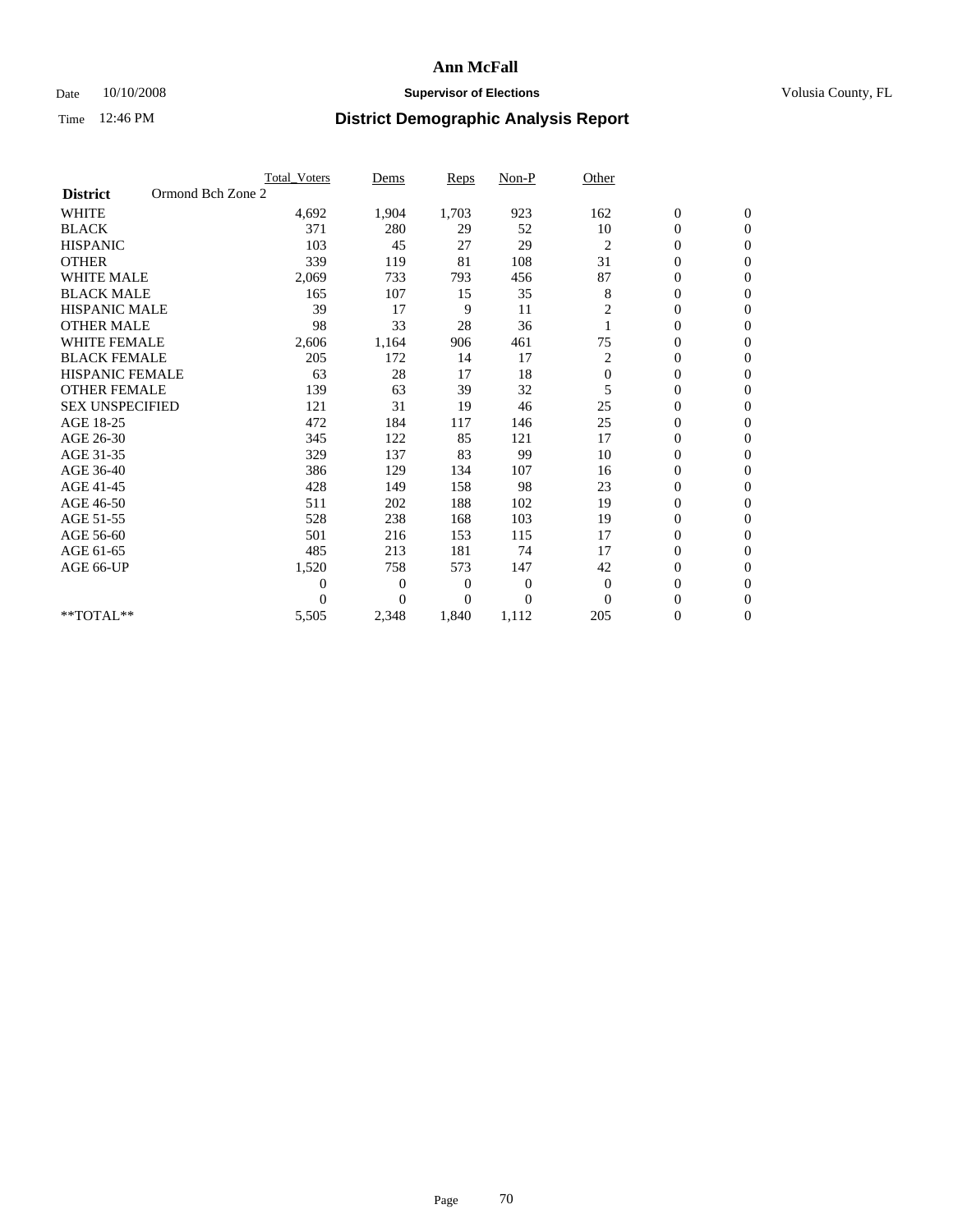# Ann McFall

Date 10/10/2008 **Supervisor of Elections** Volusia County, FL

Time 12:46 PM **District Demographic Analysis Report**

| | Total_Voters | Dems | Reps | Non-P | Other | | |
|---|---|---|---|---|---|---|---|
| **District** Ormond Bch Zone 2 | | | | | | | |
| WHITE | 4,692 | 1,904 | 1,703 | 923 | 162 | 0 | 0 |
| BLACK | 371 | 280 | 29 | 52 | 10 | 0 | 0 |
| HISPANIC | 103 | 45 | 27 | 29 | 2 | 0 | 0 |
| OTHER | 339 | 119 | 81 | 108 | 31 | 0 | 0 |
| WHITE MALE | 2,069 | 733 | 793 | 456 | 87 | 0 | 0 |
| BLACK MALE | 165 | 107 | 15 | 35 | 8 | 0 | 0 |
| HISPANIC MALE | 39 | 17 | 9 | 11 | 2 | 0 | 0 |
| OTHER MALE | 98 | 33 | 28 | 36 | 1 | 0 | 0 |
| WHITE FEMALE | 2,606 | 1,164 | 906 | 461 | 75 | 0 | 0 |
| BLACK FEMALE | 205 | 172 | 14 | 17 | 2 | 0 | 0 |
| HISPANIC FEMALE | 63 | 28 | 17 | 18 | 0 | 0 | 0 |
| OTHER FEMALE | 139 | 63 | 39 | 32 | 5 | 0 | 0 |
| SEX UNSPECIFIED | 121 | 31 | 19 | 46 | 25 | 0 | 0 |
| AGE 18-25 | 472 | 184 | 117 | 146 | 25 | 0 | 0 |
| AGE 26-30 | 345 | 122 | 85 | 121 | 17 | 0 | 0 |
| AGE 31-35 | 329 | 137 | 83 | 99 | 10 | 0 | 0 |
| AGE 36-40 | 386 | 129 | 134 | 107 | 16 | 0 | 0 |
| AGE 41-45 | 428 | 149 | 158 | 98 | 23 | 0 | 0 |
| AGE 46-50 | 511 | 202 | 188 | 102 | 19 | 0 | 0 |
| AGE 51-55 | 528 | 238 | 168 | 103 | 19 | 0 | 0 |
| AGE 56-60 | 501 | 216 | 153 | 115 | 17 | 0 | 0 |
| AGE 61-65 | 485 | 213 | 181 | 74 | 17 | 0 | 0 |
| AGE 66-UP | 1,520 | 758 | 573 | 147 | 42 | 0 | 0 |
| | 0 | 0 | 0 | 0 | 0 | 0 | 0 |
| | 0 | 0 | 0 | 0 | 0 | 0 | 0 |
| **TOTAL** | 5,505 | 2,348 | 1,840 | 1,112 | 205 | 0 | 0 |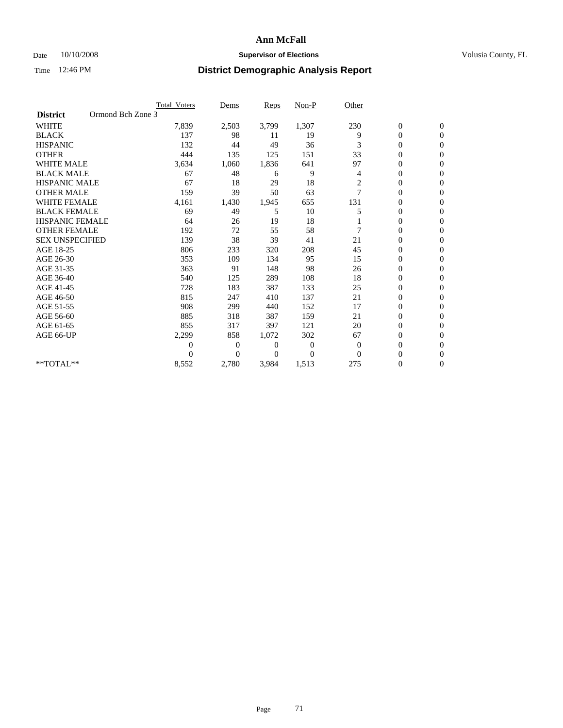# Ann McFall

Date 10/10/2008 **Supervisor of Elections** Volusia County, FL

Time 12:46 PM **District Demographic Analysis Report**

| | Total_Voters | Dems | Reps | Non-P | Other | | |
|---|---|---|---|---|---|---|---|
| **District** Ormond Bch Zone 3 | | | | | | | |
| WHITE | 7,839 | 2,503 | 3,799 | 1,307 | 230 | 0 | 0 |
| BLACK | 137 | 98 | 11 | 19 | 9 | 0 | 0 |
| HISPANIC | 132 | 44 | 49 | 36 | 3 | 0 | 0 |
| OTHER | 444 | 135 | 125 | 151 | 33 | 0 | 0 |
| WHITE MALE | 3,634 | 1,060 | 1,836 | 641 | 97 | 0 | 0 |
| BLACK MALE | 67 | 48 | 6 | 9 | 4 | 0 | 0 |
| HISPANIC MALE | 67 | 18 | 29 | 18 | 2 | 0 | 0 |
| OTHER MALE | 159 | 39 | 50 | 63 | 7 | 0 | 0 |
| WHITE FEMALE | 4,161 | 1,430 | 1,945 | 655 | 131 | 0 | 0 |
| BLACK FEMALE | 69 | 49 | 5 | 10 | 5 | 0 | 0 |
| HISPANIC FEMALE | 64 | 26 | 19 | 18 | 1 | 0 | 0 |
| OTHER FEMALE | 192 | 72 | 55 | 58 | 7 | 0 | 0 |
| SEX UNSPECIFIED | 139 | 38 | 39 | 41 | 21 | 0 | 0 |
| AGE 18-25 | 806 | 233 | 320 | 208 | 45 | 0 | 0 |
| AGE 26-30 | 353 | 109 | 134 | 95 | 15 | 0 | 0 |
| AGE 31-35 | 363 | 91 | 148 | 98 | 26 | 0 | 0 |
| AGE 36-40 | 540 | 125 | 289 | 108 | 18 | 0 | 0 |
| AGE 41-45 | 728 | 183 | 387 | 133 | 25 | 0 | 0 |
| AGE 46-50 | 815 | 247 | 410 | 137 | 21 | 0 | 0 |
| AGE 51-55 | 908 | 299 | 440 | 152 | 17 | 0 | 0 |
| AGE 56-60 | 885 | 318 | 387 | 159 | 21 | 0 | 0 |
| AGE 61-65 | 855 | 317 | 397 | 121 | 20 | 0 | 0 |
| AGE 66-UP | 2,299 | 858 | 1,072 | 302 | 67 | 0 | 0 |
| | 0 | 0 | 0 | 0 | 0 | 0 | 0 |
| | 0 | 0 | 0 | 0 | 0 | 0 | 0 |
| **TOTAL** | 8,552 | 2,780 | 3,984 | 1,513 | 275 | 0 | 0 |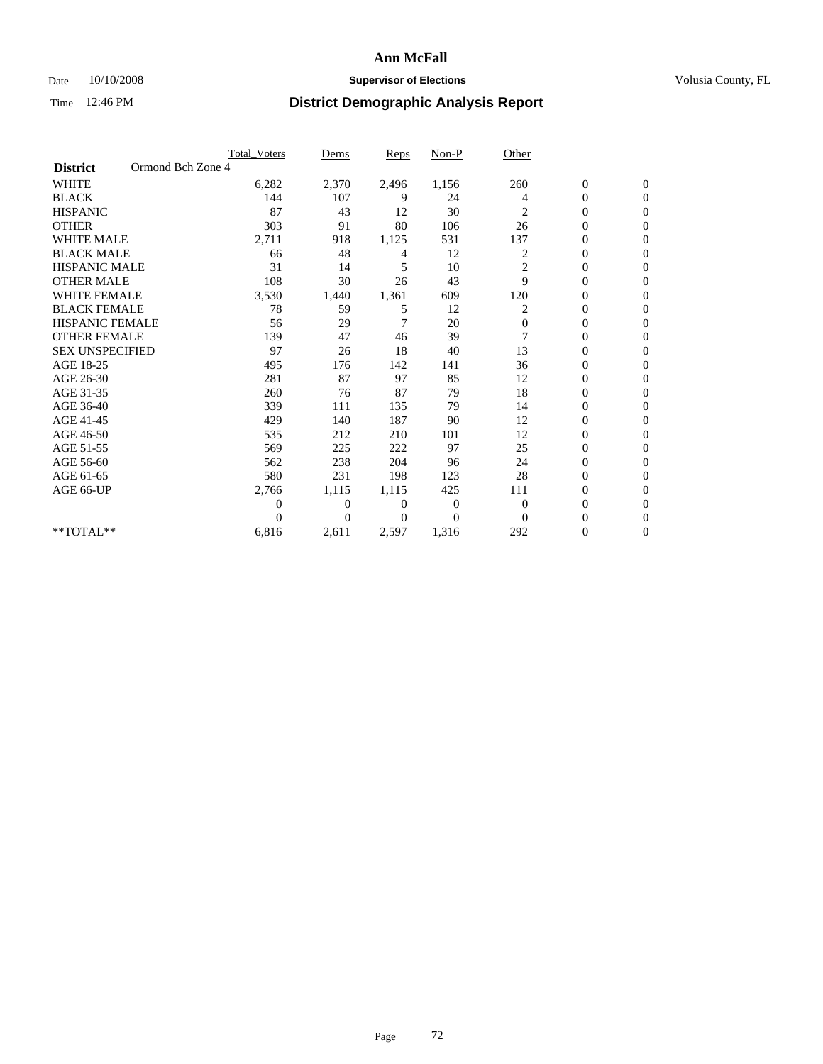# Ann McFall

Date 10/10/2008 **Supervisor of Elections** Volusia County, FL

Time 12:46 PM **District Demographic Analysis Report**

| | Total_Voters | Dems | Reps | Non-P | Other | | |
|---|---|---|---|---|---|---|---|
| **District** Ormond Bch Zone 4 | | | | | | | |
| WHITE | 6,282 | 2,370 | 2,496 | 1,156 | 260 | 0 | 0 |
| BLACK | 144 | 107 | 9 | 24 | 4 | 0 | 0 |
| HISPANIC | 87 | 43 | 12 | 30 | 2 | 0 | 0 |
| OTHER | 303 | 91 | 80 | 106 | 26 | 0 | 0 |
| WHITE MALE | 2,711 | 918 | 1,125 | 531 | 137 | 0 | 0 |
| BLACK MALE | 66 | 48 | 4 | 12 | 2 | 0 | 0 |
| HISPANIC MALE | 31 | 14 | 5 | 10 | 2 | 0 | 0 |
| OTHER MALE | 108 | 30 | 26 | 43 | 9 | 0 | 0 |
| WHITE FEMALE | 3,530 | 1,440 | 1,361 | 609 | 120 | 0 | 0 |
| BLACK FEMALE | 78 | 59 | 5 | 12 | 2 | 0 | 0 |
| HISPANIC FEMALE | 56 | 29 | 7 | 20 | 0 | 0 | 0 |
| OTHER FEMALE | 139 | 47 | 46 | 39 | 7 | 0 | 0 |
| SEX UNSPECIFIED | 97 | 26 | 18 | 40 | 13 | 0 | 0 |
| AGE 18-25 | 495 | 176 | 142 | 141 | 36 | 0 | 0 |
| AGE 26-30 | 281 | 87 | 97 | 85 | 12 | 0 | 0 |
| AGE 31-35 | 260 | 76 | 87 | 79 | 18 | 0 | 0 |
| AGE 36-40 | 339 | 111 | 135 | 79 | 14 | 0 | 0 |
| AGE 41-45 | 429 | 140 | 187 | 90 | 12 | 0 | 0 |
| AGE 46-50 | 535 | 212 | 210 | 101 | 12 | 0 | 0 |
| AGE 51-55 | 569 | 225 | 222 | 97 | 25 | 0 | 0 |
| AGE 56-60 | 562 | 238 | 204 | 96 | 24 | 0 | 0 |
| AGE 61-65 | 580 | 231 | 198 | 123 | 28 | 0 | 0 |
| AGE 66-UP | 2,766 | 1,115 | 1,115 | 425 | 111 | 0 | 0 |
| | 0 | 0 | 0 | 0 | 0 | 0 | 0 |
| | 0 | 0 | 0 | 0 | 0 | 0 | 0 |
| **TOTAL** | 6,816 | 2,611 | 2,597 | 1,316 | 292 | 0 | 0 |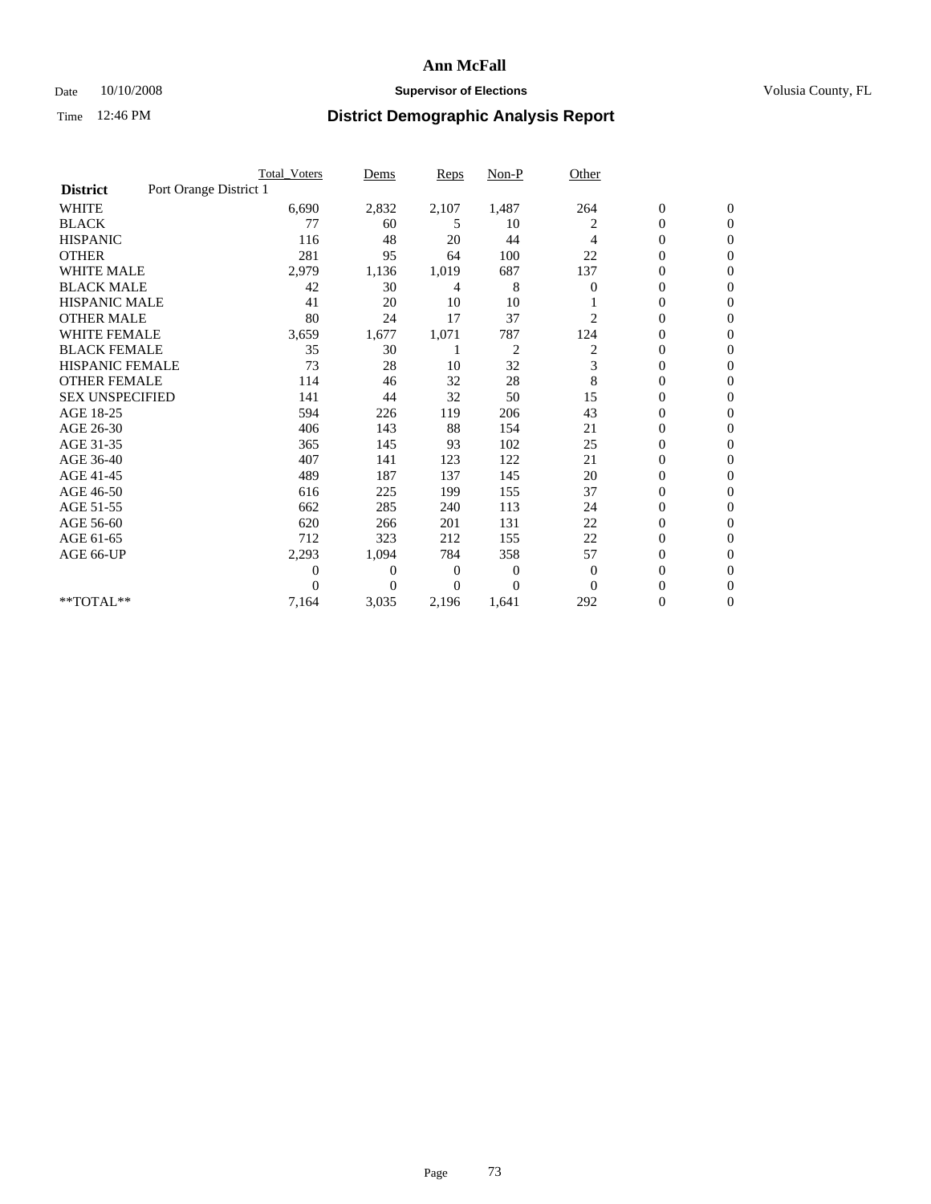# Ann McFall

Date 10/10/2008 **Supervisor of Elections** Volusia County, FL

Time 12:46 PM **District Demographic Analysis Report**

| | Total_Voters | Dems | Reps | Non-P | Other | | |
|---|---|---|---|---|---|---|---|
| **District** Port Orange District 1 | | | | | | | |
| WHITE | 6,690 | 2,832 | 2,107 | 1,487 | 264 | 0 | 0 |
| BLACK | 77 | 60 | 5 | 10 | 2 | 0 | 0 |
| HISPANIC | 116 | 48 | 20 | 44 | 4 | 0 | 0 |
| OTHER | 281 | 95 | 64 | 100 | 22 | 0 | 0 |
| WHITE MALE | 2,979 | 1,136 | 1,019 | 687 | 137 | 0 | 0 |
| BLACK MALE | 42 | 30 | 4 | 8 | 0 | 0 | 0 |
| HISPANIC MALE | 41 | 20 | 10 | 10 | 1 | 0 | 0 |
| OTHER MALE | 80 | 24 | 17 | 37 | 2 | 0 | 0 |
| WHITE FEMALE | 3,659 | 1,677 | 1,071 | 787 | 124 | 0 | 0 |
| BLACK FEMALE | 35 | 30 | 1 | 2 | 2 | 0 | 0 |
| HISPANIC FEMALE | 73 | 28 | 10 | 32 | 3 | 0 | 0 |
| OTHER FEMALE | 114 | 46 | 32 | 28 | 8 | 0 | 0 |
| SEX UNSPECIFIED | 141 | 44 | 32 | 50 | 15 | 0 | 0 |
| AGE 18-25 | 594 | 226 | 119 | 206 | 43 | 0 | 0 |
| AGE 26-30 | 406 | 143 | 88 | 154 | 21 | 0 | 0 |
| AGE 31-35 | 365 | 145 | 93 | 102 | 25 | 0 | 0 |
| AGE 36-40 | 407 | 141 | 123 | 122 | 21 | 0 | 0 |
| AGE 41-45 | 489 | 187 | 137 | 145 | 20 | 0 | 0 |
| AGE 46-50 | 616 | 225 | 199 | 155 | 37 | 0 | 0 |
| AGE 51-55 | 662 | 285 | 240 | 113 | 24 | 0 | 0 |
| AGE 56-60 | 620 | 266 | 201 | 131 | 22 | 0 | 0 |
| AGE 61-65 | 712 | 323 | 212 | 155 | 22 | 0 | 0 |
| AGE 66-UP | 2,293 | 1,094 | 784 | 358 | 57 | 0 | 0 |
| | 0 | 0 | 0 | 0 | 0 | 0 | 0 |
| | 0 | 0 | 0 | 0 | 0 | 0 | 0 |
| **TOTAL** | 7,164 | 3,035 | 2,196 | 1,641 | 292 | 0 | 0 |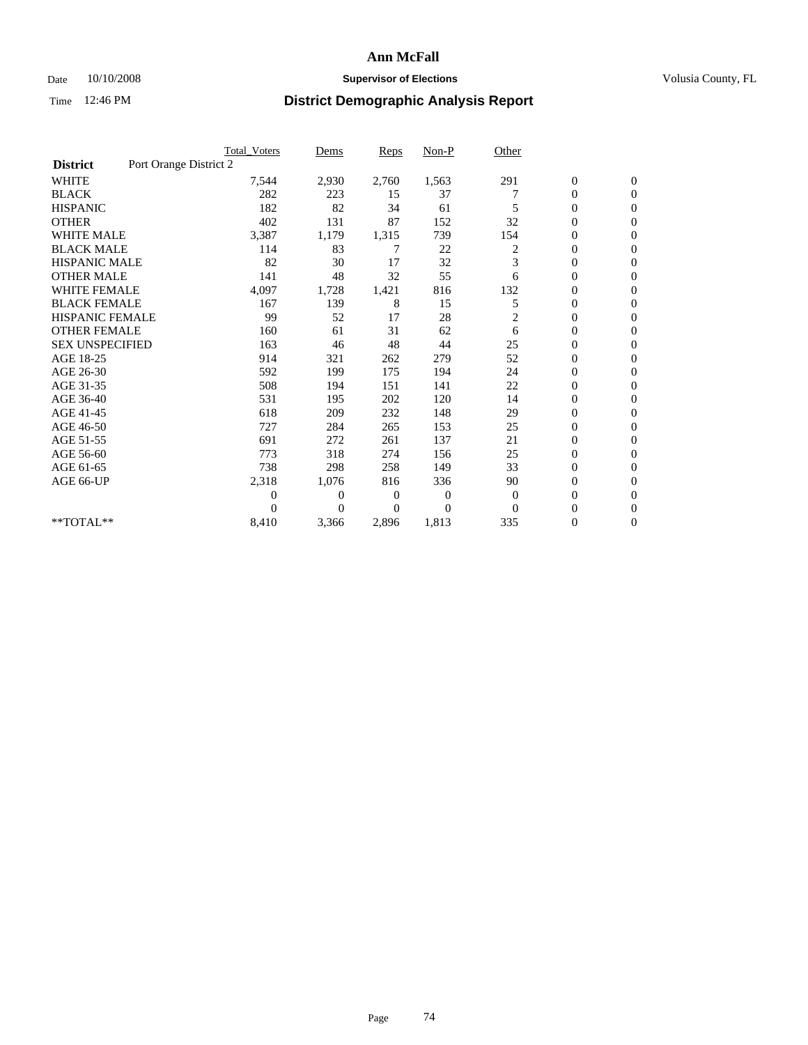# Ann McFall

Date 10/10/2008 **Supervisor of Elections** Volusia County, FL

Time 12:46 PM **District Demographic Analysis Report**

| | Total_Voters | Dems | Reps | Non-P | Other | | |
|---|---|---|---|---|---|---|---|
| **District** Port Orange District 2 | | | | | | | |
| WHITE | 7,544 | 2,930 | 2,760 | 1,563 | 291 | 0 | 0 |
| BLACK | 282 | 223 | 15 | 37 | 7 | 0 | 0 |
| HISPANIC | 182 | 82 | 34 | 61 | 5 | 0 | 0 |
| OTHER | 402 | 131 | 87 | 152 | 32 | 0 | 0 |
| WHITE MALE | 3,387 | 1,179 | 1,315 | 739 | 154 | 0 | 0 |
| BLACK MALE | 114 | 83 | 7 | 22 | 2 | 0 | 0 |
| HISPANIC MALE | 82 | 30 | 17 | 32 | 3 | 0 | 0 |
| OTHER MALE | 141 | 48 | 32 | 55 | 6 | 0 | 0 |
| WHITE FEMALE | 4,097 | 1,728 | 1,421 | 816 | 132 | 0 | 0 |
| BLACK FEMALE | 167 | 139 | 8 | 15 | 5 | 0 | 0 |
| HISPANIC FEMALE | 99 | 52 | 17 | 28 | 2 | 0 | 0 |
| OTHER FEMALE | 160 | 61 | 31 | 62 | 6 | 0 | 0 |
| SEX UNSPECIFIED | 163 | 46 | 48 | 44 | 25 | 0 | 0 |
| AGE 18-25 | 914 | 321 | 262 | 279 | 52 | 0 | 0 |
| AGE 26-30 | 592 | 199 | 175 | 194 | 24 | 0 | 0 |
| AGE 31-35 | 508 | 194 | 151 | 141 | 22 | 0 | 0 |
| AGE 36-40 | 531 | 195 | 202 | 120 | 14 | 0 | 0 |
| AGE 41-45 | 618 | 209 | 232 | 148 | 29 | 0 | 0 |
| AGE 46-50 | 727 | 284 | 265 | 153 | 25 | 0 | 0 |
| AGE 51-55 | 691 | 272 | 261 | 137 | 21 | 0 | 0 |
| AGE 56-60 | 773 | 318 | 274 | 156 | 25 | 0 | 0 |
| AGE 61-65 | 738 | 298 | 258 | 149 | 33 | 0 | 0 |
| AGE 66-UP | 2,318 | 1,076 | 816 | 336 | 90 | 0 | 0 |
| | 0 | 0 | 0 | 0 | 0 | 0 | 0 |
| | 0 | 0 | 0 | 0 | 0 | 0 | 0 |
| **TOTAL** | 8,410 | 3,366 | 2,896 | 1,813 | 335 | 0 | 0 |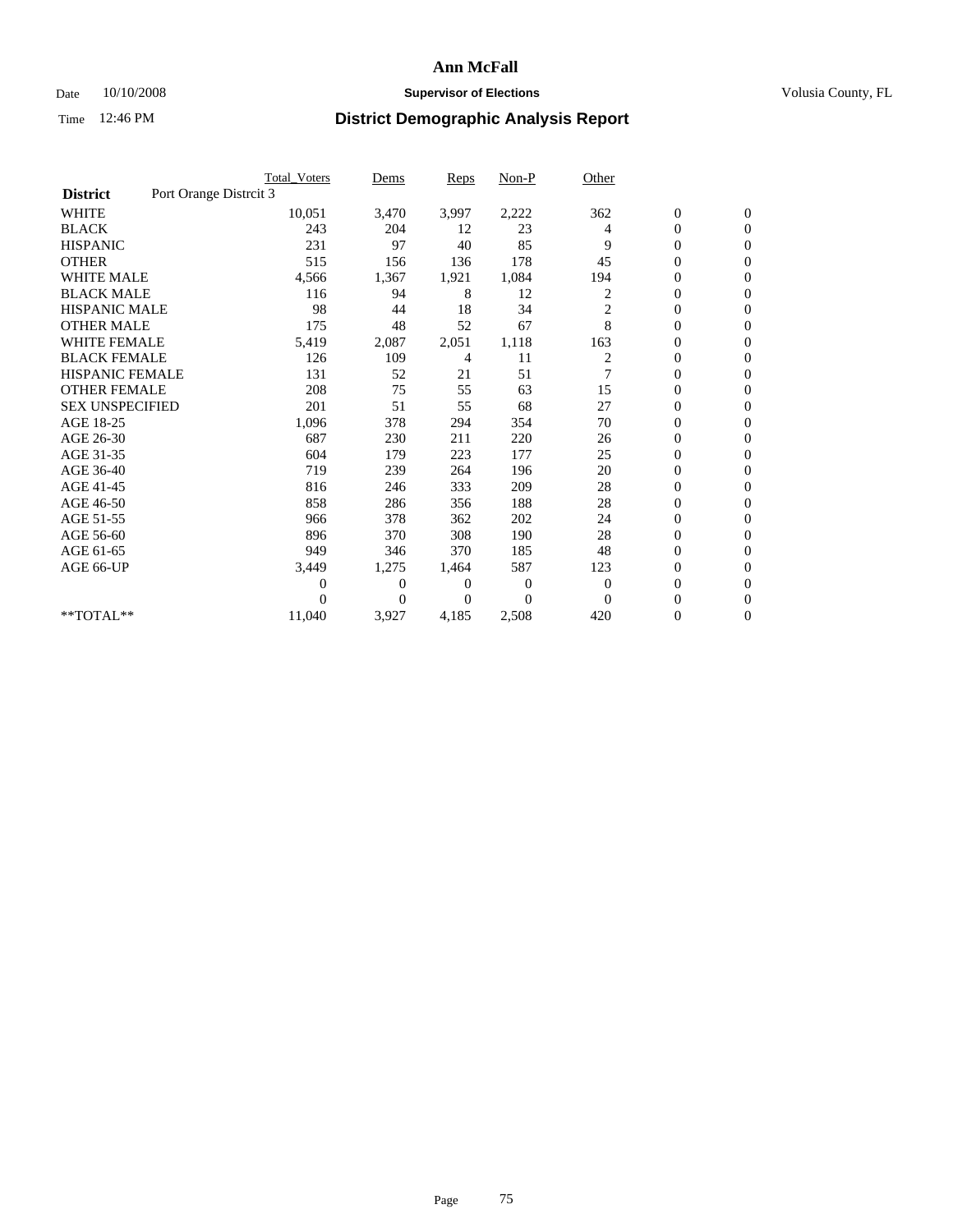# Ann McFall

Date 10/10/2008 **Supervisor of Elections** Volusia County, FL

Time 12:46 PM **District Demographic Analysis Report**

| | Total_Voters | Dems | Reps | Non-P | Other | | |
|---|---|---|---|---|---|---|---|
| **District** Port Orange Distrcit 3 | | | | | | | |
| WHITE | 10,051 | 3,470 | 3,997 | 2,222 | 362 | 0 | 0 |
| BLACK | 243 | 204 | 12 | 23 | 4 | 0 | 0 |
| HISPANIC | 231 | 97 | 40 | 85 | 9 | 0 | 0 |
| OTHER | 515 | 156 | 136 | 178 | 45 | 0 | 0 |
| WHITE MALE | 4,566 | 1,367 | 1,921 | 1,084 | 194 | 0 | 0 |
| BLACK MALE | 116 | 94 | 8 | 12 | 2 | 0 | 0 |
| HISPANIC MALE | 98 | 44 | 18 | 34 | 2 | 0 | 0 |
| OTHER MALE | 175 | 48 | 52 | 67 | 8 | 0 | 0 |
| WHITE FEMALE | 5,419 | 2,087 | 2,051 | 1,118 | 163 | 0 | 0 |
| BLACK FEMALE | 126 | 109 | 4 | 11 | 2 | 0 | 0 |
| HISPANIC FEMALE | 131 | 52 | 21 | 51 | 7 | 0 | 0 |
| OTHER FEMALE | 208 | 75 | 55 | 63 | 15 | 0 | 0 |
| SEX UNSPECIFIED | 201 | 51 | 55 | 68 | 27 | 0 | 0 |
| AGE 18-25 | 1,096 | 378 | 294 | 354 | 70 | 0 | 0 |
| AGE 26-30 | 687 | 230 | 211 | 220 | 26 | 0 | 0 |
| AGE 31-35 | 604 | 179 | 223 | 177 | 25 | 0 | 0 |
| AGE 36-40 | 719 | 239 | 264 | 196 | 20 | 0 | 0 |
| AGE 41-45 | 816 | 246 | 333 | 209 | 28 | 0 | 0 |
| AGE 46-50 | 858 | 286 | 356 | 188 | 28 | 0 | 0 |
| AGE 51-55 | 966 | 378 | 362 | 202 | 24 | 0 | 0 |
| AGE 56-60 | 896 | 370 | 308 | 190 | 28 | 0 | 0 |
| AGE 61-65 | 949 | 346 | 370 | 185 | 48 | 0 | 0 |
| AGE 66-UP | 3,449 | 1,275 | 1,464 | 587 | 123 | 0 | 0 |
| | 0 | 0 | 0 | 0 | 0 | 0 | 0 |
| | 0 | 0 | 0 | 0 | 0 | 0 | 0 |
| **TOTAL** | 11,040 | 3,927 | 4,185 | 2,508 | 420 | 0 | 0 |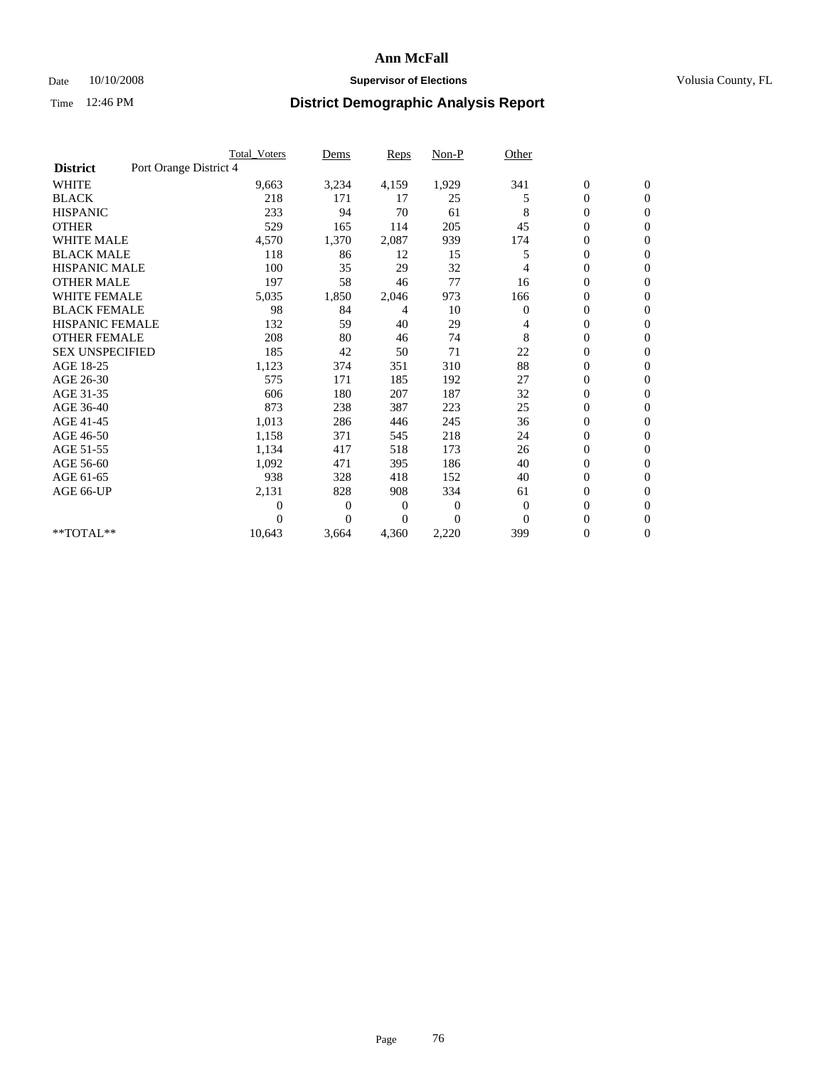# Ann McFall

Date 10/10/2008 **Supervisor of Elections** Volusia County, FL

Time 12:46 PM **District Demographic Analysis Report**

| | Total_Voters | Dems | Reps | Non-P | Other | | |
|---|---|---|---|---|---|---|---|
| **District** Port Orange District 4 | | | | | | | |
| WHITE | 9,663 | 3,234 | 4,159 | 1,929 | 341 | 0 | 0 |
| BLACK | 218 | 171 | 17 | 25 | 5 | 0 | 0 |
| HISPANIC | 233 | 94 | 70 | 61 | 8 | 0 | 0 |
| OTHER | 529 | 165 | 114 | 205 | 45 | 0 | 0 |
| WHITE MALE | 4,570 | 1,370 | 2,087 | 939 | 174 | 0 | 0 |
| BLACK MALE | 118 | 86 | 12 | 15 | 5 | 0 | 0 |
| HISPANIC MALE | 100 | 35 | 29 | 32 | 4 | 0 | 0 |
| OTHER MALE | 197 | 58 | 46 | 77 | 16 | 0 | 0 |
| WHITE FEMALE | 5,035 | 1,850 | 2,046 | 973 | 166 | 0 | 0 |
| BLACK FEMALE | 98 | 84 | 4 | 10 | 0 | 0 | 0 |
| HISPANIC FEMALE | 132 | 59 | 40 | 29 | 4 | 0 | 0 |
| OTHER FEMALE | 208 | 80 | 46 | 74 | 8 | 0 | 0 |
| SEX UNSPECIFIED | 185 | 42 | 50 | 71 | 22 | 0 | 0 |
| AGE 18-25 | 1,123 | 374 | 351 | 310 | 88 | 0 | 0 |
| AGE 26-30 | 575 | 171 | 185 | 192 | 27 | 0 | 0 |
| AGE 31-35 | 606 | 180 | 207 | 187 | 32 | 0 | 0 |
| AGE 36-40 | 873 | 238 | 387 | 223 | 25 | 0 | 0 |
| AGE 41-45 | 1,013 | 286 | 446 | 245 | 36 | 0 | 0 |
| AGE 46-50 | 1,158 | 371 | 545 | 218 | 24 | 0 | 0 |
| AGE 51-55 | 1,134 | 417 | 518 | 173 | 26 | 0 | 0 |
| AGE 56-60 | 1,092 | 471 | 395 | 186 | 40 | 0 | 0 |
| AGE 61-65 | 938 | 328 | 418 | 152 | 40 | 0 | 0 |
| AGE 66-UP | 2,131 | 828 | 908 | 334 | 61 | 0 | 0 |
| | 0 | 0 | 0 | 0 | 0 | 0 | 0 |
| | 0 | 0 | 0 | 0 | 0 | 0 | 0 |
| **TOTAL** | 10,643 | 3,664 | 4,360 | 2,220 | 399 | 0 | 0 |